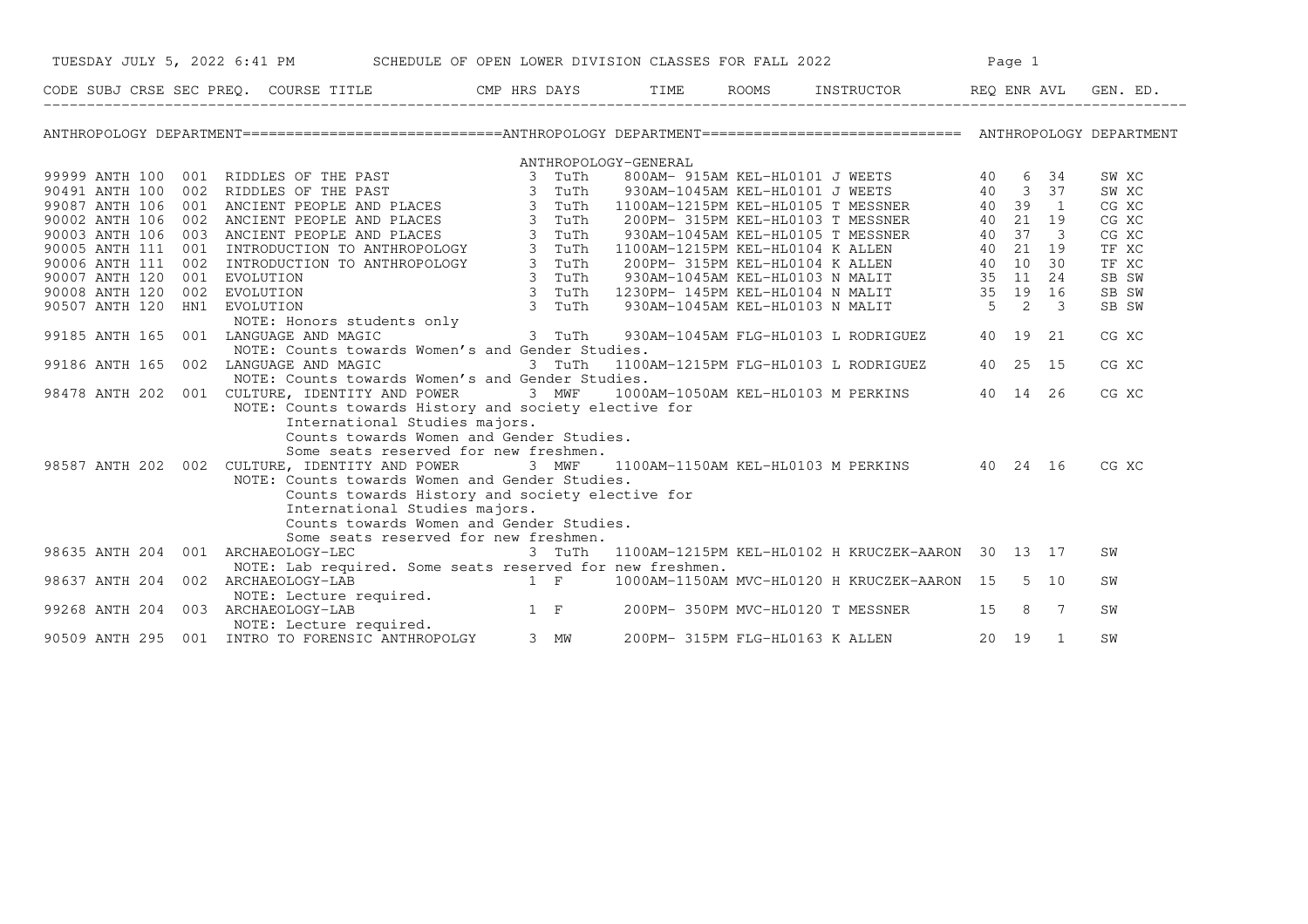TUESDAY JULY 5, 2022 6:41 PM SCHEDULE OF OPEN LOWER DIVISION CLASSES FOR FALL 2022

ANTHROPOLOGY DEPARTMENT

ANTHROPOLOGY-GENERAL

| CODE | SUBJ | CRSE | SEC | PREQ. | COURSE TITLE | CMP | HRS | DAYS | TIME | ROOMS | INSTRUCTOR | REQ | ENR | AVL | GEN. ED. |
|---|---|---|---|---|---|---|---|---|---|---|---|---|---|---|---|
| 99999 | ANTH | 100 | 001 | | RIDDLES OF THE PAST | | 3 | TuTh | 800AM- 915AM | KEL-HL0101 | J WEETS | 40 | 6 | 34 | SW XC |
| 90491 | ANTH | 100 | 002 | | RIDDLES OF THE PAST | | 3 | TuTh | 930AM-1045AM | KEL-HL0101 | J WEETS | 40 | 3 | 37 | SW XC |
| 99087 | ANTH | 106 | 001 | | ANCIENT PEOPLE AND PLACES | | 3 | TuTh | 1100AM-1215PM | KEL-HL0105 | T MESSNER | 40 | 39 | 1 | CG XC |
| 90002 | ANTH | 106 | 002 | | ANCIENT PEOPLE AND PLACES | | 3 | TuTh | 200PM- 315PM | KEL-HL0103 | T MESSNER | 40 | 21 | 19 | CG XC |
| 90003 | ANTH | 106 | 003 | | ANCIENT PEOPLE AND PLACES | | 3 | TuTh | 930AM-1045AM | KEL-HL0105 | T MESSNER | 40 | 37 | 3 | CG XC |
| 90005 | ANTH | 111 | 001 | | INTRODUCTION TO ANTHROPOLOGY | | 3 | TuTh | 1100AM-1215PM | KEL-HL0104 | K ALLEN | 40 | 21 | 19 | TF XC |
| 90006 | ANTH | 111 | 002 | | INTRODUCTION TO ANTHROPOLOGY | | 3 | TuTh | 200PM- 315PM | KEL-HL0104 | K ALLEN | 40 | 10 | 30 | TF XC |
| 90007 | ANTH | 120 | 001 | | EVOLUTION | | 3 | TuTh | 930AM-1045AM | KEL-HL0103 | N MALIT | 35 | 11 | 24 | SB SW |
| 90008 | ANTH | 120 | 002 | | EVOLUTION | | 3 | TuTh | 1230PM- 145PM | KEL-HL0104 | N MALIT | 35 | 19 | 16 | SB SW |
| 90507 | ANTH | 120 | HN1 | | EVOLUTION<br>NOTE: Honors students only | | 3 | TuTh | 930AM-1045AM | KEL-HL0103 | N MALIT | 5 | 2 | 3 | SB SW |
| 99185 | ANTH | 165 | 001 | | LANGUAGE AND MAGIC<br>NOTE: Counts towards Women's and Gender Studies. | | 3 | TuTh | 930AM-1045AM | FLG-HL0103 | L RODRIGUEZ | 40 | 19 | 21 | CG XC |
| 99186 | ANTH | 165 | 002 | | LANGUAGE AND MAGIC<br>NOTE: Counts towards Women's and Gender Studies. | | 3 | TuTh | 1100AM-1215PM | FLG-HL0103 | L RODRIGUEZ | 40 | 25 | 15 | CG XC |
| 98478 | ANTH | 202 | 001 | | CULTURE, IDENTITY AND POWER<br>NOTE: Counts towards History and society elective for International Studies majors. Counts towards Women and Gender Studies. Some seats reserved for new freshmen. | | 3 | MWF | 1000AM-1050AM | KEL-HL0103 | M PERKINS | 40 | 14 | 26 | CG XC |
| 98587 | ANTH | 202 | 002 | | CULTURE, IDENTITY AND POWER<br>NOTE: Counts towards Women and Gender Studies. Counts towards History and society elective for International Studies majors. Counts towards Women and Gender Studies. Some seats reserved for new freshmen. | | 3 | MWF | 1100AM-1150AM | KEL-HL0103 | M PERKINS | 40 | 24 | 16 | CG XC |
| 98635 | ANTH | 204 | 001 | | ARCHAEOLOGY-LEC<br>NOTE: Lab required. Some seats reserved for new freshmen. | | 3 | TuTh | 1100AM-1215PM | KEL-HL0102 | H KRUCZEK-AARON | 30 | 13 | 17 | SW |
| 98637 | ANTH | 204 | 002 | | ARCHAEOLOGY-LAB<br>NOTE: Lecture required. | | 1 | F | 1000AM-1150AM | MVC-HL0120 | H KRUCZEK-AARON | 15 | 5 | 10 | SW |
| 99268 | ANTH | 204 | 003 | | ARCHAEOLOGY-LAB<br>NOTE: Lecture required. | | 1 | F | 200PM- 350PM | MVC-HL0120 | T MESSNER | 15 | 8 | 7 | SW |
| 90509 | ANTH | 295 | 001 | | INTRO TO FORENSIC ANTHROPOLGY | | 3 | MW | 200PM- 315PM | FLG-HL0163 | K ALLEN | 20 | 19 | 1 | SW |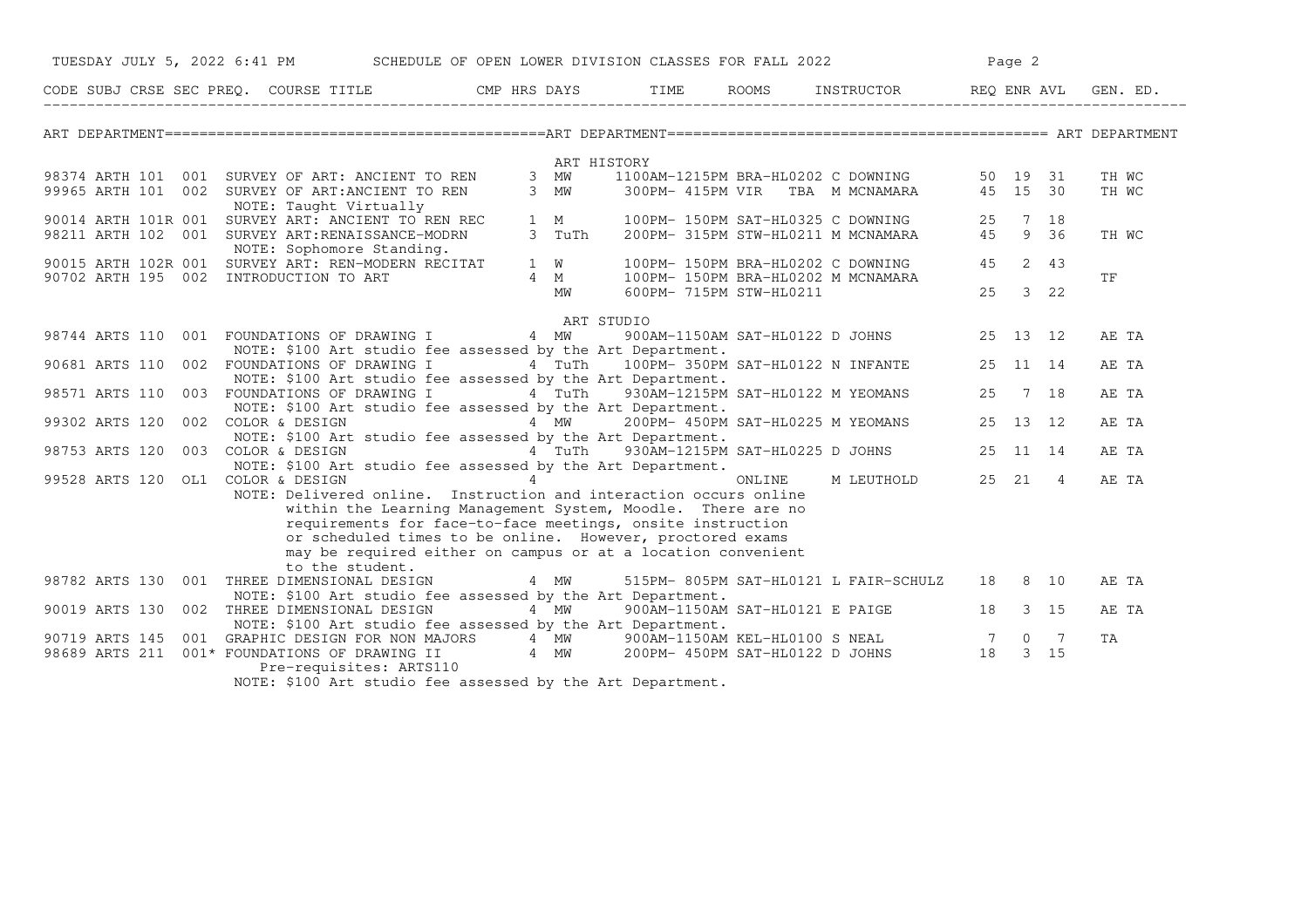# SCHEDULE OF OPEN LOWER DIVISION CLASSES FOR FALL 2022

## ART DEPARTMENT

### ART HISTORY

| CODE | SUBJ | CRSE | SEC | PREQ. | COURSE TITLE | CMP | HRS | DAYS | TIME | ROOMS | INSTRUCTOR | REQ | ENR | AVL | GEN. ED. |
|---|---|---|---|---|---|---|---|---|---|---|---|---|---|---|---|
| 98374 | ARTH | 101 | 001 | | SURVEY OF ART: ANCIENT TO REN | | 3 | MW | 1100AM-1215PM | BRA-HL0202 | C DOWNING | 50 | 19 | 31 | TH WC |
| 99965 | ARTH | 101 | 002 | | SURVEY OF ART:ANCIENT TO REN | | 3 | MW | 300PM- 415PM | VIR TBA | M MCNAMARA | 45 | 15 | 30 | TH WC |
| | | | | | NOTE: Taught Virtually | | | | | | | | | | |
| 90014 | ARTH | 101R | 001 | | SURVEY ART: ANCIENT TO REN REC | | 1 | M | 100PM- 150PM | SAT-HL0325 | C DOWNING | 25 | 7 | 18 | |
| 98211 | ARTH | 102 | 001 | | SURVEY ART:RENAISSANCE-MODRN | | 3 | TuTh | 200PM- 315PM | STW-HL0211 | M MCNAMARA | 45 | 9 | 36 | TH WC |
| | | | | | NOTE: Sophomore Standing. | | | | | | | | | | |
| 90015 | ARTH | 102R | 001 | | SURVEY ART: REN-MODERN RECITAT | | 1 | W | 100PM- 150PM | BRA-HL0202 | C DOWNING | 45 | 2 | 43 | |
| 90702 | ARTH | 195 | 002 | | INTRODUCTION TO ART | | 4 | M | 100PM- 150PM | BRA-HL0202 | M MCNAMARA | | | | TF |
| | | | | | | | | MW | 600PM- 715PM | STW-HL0211 | | 25 | 3 | 22 | |

### ART STUDIO

| CODE | SUBJ | CRSE | SEC | PREQ. | COURSE TITLE | CMP | HRS | DAYS | TIME | ROOMS | INSTRUCTOR | REQ | ENR | AVL | GEN. ED. |
|---|---|---|---|---|---|---|---|---|---|---|---|---|---|---|---|
| 98744 | ARTS | 110 | 001 | | FOUNDATIONS OF DRAWING I | | 4 | MW | 900AM-1150AM | SAT-HL0122 | D JOHNS | 25 | 13 | 12 | AE TA |
| | | | | | NOTE: $100 Art studio fee assessed by the Art Department. | | | | | | | | | | |
| 90681 | ARTS | 110 | 002 | | FOUNDATIONS OF DRAWING I | | 4 | TuTh | 100PM- 350PM | SAT-HL0122 | N INFANTE | 25 | 11 | 14 | AE TA |
| | | | | | NOTE: $100 Art studio fee assessed by the Art Department. | | | | | | | | | | |
| 98571 | ARTS | 110 | 003 | | FOUNDATIONS OF DRAWING I | | 4 | TuTh | 930AM-1215PM | SAT-HL0122 | M YEOMANS | 25 | 7 | 18 | AE TA |
| | | | | | NOTE: $100 Art studio fee assessed by the Art Department. | | | | | | | | | | |
| 99302 | ARTS | 120 | 002 | | COLOR & DESIGN | | 4 | MW | 200PM- 450PM | SAT-HL0225 | M YEOMANS | 25 | 13 | 12 | AE TA |
| | | | | | NOTE: $100 Art studio fee assessed by the Art Department. | | | | | | | | | | |
| 98753 | ARTS | 120 | 003 | | COLOR & DESIGN | | 4 | TuTh | 930AM-1215PM | SAT-HL0225 | D JOHNS | 25 | 11 | 14 | AE TA |
| | | | | | NOTE: $100 Art studio fee assessed by the Art Department. | | | | | | | | | | |
| 99528 | ARTS | 120 | OL1 | | COLOR & DESIGN | | 4 | | | ONLINE | M LEUTHOLD | 25 | 21 | 4 | AE TA |
| | | | | | NOTE: Delivered online. Instruction and interaction occurs online within the Learning Management System, Moodle. There are no requirements for face-to-face meetings, onsite instruction or scheduled times to be online. However, proctored exams may be required either on campus or at a location convenient to the student. | | | | | | | | | | |
| 98782 | ARTS | 130 | 001 | | THREE DIMENSIONAL DESIGN | | 4 | MW | 515PM- 805PM | SAT-HL0121 | L FAIR-SCHULZ | 18 | 8 | 10 | AE TA |
| | | | | | NOTE: $100 Art studio fee assessed by the Art Department. | | | | | | | | | | |
| 90019 | ARTS | 130 | 002 | | THREE DIMENSIONAL DESIGN | | 4 | MW | 900AM-1150AM | SAT-HL0121 | E PAIGE | 18 | 3 | 15 | AE TA |
| | | | | | NOTE: $100 Art studio fee assessed by the Art Department. | | | | | | | | | | |
| 90719 | ARTS | 145 | 001 | | GRAPHIC DESIGN FOR NON MAJORS | | 4 | MW | 900AM-1150AM | KEL-HL0100 | S NEAL | 7 | 0 | 7 | TA |
| 98689 | ARTS | 211 | 001 | * | FOUNDATIONS OF DRAWING II | | 4 | MW | 200PM- 450PM | SAT-HL0122 | D JOHNS | 18 | 3 | 15 | |
| | | | | | Pre-requisites: ARTS110 | | | | | | | | | | |
| | | | | | NOTE: $100 Art studio fee assessed by the Art Department. | | | | | | | | | | |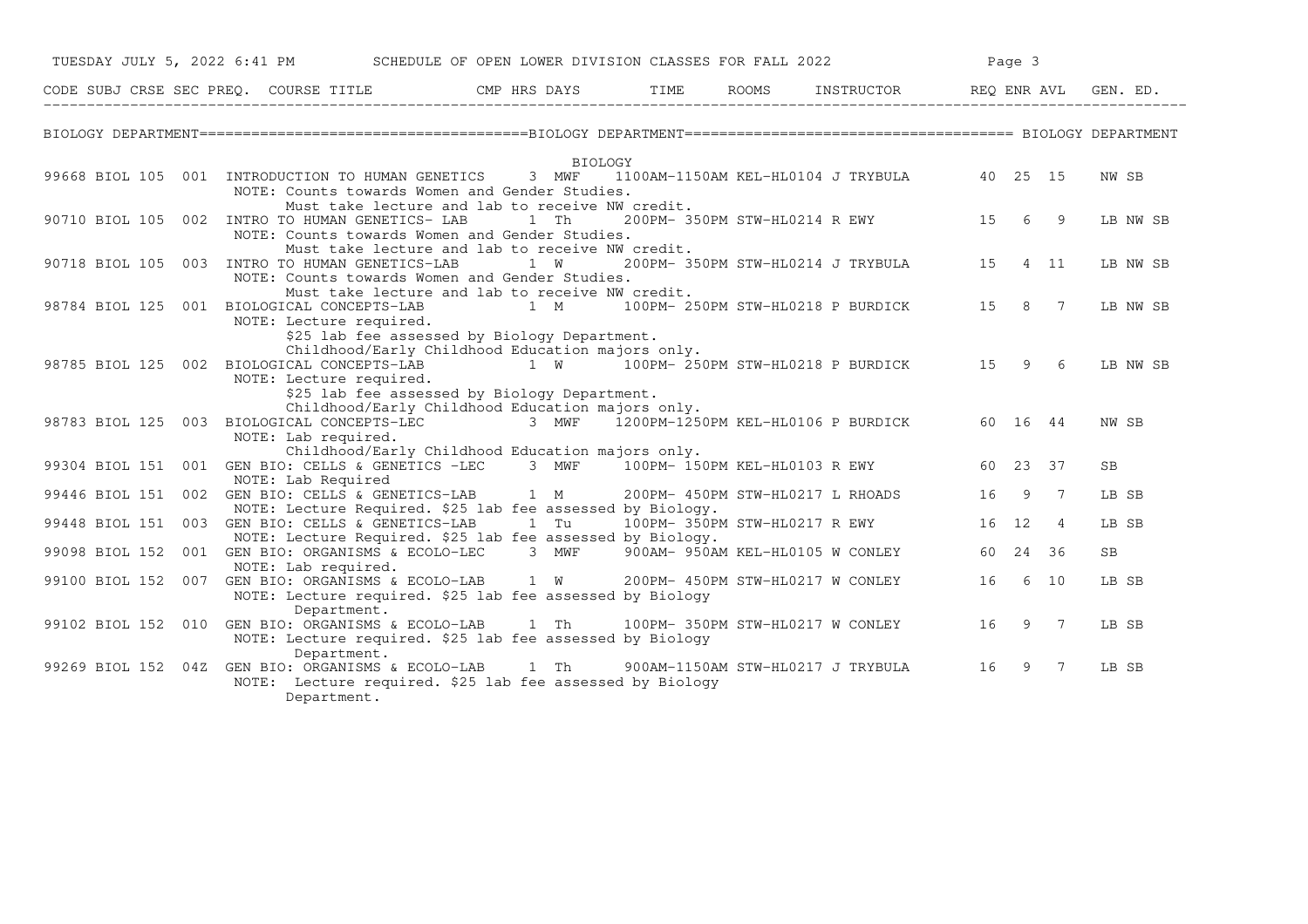SCHEDULE OF OPEN LOWER DIVISION CLASSES FOR FALL 2022

## BIOLOGY DEPARTMENT

### BIOLOGY

| CODE | SUBJ | CRSE | SEC | PREQ. | COURSE TITLE | CMP | HRS | DAYS | TIME | ROOMS | INSTRUCTOR | REQ | ENR | AVL | GEN. ED. |
|---|---|---|---|---|---|---|---|---|---|---|---|---|---|---|---|
| 99668 | BIOL | 105 | 001 | | INTRODUCTION TO HUMAN GENETICS | | 3 | MWF | 1100AM-1150AM | KEL-HL0104 | J TRYBULA | 40 | 25 | 15 | NW SB |
| | | | | | NOTE: Counts towards Women and Gender Studies. Must take lecture and lab to receive NW credit. | | | | | | | | | | |
| 90710 | BIOL | 105 | 002 | | INTRO TO HUMAN GENETICS- LAB | | 1 | Th | 200PM- 350PM | STW-HL0214 | R EWY | 15 | 6 | 9 | LB NW SB |
| | | | | | NOTE: Counts towards Women and Gender Studies. Must take lecture and lab to receive NW credit. | | | | | | | | | | |
| 90718 | BIOL | 105 | 003 | | INTRO TO HUMAN GENETICS-LAB | | 1 | W | 200PM- 350PM | STW-HL0214 | J TRYBULA | 15 | 4 | 11 | LB NW SB |
| | | | | | NOTE: Counts towards Women and Gender Studies. Must take lecture and lab to receive NW credit. | | | | | | | | | | |
| 98784 | BIOL | 125 | 001 | | BIOLOGICAL CONCEPTS-LAB | | 1 | M | 100PM- 250PM | STW-HL0218 | P BURDICK | 15 | 8 | 7 | LB NW SB |
| | | | | | NOTE: Lecture required. $25 lab fee assessed by Biology Department. Childhood/Early Childhood Education majors only. | | | | | | | | | | |
| 98785 | BIOL | 125 | 002 | | BIOLOGICAL CONCEPTS-LAB | | 1 | W | 100PM- 250PM | STW-HL0218 | P BURDICK | 15 | 9 | 6 | LB NW SB |
| | | | | | NOTE: Lecture required. $25 lab fee assessed by Biology Department. Childhood/Early Childhood Education majors only. | | | | | | | | | | |
| 98783 | BIOL | 125 | 003 | | BIOLOGICAL CONCEPTS-LEC | | 3 | MWF | 1200PM-1250PM | KEL-HL0106 | P BURDICK | 60 | 16 | 44 | NW SB |
| | | | | | NOTE: Lab required. Childhood/Early Childhood Education majors only. | | | | | | | | | | |
| 99304 | BIOL | 151 | 001 | | GEN BIO: CELLS & GENETICS -LEC | | 3 | MWF | 100PM- 150PM | KEL-HL0103 | R EWY | 60 | 23 | 37 | SB |
| | | | | | NOTE: Lab Required | | | | | | | | | | |
| 99446 | BIOL | 151 | 002 | | GEN BIO: CELLS & GENETICS-LAB | | 1 | M | 200PM- 450PM | STW-HL0217 | L RHOADS | 16 | 9 | 7 | LB SB |
| | | | | | NOTE: Lecture Required. $25 lab fee assessed by Biology. | | | | | | | | | | |
| 99448 | BIOL | 151 | 003 | | GEN BIO: CELLS & GENETICS-LAB | | 1 | Tu | 100PM- 350PM | STW-HL0217 | R EWY | 16 | 12 | 4 | LB SB |
| | | | | | NOTE: Lecture Required. $25 lab fee assessed by Biology. | | | | | | | | | | |
| 99098 | BIOL | 152 | 001 | | GEN BIO: ORGANISMS & ECOLO-LEC | | 3 | MWF | 900AM- 950AM | KEL-HL0105 | W CONLEY | 60 | 24 | 36 | SB |
| | | | | | NOTE: Lab required. | | | | | | | | | | |
| 99100 | BIOL | 152 | 007 | | GEN BIO: ORGANISMS & ECOLO-LAB | | 1 | W | 200PM- 450PM | STW-HL0217 | W CONLEY | 16 | 6 | 10 | LB SB |
| | | | | | NOTE: Lecture required. $25 lab fee assessed by Biology Department. | | | | | | | | | | |
| 99102 | BIOL | 152 | 010 | | GEN BIO: ORGANISMS & ECOLO-LAB | | 1 | Th | 100PM- 350PM | STW-HL0217 | W CONLEY | 16 | 9 | 7 | LB SB |
| | | | | | NOTE: Lecture required. $25 lab fee assessed by Biology Department. | | | | | | | | | | |
| 99269 | BIOL | 152 | 04Z | | GEN BIO: ORGANISMS & ECOLO-LAB | | 1 | Th | 900AM-1150AM | STW-HL0217 | J TRYBULA | 16 | 9 | 7 | LB SB |
| | | | | | NOTE: Lecture required. $25 lab fee assessed by Biology Department. | | | | | | | | | | |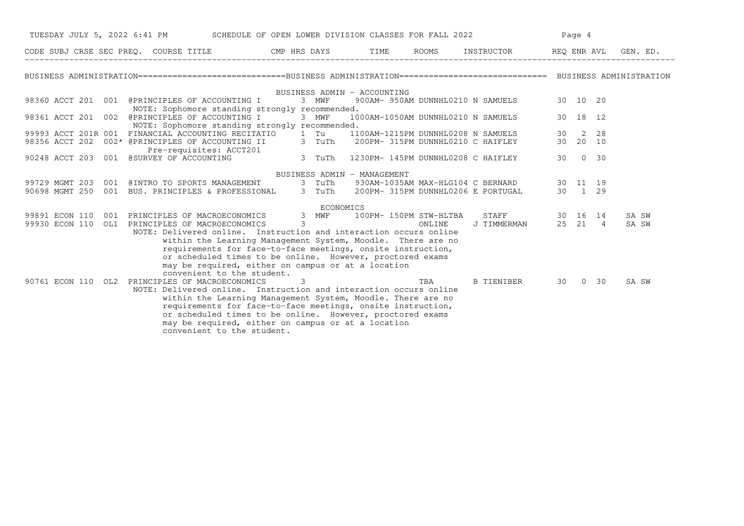# SCHEDULE OF OPEN LOWER DIVISION CLASSES FOR FALL 2022

TUESDAY JULY 5, 2022 6:41 PM

## BUSINESS ADMINISTRATION

### BUSINESS ADMIN - ACCOUNTING

| CODE | SUBJ | CRSE | SEC | PREQ. | COURSE TITLE | CMP | HRS | DAYS | TIME | ROOMS | INSTRUCTOR | REQ | ENR | AVL | GEN. ED. |
|---|---|---|---|---|---|---|---|---|---|---|---|---|---|---|---|
| 98360 | ACCT | 201 | 001 | @ | PRINCIPLES OF ACCOUNTING I | | 3 | MWF | 900AM- 950AM | DUNNHL0210 | N SAMUELS | 30 | 10 | 20 | |
| | | | | | NOTE: Sophomore standing strongly recommended. | | | | | | | | | | |
| 98361 | ACCT | 201 | 002 | @ | PRINCIPLES OF ACCOUNTING I | | 3 | MWF | 1000AM-1050AM | DUNNHL0210 | N SAMUELS | 30 | 18 | 12 | |
| | | | | | NOTE: Sophomore standing strongly recommended. | | | | | | | | | | |
| 99993 | ACCT | 201R | 001 | | FINANCIAL ACCOUNTING RECITATIO | | 1 | Tu | 1100AM-1215PM | DUNNHL0208 | N SAMUELS | 30 | 2 | 28 | |
| 98356 | ACCT | 202 | 002* | @ | PRINCIPLES OF ACCOUNTING II | | 3 | TuTh | 200PM- 315PM | DUNNHL0210 | C HAIFLEY | 30 | 20 | 10 | |
| | | | | | Pre-requisites: ACCT201 | | | | | | | | | | |
| 90248 | ACCT | 203 | 001 | @ | SURVEY OF ACCOUNTING | | 3 | TuTh | 1230PM- 145PM | DUNNHL0208 | C HAIFLEY | 30 | 0 | 30 | |

### BUSINESS ADMIN - MANAGEMENT

| CODE | SUBJ | CRSE | SEC | PREQ. | COURSE TITLE | CMP | HRS | DAYS | TIME | ROOMS | INSTRUCTOR | REQ | ENR | AVL | GEN. ED. |
|---|---|---|---|---|---|---|---|---|---|---|---|---|---|---|---|
| 99729 | MGMT | 203 | 001 | @ | INTRO TO SPORTS MANAGEMENT | | 3 | TuTh | 930AM-1035AM | MAX-HLG104 | C BERNARD | 30 | 11 | 19 | |
| 90698 | MGMT | 250 | 001 | | BUS. PRINCIPLES & PROFESSIONAL | | 3 | TuTh | 200PM- 315PM | DUNNHL0206 | E PORTUGAL | 30 | 1 | 29 | |

### ECONOMICS

| CODE | SUBJ | CRSE | SEC | PREQ. | COURSE TITLE | CMP | HRS | DAYS | TIME | ROOMS | INSTRUCTOR | REQ | ENR | AVL | GEN. ED. |
|---|---|---|---|---|---|---|---|---|---|---|---|---|---|---|---|
| 99891 | ECON | 110 | 001 | | PRINCIPLES OF MACROECONOMICS | | 3 | MWF | 100PM- 150PM | STW-HLTBA | STAFF | 30 | 16 | 14 | SA SW |
| 99930 | ECON | 110 | OL1 | | PRINCIPLES OF MACROECONOMICS | | 3 | | | ONLINE | J TIMMERMAN | 25 | 21 | 4 | SA SW |
| | | | | | NOTE: Delivered online. Instruction and interaction occurs online within the Learning Management System, Moodle. There are no requirements for face-to-face meetings, onsite instruction, or scheduled times to be online. However, proctored exams may be required, either on campus or at a location convenient to the student. | | | | | | | | | | |
| 90761 | ECON | 110 | OL2 | | PRINCIPLES OF MACROECONOMICS | | 3 | | | TBA | B TIENIBER | 30 | 0 | 30 | SA SW |
| | | | | | NOTE: Delivered online. Instruction and interaction occurs online within the Learning Management System, Moodle. There are no requirements for face-to-face meetings, onsite instruction, or scheduled times to be online. However, proctored exams may be required, either on campus or at a location convenient to the student. | | | | | | | | | | |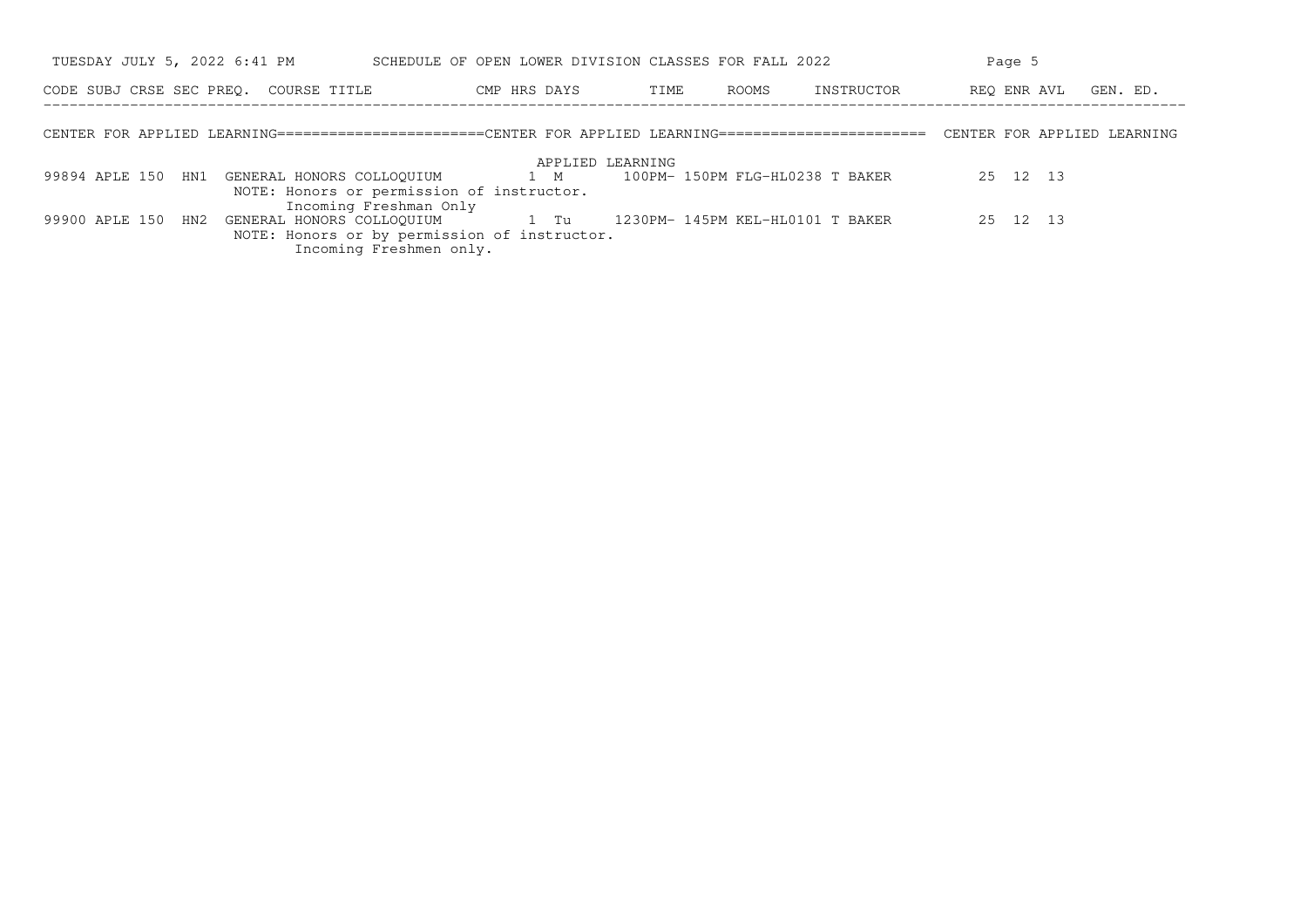CENTER FOR APPLIED LEARNING========================CENTER FOR APPLIED LEARNING======================== CENTER FOR APPLIED LEARNING

| CODE | SUBJ | CRSE | SEC | PREQ. | COURSE TITLE | CMP | HRS | DAYS | TIME | ROOMS | INSTRUCTOR | REQ | ENR | AVL | GEN. ED. |
|---|---|---|---|---|---|---|---|---|---|---|---|---|---|---|---|
| | | | | | | APPLIED LEARNING | | | | | | | | | |
| 99894 | APLE | 150 | HN1 | | GENERAL HONORS COLLOQUIUM | | 1 | M | 100PM- 150PM | FLG-HL0238 | T BAKER | 25 | 12 | 13 | |
| | | | | | NOTE: Honors or permission of instructor. Incoming Freshman Only | | | | | | | | | | |
| 99900 | APLE | 150 | HN2 | | GENERAL HONORS COLLOQUIUM | | 1 | Tu | 1230PM- 145PM | KEL-HL0101 | T BAKER | 25 | 12 | 13 | |
| | | | | | NOTE: Honors or by permission of instructor. Incoming Freshmen only. | | | | | | | | | | |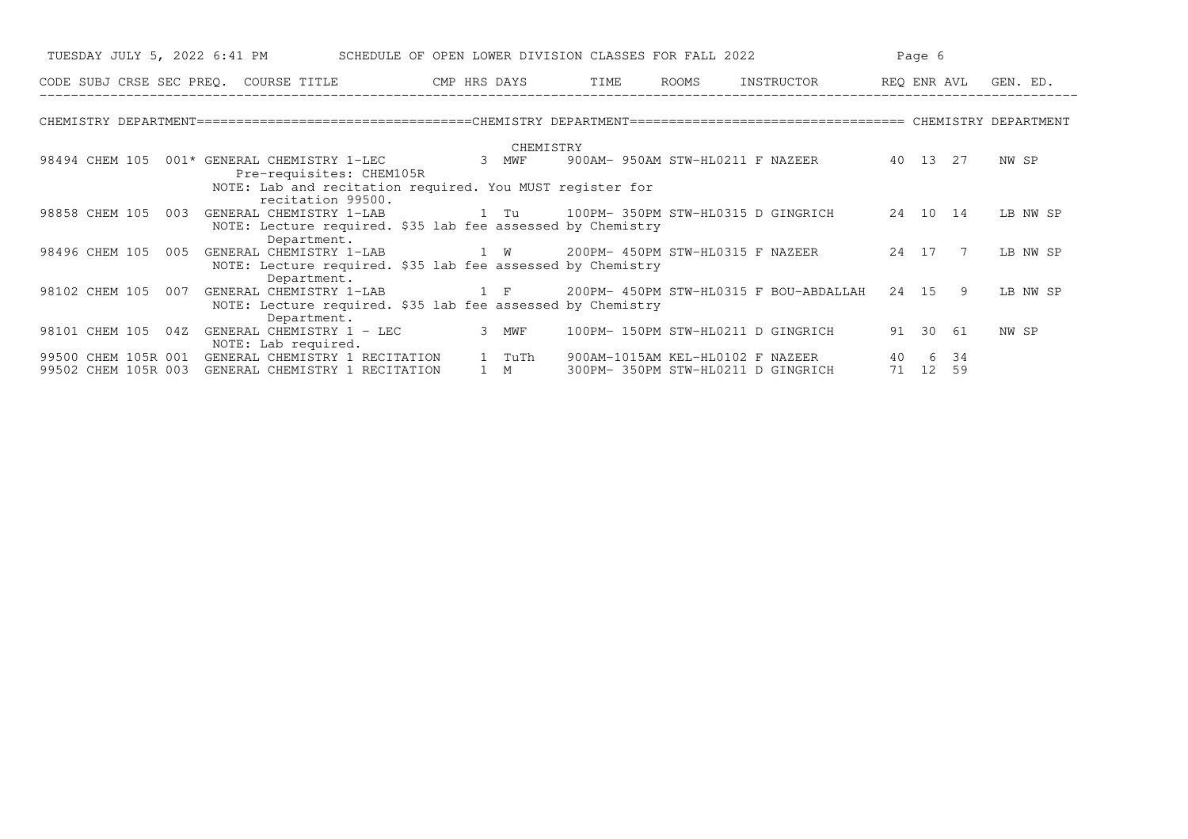# SCHEDULE OF OPEN LOWER DIVISION CLASSES FOR FALL 2022

TUESDAY JULY 5, 2022 6:41 PM

## CHEMISTRY DEPARTMENT

### CHEMISTRY

| CODE | SUBJ | CRSE | SEC | PREQ. | COURSE TITLE | CMP | HRS | DAYS | TIME | ROOMS | INSTRUCTOR | REQ | ENR | AVL | GEN. ED. |
|---|---|---|---|---|---|---|---|---|---|---|---|---|---|---|---|
| 98494 | CHEM | 105 | 001 | * | GENERAL CHEMISTRY 1-LEC<br>Pre-requisites: CHEM105R<br>NOTE: Lab and recitation required. You MUST register for recitation 99500. | | 3 | MWF | 900AM- 950AM | STW-HL0211 | F NAZEER | 40 | 13 | 27 | NW SP |
| 98858 | CHEM | 105 | 003 | | GENERAL CHEMISTRY 1-LAB<br>NOTE: Lecture required. $35 lab fee assessed by Chemistry Department. | | 1 | Tu | 100PM- 350PM | STW-HL0315 | D GINGRICH | 24 | 10 | 14 | LB NW SP |
| 98496 | CHEM | 105 | 005 | | GENERAL CHEMISTRY 1-LAB<br>NOTE: Lecture required. $35 lab fee assessed by Chemistry Department. | | 1 | W | 200PM- 450PM | STW-HL0315 | F NAZEER | 24 | 17 | 7 | LB NW SP |
| 98102 | CHEM | 105 | 007 | | GENERAL CHEMISTRY 1-LAB<br>NOTE: Lecture required. $35 lab fee assessed by Chemistry Department. | | 1 | F | 200PM- 450PM | STW-HL0315 | F BOU-ABDALLAH | 24 | 15 | 9 | LB NW SP |
| 98101 | CHEM | 105 | 04Z | | GENERAL CHEMISTRY 1 - LEC<br>NOTE: Lab required. | | 3 | MWF | 100PM- 150PM | STW-HL0211 | D GINGRICH | 91 | 30 | 61 | NW SP |
| 99500 | CHEM | 105R | 001 | | GENERAL CHEMISTRY 1 RECITATION | | 1 | TuTh | 900AM-1015AM | KEL-HL0102 | F NAZEER | 40 | 6 | 34 | |
| 99502 | CHEM | 105R | 003 | | GENERAL CHEMISTRY 1 RECITATION | | 1 | M | 300PM- 350PM | STW-HL0211 | D GINGRICH | 71 | 12 | 59 | |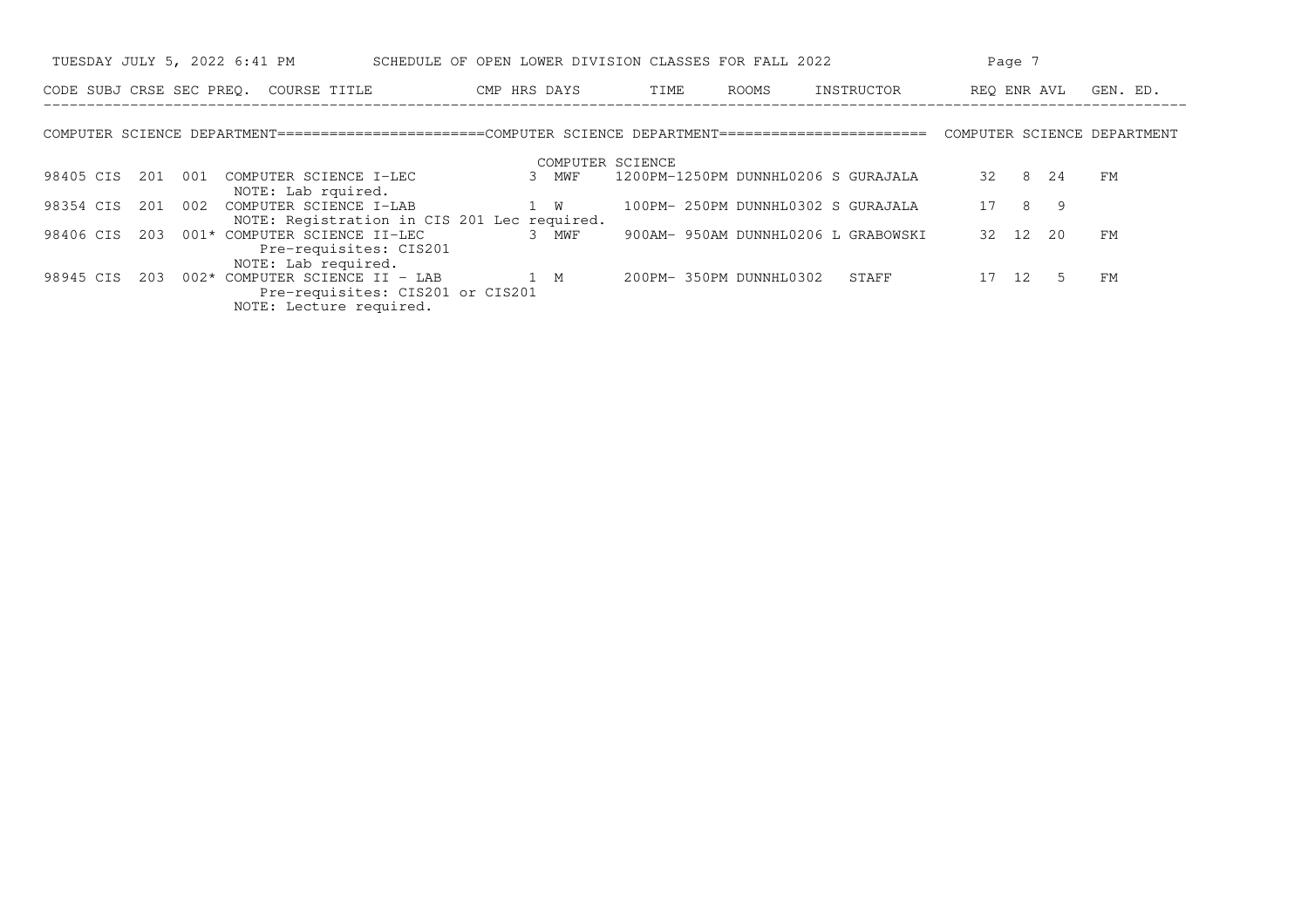SCHEDULE OF OPEN LOWER DIVISION CLASSES FOR FALL 2022

## COMPUTER SCIENCE DEPARTMENT

### COMPUTER SCIENCE

| CODE | SUBJ | CRSE | SEC | PREQ. | COURSE TITLE | CMP | HRS | DAYS | TIME | ROOMS | INSTRUCTOR | REQ | ENR | AVL | GEN. ED. |
|---|---|---|---|---|---|---|---|---|---|---|---|---|---|---|---|
| 98405 | CIS | 201 | 001 | | COMPUTER SCIENCE I-LEC<br>NOTE: Lab rquired. | | 3 | MWF | 1200PM-1250PM | DUNNHL0206 | S GURAJALA | 32 | 8 | 24 | FM |
| 98354 | CIS | 201 | 002 | | COMPUTER SCIENCE I-LAB<br>NOTE: Registration in CIS 201 Lec required. | | 1 | W | 100PM- 250PM | DUNNHL0302 | S GURAJALA | 17 | 8 | 9 | |
| 98406 | CIS | 203 | 001 | * | COMPUTER SCIENCE II-LEC<br>Pre-requisites: CIS201<br>NOTE: Lab required. | | 3 | MWF | 900AM- 950AM | DUNNHL0206 | L GRABOWSKI | 32 | 12 | 20 | FM |
| 98945 | CIS | 203 | 002 | * | COMPUTER SCIENCE II - LAB<br>Pre-requisites: CIS201 or CIS201<br>NOTE: Lecture required. | | 1 | M | 200PM- 350PM | DUNNHL0302 | STAFF | 17 | 12 | 5 | FM |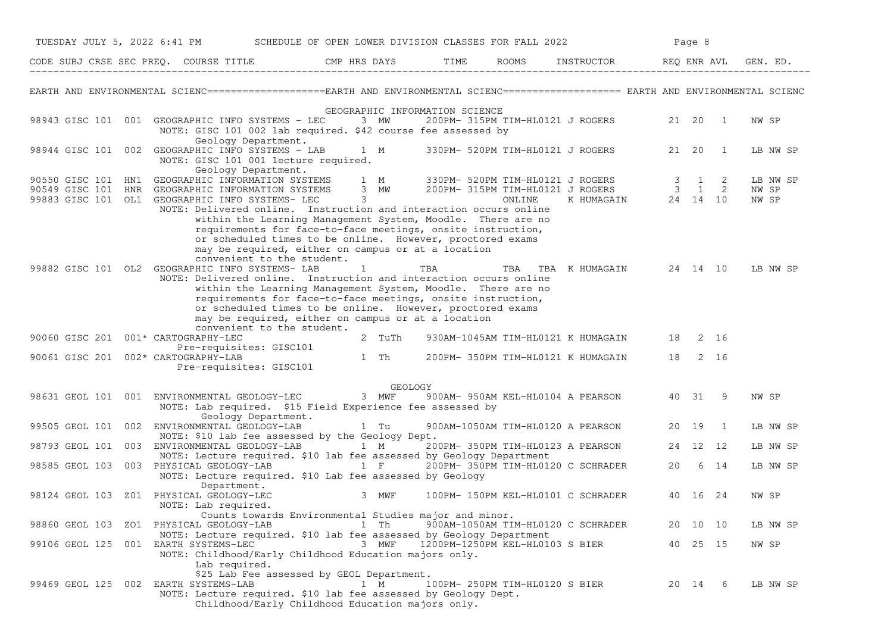EARTH AND ENVIRONMENTAL SCIENC

## GEOGRAPHIC INFORMATION SCIENCE

| CODE | SUBJ | CRSE | SEC | PREQ. | COURSE TITLE | CMP | HRS | DAYS | TIME | ROOMS | INSTRUCTOR | REQ | ENR | AVL | GEN. ED. |
|---|---|---|---|---|---|---|---|---|---|---|---|---|---|---|---|
| 98943 | GISC | 101 | 001 | | GEOGRAPHIC INFO SYSTEMS - LEC | | 3 | MW | 200PM- 315PM | TIM-HL0121 | J ROGERS | 21 | 20 | 1 | NW SP |
| | | | | | NOTE: GISC 101 002 lab required. $42 course fee assessed by Geology Department. | | | | | | | | | | |
| 98944 | GISC | 101 | 002 | | GEOGRAPHIC INFO SYSTEMS - LAB | | 1 | M | 330PM- 520PM | TIM-HL0121 | J ROGERS | 21 | 20 | 1 | LB NW SP |
| | | | | | NOTE: GISC 101 001 lecture required. Geology Department. | | | | | | | | | | |
| 90550 | GISC | 101 | HN1 | | GEOGRAPHIC INFORMATION SYSTEMS | | 1 | M | 330PM- 520PM | TIM-HL0121 | J ROGERS | 3 | 1 | 2 | LB NW SP |
| 90549 | GISC | 101 | HNR | | GEOGRAPHIC INFORMATION SYSTEMS | | 3 | MW | 200PM- 315PM | TIM-HL0121 | J ROGERS | 3 | 1 | 2 | NW SP |
| 99883 | GISC | 101 | OL1 | | GEOGRAPHIC INFO SYSTEMS- LEC | | 3 | | | ONLINE | K HUMAGAIN | 24 | 14 | 10 | NW SP |
| | | | | | NOTE: Delivered online. Instruction and interaction occurs online within the Learning Management System, Moodle. There are no requirements for face-to-face meetings, onsite instruction, or scheduled times to be online. However, proctored exams may be required, either on campus or at a location convenient to the student. | | | | | | | | | | |
| 99882 | GISC | 101 | OL2 | | GEOGRAPHIC INFO SYSTEMS- LAB | | 1 | | TBA | TBA TBA | K HUMAGAIN | 24 | 14 | 10 | LB NW SP |
| | | | | | NOTE: Delivered online. Instruction and interaction occurs online within the Learning Management System, Moodle. There are no requirements for face-to-face meetings, onsite instruction, or scheduled times to be online. However, proctored exams may be required, either on campus or at a location convenient to the student. | | | | | | | | | | |
| 90060 | GISC | 201 | 001 | * | CARTOGRAPHY-LEC | | 2 | TuTh | 930AM-1045AM | TIM-HL0121 | K HUMAGAIN | 18 | 2 | 16 | |
| | | | | | Pre-requisites: GISC101 | | | | | | | | | | |
| 90061 | GISC | 201 | 002 | * | CARTOGRAPHY-LAB | | 1 | Th | 200PM- 350PM | TIM-HL0121 | K HUMAGAIN | 18 | 2 | 16 | |
| | | | | | Pre-requisites: GISC101 | | | | | | | | | | |

## GEOLOGY

| CODE | SUBJ | CRSE | SEC | PREQ. | COURSE TITLE | CMP | HRS | DAYS | TIME | ROOMS | INSTRUCTOR | REQ | ENR | AVL | GEN. ED. |
|---|---|---|---|---|---|---|---|---|---|---|---|---|---|---|---|
| 98631 | GEOL | 101 | 001 | | ENVIRONMENTAL GEOLOGY-LEC | | 3 | MWF | 900AM- 950AM | KEL-HL0104 | A PEARSON | 40 | 31 | 9 | NW SP |
| | | | | | NOTE: Lab required. $15 Field Experience fee assessed by Geology Department. | | | | | | | | | | |
| 99505 | GEOL | 101 | 002 | | ENVIRONMENTAL GEOLOGY-LAB | | 1 | Tu | 900AM-1050AM | TIM-HL0120 | A PEARSON | 20 | 19 | 1 | LB NW SP |
| | | | | | NOTE: $10 lab fee assessed by the Geology Dept. | | | | | | | | | | |
| 98793 | GEOL | 101 | 003 | | ENVIRONMENTAL GEOLOGY-LAB | | 1 | M | 200PM- 350PM | TIM-HL0123 | A PEARSON | 24 | 12 | 12 | LB NW SP |
| | | | | | NOTE: Lecture required. $10 lab fee assessed by Geology Department | | | | | | | | | | |
| 98585 | GEOL | 103 | 003 | | PHYSICAL GEOLOGY-LAB | | 1 | F | 200PM- 350PM | TIM-HL0120 | C SCHRADER | 20 | 6 | 14 | LB NW SP |
| | | | | | NOTE: Lecture required. $10 Lab fee assessed by Geology Department. | | | | | | | | | | |
| 98124 | GEOL | 103 | Z01 | | PHYSICAL GEOLOGY-LEC | | 3 | MWF | 100PM- 150PM | KEL-HL0101 | C SCHRADER | 40 | 16 | 24 | NW SP |
| | | | | | NOTE: Lab required. Counts towards Environmental Studies major and minor. | | | | | | | | | | |
| 98860 | GEOL | 103 | ZO1 | | PHYSICAL GEOLOGY-LAB | | 1 | Th | 900AM-1050AM | TIM-HL0120 | C SCHRADER | 20 | 10 | 10 | LB NW SP |
| | | | | | NOTE: Lecture required. $10 lab fee assessed by Geology Department | | | | | | | | | | |
| 99106 | GEOL | 125 | 001 | | EARTH SYSTEMS-LEC | | 3 | MWF | 1200PM-1250PM | KEL-HL0103 | S BIER | 40 | 25 | 15 | NW SP |
| | | | | | NOTE: Childhood/Early Childhood Education majors only. Lab required. $25 Lab Fee assessed by GEOL Department. | | | | | | | | | | |
| 99469 | GEOL | 125 | 002 | | EARTH SYSTEMS-LAB | | 1 | M | 100PM- 250PM | TIM-HL0120 | S BIER | 20 | 14 | 6 | LB NW SP |
| | | | | | NOTE: Lecture required. $10 lab fee assessed by Geology Dept. Childhood/Early Childhood Education majors only. | | | | | | | | | | |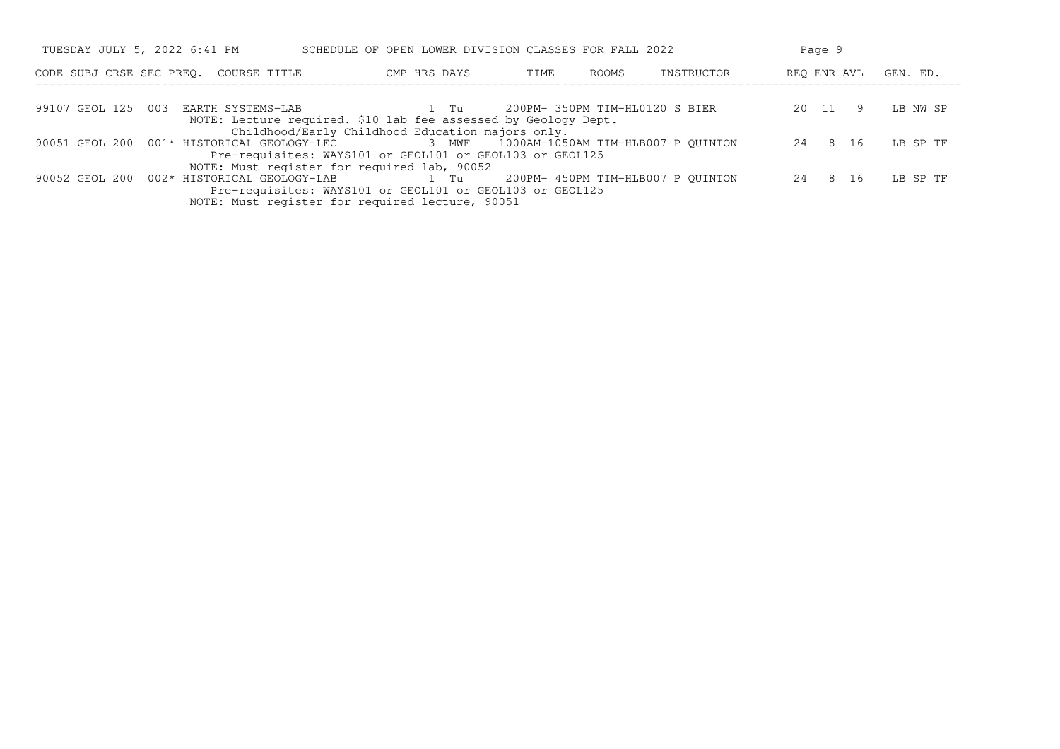| CODE | SUBJ | CRSE | SEC | PREQ. | COURSE TITLE | CMP | HRS | DAYS | TIME | ROOMS | INSTRUCTOR | REQ | ENR | AVL | GEN. ED. |
|---|---|---|---|---|---|---|---|---|---|---|---|---|---|---|---|
| 99107 | GEOL | 125 | 003 | | EARTH SYSTEMS-LAB | | 1 | Tu | 200PM- 350PM | TIM-HL0120 | S BIER | 20 | 11 | 9 | LB NW SP |
| | | | | | NOTE: Lecture required. $10 lab fee assessed by Geology Dept. Childhood/Early Childhood Education majors only. | | | | | | | | | | |
| 90051 | GEOL | 200 | 001 | * | HISTORICAL GEOLOGY-LEC | | 3 | MWF | 1000AM-1050AM | TIM-HLB007 | P QUINTON | 24 | 8 | 16 | LB SP TF |
| | | | | | Pre-requisites: WAYS101 or GEOL101 or GEOL103 or GEOL125 NOTE: Must register for required lab, 90052 | | | | | | | | | | |
| 90052 | GEOL | 200 | 002 | * | HISTORICAL GEOLOGY-LAB | | 1 | Tu | 200PM- 450PM | TIM-HLB007 | P QUINTON | 24 | 8 | 16 | LB SP TF |
| | | | | | Pre-requisites: WAYS101 or GEOL101 or GEOL103 or GEOL125 NOTE: Must register for required lecture, 90051 | | | | | | | | | | |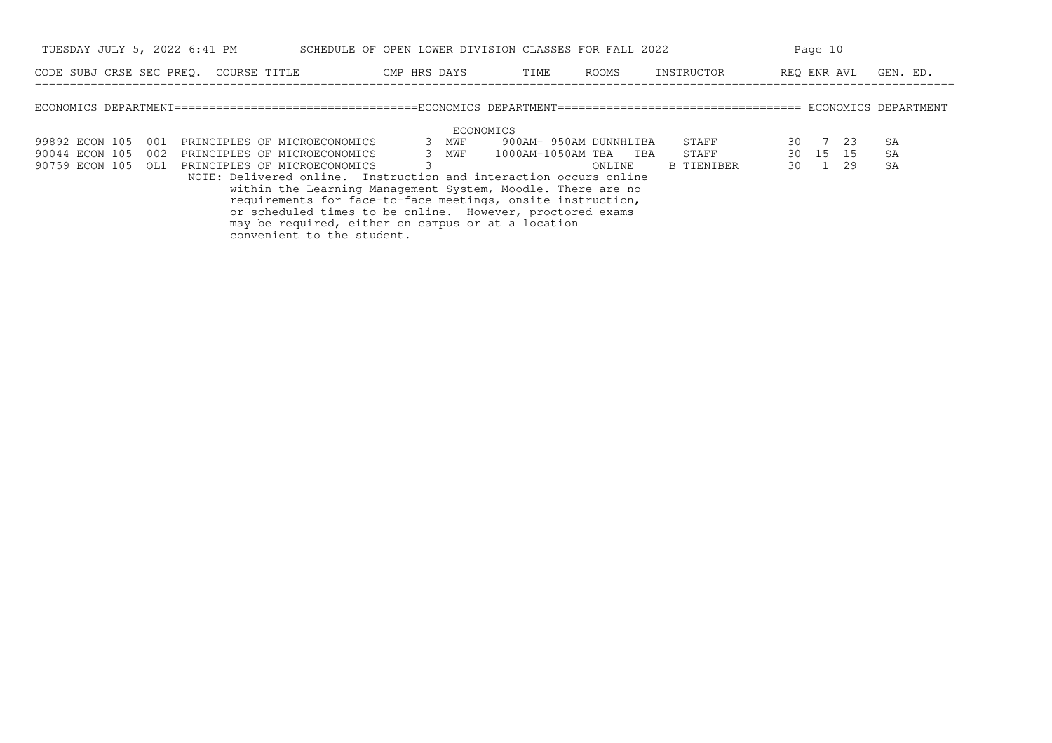SCHEDULE OF OPEN LOWER DIVISION CLASSES FOR FALL 2022

## ECONOMICS DEPARTMENT

### ECONOMICS

| CODE | SUBJ | CRSE | SEC | PREQ. | COURSE TITLE | CMP | HRS | DAYS | TIME | ROOMS | INSTRUCTOR | REQ | ENR | AVL | GEN. ED. |
|---|---|---|---|---|---|---|---|---|---|---|---|---|---|---|---|
| 99892 | ECON | 105 | 001 | | PRINCIPLES OF MICROECONOMICS | | 3 | MWF | 900AM- 950AM | DUNNHLTBA | STAFF | 30 | 7 | 23 | SA |
| 90044 | ECON | 105 | 002 | | PRINCIPLES OF MICROECONOMICS | | 3 | MWF | 1000AM-1050AM | TBA TBA | STAFF | 30 | 15 | 15 | SA |
| 90759 | ECON | 105 | OL1 | | PRINCIPLES OF MICROECONOMICS | | 3 | | | ONLINE | B TIENIBER | 30 | 1 | 29 | SA |

NOTE: Delivered online. Instruction and interaction occurs online within the Learning Management System, Moodle. There are no requirements for face-to-face meetings, onsite instruction, or scheduled times to be online. However, proctored exams may be required, either on campus or at a location convenient to the student.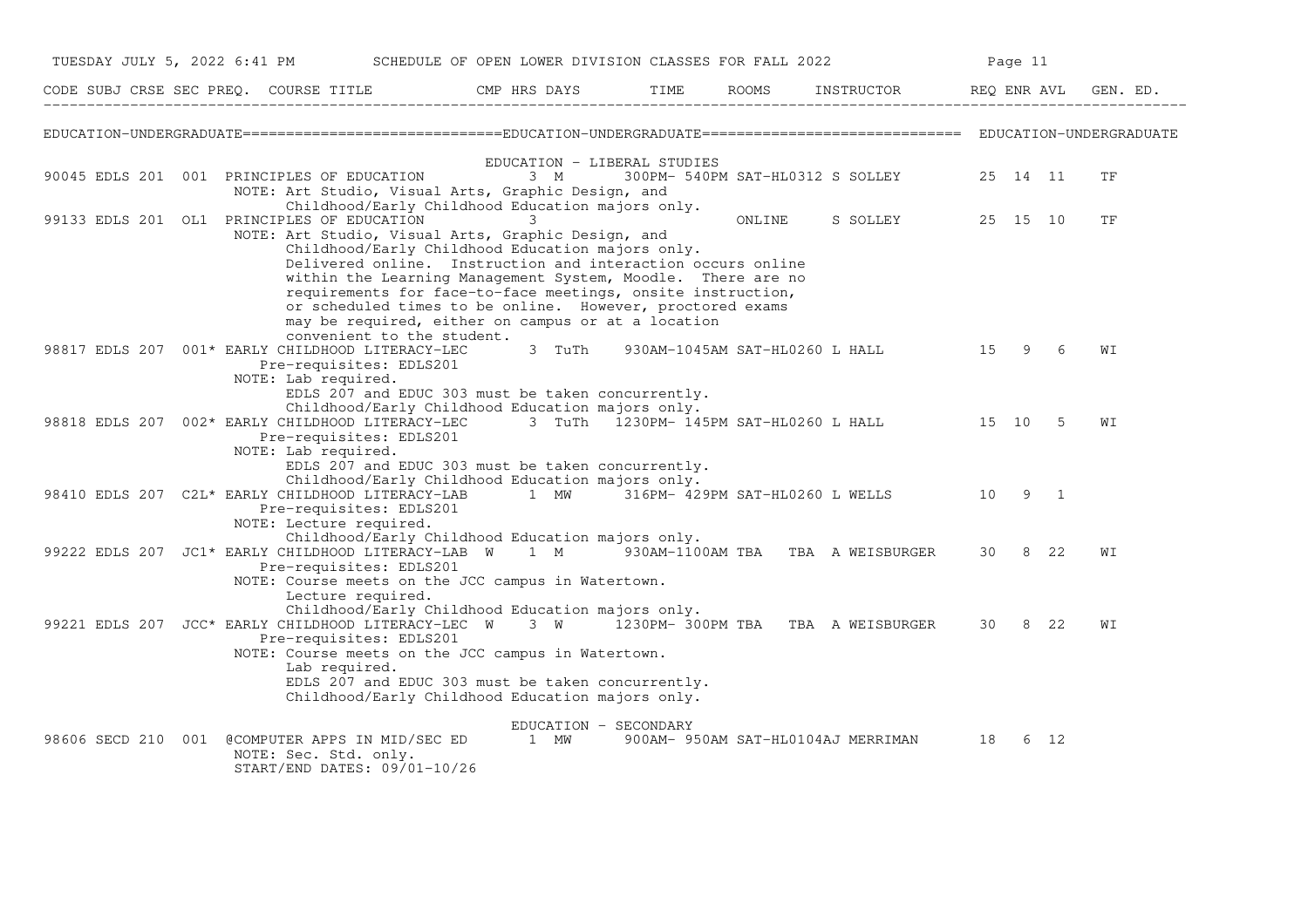# SCHEDULE OF OPEN LOWER DIVISION CLASSES FOR FALL 2022

TUESDAY JULY 5, 2022 6:41 PM

## EDUCATION-UNDERGRADUATE

### EDUCATION - LIBERAL STUDIES

| CODE | SUBJ | CRSE | SEC | PREQ. | COURSE TITLE | CMP | HRS | DAYS | TIME | ROOMS | INSTRUCTOR | REQ | ENR | AVL | GEN. ED. |
|---|---|---|---|---|---|---|---|---|---|---|---|---|---|---|---|
| 90045 | EDLS | 201 | 001 | | PRINCIPLES OF EDUCATION | | 3 | M | 300PM- 540PM | SAT-HL0312 | S SOLLEY | 25 | 14 | 11 | TF |
| | | | | | NOTE: Art Studio, Visual Arts, Graphic Design, and Childhood/Early Childhood Education majors only. | | | | | | | | | | |
| 99133 | EDLS | 201 | OL1 | | PRINCIPLES OF EDUCATION | | 3 | | | ONLINE | S SOLLEY | 25 | 15 | 10 | TF |
| | | | | | NOTE: Art Studio, Visual Arts, Graphic Design, and Childhood/Early Childhood Education majors only. Delivered online. Instruction and interaction occurs online within the Learning Management System, Moodle. There are no requirements for face-to-face meetings, onsite instruction, or scheduled times to be online. However, proctored exams may be required, either on campus or at a location convenient to the student. | | | | | | | | | | |
| 98817 | EDLS | 207 | 001 | * | EARLY CHILDHOOD LITERACY-LEC | | 3 | TuTh | 930AM-1045AM | SAT-HL0260 | L HALL | 15 | 9 | 6 | WI |
| | | | | | Pre-requisites: EDLS201 NOTE: Lab required. EDLS 207 and EDUC 303 must be taken concurrently. Childhood/Early Childhood Education majors only. | | | | | | | | | | |
| 98818 | EDLS | 207 | 002 | * | EARLY CHILDHOOD LITERACY-LEC | | 3 | TuTh | 1230PM- 145PM | SAT-HL0260 | L HALL | 15 | 10 | 5 | WI |
| | | | | | Pre-requisites: EDLS201 NOTE: Lab required. EDLS 207 and EDUC 303 must be taken concurrently. Childhood/Early Childhood Education majors only. | | | | | | | | | | |
| 98410 | EDLS | 207 | C2L | * | EARLY CHILDHOOD LITERACY-LAB | | 1 | MW | 316PM- 429PM | SAT-HL0260 | L WELLS | 10 | 9 | 1 | |
| | | | | | Pre-requisites: EDLS201 NOTE: Lecture required. Childhood/Early Childhood Education majors only. | | | | | | | | | | |
| 99222 | EDLS | 207 | JC1 | * | EARLY CHILDHOOD LITERACY-LAB | W | 1 | M | 930AM-1100AM | TBA | TBA A WEISBURGER | 30 | 8 | 22 | WI |
| | | | | | Pre-requisites: EDLS201 NOTE: Course meets on the JCC campus in Watertown. Lecture required. Childhood/Early Childhood Education majors only. | | | | | | | | | | |
| 99221 | EDLS | 207 | JCC | * | EARLY CHILDHOOD LITERACY-LEC | W | 3 | W | 1230PM- 300PM | TBA | TBA A WEISBURGER | 30 | 8 | 22 | WI |
| | | | | | Pre-requisites: EDLS201 NOTE: Course meets on the JCC campus in Watertown. Lab required. EDLS 207 and EDUC 303 must be taken concurrently. Childhood/Early Childhood Education majors only. | | | | | | | | | | |

### EDUCATION - SECONDARY

| CODE | SUBJ | CRSE | SEC | PREQ. | COURSE TITLE | CMP | HRS | DAYS | TIME | ROOMS | INSTRUCTOR | REQ | ENR | AVL | GEN. ED. |
|---|---|---|---|---|---|---|---|---|---|---|---|---|---|---|---|
| 98606 | SECD | 210 | 001 | @ | COMPUTER APPS IN MID/SEC ED | | 1 | MW | 900AM- 950AM | SAT-HL0104 | AJ MERRIMAN | 18 | 6 | 12 | |
| | | | | | NOTE: Sec. Std. only. START/END DATES: 09/01-10/26 | | | | | | | | | | |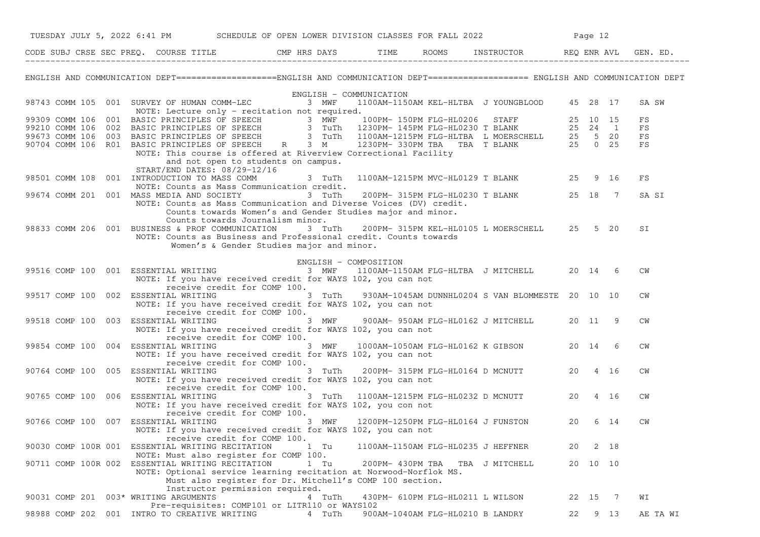# SCHEDULE OF OPEN LOWER DIVISION CLASSES FOR FALL 2022

TUESDAY JULY 5, 2022 6:41 PM

## ENGLISH AND COMMUNICATION DEPT

### ENGLISH - COMMUNICATION

| CODE | SUBJ | CRSE | SEC | PREQ. | COURSE TITLE | CMP | HRS | DAYS | TIME | ROOMS | INSTRUCTOR | REQ | ENR | AVL | GEN. ED. |
|---|---|---|---|---|---|---|---|---|---|---|---|---|---|---|---|
| 98743 | COMM | 105 | 001 | | SURVEY OF HUMAN COMM-LEC | | 3 | MWF | 1100AM-1150AM | KEL-HLTBA | J YOUNGBLOOD | 45 | 28 | 17 | SA SW |
| | | | | | NOTE: Lecture only - recitation not required. | | | | | | | | | | |
| 99309 | COMM | 106 | 001 | | BASIC PRINCIPLES OF SPEECH | | 3 | MWF | 100PM- 150PM | FLG-HL0206 | STAFF | 25 | 10 | 15 | FS |
| 99210 | COMM | 106 | 002 | | BASIC PRINCIPLES OF SPEECH | | 3 | TuTh | 1230PM- 145PM | FLG-HL0230 | T BLANK | 25 | 24 | 1 | FS |
| 99673 | COMM | 106 | 003 | | BASIC PRINCIPLES OF SPEECH | | 3 | TuTh | 1100AM-1215PM | FLG-HLTBA | L MOERSCHELL | 25 | 5 | 20 | FS |
| 90704 | COMM | 106 | R01 | | BASIC PRINCIPLES OF SPEECH | R | 3 | M | 1230PM- 330PM | TBA TBA | T BLANK | 25 | 0 | 25 | FS |
| | | | | | NOTE: This course is offered at Riverview Correctional Facility and not open to students on campus. START/END DATES: 08/29-12/16 | | | | | | | | | | |
| 98501 | COMM | 108 | 001 | | INTRODUCTION TO MASS COMM | | 3 | TuTh | 1100AM-1215PM | MVC-HL0129 | T BLANK | 25 | 9 | 16 | FS |
| | | | | | NOTE: Counts as Mass Communication credit. | | | | | | | | | | |
| 99674 | COMM | 201 | 001 | | MASS MEDIA AND SOCIETY | | 3 | TuTh | 200PM- 315PM | FLG-HL0230 | T BLANK | 25 | 18 | 7 | SA SI |
| | | | | | NOTE: Counts as Mass Communication and Diverse Voices (DV) credit. Counts towards Women's and Gender Studies major and minor. Counts towards Journalism minor. | | | | | | | | | | |
| 98833 | COMM | 206 | 001 | | BUSINESS & PROF COMMUNICATION | | 3 | TuTh | 200PM- 315PM | KEL-HL0105 | L MOERSCHELL | 25 | 5 | 20 | SI |
| | | | | | NOTE: Counts as Business and Professional credit. Counts towards Women's & Gender Studies major and minor. | | | | | | | | | | |

### ENGLISH - COMPOSITION

| CODE | SUBJ | CRSE | SEC | PREQ. | COURSE TITLE | CMP | HRS | DAYS | TIME | ROOMS | INSTRUCTOR | REQ | ENR | AVL | GEN. ED. |
|---|---|---|---|---|---|---|---|---|---|---|---|---|---|---|---|
| 99516 | COMP | 100 | 001 | | ESSENTIAL WRITING | | 3 | MWF | 1100AM-1150AM | FLG-HLTBA | J MITCHELL | 20 | 14 | 6 | CW |
| | | | | | NOTE: If you have received credit for WAYS 102, you can not receive credit for COMP 100. | | | | | | | | | | |
| 99517 | COMP | 100 | 002 | | ESSENTIAL WRITING | | 3 | TuTh | 930AM-1045AM | DUNNHL0204 | S VAN BLOMMESTE | 20 | 10 | 10 | CW |
| | | | | | NOTE: If you have received credit for WAYS 102, you can not receive credit for COMP 100. | | | | | | | | | | |
| 99518 | COMP | 100 | 003 | | ESSENTIAL WRITING | | 3 | MWF | 900AM- 950AM | FLG-HL0162 | J MITCHELL | 20 | 11 | 9 | CW |
| | | | | | NOTE: If you have received credit for WAYS 102, you can not receive credit for COMP 100. | | | | | | | | | | |
| 99854 | COMP | 100 | 004 | | ESSENTIAL WRITING | | 3 | MWF | 1000AM-1050AM | FLG-HL0162 | K GIBSON | 20 | 14 | 6 | CW |
| | | | | | NOTE: If you have received credit for WAYS 102, you can not receive credit for COMP 100. | | | | | | | | | | |
| 90764 | COMP | 100 | 005 | | ESSENTIAL WRITING | | 3 | TuTh | 200PM- 315PM | FLG-HL0164 | D MCNUTT | 20 | 4 | 16 | CW |
| | | | | | NOTE: If you have received credit for WAYS 102, you can not receive credit for COMP 100. | | | | | | | | | | |
| 90765 | COMP | 100 | 006 | | ESSENTIAL WRITING | | 3 | TuTh | 1100AM-1215PM | FLG-HL0232 | D MCNUTT | 20 | 4 | 16 | CW |
| | | | | | NOTE: If you have received credit for WAYS 102, you con not receive credit for COMP 100. | | | | | | | | | | |
| 90766 | COMP | 100 | 007 | | ESSENTIAL WRITING | | 3 | MWF | 1200PM-1250PM | FLG-HL0164 | J FUNSTON | 20 | 6 | 14 | CW |
| | | | | | NOTE: If you have received credit for WAYS 102, you can not receive credit for COMP 100. | | | | | | | | | | |
| 90030 | COMP | 100R | 001 | | ESSENTIAL WRITING RECITATION | | 1 | Tu | 1100AM-1150AM | FLG-HL0235 | J HEFFNER | 20 | 2 | 18 | |
| | | | | | NOTE: Must also register for COMP 100. | | | | | | | | | | |
| 90711 | COMP | 100R | 002 | | ESSENTIAL WRITING RECITATION | | 1 | Tu | 200PM- 430PM | TBA TBA | J MITCHELL | 20 | 10 | 10 | |
| | | | | | NOTE: Optional service learning recitation at Norwood-Norflok MS. Must also register for Dr. Mitchell's COMP 100 section. Instructor permission required. | | | | | | | | | | |
| 90031 | COMP | 201 | 003 | * | WRITING ARGUMENTS | | 4 | TuTh | 430PM- 610PM | FLG-HL0211 | L WILSON | 22 | 15 | 7 | WI |
| | | | | | Pre-requisites: COMP101 or LITR110 or WAYS102 | | | | | | | | | | |
| 98988 | COMP | 202 | 001 | | INTRO TO CREATIVE WRITING | | 4 | TuTh | 900AM-1040AM | FLG-HL0210 | B LANDRY | 22 | 9 | 13 | AE TA WI |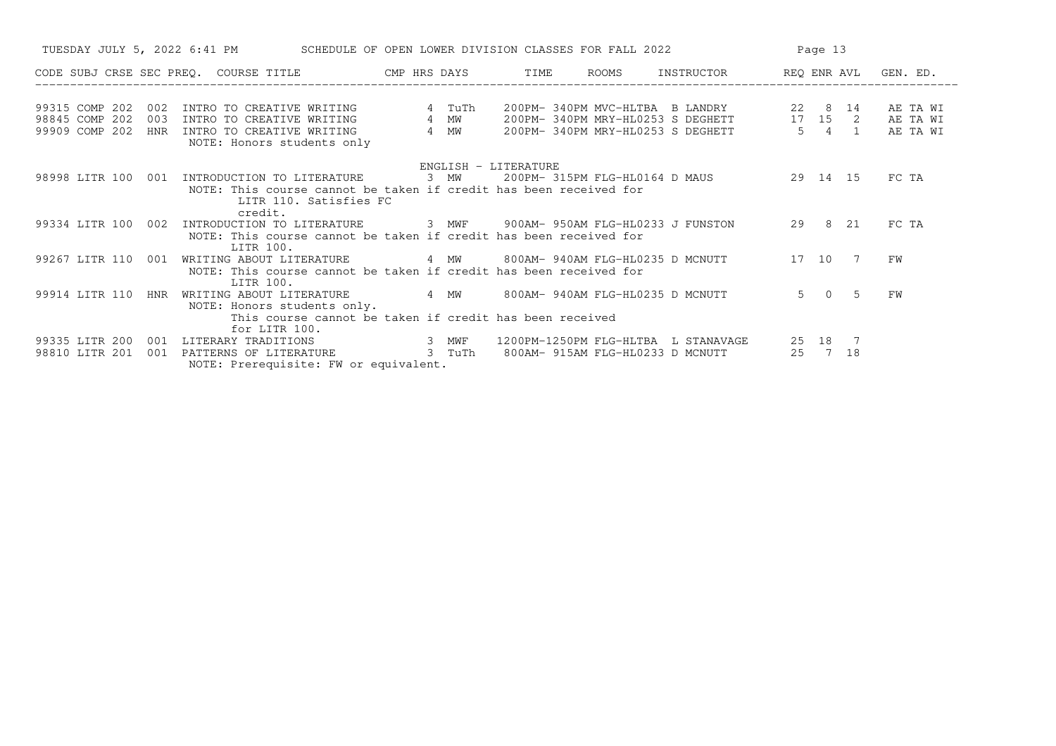TUESDAY JULY 5, 2022 6:41 PM — SCHEDULE OF OPEN LOWER DIVISION CLASSES FOR FALL 2022

| CODE | SUBJ | CRSE | SEC | PREQ. | COURSE TITLE | CMP | HRS | DAYS | TIME | ROOMS | INSTRUCTOR | REQ | ENR | AVL | GEN. ED. |
|---|---|---|---|---|---|---|---|---|---|---|---|---|---|---|---|
| 99315 | COMP | 202 | 002 | | INTRO TO CREATIVE WRITING | | 4 | TuTh | 200PM- 340PM | MVC-HLTBA | B LANDRY | 22 | 8 | 14 | AE TA WI |
| 98845 | COMP | 202 | 003 | | INTRO TO CREATIVE WRITING | | 4 | MW | 200PM- 340PM | MRY-HL0253 | S DEGHETT | 17 | 15 | 2 | AE TA WI |
| 99909 | COMP | 202 | HNR | | INTRO TO CREATIVE WRITING | | 4 | MW | 200PM- 340PM | MRY-HL0253 | S DEGHETT | 5 | 4 | 1 | AE TA WI |
| | | | | | NOTE: Honors students only | | | | | | | | | | |
| | | | | | **ENGLISH - LITERATURE** | | | | | | | | | | |
| 98998 | LITR | 100 | 001 | | INTRODUCTION TO LITERATURE | | 3 | MW | 200PM- 315PM | FLG-HL0164 | D MAUS | 29 | 14 | 15 | FC TA |
| | | | | | NOTE: This course cannot be taken if credit has been received for LITR 110. Satisfies FC credit. | | | | | | | | | | |
| 99334 | LITR | 100 | 002 | | INTRODUCTION TO LITERATURE | | 3 | MWF | 900AM- 950AM | FLG-HL0233 | J FUNSTON | 29 | 8 | 21 | FC TA |
| | | | | | NOTE: This course cannot be taken if credit has been received for LITR 100. | | | | | | | | | | |
| 99267 | LITR | 110 | 001 | | WRITING ABOUT LITERATURE | | 4 | MW | 800AM- 940AM | FLG-HL0235 | D MCNUTT | 17 | 10 | 7 | FW |
| | | | | | NOTE: This course cannot be taken if credit has been received for LITR 100. | | | | | | | | | | |
| 99914 | LITR | 110 | HNR | | WRITING ABOUT LITERATURE | | 4 | MW | 800AM- 940AM | FLG-HL0235 | D MCNUTT | 5 | 0 | 5 | FW |
| | | | | | NOTE: Honors students only. This course cannot be taken if credit has been received for LITR 100. | | | | | | | | | | |
| 99335 | LITR | 200 | 001 | | LITERARY TRADITIONS | | 3 | MWF | 1200PM-1250PM | FLG-HLTBA | L STANAVAGE | 25 | 18 | 7 | |
| 98810 | LITR | 201 | 001 | | PATTERNS OF LITERATURE | | 3 | TuTh | 800AM- 915AM | FLG-HL0233 | D MCNUTT | 25 | 7 | 18 | |
| | | | | | NOTE: Prerequisite: FW or equivalent. | | | | | | | | | | |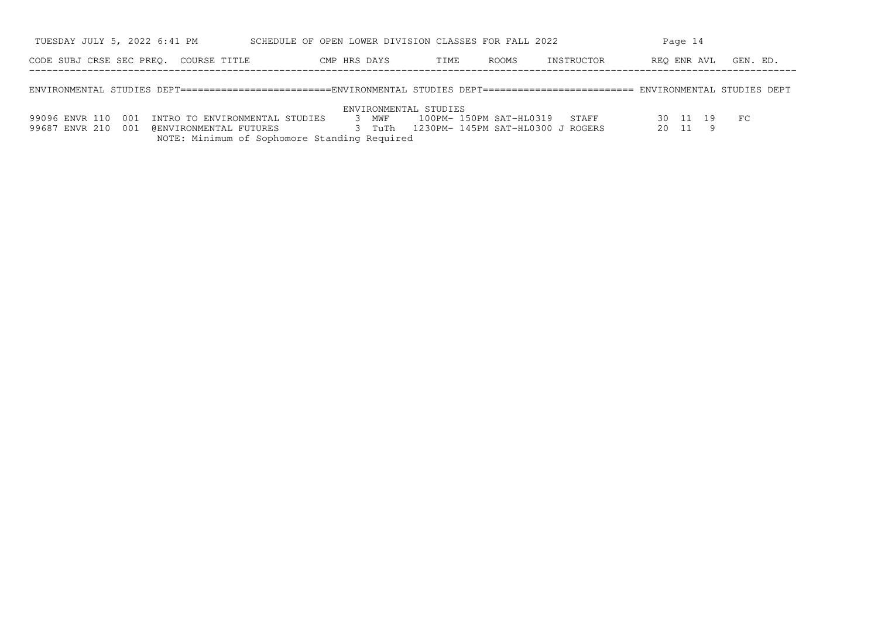SCHEDULE OF OPEN LOWER DIVISION CLASSES FOR FALL 2022

TUESDAY JULY 5, 2022 6:41 PM

## ENVIRONMENTAL STUDIES DEPT

### ENVIRONMENTAL STUDIES

| CODE | SUBJ | CRSE | SEC | PREQ. | COURSE TITLE | CMP | HRS | DAYS | TIME | ROOMS | INSTRUCTOR | REQ | ENR | AVL | GEN. ED. |
|---|---|---|---|---|---|---|---|---|---|---|---|---|---|---|---|
| 99096 | ENVR | 110 | 001 | | INTRO TO ENVIRONMENTAL STUDIES | | 3 | MWF | 100PM- 150PM | SAT-HL0319 | STAFF | 30 | 11 | 19 | FC |
| 99687 | ENVR | 210 | 001 | | @ENVIRONMENTAL FUTURES | | 3 | TuTh | 1230PM- 145PM | SAT-HL0300 | J ROGERS | 20 | 11 | 9 | |

NOTE: Minimum of Sophomore Standing Required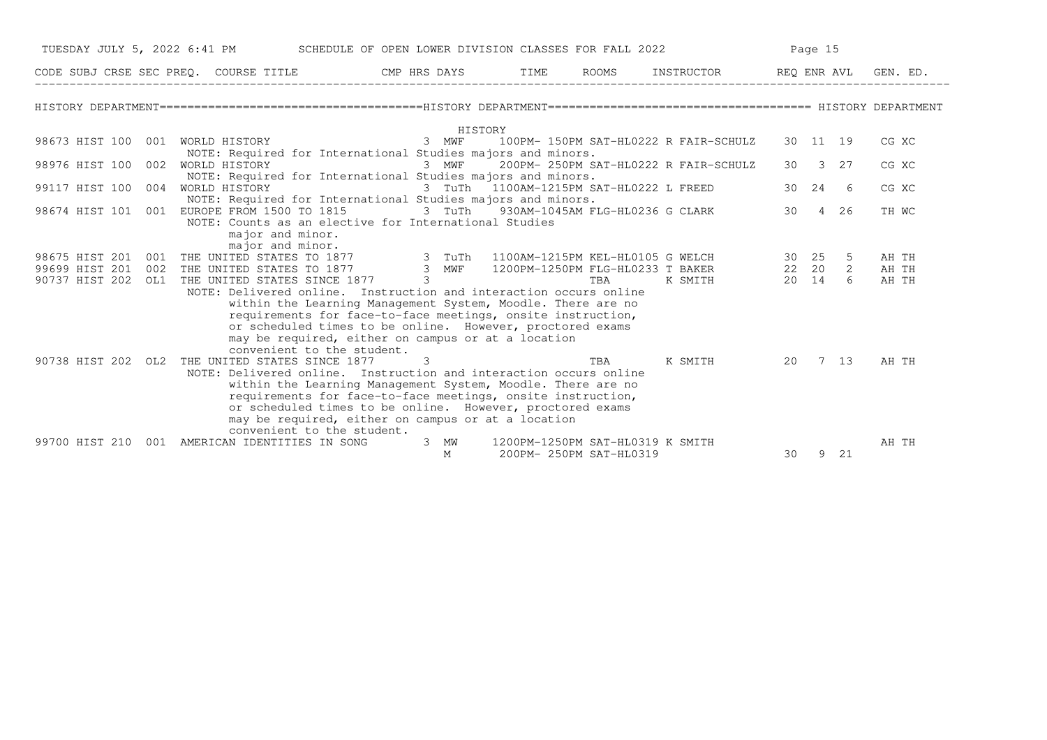## HISTORY DEPARTMENT

### HISTORY

| CODE | SUBJ | CRSE | SEC | PREQ. | COURSE TITLE | CMP | HRS | DAYS | TIME | ROOMS | INSTRUCTOR | REQ | ENR | AVL | GEN. ED. |
|---|---|---|---|---|---|---|---|---|---|---|---|---|---|---|---|
| 98673 | HIST | 100 | 001 | | WORLD HISTORY | | 3 | MWF | 100PM- 150PM | SAT-HL0222 | R FAIR-SCHULZ | 30 | 11 | 19 | CG XC |
| | | | | | NOTE: Required for International Studies majors and minors. | | | | | | | | | | |
| 98976 | HIST | 100 | 002 | | WORLD HISTORY | | 3 | MWF | 200PM- 250PM | SAT-HL0222 | R FAIR-SCHULZ | 30 | 3 | 27 | CG XC |
| | | | | | NOTE: Required for International Studies majors and minors. | | | | | | | | | | |
| 99117 | HIST | 100 | 004 | | WORLD HISTORY | | 3 | TuTh | 1100AM-1215PM | SAT-HL0222 | L FREED | 30 | 24 | 6 | CG XC |
| | | | | | NOTE: Required for International Studies majors and minors. | | | | | | | | | | |
| 98674 | HIST | 101 | 001 | | EUROPE FROM 1500 TO 1815 | | 3 | TuTh | 930AM-1045AM | FLG-HL0236 | G CLARK | 30 | 4 | 26 | TH WC |
| | | | | | NOTE: Counts as an elective for International Studies major and minor. major and minor. | | | | | | | | | | |
| 98675 | HIST | 201 | 001 | | THE UNITED STATES TO 1877 | | 3 | TuTh | 1100AM-1215PM | KEL-HL0105 | G WELCH | 30 | 25 | 5 | AH TH |
| 99699 | HIST | 201 | 002 | | THE UNITED STATES TO 1877 | | 3 | MWF | 1200PM-1250PM | FLG-HL0233 | T BAKER | 22 | 20 | 2 | AH TH |
| 90737 | HIST | 202 | OL1 | | THE UNITED STATES SINCE 1877 | | 3 | | | TBA | K SMITH | 20 | 14 | 6 | AH TH |
| | | | | | NOTE: Delivered online. Instruction and interaction occurs online within the Learning Management System, Moodle. There are no requirements for face-to-face meetings, onsite instruction, or scheduled times to be online. However, proctored exams may be required, either on campus or at a location convenient to the student. | | | | | | | | | | |
| 90738 | HIST | 202 | OL2 | | THE UNITED STATES SINCE 1877 | | 3 | | | TBA | K SMITH | 20 | 7 | 13 | AH TH |
| | | | | | NOTE: Delivered online. Instruction and interaction occurs online within the Learning Management System, Moodle. There are no requirements for face-to-face meetings, onsite instruction, or scheduled times to be online. However, proctored exams may be required, either on campus or at a location convenient to the student. | | | | | | | | | | |
| 99700 | HIST | 210 | 001 | | AMERICAN IDENTITIES IN SONG | | 3 | MW | 1200PM-1250PM | SAT-HL0319 | K SMITH | | | | AH TH |
| | | | | | | | | M | 200PM- 250PM | SAT-HL0319 | | 30 | 9 | 21 | |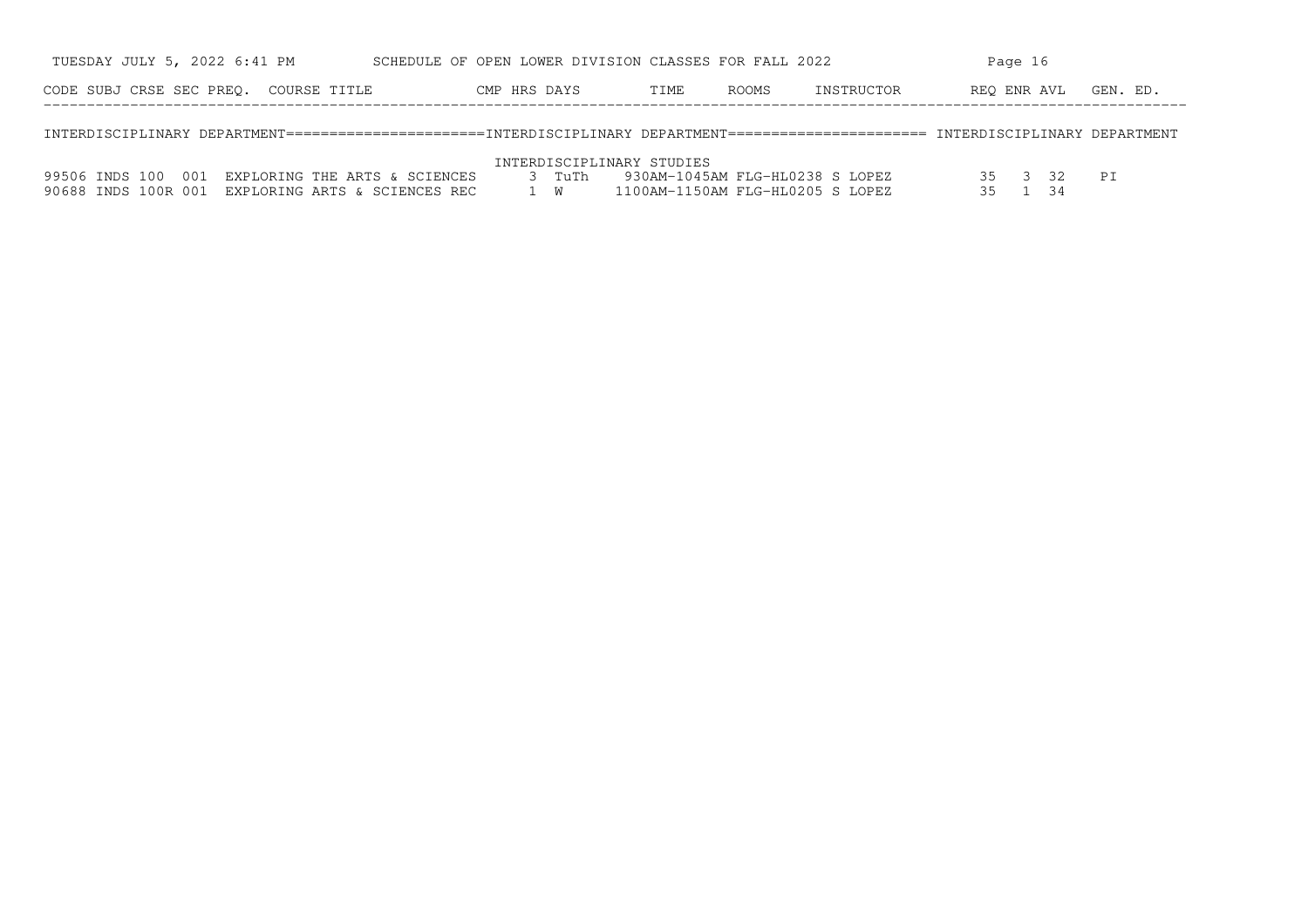| CODE | SUBJ | CRSE | SEC | PREQ. | COURSE TITLE | CMP | HRS | DAYS | TIME | ROOMS | INSTRUCTOR | REQ | ENR | AVL | GEN. ED. |
|---|---|---|---|---|---|---|---|---|---|---|---|---|---|---|---|

## INTERDISCIPLINARY DEPARTMENT

### INTERDISCIPLINARY STUDIES

| CODE | SUBJ | CRSE | SEC | PREQ. | COURSE TITLE | CMP | HRS | DAYS | TIME | ROOMS | INSTRUCTOR | REQ | ENR | AVL | GEN. ED. |
|---|---|---|---|---|---|---|---|---|---|---|---|---|---|---|---|
| 99506 | INDS | 100 | 001 | | EXPLORING THE ARTS & SCIENCES | | 3 | TuTh | 930AM-1045AM | FLG-HL0238 | S LOPEZ | 35 | 3 | 32 | PI |
| 90688 | INDS | 100R | 001 | | EXPLORING ARTS & SCIENCES REC | | 1 | W | 1100AM-1150AM | FLG-HL0205 | S LOPEZ | 35 | 1 | 34 | |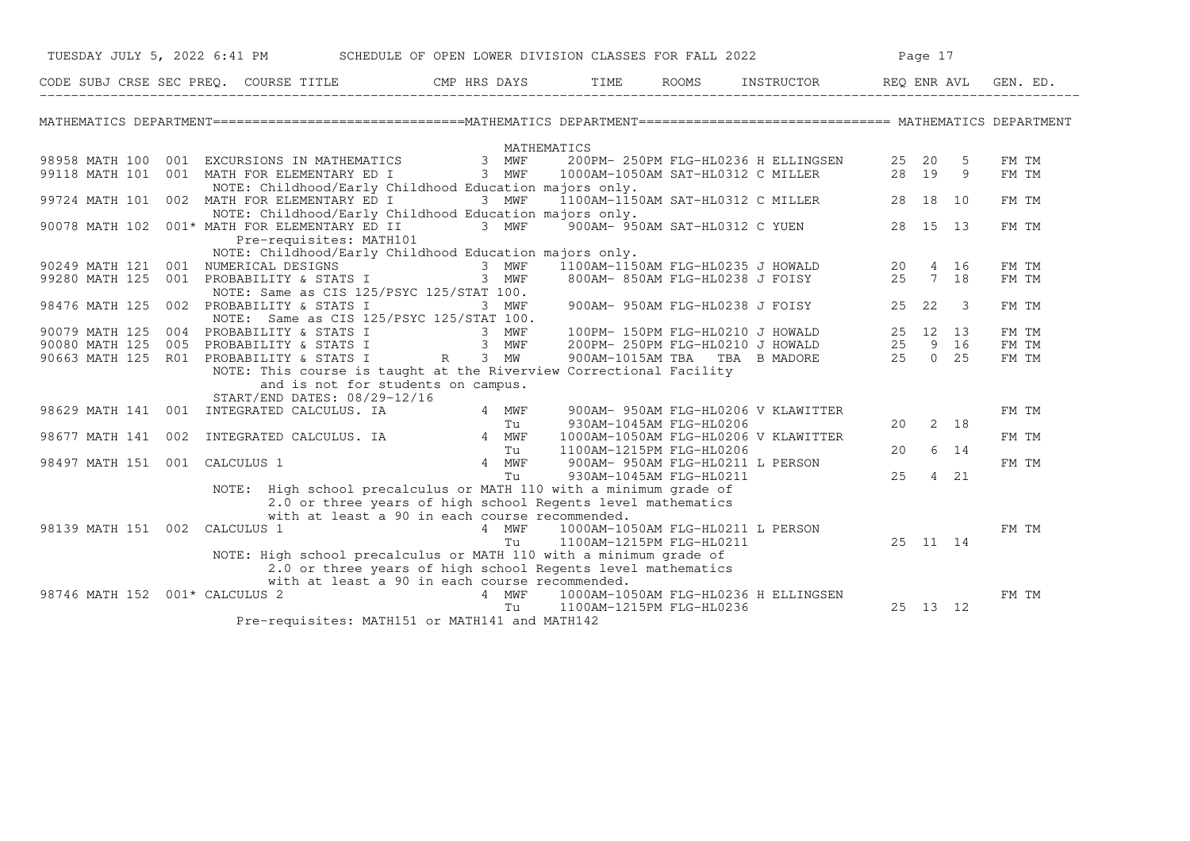TUESDAY JULY 5, 2022 6:41 PM — SCHEDULE OF OPEN LOWER DIVISION CLASSES FOR FALL 2022

## MATHEMATICS DEPARTMENT

### MATHEMATICS

| CODE | SUBJ | CRSE | SEC | PREQ. | COURSE TITLE | CMP | HRS | DAYS | TIME | ROOMS | INSTRUCTOR | REQ | ENR | AVL | GEN. ED. |
|---|---|---|---|---|---|---|---|---|---|---|---|---|---|---|---|
| 98958 | MATH | 100 | 001 | | EXCURSIONS IN MATHEMATICS | | 3 | MWF | 200PM- 250PM | FLG-HL0236 | H ELLINGSEN | 25 | 20 | 5 | FM TM |
| 99118 | MATH | 101 | 001 | | MATH FOR ELEMENTARY ED I | | 3 | MWF | 1000AM-1050AM | SAT-HL0312 | C MILLER | 28 | 19 | 9 | FM TM |
| | | | | | NOTE: Childhood/Early Childhood Education majors only. | | | | | | | | | | |
| 99724 | MATH | 101 | 002 | | MATH FOR ELEMENTARY ED I | | 3 | MWF | 1100AM-1150AM | SAT-HL0312 | C MILLER | 28 | 18 | 10 | FM TM |
| | | | | | NOTE: Childhood/Early Childhood Education majors only. | | | | | | | | | | |
| 90078 | MATH | 102 | 001 | * | MATH FOR ELEMENTARY ED II | | 3 | MWF | 900AM- 950AM | SAT-HL0312 | C YUEN | 28 | 15 | 13 | FM TM |
| | | | | | Pre-requisites: MATH101 | | | | | | | | | | |
| | | | | | NOTE: Childhood/Early Childhood Education majors only. | | | | | | | | | | |
| 90249 | MATH | 121 | 001 | | NUMERICAL DESIGNS | | 3 | MWF | 1100AM-1150AM | FLG-HL0235 | J HOWALD | 20 | 4 | 16 | FM TM |
| 99280 | MATH | 125 | 001 | | PROBABILITY & STATS I | | 3 | MWF | 800AM- 850AM | FLG-HL0238 | J FOISY | 25 | 7 | 18 | FM TM |
| | | | | | NOTE: Same as CIS 125/PSYC 125/STAT 100. | | | | | | | | | | |
| 98476 | MATH | 125 | 002 | | PROBABILITY & STATS I | | 3 | MWF | 900AM- 950AM | FLG-HL0238 | J FOISY | 25 | 22 | 3 | FM TM |
| | | | | | NOTE: Same as CIS 125/PSYC 125/STAT 100. | | | | | | | | | | |
| 90079 | MATH | 125 | 004 | | PROBABILITY & STATS I | | 3 | MWF | 100PM- 150PM | FLG-HL0210 | J HOWALD | 25 | 12 | 13 | FM TM |
| 90080 | MATH | 125 | 005 | | PROBABILITY & STATS I | | 3 | MWF | 200PM- 250PM | FLG-HL0210 | J HOWALD | 25 | 9 | 16 | FM TM |
| 90663 | MATH | 125 | R01 | | PROBABILITY & STATS I | R | 3 | MW | 900AM-1015AM | TBA TBA | B MADORE | 25 | 0 | 25 | FM TM |
| | | | | | NOTE: This course is taught at the Riverview Correctional Facility and is not for students on campus. | | | | | | | | | | |
| | | | | | START/END DATES: 08/29-12/16 | | | | | | | | | | |
| 98629 | MATH | 141 | 001 | | INTEGRATED CALCULUS. IA | | 4 | MWF | 900AM- 950AM | FLG-HL0206 | V KLAWITTER | | | | FM TM |
| | | | | | | | | Tu | 930AM-1045AM | FLG-HL0206 | | 20 | 2 | 18 | |
| 98677 | MATH | 141 | 002 | | INTEGRATED CALCULUS. IA | | 4 | MWF | 1000AM-1050AM | FLG-HL0206 | V KLAWITTER | | | | FM TM |
| | | | | | | | | Tu | 1100AM-1215PM | FLG-HL0206 | | 20 | 6 | 14 | |
| 98497 | MATH | 151 | 001 | | CALCULUS 1 | | 4 | MWF | 900AM- 950AM | FLG-HL0211 | L PERSON | | | | FM TM |
| | | | | | | | | Tu | 930AM-1045AM | FLG-HL0211 | | 25 | 4 | 21 | |
| | | | | | NOTE: High school precalculus or MATH 110 with a minimum grade of 2.0 or three years of high school Regents level mathematics with at least a 90 in each course recommended. | | | | | | | | | | |
| 98139 | MATH | 151 | 002 | | CALCULUS 1 | | 4 | MWF | 1000AM-1050AM | FLG-HL0211 | L PERSON | | | | FM TM |
| | | | | | | | | Tu | 1100AM-1215PM | FLG-HL0211 | | 25 | 11 | 14 | |
| | | | | | NOTE: High school precalculus or MATH 110 with a minimum grade of 2.0 or three years of high school Regents level mathematics with at least a 90 in each course recommended. | | | | | | | | | | |
| 98746 | MATH | 152 | 001 | * | CALCULUS 2 | | 4 | MWF | 1000AM-1050AM | FLG-HL0236 | H ELLINGSEN | | | | FM TM |
| | | | | | | | | Tu | 1100AM-1215PM | FLG-HL0236 | | 25 | 13 | 12 | |
| | | | | | Pre-requisites: MATH151 or MATH141 and MATH142 | | | | | | | | | | |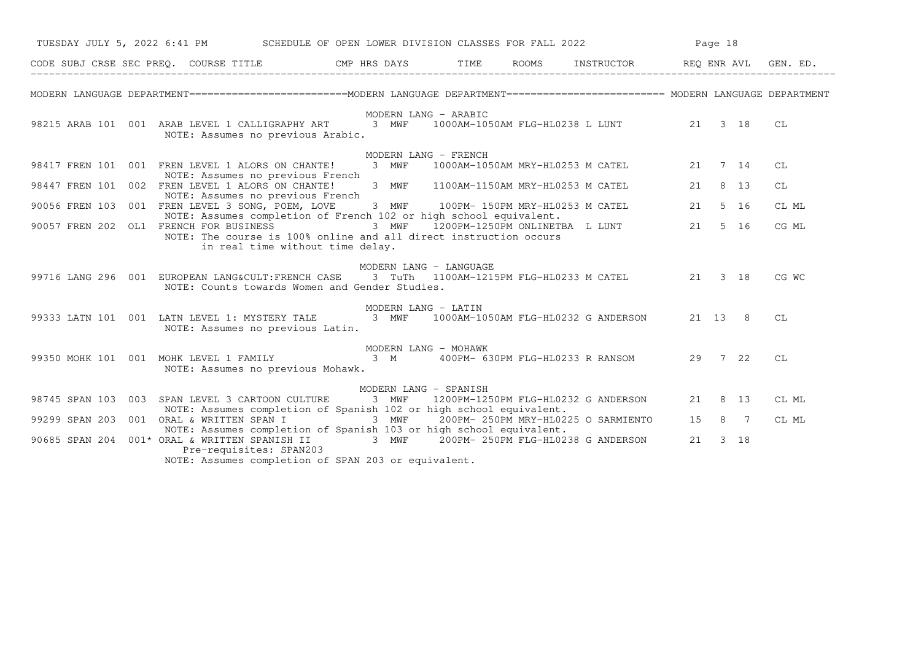# SCHEDULE OF OPEN LOWER DIVISION CLASSES FOR FALL 2022

## MODERN LANGUAGE DEPARTMENT

| CODE | SUBJ | CRSE | SEC | PREQ. | COURSE TITLE | CMP | HRS | DAYS | TIME | ROOMS | INSTRUCTOR | REQ | ENR | AVL | GEN. ED. |
|---|---|---|---|---|---|---|---|---|---|---|---|---|---|---|---|
| **MODERN LANG - ARABIC** | | | | | | | | | | | | | | | |
| 98215 | ARAB | 101 | 001 | | ARAB LEVEL 1 CALLIGRAPHY ART | | 3 | MWF | 1000AM-1050AM | FLG-HL0238 | L LUNT | 21 | 3 | 18 | CL |
| | | | | | NOTE: Assumes no previous Arabic. | | | | | | | | | | |
| **MODERN LANG - FRENCH** | | | | | | | | | | | | | | | |
| 98417 | FREN | 101 | 001 | | FREN LEVEL 1 ALORS ON CHANTE! | | 3 | MWF | 1000AM-1050AM | MRY-HL0253 | M CATEL | 21 | 7 | 14 | CL |
| | | | | | NOTE: Assumes no previous French | | | | | | | | | | |
| 98447 | FREN | 101 | 002 | | FREN LEVEL 1 ALORS ON CHANTE! | | 3 | MWF | 1100AM-1150AM | MRY-HL0253 | M CATEL | 21 | 8 | 13 | CL |
| | | | | | NOTE: Assumes no previous French | | | | | | | | | | |
| 90056 | FREN | 103 | 001 | | FREN LEVEL 3 SONG, POEM, LOVE | | 3 | MWF | 100PM- 150PM | MRY-HL0253 | M CATEL | 21 | 5 | 16 | CL ML |
| | | | | | NOTE: Assumes completion of French 102 or high school equivalent. | | | | | | | | | | |
| 90057 | FREN | 202 | OL1 | | FRENCH FOR BUSINESS | | 3 | MWF | 1200PM-1250PM | ONLINETBA | L LUNT | 21 | 5 | 16 | CG ML |
| | | | | | NOTE: The course is 100% online and all direct instruction occurs in real time without time delay. | | | | | | | | | | |
| **MODERN LANG - LANGUAGE** | | | | | | | | | | | | | | | |
| 99716 | LANG | 296 | 001 | | EUROPEAN LANG&CULT:FRENCH CASE | | 3 | TuTh | 1100AM-1215PM | FLG-HL0233 | M CATEL | 21 | 3 | 18 | CG WC |
| | | | | | NOTE: Counts towards Women and Gender Studies. | | | | | | | | | | |
| **MODERN LANG - LATIN** | | | | | | | | | | | | | | | |
| 99333 | LATN | 101 | 001 | | LATN LEVEL 1: MYSTERY TALE | | 3 | MWF | 1000AM-1050AM | FLG-HL0232 | G ANDERSON | 21 | 13 | 8 | CL |
| | | | | | NOTE: Assumes no previous Latin. | | | | | | | | | | |
| **MODERN LANG - MOHAWK** | | | | | | | | | | | | | | | |
| 99350 | MOHK | 101 | 001 | | MOHK LEVEL 1 FAMILY | | 3 | M | 400PM- 630PM | FLG-HL0233 | R RANSOM | 29 | 7 | 22 | CL |
| | | | | | NOTE: Assumes no previous Mohawk. | | | | | | | | | | |
| **MODERN LANG - SPANISH** | | | | | | | | | | | | | | | |
| 98745 | SPAN | 103 | 003 | | SPAN LEVEL 3 CARTOON CULTURE | | 3 | MWF | 1200PM-1250PM | FLG-HL0232 | G ANDERSON | 21 | 8 | 13 | CL ML |
| | | | | | NOTE: Assumes completion of Spanish 102 or high school equivalent. | | | | | | | | | | |
| 99299 | SPAN | 203 | 001 | | ORAL & WRITTEN SPAN I | | 3 | MWF | 200PM- 250PM | MRY-HL0225 | O SARMIENTO | 15 | 8 | 7 | CL ML |
| | | | | | NOTE: Assumes completion of Spanish 103 or high school equivalent. | | | | | | | | | | |
| 90685 | SPAN | 204 | 001 | * | ORAL & WRITTEN SPANISH II | | 3 | MWF | 200PM- 250PM | FLG-HL0238 | G ANDERSON | 21 | 3 | 18 | |
| | | | | | Pre-requisites: SPAN203 | | | | | | | | | | |
| | | | | | NOTE: Assumes completion of SPAN 203 or equivalent. | | | | | | | | | | |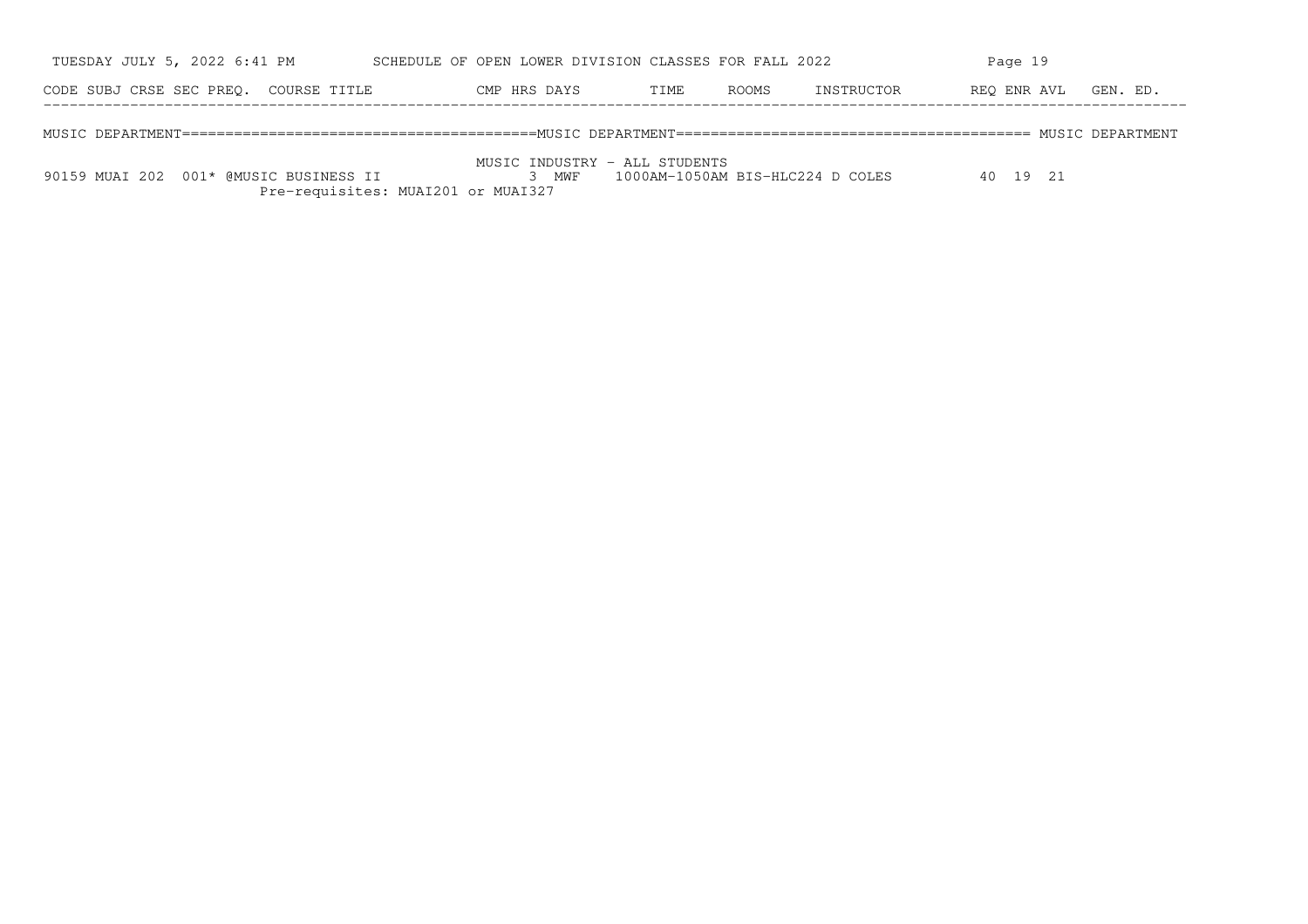| CODE | SUBJ | CRSE | SEC | PREQ. | COURSE TITLE | CMP | HRS | DAYS | TIME | ROOMS | INSTRUCTOR | REQ | ENR | AVL | GEN. ED. |
|---|---|---|---|---|---|---|---|---|---|---|---|---|---|---|---|

MUSIC DEPARTMENT=========================================MUSIC DEPARTMENT========================================= MUSIC DEPARTMENT

MUSIC INDUSTRY - ALL STUDENTS

| CODE | SUBJ | CRSE | SEC | PREQ. | COURSE TITLE | CMP | HRS | DAYS | TIME | ROOMS | INSTRUCTOR | REQ | ENR | AVL | GEN. ED. |
|---|---|---|---|---|---|---|---|---|---|---|---|---|---|---|---|
| 90159 | MUAI | 202 | 001* | | @MUSIC BUSINESS II | | 3 | MWF | 1000AM-1050AM | BIS-HLC224 | D COLES | 40 | 19 | 21 | |

Pre-requisites: MUAI201 or MUAI327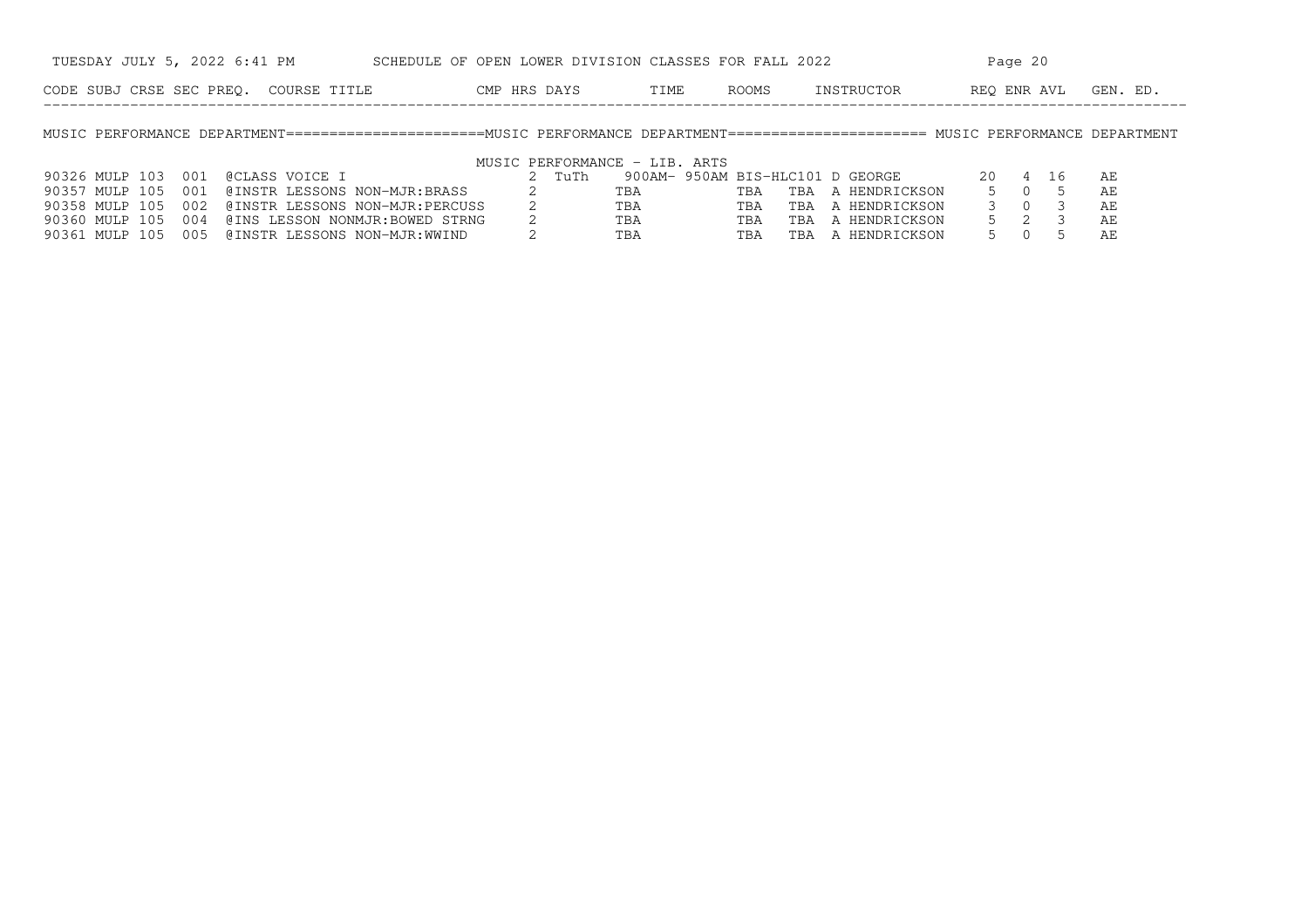MUSIC PERFORMANCE DEPARTMENT======================MUSIC PERFORMANCE DEPARTMENT====================== MUSIC PERFORMANCE DEPARTMENT

MUSIC PERFORMANCE - LIB. ARTS

| CODE | SUBJ | CRSE | SEC | PREQ. | COURSE TITLE | CMP | HRS | DAYS | TIME | ROOMS | INSTRUCTOR | REQ | ENR | AVL | GEN. ED. |
|---|---|---|---|---|---|---|---|---|---|---|---|---|---|---|---|
| 90326 | MULP | 103 | 001 | | @CLASS VOICE I | | 2 | TuTh | 900AM- 950AM | BIS-HLC101 | D GEORGE | 20 | 4 | 16 | AE |
| 90357 | MULP | 105 | 001 | | @INSTR LESSONS NON-MJR:BRASS | | 2 | | TBA | TBA | TBA A HENDRICKSON | 5 | 0 | 5 | AE |
| 90358 | MULP | 105 | 002 | | @INSTR LESSONS NON-MJR:PERCUSS | | 2 | | TBA | TBA | TBA A HENDRICKSON | 3 | 0 | 3 | AE |
| 90360 | MULP | 105 | 004 | | @INS LESSON NONMJR:BOWED STRNG | | 2 | | TBA | TBA | TBA A HENDRICKSON | 5 | 2 | 3 | AE |
| 90361 | MULP | 105 | 005 | | @INSTR LESSONS NON-MJR:WWIND | | 2 | | TBA | TBA | TBA A HENDRICKSON | 5 | 0 | 5 | AE |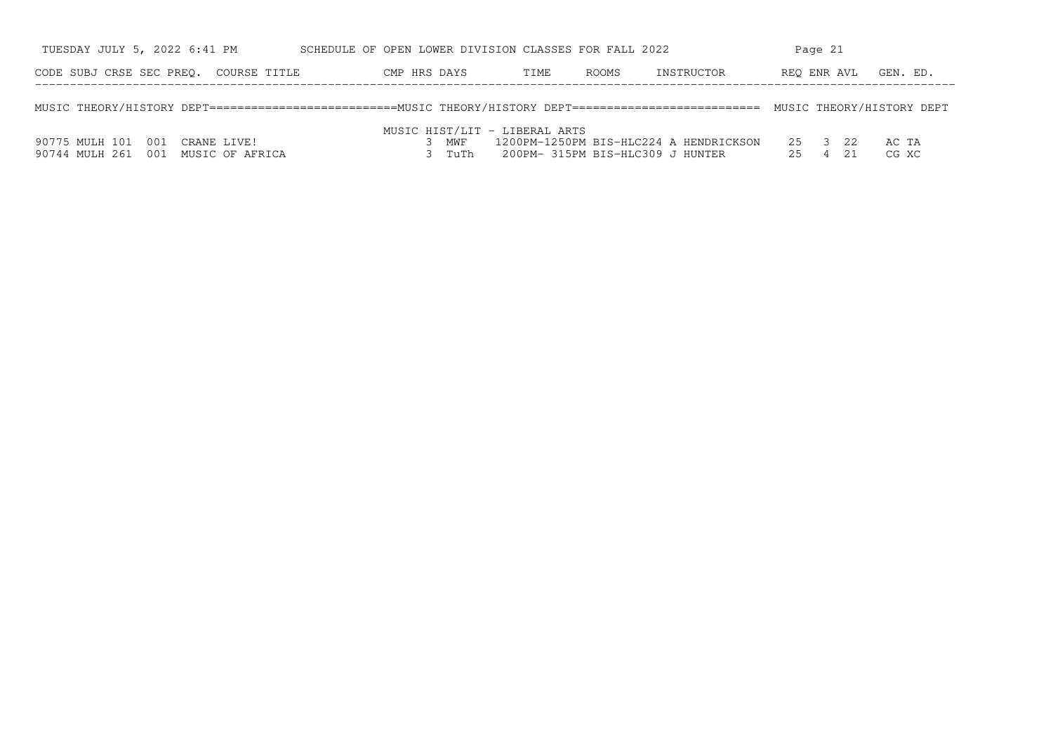MUSIC THEORY/HISTORY DEPT

MUSIC HIST/LIT - LIBERAL ARTS

| CODE | SUBJ | CRSE | SEC | PREQ. | COURSE TITLE | CMP | HRS | DAYS | TIME | ROOMS | INSTRUCTOR | REQ | ENR | AVL | GEN. ED. |
|---|---|---|---|---|---|---|---|---|---|---|---|---|---|---|---|
| 90775 | MULH | 101 | 001 | | CRANE LIVE! | | 3 | MWF | 1200PM-1250PM | BIS-HLC224 | A HENDRICKSON | 25 | 3 | 22 | AC TA |
| 90744 | MULH | 261 | 001 | | MUSIC OF AFRICA | | 3 | TuTh | 200PM- 315PM | BIS-HLC309 | J HUNTER | 25 | 4 | 21 | CG XC |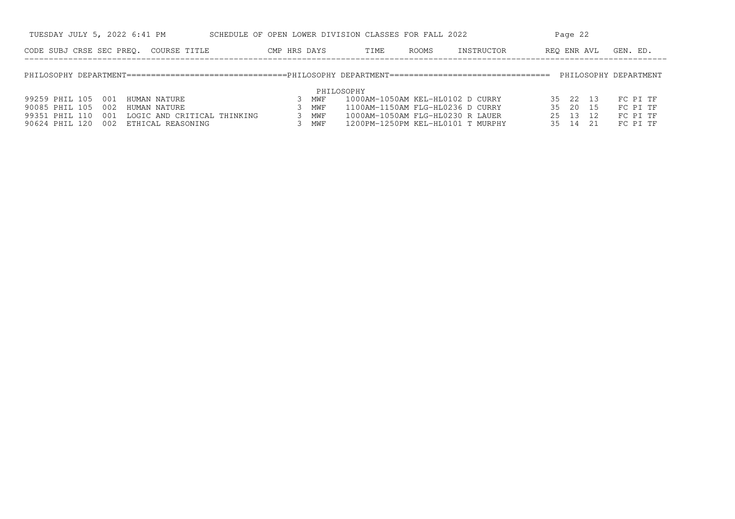SCHEDULE OF OPEN LOWER DIVISION CLASSES FOR FALL 2022

## PHILOSOPHY DEPARTMENT

### PHILOSOPHY

| CODE | SUBJ | CRSE | SEC | PREQ. | COURSE TITLE | CMP | HRS | DAYS | TIME | ROOMS | INSTRUCTOR | REQ | ENR | AVL | GEN. ED. |
|---|---|---|---|---|---|---|---|---|---|---|---|---|---|---|---|
| 99259 | PHIL | 105 | 001 | | HUMAN NATURE | | 3 | MWF | 1000AM-1050AM | KEL-HL0102 | D CURRY | 35 | 22 | 13 | FC PI TF |
| 90085 | PHIL | 105 | 002 | | HUMAN NATURE | | 3 | MWF | 1100AM-1150AM | FLG-HL0236 | D CURRY | 35 | 20 | 15 | FC PI TF |
| 99351 | PHIL | 110 | 001 | | LOGIC AND CRITICAL THINKING | | 3 | MWF | 1000AM-1050AM | FLG-HL0230 | R LAUER | 25 | 13 | 12 | FC PI TF |
| 90624 | PHIL | 120 | 002 | | ETHICAL REASONING | | 3 | MWF | 1200PM-1250PM | KEL-HL0101 | T MURPHY | 35 | 14 | 21 | FC PI TF |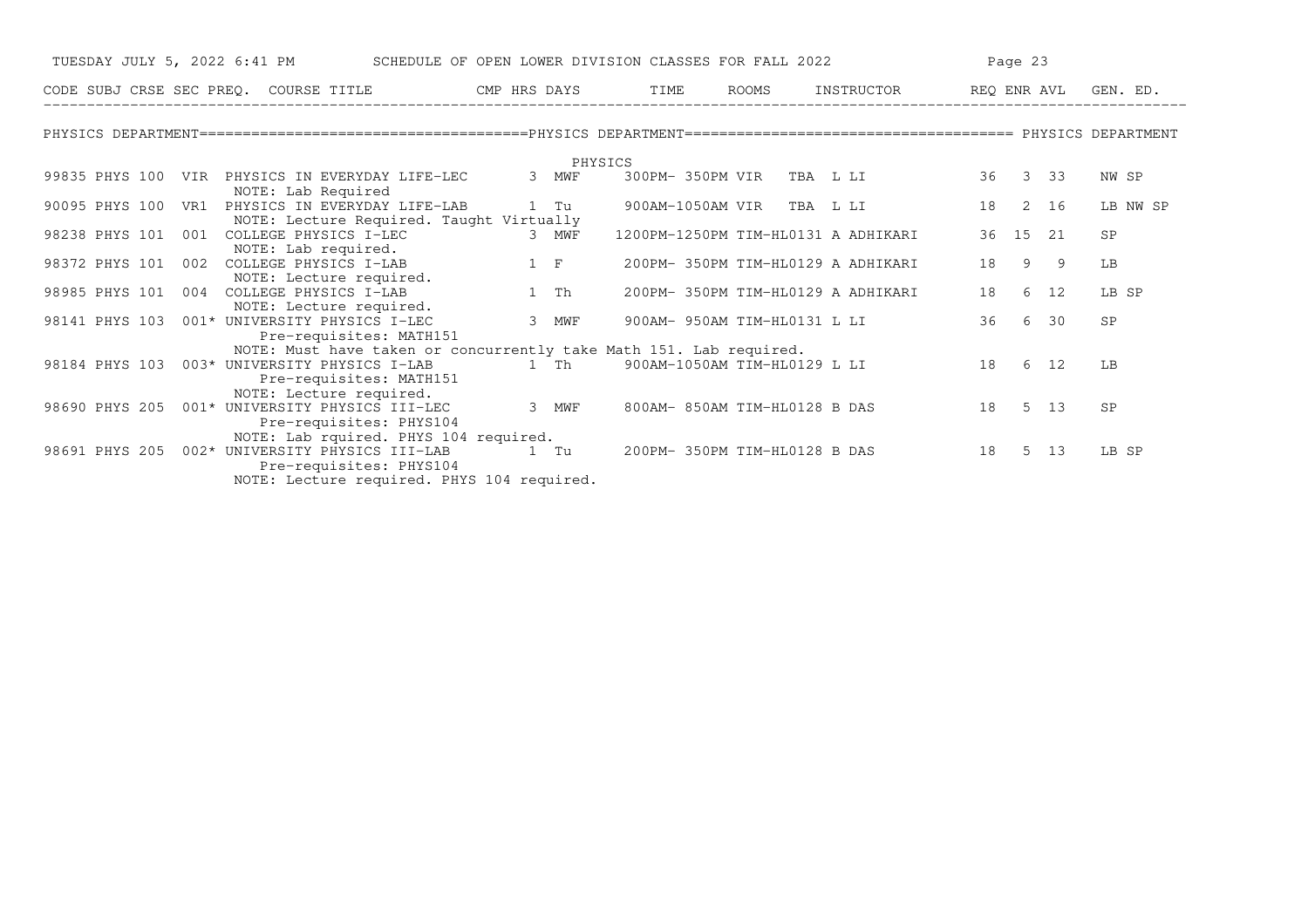## SCHEDULE OF OPEN LOWER DIVISION CLASSES FOR FALL 2022

TUESDAY JULY 5, 2022 6:41 PM

### PHYSICS DEPARTMENT

#### PHYSICS

| CODE | SUBJ | CRSE | SEC | PREQ. | COURSE TITLE | CMP | HRS | DAYS | TIME | ROOMS | INSTRUCTOR | REQ | ENR | AVL | GEN. ED. |
|---|---|---|---|---|---|---|---|---|---|---|---|---|---|---|---|
| 99835 | PHYS | 100 | VIR | | PHYSICS IN EVERYDAY LIFE-LEC<br>NOTE: Lab Required | | 3 | MWF | 300PM- 350PM | VIR | TBA L LI | 36 | 3 | 33 | NW SP |
| 90095 | PHYS | 100 | VR1 | | PHYSICS IN EVERYDAY LIFE-LAB<br>NOTE: Lecture Required. Taught Virtually | | 1 | Tu | 900AM-1050AM | VIR | TBA L LI | 18 | 2 | 16 | LB NW SP |
| 98238 | PHYS | 101 | 001 | | COLLEGE PHYSICS I-LEC<br>NOTE: Lab required. | | 3 | MWF | 1200PM-1250PM | TIM-HL0131 | A ADHIKARI | 36 | 15 | 21 | SP |
| 98372 | PHYS | 101 | 002 | | COLLEGE PHYSICS I-LAB<br>NOTE: Lecture required. | | 1 | F | 200PM- 350PM | TIM-HL0129 | A ADHIKARI | 18 | 9 | 9 | LB |
| 98985 | PHYS | 101 | 004 | | COLLEGE PHYSICS I-LAB<br>NOTE: Lecture required. | | 1 | Th | 200PM- 350PM | TIM-HL0129 | A ADHIKARI | 18 | 6 | 12 | LB SP |
| 98141 | PHYS | 103 | 001 | * | UNIVERSITY PHYSICS I-LEC<br>Pre-requisites: MATH151<br>NOTE: Must have taken or concurrently take Math 151. Lab required. | | 3 | MWF | 900AM- 950AM | TIM-HL0131 | L LI | 36 | 6 | 30 | SP |
| 98184 | PHYS | 103 | 003 | * | UNIVERSITY PHYSICS I-LAB<br>Pre-requisites: MATH151<br>NOTE: Lecture required. | | 1 | Th | 900AM-1050AM | TIM-HL0129 | L LI | 18 | 6 | 12 | LB |
| 98690 | PHYS | 205 | 001 | * | UNIVERSITY PHYSICS III-LEC<br>Pre-requisites: PHYS104<br>NOTE: Lab rquired. PHYS 104 required. | | 3 | MWF | 800AM- 850AM | TIM-HL0128 | B DAS | 18 | 5 | 13 | SP |
| 98691 | PHYS | 205 | 002 | * | UNIVERSITY PHYSICS III-LAB<br>Pre-requisites: PHYS104<br>NOTE: Lecture required. PHYS 104 required. | | 1 | Tu | 200PM- 350PM | TIM-HL0128 | B DAS | 18 | 5 | 13 | LB SP |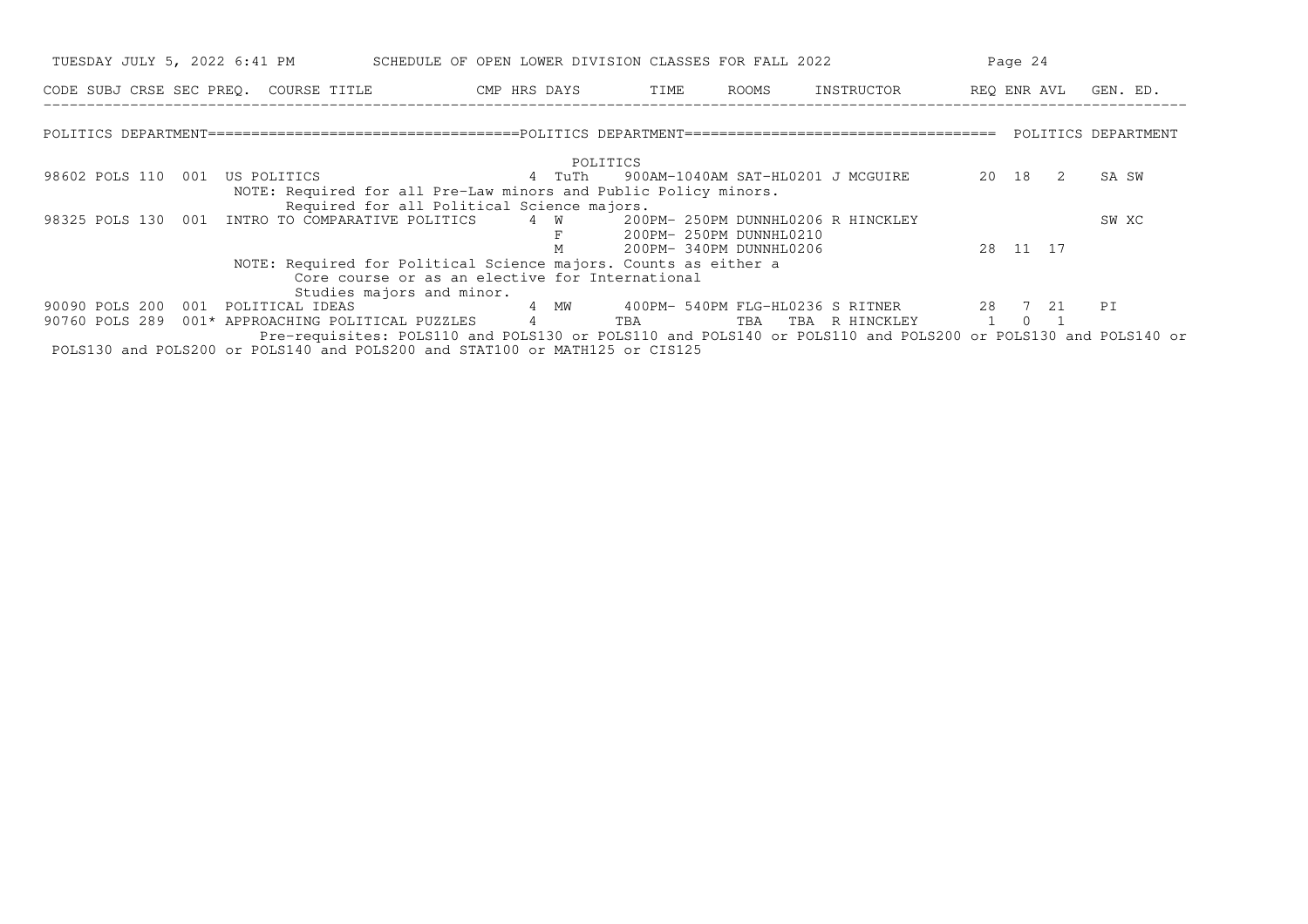# SCHEDULE OF OPEN LOWER DIVISION CLASSES FOR FALL 2022

TUESDAY JULY 5, 2022 6:41 PM

## POLITICS DEPARTMENT

### POLITICS

| CODE | SUBJ | CRSE | SEC | PREQ. | COURSE TITLE | CMP | HRS | DAYS | TIME | ROOMS | INSTRUCTOR | REQ | ENR | AVL | GEN. ED. |
|---|---|---|---|---|---|---|---|---|---|---|---|---|---|---|---|
| 98602 | POLS | 110 | 001 | | US POLITICS | | 4 | TuTh | 900AM-1040AM | SAT-HL0201 | J MCGUIRE | 20 | 18 | 2 | SA SW |
| | | | | | NOTE: Required for all Pre-Law minors and Public Policy minors. Required for all Political Science majors. | | | | | | | | | | |
| 98325 | POLS | 130 | 001 | | INTRO TO COMPARATIVE POLITICS | | 4 | W | 200PM- 250PM | DUNNHL0206 | R HINCKLEY | | | | SW XC |
| | | | | | | | | F | 200PM- 250PM | DUNNHL0210 | | | | | |
| | | | | | | | | M | 200PM- 340PM | DUNNHL0206 | | 28 | 11 | 17 | |
| | | | | | NOTE: Required for Political Science majors. Counts as either a Core course or as an elective for International Studies majors and minor. | | | | | | | | | | |
| 90090 | POLS | 200 | 001 | | POLITICAL IDEAS | | 4 | MW | 400PM- 540PM | FLG-HL0236 | S RITNER | 28 | 7 | 21 | PI |
| 90760 | POLS | 289 | 001 | * | APPROACHING POLITICAL PUZZLES | | 4 | | TBA | TBA | TBA R HINCKLEY | 1 | 0 | 1 | |
| | | | | | Pre-requisites: POLS110 and POLS130 or POLS110 and POLS140 or POLS110 and POLS200 or POLS130 and POLS140 or POLS130 and POLS200 or POLS140 and POLS200 and STAT100 or MATH125 or CIS125 | | | | | | | | | | |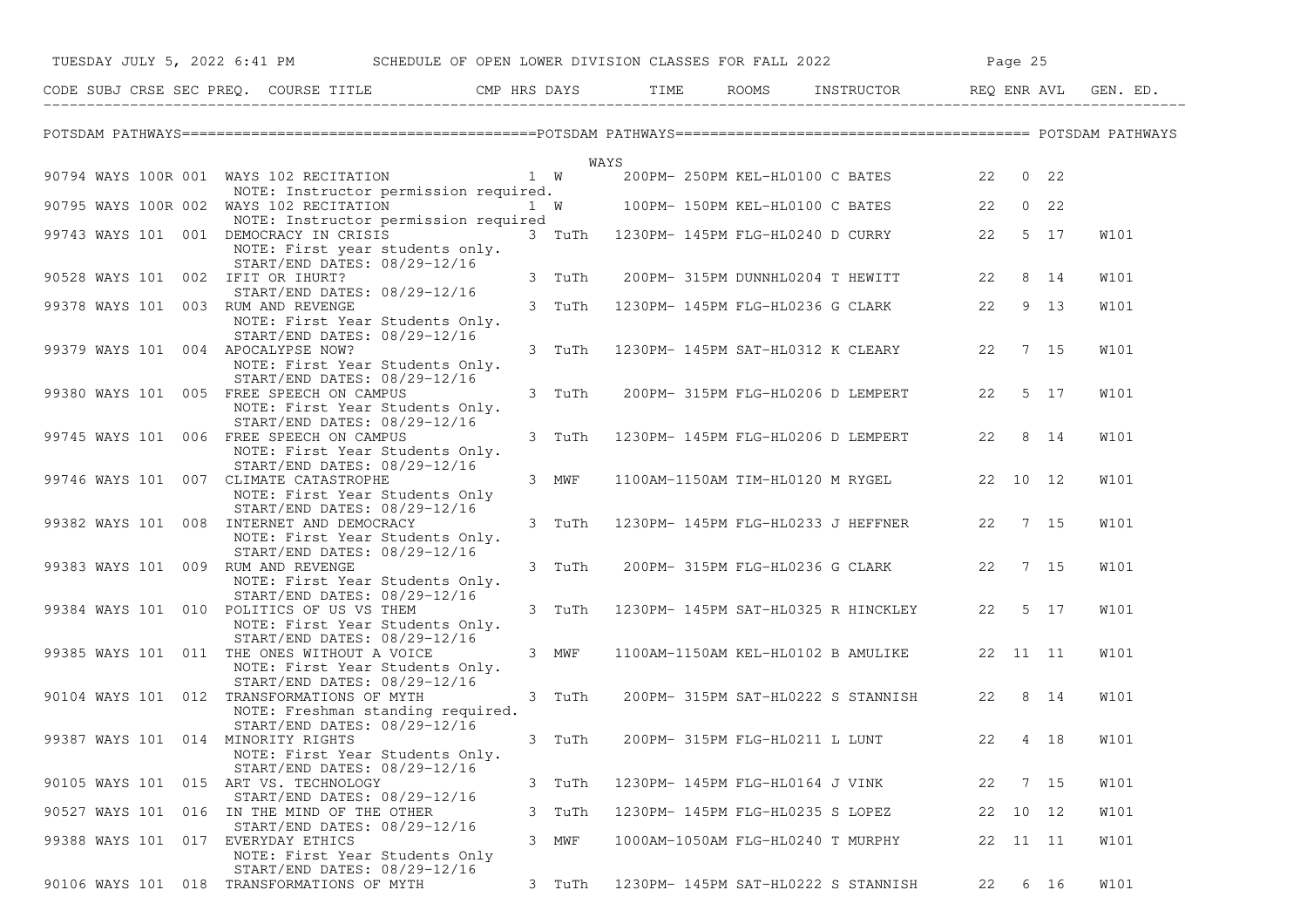SCHEDULE OF OPEN LOWER DIVISION CLASSES FOR FALL 2022

TUESDAY JULY 5, 2022 6:41 PM

## POTSDAM PATHWAYS

### WAYS

| CODE | SUBJ | CRSE | SEC | PREQ. | COURSE TITLE | CMP | HRS | DAYS | TIME | ROOMS | INSTRUCTOR | REQ | ENR | AVL | GEN. ED. |
|---|---|---|---|---|---|---|---|---|---|---|---|---|---|---|---|
| 90794 | WAYS | 100R | 001 | | WAYS 102 RECITATION<br>NOTE: Instructor permission required. | | 1 | W | 200PM- 250PM | KEL-HL0100 | C BATES | 22 | 0 | 22 | |
| 90795 | WAYS | 100R | 002 | | WAYS 102 RECITATION<br>NOTE: Instructor permission required | | 1 | W | 100PM- 150PM | KEL-HL0100 | C BATES | 22 | 0 | 22 | |
| 99743 | WAYS | 101 | 001 | | DEMOCRACY IN CRISIS<br>NOTE: First year students only.<br>START/END DATES: 08/29-12/16 | | 3 | TuTh | 1230PM- 145PM | FLG-HL0240 | D CURRY | 22 | 5 | 17 | W101 |
| 90528 | WAYS | 101 | 002 | | IFIT OR IHURT?<br>START/END DATES: 08/29-12/16 | | 3 | TuTh | 200PM- 315PM | DUNNHL0204 | T HEWITT | 22 | 8 | 14 | W101 |
| 99378 | WAYS | 101 | 003 | | RUM AND REVENGE<br>NOTE: First Year Students Only.<br>START/END DATES: 08/29-12/16 | | 3 | TuTh | 1230PM- 145PM | FLG-HL0236 | G CLARK | 22 | 9 | 13 | W101 |
| 99379 | WAYS | 101 | 004 | | APOCALYPSE NOW?<br>NOTE: First Year Students Only.<br>START/END DATES: 08/29-12/16 | | 3 | TuTh | 1230PM- 145PM | SAT-HL0312 | K CLEARY | 22 | 7 | 15 | W101 |
| 99380 | WAYS | 101 | 005 | | FREE SPEECH ON CAMPUS<br>NOTE: First Year Students Only.<br>START/END DATES: 08/29-12/16 | | 3 | TuTh | 200PM- 315PM | FLG-HL0206 | D LEMPERT | 22 | 5 | 17 | W101 |
| 99745 | WAYS | 101 | 006 | | FREE SPEECH ON CAMPUS<br>NOTE: First Year Students Only.<br>START/END DATES: 08/29-12/16 | | 3 | TuTh | 1230PM- 145PM | FLG-HL0206 | D LEMPERT | 22 | 8 | 14 | W101 |
| 99746 | WAYS | 101 | 007 | | CLIMATE CATASTROPHE<br>NOTE: First Year Students Only<br>START/END DATES: 08/29-12/16 | | 3 | MWF | 1100AM-1150AM | TIM-HL0120 | M RYGEL | 22 | 10 | 12 | W101 |
| 99382 | WAYS | 101 | 008 | | INTERNET AND DEMOCRACY<br>NOTE: First Year Students Only.<br>START/END DATES: 08/29-12/16 | | 3 | TuTh | 1230PM- 145PM | FLG-HL0233 | J HEFFNER | 22 | 7 | 15 | W101 |
| 99383 | WAYS | 101 | 009 | | RUM AND REVENGE<br>NOTE: First Year Students Only.<br>START/END DATES: 08/29-12/16 | | 3 | TuTh | 200PM- 315PM | FLG-HL0236 | G CLARK | 22 | 7 | 15 | W101 |
| 99384 | WAYS | 101 | 010 | | POLITICS OF US VS THEM<br>NOTE: First Year Students Only.<br>START/END DATES: 08/29-12/16 | | 3 | TuTh | 1230PM- 145PM | SAT-HL0325 | R HINCKLEY | 22 | 5 | 17 | W101 |
| 99385 | WAYS | 101 | 011 | | THE ONES WITHOUT A VOICE<br>NOTE: First Year Students Only.<br>START/END DATES: 08/29-12/16 | | 3 | MWF | 1100AM-1150AM | KEL-HL0102 | B AMULIKE | 22 | 11 | 11 | W101 |
| 90104 | WAYS | 101 | 012 | | TRANSFORMATIONS OF MYTH<br>NOTE: Freshman standing required.<br>START/END DATES: 08/29-12/16 | | 3 | TuTh | 200PM- 315PM | SAT-HL0222 | S STANNISH | 22 | 8 | 14 | W101 |
| 99387 | WAYS | 101 | 014 | | MINORITY RIGHTS<br>NOTE: First Year Students Only.<br>START/END DATES: 08/29-12/16 | | 3 | TuTh | 200PM- 315PM | FLG-HL0211 | L LUNT | 22 | 4 | 18 | W101 |
| 90105 | WAYS | 101 | 015 | | ART VS. TECHNOLOGY<br>START/END DATES: 08/29-12/16 | | 3 | TuTh | 1230PM- 145PM | FLG-HL0164 | J VINK | 22 | 7 | 15 | W101 |
| 90527 | WAYS | 101 | 016 | | IN THE MIND OF THE OTHER<br>START/END DATES: 08/29-12/16 | | 3 | TuTh | 1230PM- 145PM | FLG-HL0235 | S LOPEZ | 22 | 10 | 12 | W101 |
| 99388 | WAYS | 101 | 017 | | EVERYDAY ETHICS<br>NOTE: First Year Students Only<br>START/END DATES: 08/29-12/16 | | 3 | MWF | 1000AM-1050AM | FLG-HL0240 | T MURPHY | 22 | 11 | 11 | W101 |
| 90106 | WAYS | 101 | 018 | | TRANSFORMATIONS OF MYTH | | 3 | TuTh | 1230PM- 145PM | SAT-HL0222 | S STANNISH | 22 | 6 | 16 | W101 |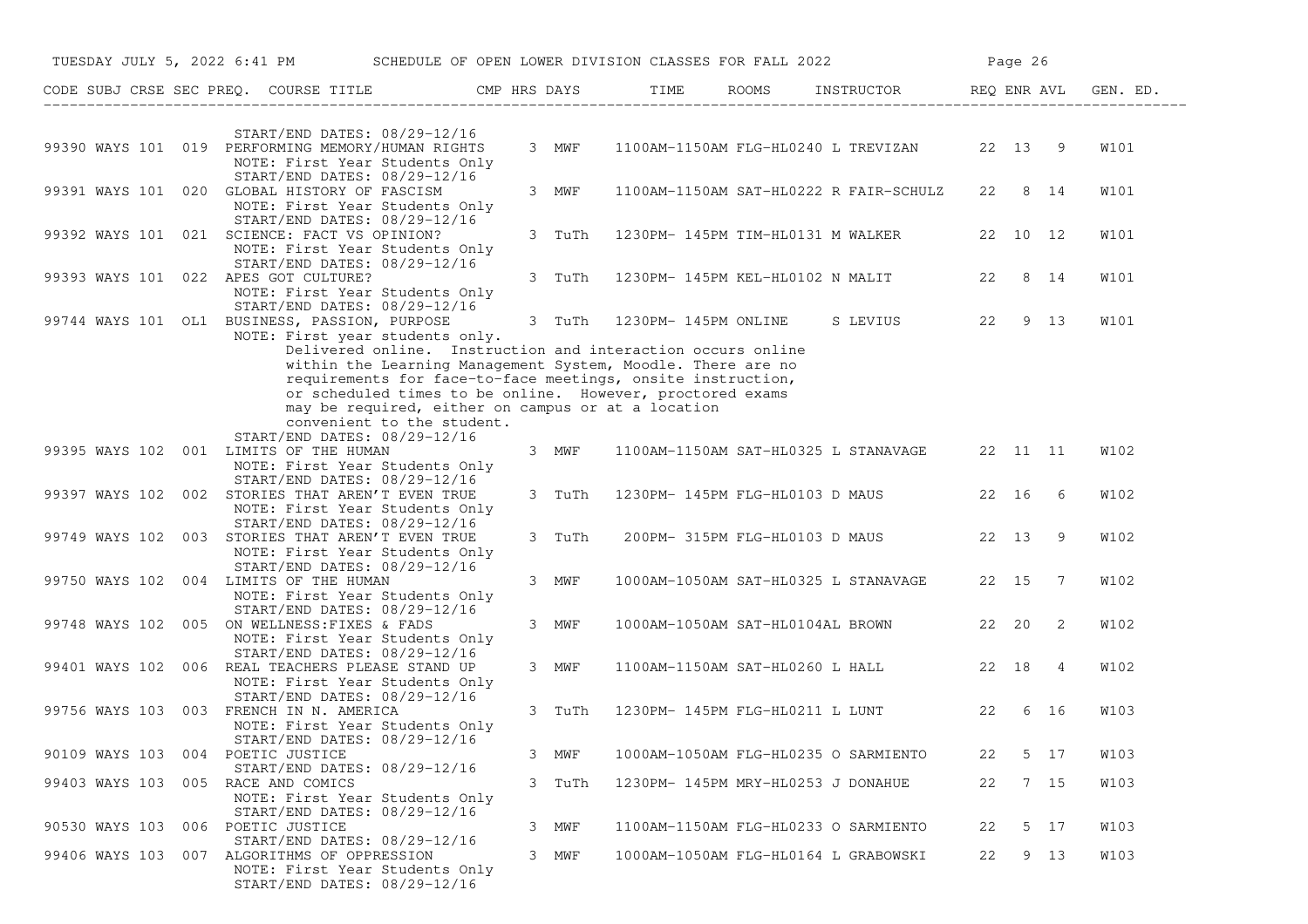| CODE | SUBJ | CRSE | SEC | PREQ. | COURSE TITLE | CMP | HRS | DAYS | TIME | ROOMS | INSTRUCTOR | REQ | ENR | AVL | GEN. ED. |
|---|---|---|---|---|---|---|---|---|---|---|---|---|---|---|---|
| | | | | | START/END DATES: 08/29-12/16 | | | | | | | | | | |
| 99390 | WAYS | 101 | 019 | | PERFORMING MEMORY/HUMAN RIGHTS | | 3 | MWF | 1100AM-1150AM | FLG-HL0240 | L TREVIZAN | 22 | 13 | 9 | W101 |
| | | | | | NOTE: First Year Students Only | | | | | | | | | | |
| | | | | | START/END DATES: 08/29-12/16 | | | | | | | | | | |
| 99391 | WAYS | 101 | 020 | | GLOBAL HISTORY OF FASCISM | | 3 | MWF | 1100AM-1150AM | SAT-HL0222 | R FAIR-SCHULZ | 22 | 8 | 14 | W101 |
| | | | | | NOTE: First Year Students Only | | | | | | | | | | |
| | | | | | START/END DATES: 08/29-12/16 | | | | | | | | | | |
| 99392 | WAYS | 101 | 021 | | SCIENCE: FACT VS OPINION? | | 3 | TuTh | 1230PM- 145PM | TIM-HL0131 | M WALKER | 22 | 10 | 12 | W101 |
| | | | | | NOTE: First Year Students Only | | | | | | | | | | |
| | | | | | START/END DATES: 08/29-12/16 | | | | | | | | | | |
| 99393 | WAYS | 101 | 022 | | APES GOT CULTURE? | | 3 | TuTh | 1230PM- 145PM | KEL-HL0102 | N MALIT | 22 | 8 | 14 | W101 |
| | | | | | NOTE: First Year Students Only | | | | | | | | | | |
| | | | | | START/END DATES: 08/29-12/16 | | | | | | | | | | |
| 99744 | WAYS | 101 | OL1 | | BUSINESS, PASSION, PURPOSE | | 3 | TuTh | 1230PM- 145PM | ONLINE | S LEVIUS | 22 | 9 | 13 | W101 |
| | | | | | NOTE: First year students only. Delivered online. Instruction and interaction occurs online within the Learning Management System, Moodle. There are no requirements for face-to-face meetings, onsite instruction, or scheduled times to be online. However, proctored exams may be required, either on campus or at a location convenient to the student. | | | | | | | | | | |
| | | | | | START/END DATES: 08/29-12/16 | | | | | | | | | | |
| 99395 | WAYS | 102 | 001 | | LIMITS OF THE HUMAN | | 3 | MWF | 1100AM-1150AM | SAT-HL0325 | L STANAVAGE | 22 | 11 | 11 | W102 |
| | | | | | NOTE: First Year Students Only | | | | | | | | | | |
| | | | | | START/END DATES: 08/29-12/16 | | | | | | | | | | |
| 99397 | WAYS | 102 | 002 | | STORIES THAT AREN'T EVEN TRUE | | 3 | TuTh | 1230PM- 145PM | FLG-HL0103 | D MAUS | 22 | 16 | 6 | W102 |
| | | | | | NOTE: First Year Students Only | | | | | | | | | | |
| | | | | | START/END DATES: 08/29-12/16 | | | | | | | | | | |
| 99749 | WAYS | 102 | 003 | | STORIES THAT AREN'T EVEN TRUE | | 3 | TuTh | 200PM- 315PM | FLG-HL0103 | D MAUS | 22 | 13 | 9 | W102 |
| | | | | | NOTE: First Year Students Only | | | | | | | | | | |
| | | | | | START/END DATES: 08/29-12/16 | | | | | | | | | | |
| 99750 | WAYS | 102 | 004 | | LIMITS OF THE HUMAN | | 3 | MWF | 1000AM-1050AM | SAT-HL0325 | L STANAVAGE | 22 | 15 | 7 | W102 |
| | | | | | NOTE: First Year Students Only | | | | | | | | | | |
| | | | | | START/END DATES: 08/29-12/16 | | | | | | | | | | |
| 99748 | WAYS | 102 | 005 | | ON WELLNESS:FIXES & FADS | | 3 | MWF | 1000AM-1050AM | SAT-HL0104 | AL BROWN | 22 | 20 | 2 | W102 |
| | | | | | NOTE: First Year Students Only | | | | | | | | | | |
| | | | | | START/END DATES: 08/29-12/16 | | | | | | | | | | |
| 99401 | WAYS | 102 | 006 | | REAL TEACHERS PLEASE STAND UP | | 3 | MWF | 1100AM-1150AM | SAT-HL0260 | L HALL | 22 | 18 | 4 | W102 |
| | | | | | NOTE: First Year Students Only | | | | | | | | | | |
| | | | | | START/END DATES: 08/29-12/16 | | | | | | | | | | |
| 99756 | WAYS | 103 | 003 | | FRENCH IN N. AMERICA | | 3 | TuTh | 1230PM- 145PM | FLG-HL0211 | L LUNT | 22 | 6 | 16 | W103 |
| | | | | | NOTE: First Year Students Only | | | | | | | | | | |
| | | | | | START/END DATES: 08/29-12/16 | | | | | | | | | | |
| 90109 | WAYS | 103 | 004 | | POETIC JUSTICE | | 3 | MWF | 1000AM-1050AM | FLG-HL0235 | O SARMIENTO | 22 | 5 | 17 | W103 |
| | | | | | START/END DATES: 08/29-12/16 | | | | | | | | | | |
| 99403 | WAYS | 103 | 005 | | RACE AND COMICS | | 3 | TuTh | 1230PM- 145PM | MRY-HL0253 | J DONAHUE | 22 | 7 | 15 | W103 |
| | | | | | NOTE: First Year Students Only | | | | | | | | | | |
| | | | | | START/END DATES: 08/29-12/16 | | | | | | | | | | |
| 90530 | WAYS | 103 | 006 | | POETIC JUSTICE | | 3 | MWF | 1100AM-1150AM | FLG-HL0233 | O SARMIENTO | 22 | 5 | 17 | W103 |
| | | | | | START/END DATES: 08/29-12/16 | | | | | | | | | | |
| 99406 | WAYS | 103 | 007 | | ALGORITHMS OF OPPRESSION | | 3 | MWF | 1000AM-1050AM | FLG-HL0164 | L GRABOWSKI | 22 | 9 | 13 | W103 |
| | | | | | NOTE: First Year Students Only | | | | | | | | | | |
| | | | | | START/END DATES: 08/29-12/16 | | | | | | | | | | |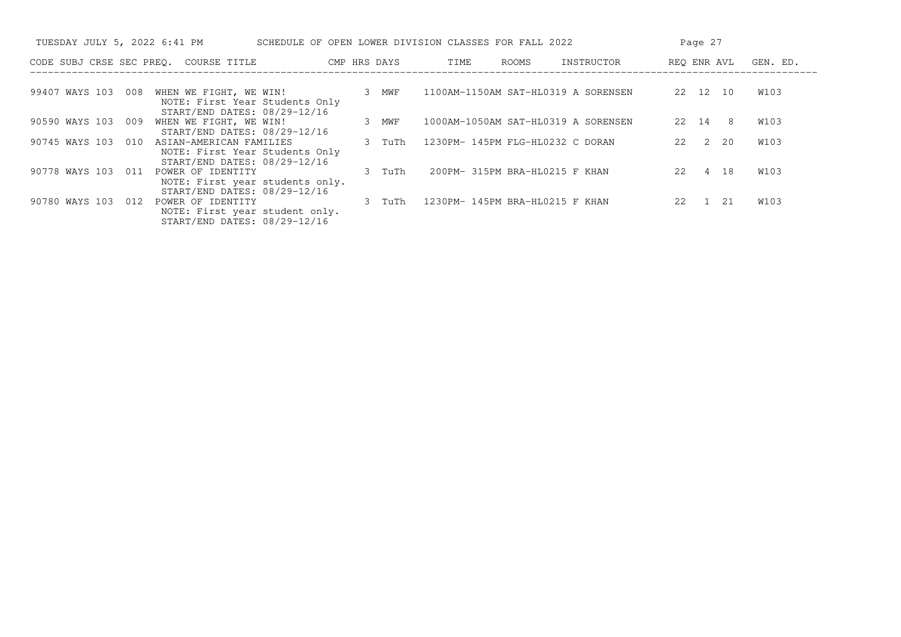SCHEDULE OF OPEN LOWER DIVISION CLASSES FOR FALL 2022

| CODE | SUBJ | CRSE | SEC | PREQ. | COURSE TITLE | CMP | HRS | DAYS | TIME | ROOMS | INSTRUCTOR | REQ | ENR | AVL | GEN. ED. |
|---|---|---|---|---|---|---|---|---|---|---|---|---|---|---|---|
| 99407 | WAYS | 103 | 008 | | WHEN WE FIGHT, WE WIN!<br>NOTE: First Year Students Only<br>START/END DATES: 08/29-12/16 | | 3 | MWF | 1100AM-1150AM | SAT-HL0319 | A SORENSEN | 22 | 12 | 10 | W103 |
| 90590 | WAYS | 103 | 009 | | WHEN WE FIGHT, WE WIN!<br>START/END DATES: 08/29-12/16 | | 3 | MWF | 1000AM-1050AM | SAT-HL0319 | A SORENSEN | 22 | 14 | 8 | W103 |
| 90745 | WAYS | 103 | 010 | | ASIAN-AMERICAN FAMILIES<br>NOTE: First Year Students Only<br>START/END DATES: 08/29-12/16 | | 3 | TuTh | 1230PM- 145PM | FLG-HL0232 | C DORAN | 22 | 2 | 20 | W103 |
| 90778 | WAYS | 103 | 011 | | POWER OF IDENTITY<br>NOTE: First year students only.<br>START/END DATES: 08/29-12/16 | | 3 | TuTh | 200PM- 315PM | BRA-HL0215 | F KHAN | 22 | 4 | 18 | W103 |
| 90780 | WAYS | 103 | 012 | | POWER OF IDENTITY<br>NOTE: First year student only.<br>START/END DATES: 08/29-12/16 | | 3 | TuTh | 1230PM- 145PM | BRA-HL0215 | F KHAN | 22 | 1 | 21 | W103 |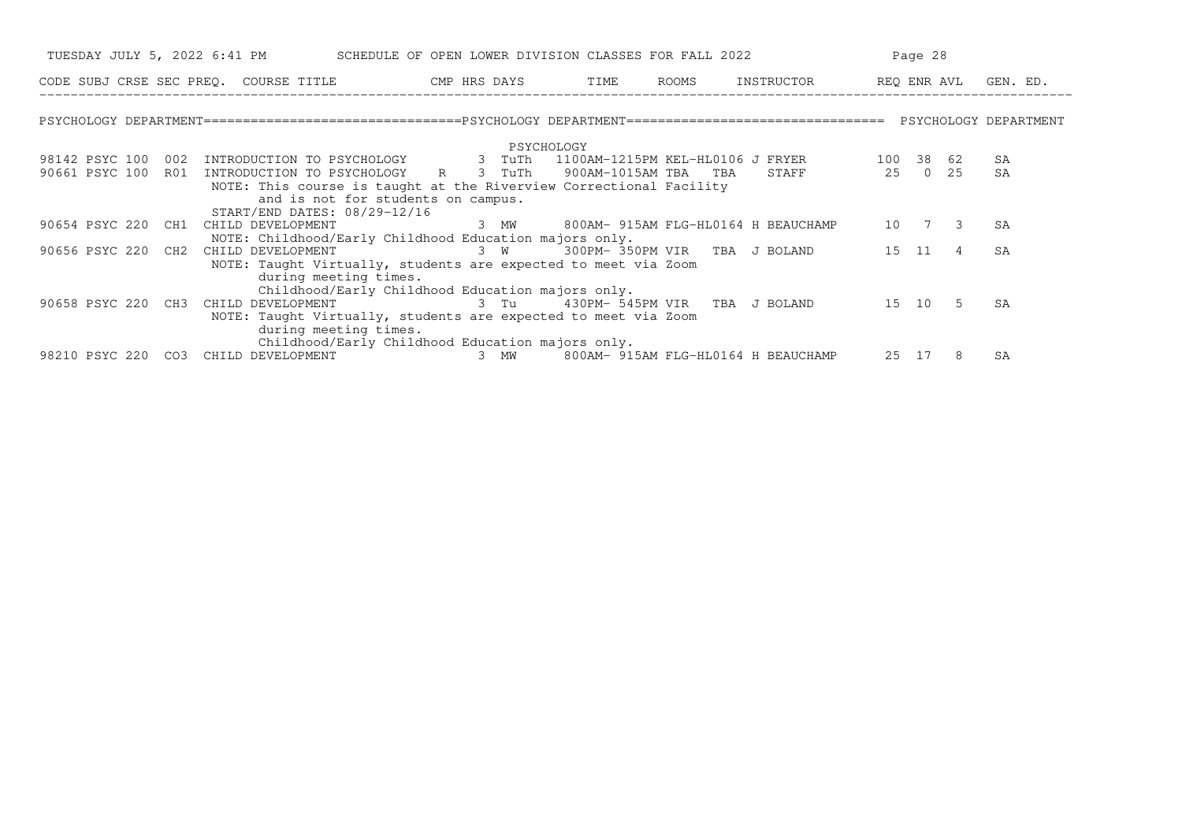# SCHEDULE OF OPEN LOWER DIVISION CLASSES FOR FALL 2022

TUESDAY JULY 5, 2022 6:41 PM

## PSYCHOLOGY DEPARTMENT

### PSYCHOLOGY

| CODE | SUBJ | CRSE | SEC | PREQ. | COURSE TITLE | CMP | HRS | DAYS | TIME | ROOMS | INSTRUCTOR | REQ | ENR | AVL | GEN. ED. |
|---|---|---|---|---|---|---|---|---|---|---|---|---|---|---|---|
| 98142 | PSYC | 100 | 002 | | INTRODUCTION TO PSYCHOLOGY | | 3 | TuTh | 1100AM-1215PM | KEL-HL0106 | J FRYER | 100 | 38 | 62 | SA |
| 90661 | PSYC | 100 | R01 | | INTRODUCTION TO PSYCHOLOGY | R | 3 | TuTh | 900AM-1015AM | TBA TBA | STAFF | 25 | 0 | 25 | SA |
| | | | | | NOTE: This course is taught at the Riverview Correctional Facility and is not for students on campus. START/END DATES: 08/29-12/16 | | | | | | | | | | |
| 90654 | PSYC | 220 | CH1 | | CHILD DEVELOPMENT | | 3 | MW | 800AM- 915AM | FLG-HL0164 | H BEAUCHAMP | 10 | 7 | 3 | SA |
| | | | | | NOTE: Childhood/Early Childhood Education majors only. | | | | | | | | | | |
| 90656 | PSYC | 220 | CH2 | | CHILD DEVELOPMENT | | 3 | W | 300PM- 350PM | VIR TBA | J BOLAND | 15 | 11 | 4 | SA |
| | | | | | NOTE: Taught Virtually, students are expected to meet via Zoom during meeting times. Childhood/Early Childhood Education majors only. | | | | | | | | | | |
| 90658 | PSYC | 220 | CH3 | | CHILD DEVELOPMENT | | 3 | Tu | 430PM- 545PM | VIR TBA | J BOLAND | 15 | 10 | 5 | SA |
| | | | | | NOTE: Taught Virtually, students are expected to meet via Zoom during meeting times. Childhood/Early Childhood Education majors only. | | | | | | | | | | |
| 98210 | PSYC | 220 | CO3 | | CHILD DEVELOPMENT | | 3 | MW | 800AM- 915AM | FLG-HL0164 | H BEAUCHAMP | 25 | 17 | 8 | SA |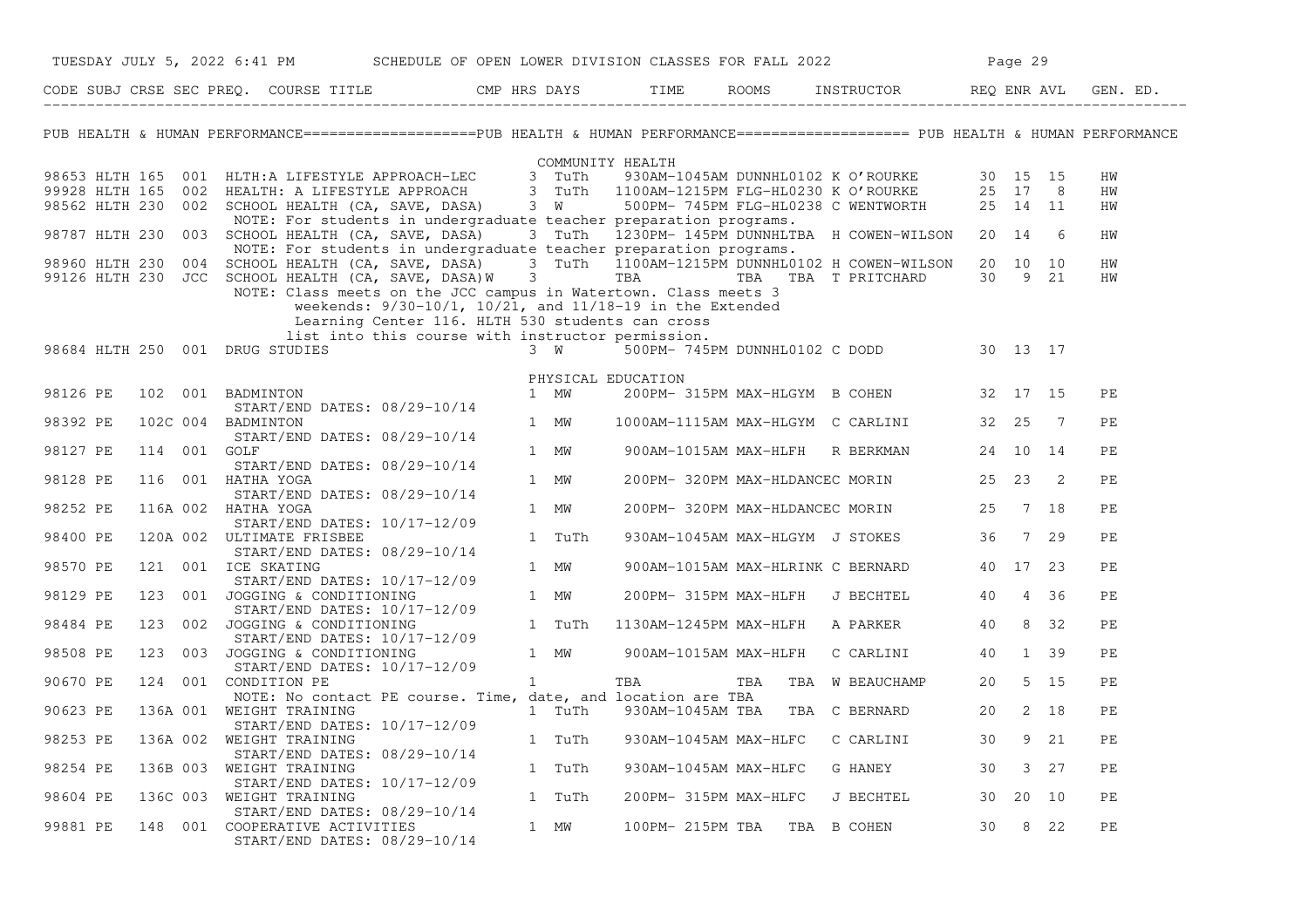# SCHEDULE OF OPEN LOWER DIVISION CLASSES FOR FALL 2022

TUESDAY JULY 5, 2022 6:41 PM

## PUB HEALTH & HUMAN PERFORMANCE

### COMMUNITY HEALTH

| CODE | SUBJ | CRSE | SEC | PREQ. | COURSE TITLE | CMP | HRS | DAYS | TIME | ROOMS | INSTRUCTOR | REQ | ENR | AVL | GEN. ED. |
|---|---|---|---|---|---|---|---|---|---|---|---|---|---|---|---|
| 98653 | HLTH | 165 | 001 | | HLTH:A LIFESTYLE APPROACH-LEC | | 3 | TuTh | 930AM-1045AM | DUNNHL0102 | K O'ROURKE | 30 | 15 | 15 | HW |
| 99928 | HLTH | 165 | 002 | | HEALTH: A LIFESTYLE APPROACH | | 3 | TuTh | 1100AM-1215PM | FLG-HL0230 | K O'ROURKE | 25 | 17 | 8 | HW |
| 98562 | HLTH | 230 | 002 | | SCHOOL HEALTH (CA, SAVE, DASA) | | 3 | W | 500PM- 745PM | FLG-HL0238 | C WENTWORTH | 25 | 14 | 11 | HW |
| | | | | | NOTE: For students in undergraduate teacher preparation programs. | | | | | | | | | | |
| 98787 | HLTH | 230 | 003 | | SCHOOL HEALTH (CA, SAVE, DASA) | | 3 | TuTh | 1230PM- 145PM | DUNNHLTBA | H COWEN-WILSON | 20 | 14 | 6 | HW |
| | | | | | NOTE: For students in undergraduate teacher preparation programs. | | | | | | | | | | |
| 98960 | HLTH | 230 | 004 | | SCHOOL HEALTH (CA, SAVE, DASA) | | 3 | TuTh | 1100AM-1215PM | DUNNHL0102 | H COWEN-WILSON | 20 | 10 | 10 | HW |
| 99126 | HLTH | 230 | JCC | | SCHOOL HEALTH (CA, SAVE, DASA) | W | 3 | TBA | TBA | TBA | T PRITCHARD | 30 | 9 | 21 | HW |
| | | | | | NOTE: Class meets on the JCC campus in Watertown. Class meets 3 weekends: 9/30-10/1, 10/21, and 11/18-19 in the Extended Learning Center 116. HLTH 530 students can cross list into this course with instructor permission. | | | | | | | | | | |
| 98684 | HLTH | 250 | 001 | | DRUG STUDIES | | 3 | W | 500PM- 745PM | DUNNHL0102 | C DODD | 30 | 13 | 17 | |

### PHYSICAL EDUCATION

| CODE | SUBJ | CRSE | SEC | PREQ. | COURSE TITLE | CMP | HRS | DAYS | TIME | ROOMS | INSTRUCTOR | REQ | ENR | AVL | GEN. ED. |
|---|---|---|---|---|---|---|---|---|---|---|---|---|---|---|---|
| 98126 | PE | 102 | 001 | | BADMINTON | | 1 | MW | 200PM- 315PM | MAX-HLGYM | B COHEN | 32 | 17 | 15 | PE |
| | | | | | START/END DATES: 08/29-10/14 | | | | | | | | | | |
| 98392 | PE | 102C | 004 | | BADMINTON | | 1 | MW | 1000AM-1115AM | MAX-HLGYM | C CARLINI | 32 | 25 | 7 | PE |
| | | | | | START/END DATES: 08/29-10/14 | | | | | | | | | | |
| 98127 | PE | 114 | 001 | | GOLF | | 1 | MW | 900AM-1015AM | MAX-HLFH | R BERKMAN | 24 | 10 | 14 | PE |
| | | | | | START/END DATES: 08/29-10/14 | | | | | | | | | | |
| 98128 | PE | 116 | 001 | | HATHA YOGA | | 1 | MW | 200PM- 320PM | MAX-HLDANCEC | MORIN | 25 | 23 | 2 | PE |
| | | | | | START/END DATES: 08/29-10/14 | | | | | | | | | | |
| 98252 | PE | 116A | 002 | | HATHA YOGA | | 1 | MW | 200PM- 320PM | MAX-HLDANCEC | MORIN | 25 | 7 | 18 | PE |
| | | | | | START/END DATES: 10/17-12/09 | | | | | | | | | | |
| 98400 | PE | 120A | 002 | | ULTIMATE FRISBEE | | 1 | TuTh | 930AM-1045AM | MAX-HLGYM | J STOKES | 36 | 7 | 29 | PE |
| | | | | | START/END DATES: 08/29-10/14 | | | | | | | | | | |
| 98570 | PE | 121 | 001 | | ICE SKATING | | 1 | MW | 900AM-1015AM | MAX-HLRINK | C BERNARD | 40 | 17 | 23 | PE |
| | | | | | START/END DATES: 10/17-12/09 | | | | | | | | | | |
| 98129 | PE | 123 | 001 | | JOGGING & CONDITIONING | | 1 | MW | 200PM- 315PM | MAX-HLFH | J BECHTEL | 40 | 4 | 36 | PE |
| | | | | | START/END DATES: 10/17-12/09 | | | | | | | | | | |
| 98484 | PE | 123 | 002 | | JOGGING & CONDITIONING | | 1 | TuTh | 1130AM-1245PM | MAX-HLFH | A PARKER | 40 | 8 | 32 | PE |
| | | | | | START/END DATES: 10/17-12/09 | | | | | | | | | | |
| 98508 | PE | 123 | 003 | | JOGGING & CONDITIONING | | 1 | MW | 900AM-1015AM | MAX-HLFH | C CARLINI | 40 | 1 | 39 | PE |
| | | | | | START/END DATES: 10/17-12/09 | | | | | | | | | | |
| 90670 | PE | 124 | 001 | | CONDITION PE | | 1 | | TBA | TBA | TBA W BEAUCHAMP | 20 | 5 | 15 | PE |
| | | | | | NOTE: No contact PE course. Time, date, and location are TBA | | | | | | | | | | |
| 90623 | PE | 136A | 001 | | WEIGHT TRAINING | | 1 | TuTh | 930AM-1045AM | TBA | TBA C BERNARD | 20 | 2 | 18 | PE |
| | | | | | START/END DATES: 10/17-12/09 | | | | | | | | | | |
| 98253 | PE | 136A | 002 | | WEIGHT TRAINING | | 1 | TuTh | 930AM-1045AM | MAX-HLFC | C CARLINI | 30 | 9 | 21 | PE |
| | | | | | START/END DATES: 08/29-10/14 | | | | | | | | | | |
| 98254 | PE | 136B | 003 | | WEIGHT TRAINING | | 1 | TuTh | 930AM-1045AM | MAX-HLFC | G HANEY | 30 | 3 | 27 | PE |
| | | | | | START/END DATES: 10/17-12/09 | | | | | | | | | | |
| 98604 | PE | 136C | 003 | | WEIGHT TRAINING | | 1 | TuTh | 200PM- 315PM | MAX-HLFC | J BECHTEL | 30 | 20 | 10 | PE |
| | | | | | START/END DATES: 08/29-10/14 | | | | | | | | | | |
| 99881 | PE | 148 | 001 | | COOPERATIVE ACTIVITIES | | 1 | MW | 100PM- 215PM | TBA | TBA B COHEN | 30 | 8 | 22 | PE |
| | | | | | START/END DATES: 08/29-10/14 | | | | | | | | | | |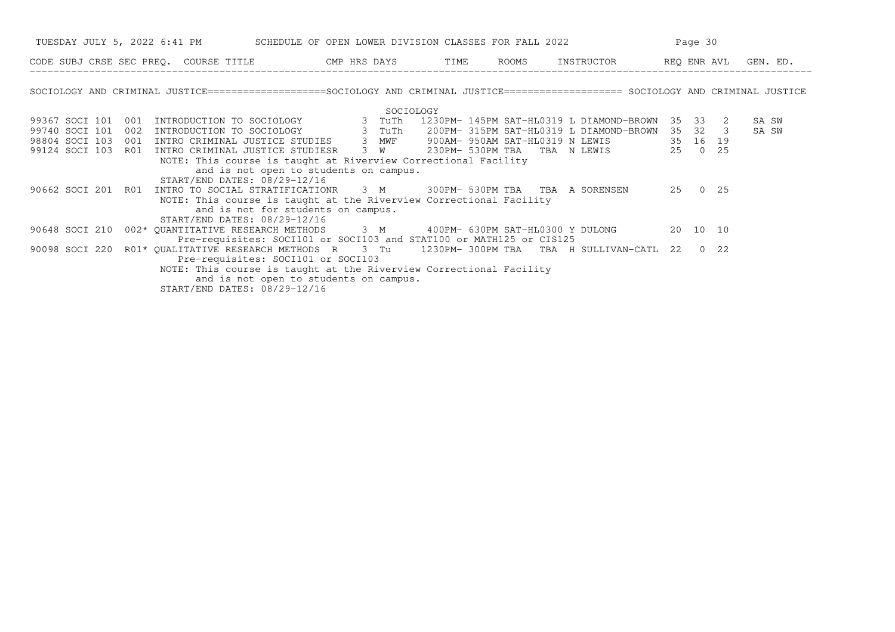TUESDAY JULY 5, 2022 6:41 PM — SCHEDULE OF OPEN LOWER DIVISION CLASSES FOR FALL 2022

## SOCIOLOGY AND CRIMINAL JUSTICE

### SOCIOLOGY

| CODE | SUBJ | CRSE | SEC | PREQ. | COURSE TITLE | CMP | HRS | DAYS | TIME | ROOMS | INSTRUCTOR | REQ | ENR | AVL | GEN. ED. |
|---|---|---|---|---|---|---|---|---|---|---|---|---|---|---|---|
| 99367 | SOCI | 101 | 001 | | INTRODUCTION TO SOCIOLOGY | | 3 | TuTh | 1230PM- 145PM | SAT-HL0319 | L DIAMOND-BROWN | 35 | 33 | 2 | SA SW |
| 99740 | SOCI | 101 | 002 | | INTRODUCTION TO SOCIOLOGY | | 3 | TuTh | 200PM- 315PM | SAT-HL0319 | L DIAMOND-BROWN | 35 | 32 | 3 | SA SW |
| 98804 | SOCI | 103 | 001 | | INTRO CRIMINAL JUSTICE STUDIES | | 3 | MWF | 900AM- 950AM | SAT-HL0319 | N LEWIS | 35 | 16 | 19 | |
| 99124 | SOCI | 103 | R01 | | INTRO CRIMINAL JUSTICE STUDIES | R | 3 | W | 230PM- 530PM | TBA | TBA N LEWIS | 25 | 0 | 25 | |
| | | | | | NOTE: This course is taught at Riverview Correctional Facility and is not open to students on campus. START/END DATES: 08/29-12/16 | | | | | | | | | | |
| 90662 | SOCI | 201 | R01 | | INTRO TO SOCIAL STRATIFICATION | R | 3 | M | 300PM- 530PM | TBA | TBA A SORENSEN | 25 | 0 | 25 | |
| | | | | | NOTE: This course is taught at the Riverview Correctional Facility and is not for students on campus. START/END DATES: 08/29-12/16 | | | | | | | | | | |
| 90648 | SOCI | 210 | 002 | * | QUANTITATIVE RESEARCH METHODS | | 3 | M | 400PM- 630PM | SAT-HL0300 | Y DULONG | 20 | 10 | 10 | |
| | | | | | Pre-requisites: SOCI101 or SOCI103 and STAT100 or MATH125 or CIS125 | | | | | | | | | | |
| 90098 | SOCI | 220 | R01 | * | QUALITATIVE RESEARCH METHODS | R | 3 | Tu | 1230PM- 300PM | TBA | TBA H SULLIVAN-CATL | 22 | 0 | 22 | |
| | | | | | Pre-requisites: SOCI101 or SOCI103 | | | | | | | | | | |
| | | | | | NOTE: This course is taught at the Riverview Correctional Facility and is not open to students on campus. START/END DATES: 08/29-12/16 | | | | | | | | | | |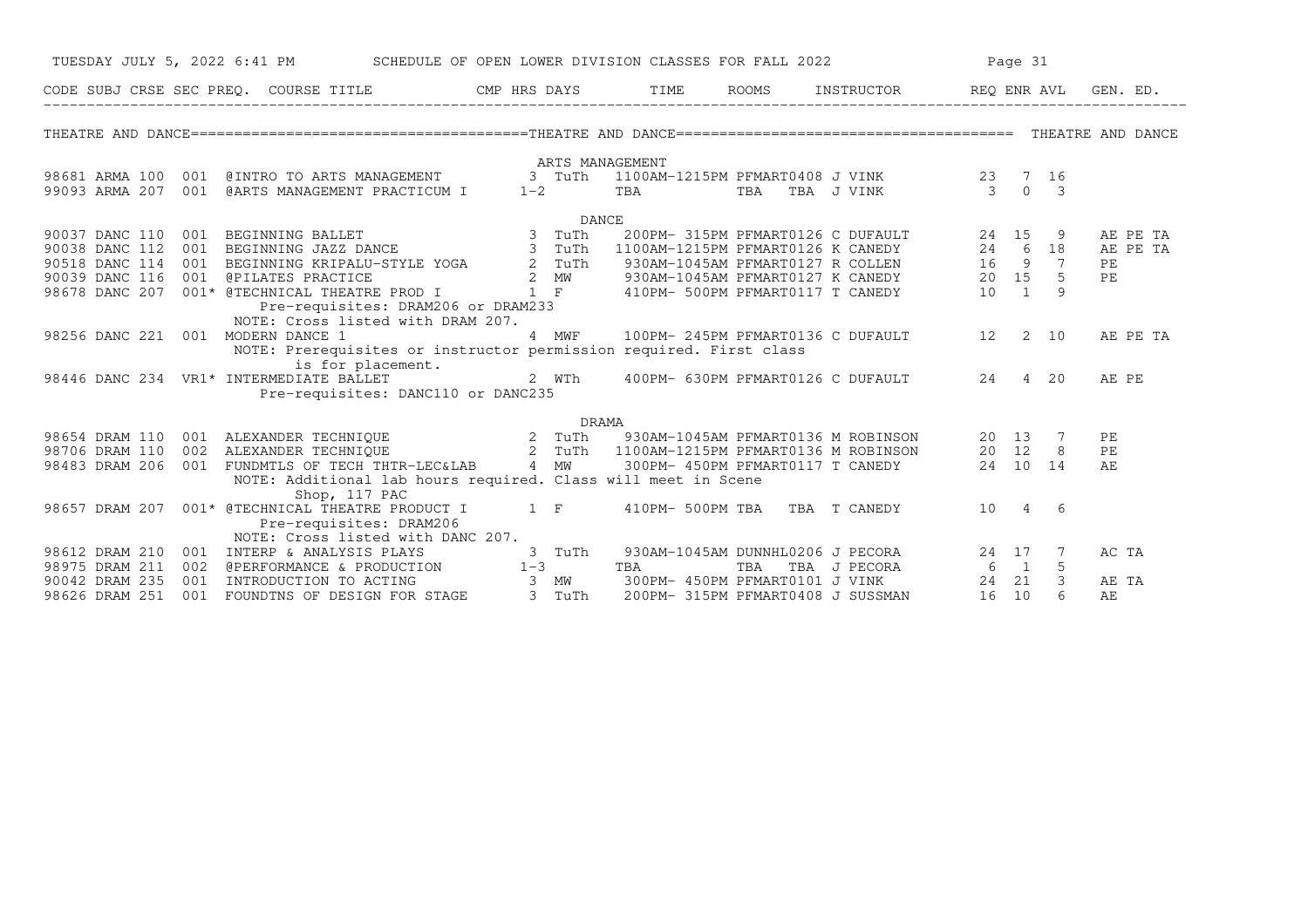# SCHEDULE OF OPEN LOWER DIVISION CLASSES FOR FALL 2022

TUESDAY JULY 5, 2022 6:41 PM

## THEATRE AND DANCE

| CODE | SUBJ | CRSE | SEC | PREQ. | COURSE TITLE | CMP | HRS | DAYS | TIME | ROOMS | INSTRUCTOR | REQ | ENR | AVL | GEN. ED. |
|---|---|---|---|---|---|---|---|---|---|---|---|---|---|---|---|
| | | | | | **ARTS MANAGEMENT** | | | | | | | | | | |
| 98681 | ARMA | 100 | 001 | | @INTRO TO ARTS MANAGEMENT | | 3 | TuTh | 1100AM-1215PM | PFMART0408 | J VINK | 23 | 7 | 16 | |
| 99093 | ARMA | 207 | 001 | | @ARTS MANAGEMENT PRACTICUM I | | 1-2 | TBA | TBA | TBA | J VINK | 3 | 0 | 3 | |
| | | | | | **DANCE** | | | | | | | | | | |
| 90037 | DANC | 110 | 001 | | BEGINNING BALLET | | 3 | TuTh | 200PM- 315PM | PFMART0126 | C DUFAULT | 24 | 15 | 9 | AE PE TA |
| 90038 | DANC | 112 | 001 | | BEGINNING JAZZ DANCE | | 3 | TuTh | 1100AM-1215PM | PFMART0126 | K CANEDY | 24 | 6 | 18 | AE PE TA |
| 90518 | DANC | 114 | 001 | | BEGINNING KRIPALU-STYLE YOGA | | 2 | TuTh | 930AM-1045AM | PFMART0127 | R COLLEN | 16 | 9 | 7 | PE |
| 90039 | DANC | 116 | 001 | | @PILATES PRACTICE | | 2 | MW | 930AM-1045AM | PFMART0127 | K CANEDY | 20 | 15 | 5 | PE |
| 98678 | DANC | 207 | 001 | * | @TECHNICAL THEATRE PROD I | | 1 | F | 410PM- 500PM | PFMART0117 | T CANEDY | 10 | 1 | 9 | |
| | | | | | Pre-requisites: DRAM206 or DRAM233 | | | | | | | | | | |
| | | | | | NOTE: Cross listed with DRAM 207. | | | | | | | | | | |
| 98256 | DANC | 221 | 001 | | MODERN DANCE 1 | | 4 | MWF | 100PM- 245PM | PFMART0136 | C DUFAULT | 12 | 2 | 10 | AE PE TA |
| | | | | | NOTE: Prerequisites or instructor permission required. First class is for placement. | | | | | | | | | | |
| 98446 | DANC | 234 | VR1 | * | INTERMEDIATE BALLET | | 2 | WTh | 400PM- 630PM | PFMART0126 | C DUFAULT | 24 | 4 | 20 | AE PE |
| | | | | | Pre-requisites: DANC110 or DANC235 | | | | | | | | | | |
| | | | | | **DRAMA** | | | | | | | | | | |
| 98654 | DRAM | 110 | 001 | | ALEXANDER TECHNIQUE | | 2 | TuTh | 930AM-1045AM | PFMART0136 | M ROBINSON | 20 | 13 | 7 | PE |
| 98706 | DRAM | 110 | 002 | | ALEXANDER TECHNIQUE | | 2 | TuTh | 1100AM-1215PM | PFMART0136 | M ROBINSON | 20 | 12 | 8 | PE |
| 98483 | DRAM | 206 | 001 | | FUNDMTLS OF TECH THTR-LEC&LAB | | 4 | MW | 300PM- 450PM | PFMART0117 | T CANEDY | 24 | 10 | 14 | AE |
| | | | | | NOTE: Additional lab hours required. Class will meet in Scene Shop, 117 PAC | | | | | | | | | | |
| 98657 | DRAM | 207 | 001 | * | @TECHNICAL THEATRE PRODUCT I | | 1 | F | 410PM- 500PM | TBA | TBA T CANEDY | 10 | 4 | 6 | |
| | | | | | Pre-requisites: DRAM206 | | | | | | | | | | |
| | | | | | NOTE: Cross listed with DANC 207. | | | | | | | | | | |
| 98612 | DRAM | 210 | 001 | | INTERP & ANALYSIS PLAYS | | 3 | TuTh | 930AM-1045AM | DUNNHL0206 | J PECORA | 24 | 17 | 7 | AC TA |
| 98975 | DRAM | 211 | 002 | | @PERFORMANCE & PRODUCTION | | 1-3 | TBA | TBA | TBA | J PECORA | 6 | 1 | 5 | |
| 90042 | DRAM | 235 | 001 | | INTRODUCTION TO ACTING | | 3 | MW | 300PM- 450PM | PFMART0101 | J VINK | 24 | 21 | 3 | AE TA |
| 98626 | DRAM | 251 | 001 | | FOUNDTNS OF DESIGN FOR STAGE | | 3 | TuTh | 200PM- 315PM | PFMART0408 | J SUSSMAN | 16 | 10 | 6 | AE |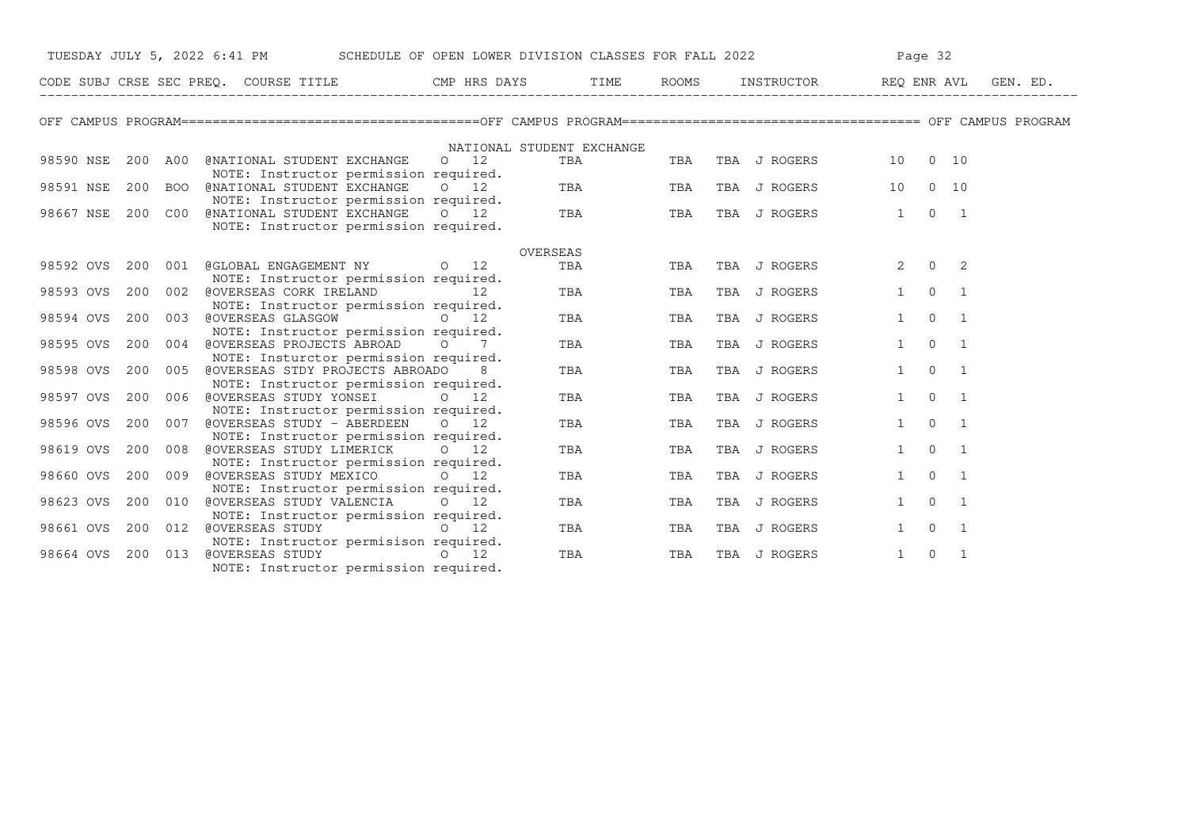SCHEDULE OF OPEN LOWER DIVISION CLASSES FOR FALL 2022

TUESDAY JULY 5, 2022 6:41 PM

## OFF CAMPUS PROGRAM

### NATIONAL STUDENT EXCHANGE

| CODE | SUBJ | CRSE | SEC | PREQ. | COURSE TITLE | CMP | HRS | DAYS | TIME | ROOMS | INSTRUCTOR | REQ | ENR | AVL | GEN. ED. |
|---|---|---|---|---|---|---|---|---|---|---|---|---|---|---|---|
| 98590 | NSE | 200 | A00 | @ | NATIONAL STUDENT EXCHANGE | O | 12 | TBA | | TBA | TBA J ROGERS | 10 | 0 | 10 | |
| | | | | | NOTE: Instructor permission required. | | | | | | | | | | |
| 98591 | NSE | 200 | BOO | @ | NATIONAL STUDENT EXCHANGE | O | 12 | TBA | | TBA | TBA J ROGERS | 10 | 0 | 10 | |
| | | | | | NOTE: Instructor permission required. | | | | | | | | | | |
| 98667 | NSE | 200 | C00 | @ | NATIONAL STUDENT EXCHANGE | O | 12 | TBA | | TBA | TBA J ROGERS | 1 | 0 | 1 | |
| | | | | | NOTE: Instructor permission required. | | | | | | | | | | |

### OVERSEAS

| CODE | SUBJ | CRSE | SEC | PREQ. | COURSE TITLE | CMP | HRS | DAYS | TIME | ROOMS | INSTRUCTOR | REQ | ENR | AVL | GEN. ED. |
|---|---|---|---|---|---|---|---|---|---|---|---|---|---|---|---|
| 98592 | OVS | 200 | 001 | @ | GLOBAL ENGAGEMENT NY | O | 12 | TBA | | TBA | TBA J ROGERS | 2 | 0 | 2 | |
| | | | | | NOTE: Instructor permission required. | | | | | | | | | | |
| 98593 | OVS | 200 | 002 | @ | OVERSEAS CORK IRELAND | | 12 | TBA | | TBA | TBA J ROGERS | 1 | 0 | 1 | |
| | | | | | NOTE: Instructor permission required. | | | | | | | | | | |
| 98594 | OVS | 200 | 003 | @ | OVERSEAS GLASGOW | O | 12 | TBA | | TBA | TBA J ROGERS | 1 | 0 | 1 | |
| | | | | | NOTE: Instructor permission required. | | | | | | | | | | |
| 98595 | OVS | 200 | 004 | @ | OVERSEAS PROJECTS ABROAD | O | 7 | TBA | | TBA | TBA J ROGERS | 1 | 0 | 1 | |
| | | | | | NOTE: Insturctor permission required. | | | | | | | | | | |
| 98598 | OVS | 200 | 005 | @ | OVERSEAS STDY PROJECTS ABROADO | | 8 | TBA | | TBA | TBA J ROGERS | 1 | 0 | 1 | |
| | | | | | NOTE: Instructor permission required. | | | | | | | | | | |
| 98597 | OVS | 200 | 006 | @ | OVERSEAS STUDY YONSEI | O | 12 | TBA | | TBA | TBA J ROGERS | 1 | 0 | 1 | |
| | | | | | NOTE: Instructor permission required. | | | | | | | | | | |
| 98596 | OVS | 200 | 007 | @ | OVERSEAS STUDY - ABERDEEN | O | 12 | TBA | | TBA | TBA J ROGERS | 1 | 0 | 1 | |
| | | | | | NOTE: Instructor permission required. | | | | | | | | | | |
| 98619 | OVS | 200 | 008 | @ | OVERSEAS STUDY LIMERICK | O | 12 | TBA | | TBA | TBA J ROGERS | 1 | 0 | 1 | |
| | | | | | NOTE: Instructor permission required. | | | | | | | | | | |
| 98660 | OVS | 200 | 009 | @ | OVERSEAS STUDY MEXICO | O | 12 | TBA | | TBA | TBA J ROGERS | 1 | 0 | 1 | |
| | | | | | NOTE: Instructor permission required. | | | | | | | | | | |
| 98623 | OVS | 200 | 010 | @ | OVERSEAS STUDY VALENCIA | O | 12 | TBA | | TBA | TBA J ROGERS | 1 | 0 | 1 | |
| | | | | | NOTE: Instructor permission required. | | | | | | | | | | |
| 98661 | OVS | 200 | 012 | @ | OVERSEAS STUDY | O | 12 | TBA | | TBA | TBA J ROGERS | 1 | 0 | 1 | |
| | | | | | NOTE: Instructor permisison required. | | | | | | | | | | |
| 98664 | OVS | 200 | 013 | @ | OVERSEAS STUDY | O | 12 | TBA | | TBA | TBA J ROGERS | 1 | 0 | 1 | |
| | | | | | NOTE: Instructor permission required. | | | | | | | | | | |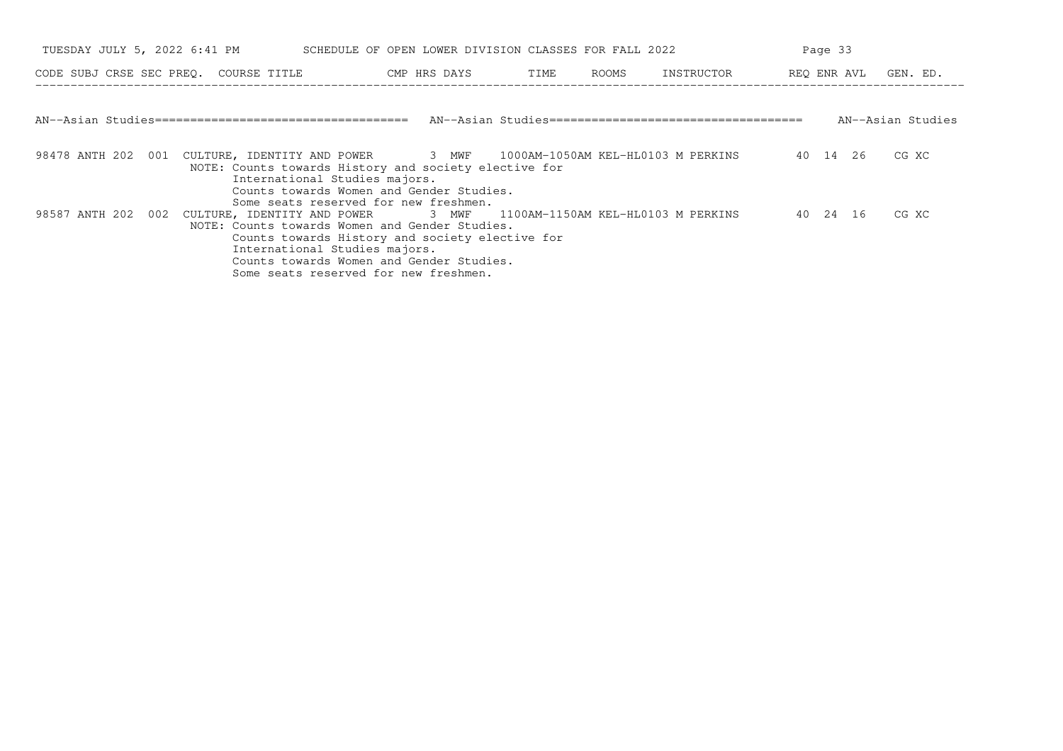SCHEDULE OF OPEN LOWER DIVISION CLASSES FOR FALL 2022

TUESDAY JULY 5, 2022 6:41 PM

## AN--Asian Studies

| CODE | SUBJ | CRSE | SEC | PREQ. | COURSE TITLE | CMP | HRS | DAYS | TIME | ROOMS | INSTRUCTOR | REQ | ENR | AVL | GEN. ED. |
|---|---|---|---|---|---|---|---|---|---|---|---|---|---|---|---|
| 98478 | ANTH | 202 | 001 | | CULTURE, IDENTITY AND POWER | | 3 | MWF | 1000AM-1050AM | KEL-HL0103 | M PERKINS | 40 | 14 | 26 | CG XC |
| | | | | | NOTE: Counts towards History and society elective for International Studies majors. Counts towards Women and Gender Studies. Some seats reserved for new freshmen. | | | | | | | | | | |
| 98587 | ANTH | 202 | 002 | | CULTURE, IDENTITY AND POWER | | 3 | MWF | 1100AM-1150AM | KEL-HL0103 | M PERKINS | 40 | 24 | 16 | CG XC |
| | | | | | NOTE: Counts towards Women and Gender Studies. Counts towards History and society elective for International Studies majors. Counts towards Women and Gender Studies. Some seats reserved for new freshmen. | | | | | | | | | | |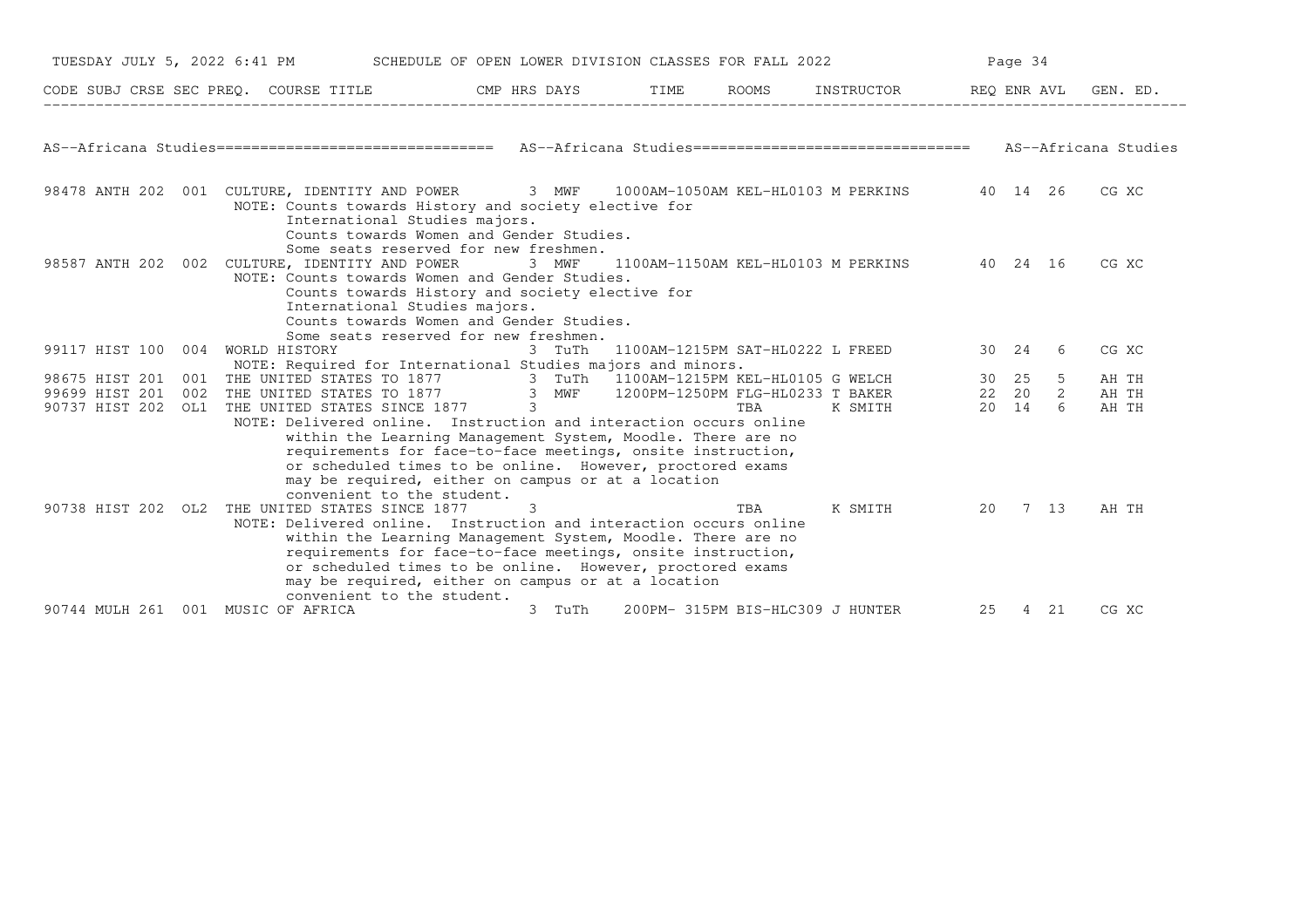# SCHEDULE OF OPEN LOWER DIVISION CLASSES FOR FALL 2022

TUESDAY JULY 5, 2022 6:41 PM

## AS--Africana Studies

| CODE | SUBJ | CRSE | SEC | PREQ. | COURSE TITLE | CMP | HRS | DAYS | TIME | ROOMS | INSTRUCTOR | REQ | ENR | AVL | GEN. ED. |
|---|---|---|---|---|---|---|---|---|---|---|---|---|---|---|---|
| 98478 | ANTH | 202 | 001 | | CULTURE, IDENTITY AND POWER | | 3 | MWF | 1000AM-1050AM | KEL-HL0103 | M PERKINS | 40 | 14 | 26 | CG XC |
| | | | | | NOTE: Counts towards History and society elective for International Studies majors. Counts towards Women and Gender Studies. Some seats reserved for new freshmen. | | | | | | | | | | |
| 98587 | ANTH | 202 | 002 | | CULTURE, IDENTITY AND POWER | | 3 | MWF | 1100AM-1150AM | KEL-HL0103 | M PERKINS | 40 | 24 | 16 | CG XC |
| | | | | | NOTE: Counts towards Women and Gender Studies. Counts towards History and society elective for International Studies majors. Counts towards Women and Gender Studies. Some seats reserved for new freshmen. | | | | | | | | | | |
| 99117 | HIST | 100 | 004 | | WORLD HISTORY | | 3 | TuTh | 1100AM-1215PM | SAT-HL0222 | L FREED | 30 | 24 | 6 | CG XC |
| | | | | | NOTE: Required for International Studies majors and minors. | | | | | | | | | | |
| 98675 | HIST | 201 | 001 | | THE UNITED STATES TO 1877 | | 3 | TuTh | 1100AM-1215PM | KEL-HL0105 | G WELCH | 30 | 25 | 5 | AH TH |
| 99699 | HIST | 201 | 002 | | THE UNITED STATES TO 1877 | | 3 | MWF | 1200PM-1250PM | FLG-HL0233 | T BAKER | 22 | 20 | 2 | AH TH |
| 90737 | HIST | 202 | OL1 | | THE UNITED STATES SINCE 1877 | | 3 | | | TBA | K SMITH | 20 | 14 | 6 | AH TH |
| | | | | | NOTE: Delivered online. Instruction and interaction occurs online within the Learning Management System, Moodle. There are no requirements for face-to-face meetings, onsite instruction, or scheduled times to be online. However, proctored exams may be required, either on campus or at a location convenient to the student. | | | | | | | | | | |
| 90738 | HIST | 202 | OL2 | | THE UNITED STATES SINCE 1877 | | 3 | | | TBA | K SMITH | 20 | 7 | 13 | AH TH |
| | | | | | NOTE: Delivered online. Instruction and interaction occurs online within the Learning Management System, Moodle. There are no requirements for face-to-face meetings, onsite instruction, or scheduled times to be online. However, proctored exams may be required, either on campus or at a location convenient to the student. | | | | | | | | | | |
| 90744 | MULH | 261 | 001 | | MUSIC OF AFRICA | | 3 | TuTh | 200PM- 315PM | BIS-HLC309 | J HUNTER | 25 | 4 | 21 | CG XC |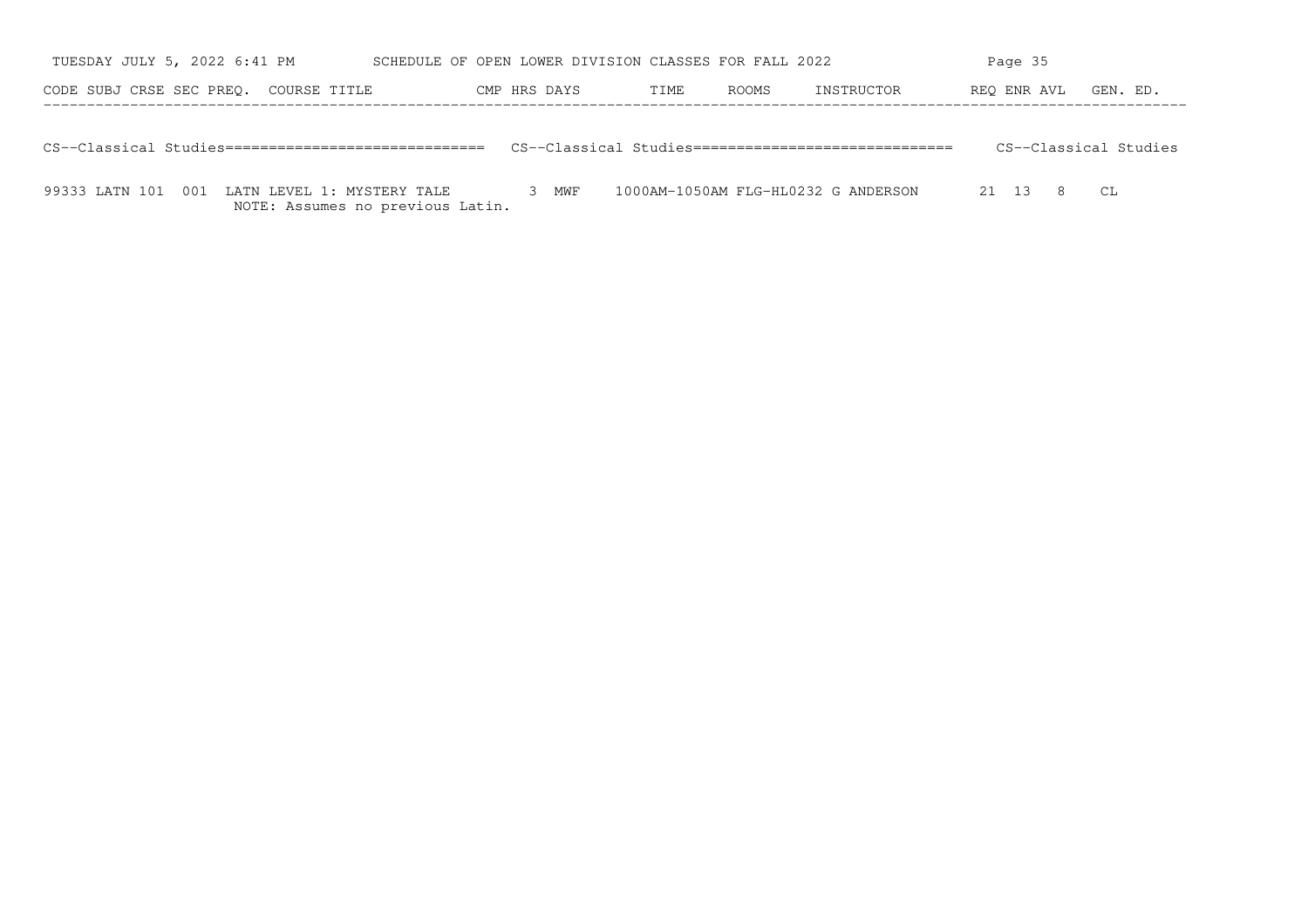SCHEDULE OF OPEN LOWER DIVISION CLASSES FOR FALL 2022

| CODE | SUBJ | CRSE | SEC | PREQ. | COURSE TITLE | CMP | HRS | DAYS | TIME | ROOMS | INSTRUCTOR | REQ | ENR | AVL | GEN. ED. |
|---|---|---|---|---|---|---|---|---|---|---|---|---|---|---|---|
| CS--Classical Studies | | | | | | | | | | | | | | | |
| 99333 | LATN | 101 | 001 | | LATN LEVEL 1: MYSTERY TALE | | 3 | MWF | 1000AM-1050AM | FLG-HL0232 | G ANDERSON | 21 | 13 | 8 | CL |
| | | | | | NOTE: Assumes no previous Latin. | | | | | | | | | | |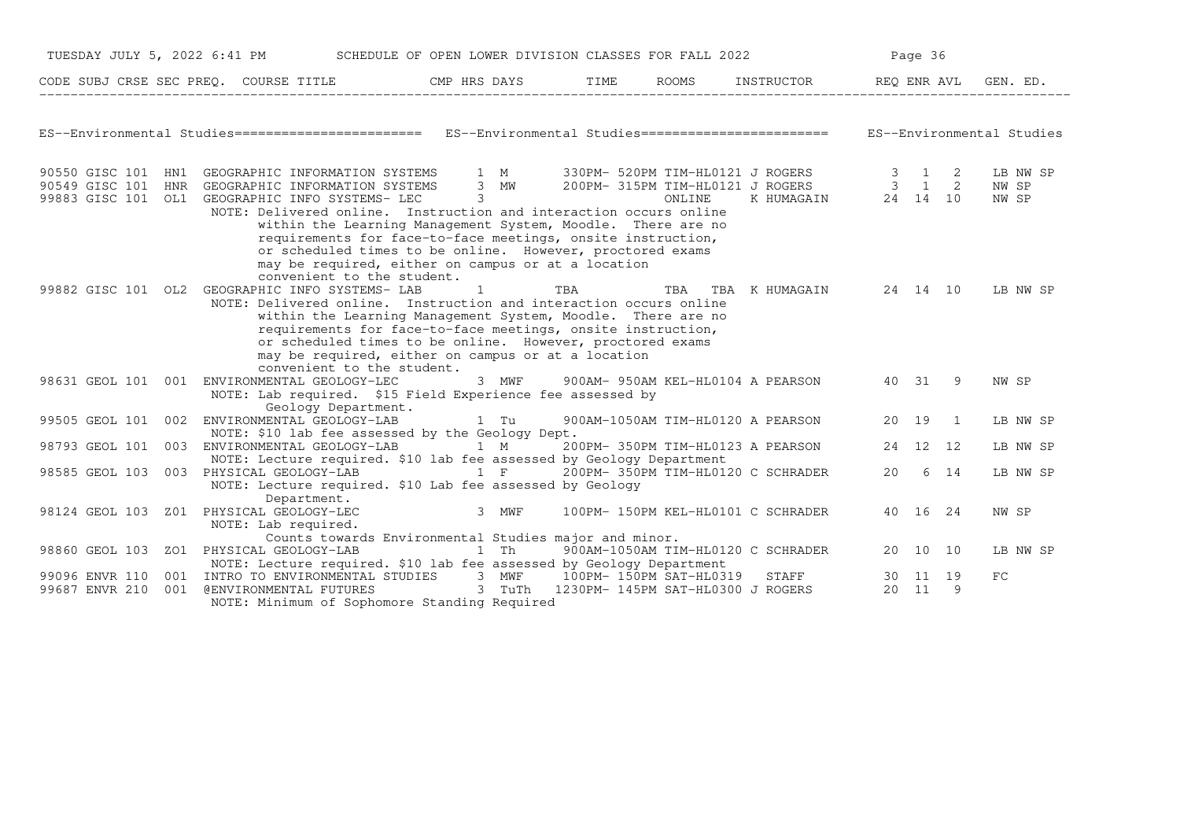## ES--Environmental Studies

| CODE | SUBJ | CRSE | SEC | PREQ. | COURSE TITLE | CMP | HRS | DAYS | TIME | ROOMS | INSTRUCTOR | REQ | ENR | AVL | GEN. ED. |
|---|---|---|---|---|---|---|---|---|---|---|---|---|---|---|---|
| 90550 | GISC | 101 | HN1 | | GEOGRAPHIC INFORMATION SYSTEMS | | 1 | M | 330PM- 520PM | TIM-HL0121 | J ROGERS | 3 | 1 | 2 | LB NW SP |
| 90549 | GISC | 101 | HNR | | GEOGRAPHIC INFORMATION SYSTEMS | | 3 | MW | 200PM- 315PM | TIM-HL0121 | J ROGERS | 3 | 1 | 2 | NW SP |
| 99883 | GISC | 101 | OL1 | | GEOGRAPHIC INFO SYSTEMS- LEC | | 3 | | | ONLINE | K HUMAGAIN | 24 | 14 | 10 | NW SP |
| | | | | | NOTE: Delivered online. Instruction and interaction occurs online within the Learning Management System, Moodle. There are no requirements for face-to-face meetings, onsite instruction, or scheduled times to be online. However, proctored exams may be required, either on campus or at a location convenient to the student. | | | | | | | | | | |
| 99882 | GISC | 101 | OL2 | | GEOGRAPHIC INFO SYSTEMS- LAB | | 1 | | TBA | TBA TBA | K HUMAGAIN | 24 | 14 | 10 | LB NW SP |
| | | | | | NOTE: Delivered online. Instruction and interaction occurs online within the Learning Management System, Moodle. There are no requirements for face-to-face meetings, onsite instruction, or scheduled times to be online. However, proctored exams may be required, either on campus or at a location convenient to the student. | | | | | | | | | | |
| 98631 | GEOL | 101 | 001 | | ENVIRONMENTAL GEOLOGY-LEC | | 3 | MWF | 900AM- 950AM | KEL-HL0104 | A PEARSON | 40 | 31 | 9 | NW SP |
| | | | | | NOTE: Lab required. $15 Field Experience fee assessed by Geology Department. | | | | | | | | | | |
| 99505 | GEOL | 101 | 002 | | ENVIRONMENTAL GEOLOGY-LAB | | 1 | Tu | 900AM-1050AM | TIM-HL0120 | A PEARSON | 20 | 19 | 1 | LB NW SP |
| | | | | | NOTE: $10 lab fee assessed by the Geology Dept. | | | | | | | | | | |
| 98793 | GEOL | 101 | 003 | | ENVIRONMENTAL GEOLOGY-LAB | | 1 | M | 200PM- 350PM | TIM-HL0123 | A PEARSON | 24 | 12 | 12 | LB NW SP |
| | | | | | NOTE: Lecture required. $10 lab fee assessed by Geology Department | | | | | | | | | | |
| 98585 | GEOL | 103 | 003 | | PHYSICAL GEOLOGY-LAB | | 1 | F | 200PM- 350PM | TIM-HL0120 | C SCHRADER | 20 | 6 | 14 | LB NW SP |
| | | | | | NOTE: Lecture required. $10 Lab fee assessed by Geology Department. | | | | | | | | | | |
| 98124 | GEOL | 103 | Z01 | | PHYSICAL GEOLOGY-LEC | | 3 | MWF | 100PM- 150PM | KEL-HL0101 | C SCHRADER | 40 | 16 | 24 | NW SP |
| | | | | | NOTE: Lab required. Counts towards Environmental Studies major and minor. | | | | | | | | | | |
| 98860 | GEOL | 103 | ZO1 | | PHYSICAL GEOLOGY-LAB | | 1 | Th | 900AM-1050AM | TIM-HL0120 | C SCHRADER | 20 | 10 | 10 | LB NW SP |
| | | | | | NOTE: Lecture required. $10 lab fee assessed by Geology Department | | | | | | | | | | |
| 99096 | ENVR | 110 | 001 | | INTRO TO ENVIRONMENTAL STUDIES | | 3 | MWF | 100PM- 150PM | SAT-HL0319 | STAFF | 30 | 11 | 19 | FC |
| 99687 | ENVR | 210 | 001 | @ | ENVIRONMENTAL FUTURES | | 3 | TuTh | 1230PM- 145PM | SAT-HL0300 | J ROGERS | 20 | 11 | 9 | |
| | | | | | NOTE: Minimum of Sophomore Standing Required | | | | | | | | | | |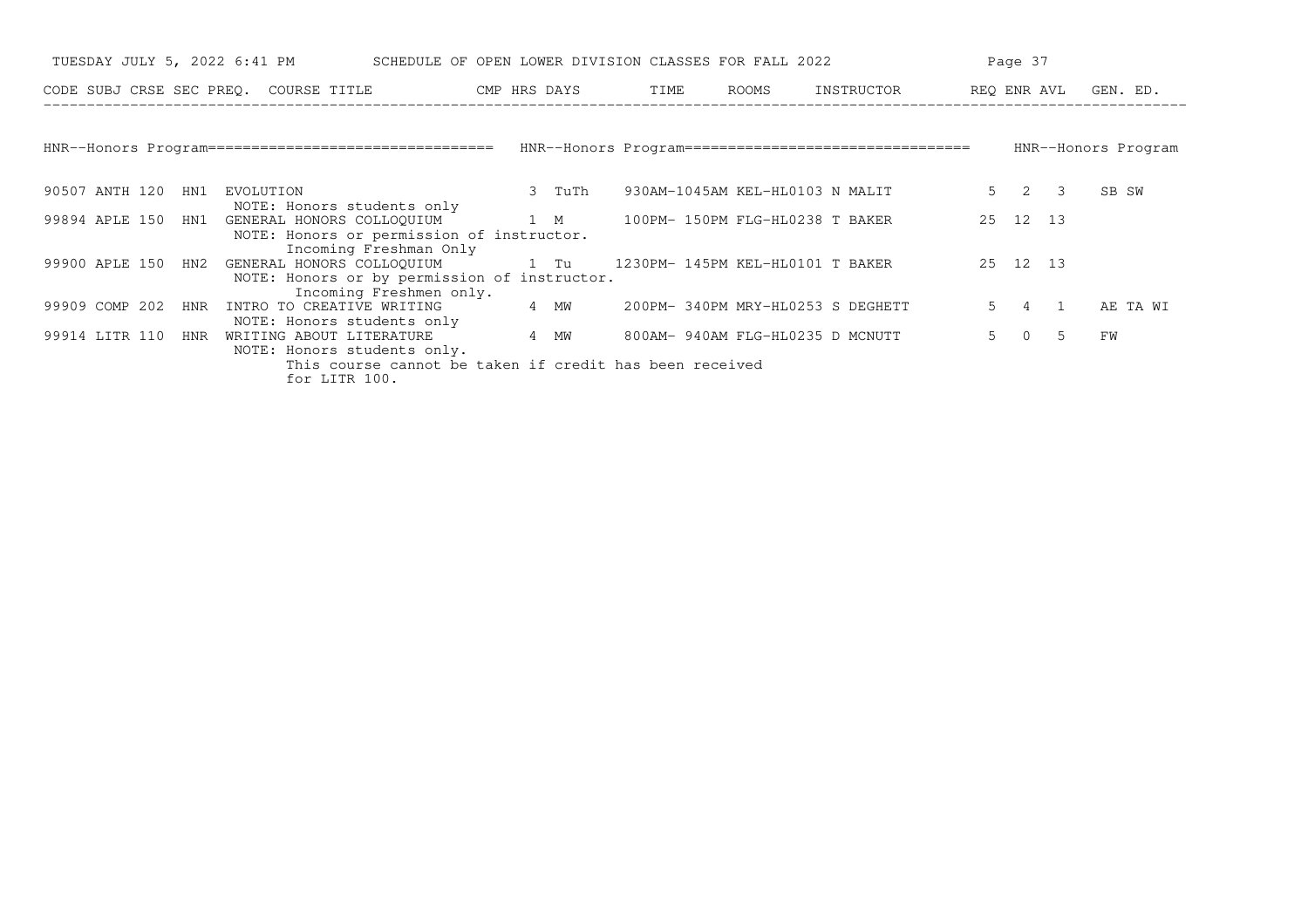TUESDAY JULY 5, 2022 6:41 PM — SCHEDULE OF OPEN LOWER DIVISION CLASSES FOR FALL 2022

## HNR--Honors Program

| CODE | SUBJ | CRSE | SEC | PREQ. | COURSE TITLE | CMP | HRS | DAYS | TIME | ROOMS | INSTRUCTOR | REQ | ENR | AVL | GEN. ED. |
|---|---|---|---|---|---|---|---|---|---|---|---|---|---|---|---|
| 90507 | ANTH | 120 | HN1 | | EVOLUTION<br>NOTE: Honors students only | | 3 | TuTh | 930AM-1045AM | KEL-HL0103 | N MALIT | 5 | 2 | 3 | SB SW |
| 99894 | APLE | 150 | HN1 | | GENERAL HONORS COLLOQUIUM<br>NOTE: Honors or permission of instructor. Incoming Freshman Only | | 1 | M | 100PM- 150PM | FLG-HL0238 | T BAKER | 25 | 12 | 13 | |
| 99900 | APLE | 150 | HN2 | | GENERAL HONORS COLLOQUIUM<br>NOTE: Honors or by permission of instructor. Incoming Freshmen only. | | 1 | Tu | 1230PM- 145PM | KEL-HL0101 | T BAKER | 25 | 12 | 13 | |
| 99909 | COMP | 202 | HNR | | INTRO TO CREATIVE WRITING<br>NOTE: Honors students only | | 4 | MW | 200PM- 340PM | MRY-HL0253 | S DEGHETT | 5 | 4 | 1 | AE TA WI |
| 99914 | LITR | 110 | HNR | | WRITING ABOUT LITERATURE<br>NOTE: Honors students only. This course cannot be taken if credit has been received for LITR 100. | | 4 | MW | 800AM- 940AM | FLG-HL0235 | D MCNUTT | 5 | 0 | 5 | FW |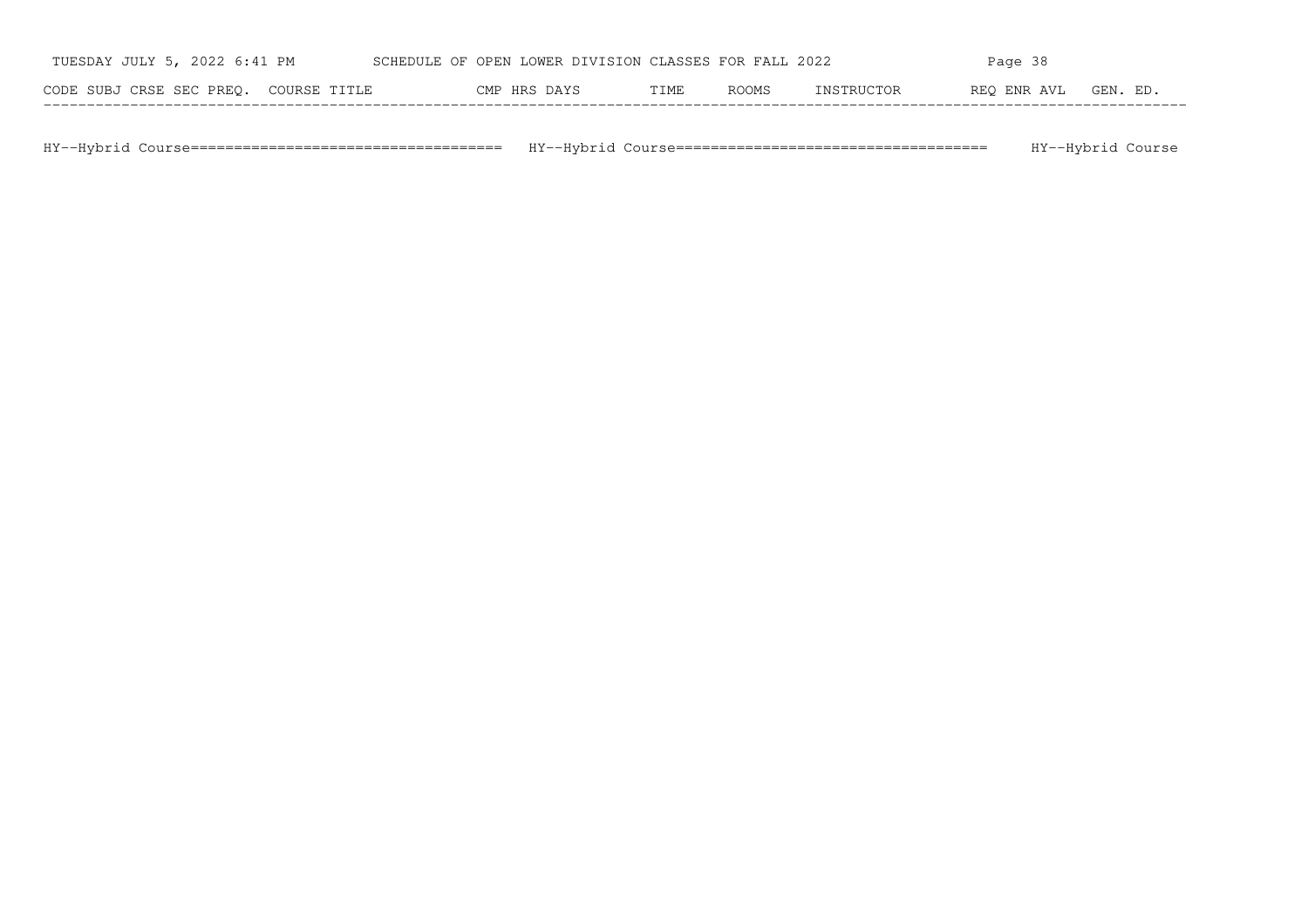| CODE | SUBJ | CRSE | SEC | PREQ. | COURSE TITLE | CMP | HRS | DAYS | TIME | ROOMS | INSTRUCTOR | REQ | ENR | AVL | GEN. ED. |
|---|---|---|---|---|---|---|---|---|---|---|---|---|---|---|---|

HY--Hybrid Course=================================== HY--Hybrid Course=================================== HY--Hybrid Course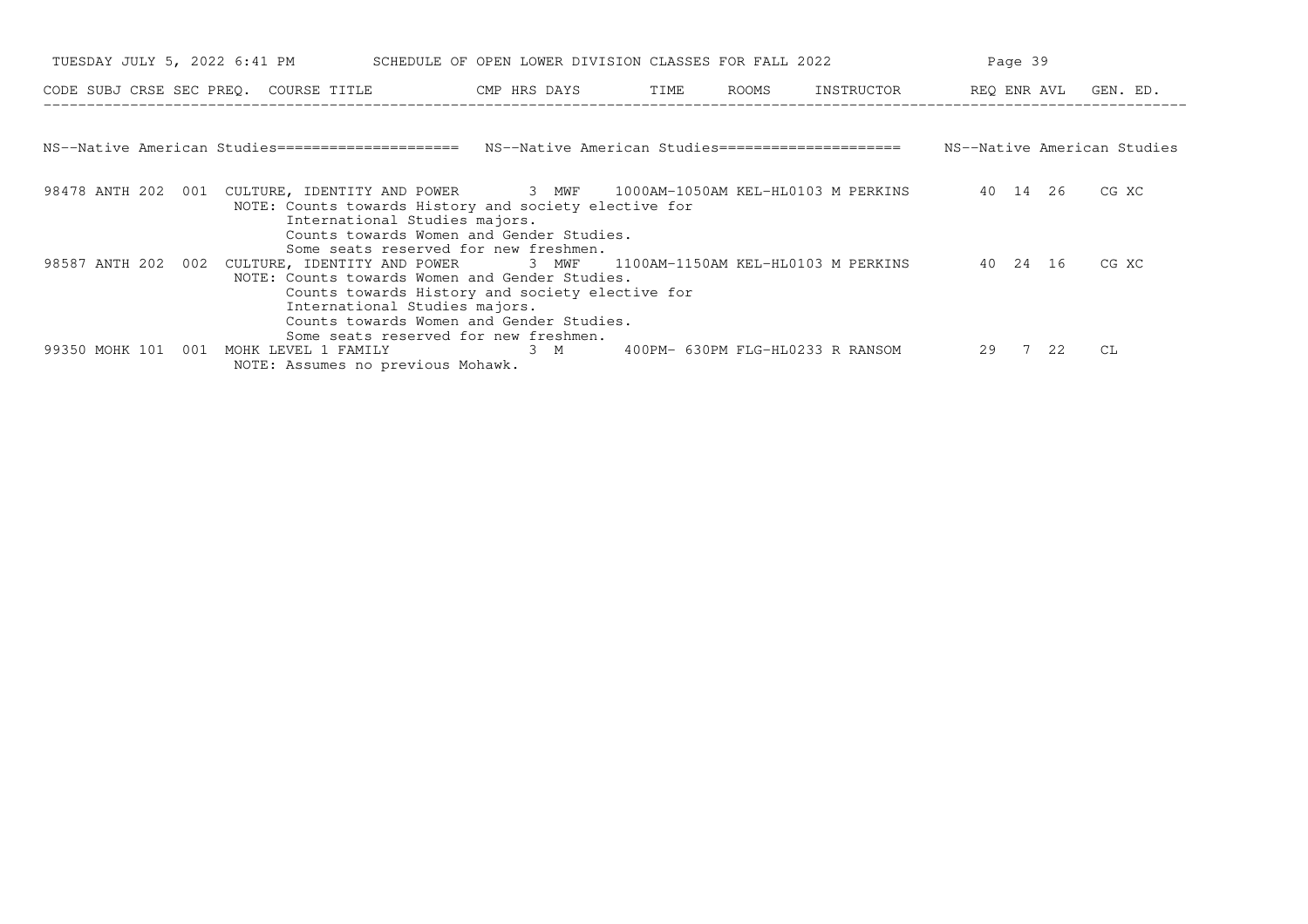| CODE | SUBJ | CRSE | SEC | PREQ. | COURSE TITLE | CMP | HRS | DAYS | TIME | ROOMS | INSTRUCTOR | REQ | ENR | AVL | GEN. ED. |
|---|---|---|---|---|---|---|---|---|---|---|---|---|---|---|---|

NS--Native American Studies===================== NS--Native American Studies===================== NS--Native American Studies

| CODE | SUBJ | CRSE | SEC | PREQ. | COURSE TITLE | CMP | HRS | DAYS | TIME | ROOMS | INSTRUCTOR | REQ | ENR | AVL | GEN. ED. |
|---|---|---|---|---|---|---|---|---|---|---|---|---|---|---|---|
| 98478 | ANTH | 202 | 001 | | CULTURE, IDENTITY AND POWER | | 3 | MWF | 1000AM-1050AM | KEL-HL0103 | M PERKINS | 40 | 14 | 26 | CG XC |
| | | | | | NOTE: Counts towards History and society elective for International Studies majors. Counts towards Women and Gender Studies. Some seats reserved for new freshmen. | | | | | | | | | | |
| 98587 | ANTH | 202 | 002 | | CULTURE, IDENTITY AND POWER | | 3 | MWF | 1100AM-1150AM | KEL-HL0103 | M PERKINS | 40 | 24 | 16 | CG XC |
| | | | | | NOTE: Counts towards Women and Gender Studies. Counts towards History and society elective for International Studies majors. Counts towards Women and Gender Studies. Some seats reserved for new freshmen. | | | | | | | | | | |
| 99350 | MOHK | 101 | 001 | | MOHK LEVEL 1 FAMILY | | 3 | M | 400PM- 630PM | FLG-HL0233 | R RANSOM | 29 | 7 | 22 | CL |
| | | | | | NOTE: Assumes no previous Mohawk. | | | | | | | | | | |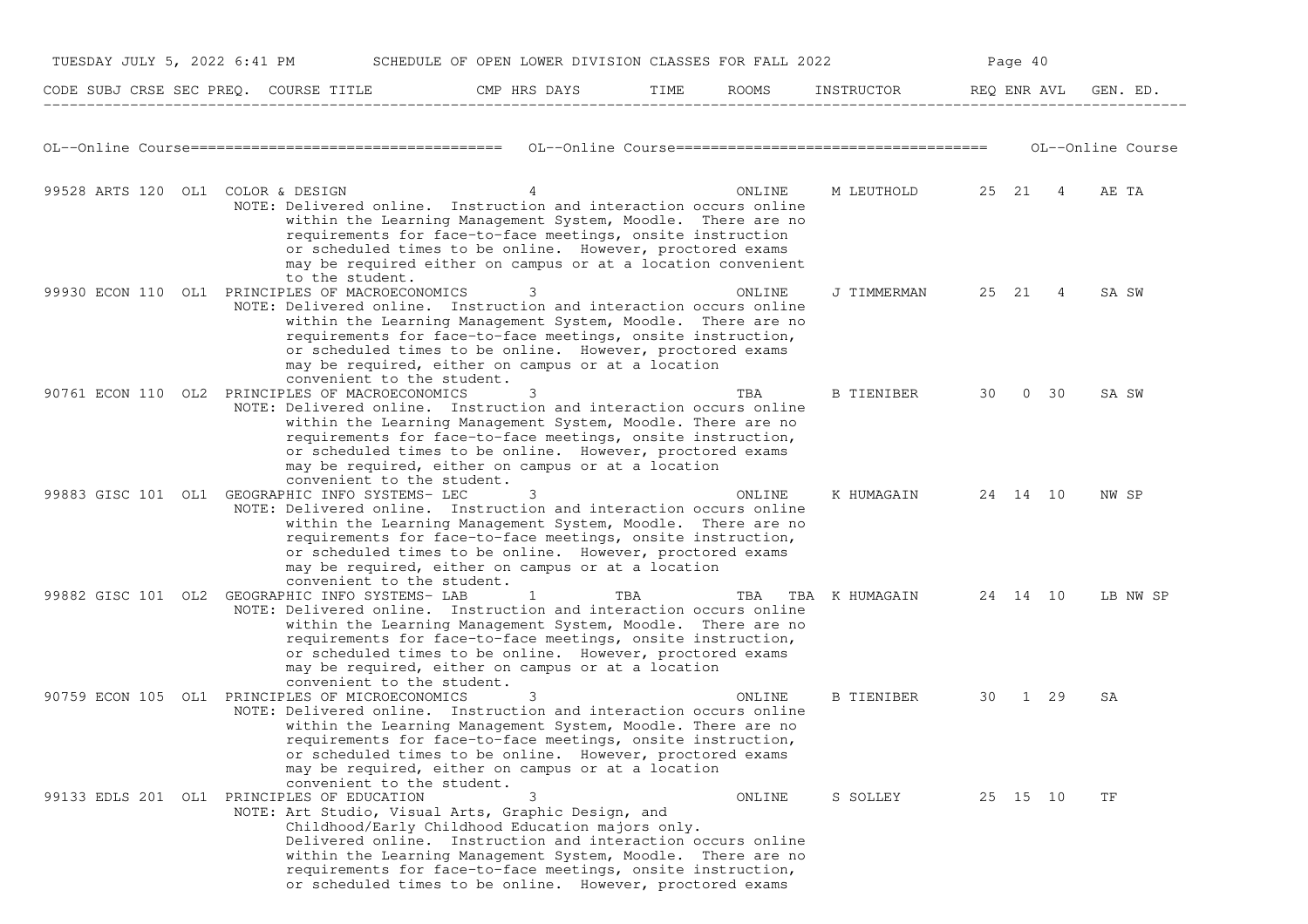SCHEDULE OF OPEN LOWER DIVISION CLASSES FOR FALL 2022

| CODE | SUBJ | CRSE | SEC | PREQ. | COURSE TITLE | CMP | HRS | DAYS | TIME | ROOMS | INSTRUCTOR | REQ | ENR | AVL | GEN. ED. |
|---|---|---|---|---|---|---|---|---|---|---|---|---|---|---|---|

## OL--Online Course

| CODE | SUBJ | CRSE | SEC | PREQ. | COURSE TITLE | CMP | HRS | DAYS | TIME | ROOMS | INSTRUCTOR | REQ | ENR | AVL | GEN. ED. |
|---|---|---|---|---|---|---|---|---|---|---|---|---|---|---|---|
| 99528 | ARTS | 120 | OL1 | | COLOR & DESIGN | | 4 | | | ONLINE | M LEUTHOLD | 25 | 21 | 4 | AE TA |
| | | | | | NOTE: Delivered online. Instruction and interaction occurs online within the Learning Management System, Moodle. There are no requirements for face-to-face meetings, onsite instruction or scheduled times to be online. However, proctored exams may be required either on campus or at a location convenient to the student. | | | | | | | | | | |
| 99930 | ECON | 110 | OL1 | | PRINCIPLES OF MACROECONOMICS | | 3 | | | ONLINE | J TIMMERMAN | 25 | 21 | 4 | SA SW |
| | | | | | NOTE: Delivered online. Instruction and interaction occurs online within the Learning Management System, Moodle. There are no requirements for face-to-face meetings, onsite instruction, or scheduled times to be online. However, proctored exams may be required, either on campus or at a location convenient to the student. | | | | | | | | | | |
| 90761 | ECON | 110 | OL2 | | PRINCIPLES OF MACROECONOMICS | | 3 | | | TBA | B TIENIBER | 30 | 0 | 30 | SA SW |
| | | | | | NOTE: Delivered online. Instruction and interaction occurs online within the Learning Management System, Moodle. There are no requirements for face-to-face meetings, onsite instruction, or scheduled times to be online. However, proctored exams may be required, either on campus or at a location convenient to the student. | | | | | | | | | | |
| 99883 | GISC | 101 | OL1 | | GEOGRAPHIC INFO SYSTEMS- LEC | | 3 | | | ONLINE | K HUMAGAIN | 24 | 14 | 10 | NW SP |
| | | | | | NOTE: Delivered online. Instruction and interaction occurs online within the Learning Management System, Moodle. There are no requirements for face-to-face meetings, onsite instruction, or scheduled times to be online. However, proctored exams may be required, either on campus or at a location convenient to the student. | | | | | | | | | | |
| 99882 | GISC | 101 | OL2 | | GEOGRAPHIC INFO SYSTEMS- LAB | | 1 | | TBA | TBA TBA | K HUMAGAIN | 24 | 14 | 10 | LB NW SP |
| | | | | | NOTE: Delivered online. Instruction and interaction occurs online within the Learning Management System, Moodle. There are no requirements for face-to-face meetings, onsite instruction, or scheduled times to be online. However, proctored exams may be required, either on campus or at a location convenient to the student. | | | | | | | | | | |
| 90759 | ECON | 105 | OL1 | | PRINCIPLES OF MICROECONOMICS | | 3 | | | ONLINE | B TIENIBER | 30 | 1 | 29 | SA |
| | | | | | NOTE: Delivered online. Instruction and interaction occurs online within the Learning Management System, Moodle. There are no requirements for face-to-face meetings, onsite instruction, or scheduled times to be online. However, proctored exams may be required, either on campus or at a location convenient to the student. | | | | | | | | | | |
| 99133 | EDLS | 201 | OL1 | | PRINCIPLES OF EDUCATION | | 3 | | | ONLINE | S SOLLEY | 25 | 15 | 10 | TF |
| | | | | | NOTE: Art Studio, Visual Arts, Graphic Design, and Childhood/Early Childhood Education majors only. Delivered online. Instruction and interaction occurs online within the Learning Management System, Moodle. There are no requirements for face-to-face meetings, onsite instruction, or scheduled times to be online. However, proctored exams | | | | | | | | | | |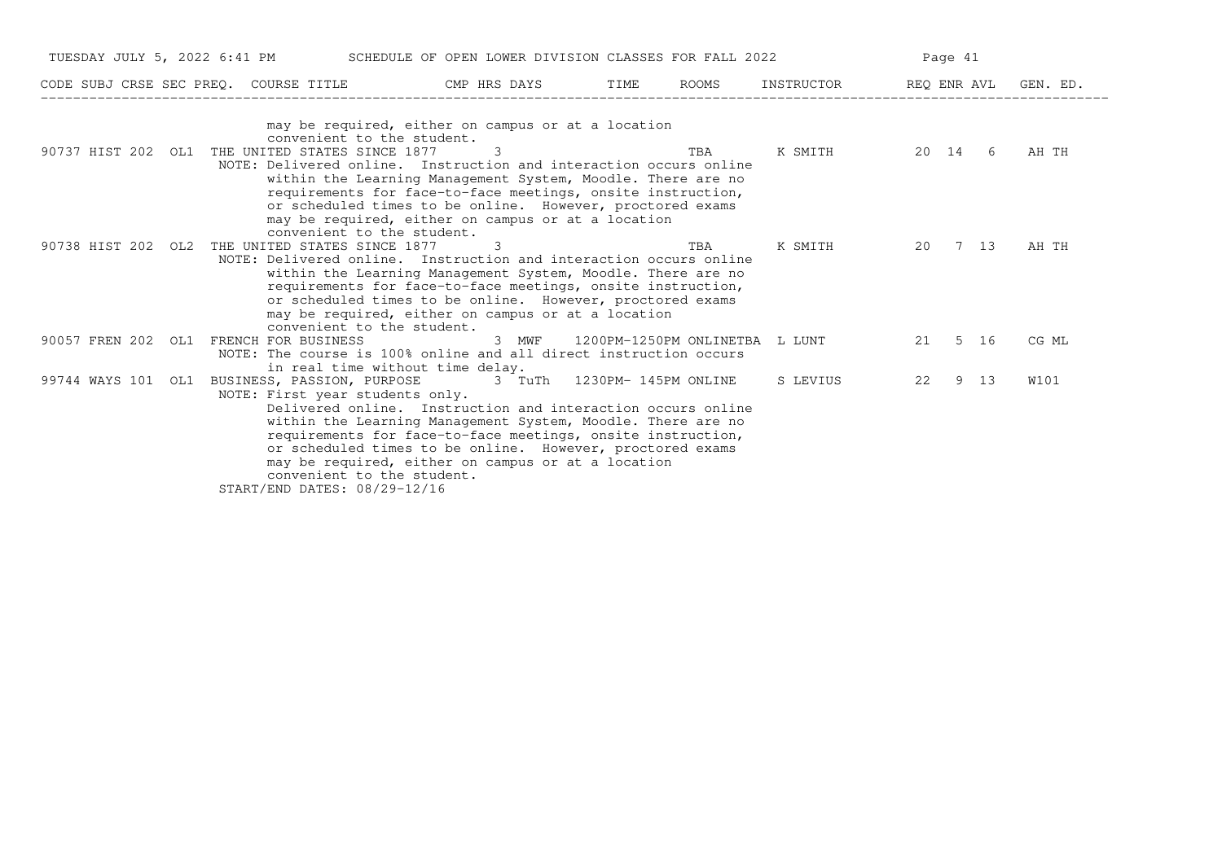| CODE | SUBJ | CRSE | SEC | PREQ. | COURSE TITLE | CMP | HRS | DAYS | TIME | ROOMS | INSTRUCTOR | REQ | ENR | AVL | GEN. ED. |
|---|---|---|---|---|---|---|---|---|---|---|---|---|---|---|---|
| | | | | | may be required, either on campus or at a location convenient to the student. | | | | | | | | | | |
| 90737 | HIST | 202 | OL1 | | THE UNITED STATES SINCE 1877 | | 3 | | | TBA | K SMITH | 20 | 14 | 6 | AH TH |
| | | | | | NOTE: Delivered online. Instruction and interaction occurs online within the Learning Management System, Moodle. There are no requirements for face-to-face meetings, onsite instruction, or scheduled times to be online. However, proctored exams may be required, either on campus or at a location convenient to the student. | | | | | | | | | | |
| 90738 | HIST | 202 | OL2 | | THE UNITED STATES SINCE 1877 | | 3 | | | TBA | K SMITH | 20 | 7 | 13 | AH TH |
| | | | | | NOTE: Delivered online. Instruction and interaction occurs online within the Learning Management System, Moodle. There are no requirements for face-to-face meetings, onsite instruction, or scheduled times to be online. However, proctored exams may be required, either on campus or at a location convenient to the student. | | | | | | | | | | |
| 90057 | FREN | 202 | OL1 | | FRENCH FOR BUSINESS | | 3 | MWF | 1200PM-1250PM | ONLINETBA | L LUNT | 21 | 5 | 16 | CG ML |
| | | | | | NOTE: The course is 100% online and all direct instruction occurs in real time without time delay. | | | | | | | | | | |
| 99744 | WAYS | 101 | OL1 | | BUSINESS, PASSION, PURPOSE | | 3 | TuTh | 1230PM- 145PM | ONLINE | S LEVIUS | 22 | 9 | 13 | W101 |
| | | | | | NOTE: First year students only. Delivered online. Instruction and interaction occurs online within the Learning Management System, Moodle. There are no requirements for face-to-face meetings, onsite instruction, or scheduled times to be online. However, proctored exams may be required, either on campus or at a location convenient to the student. START/END DATES: 08/29-12/16 | | | | | | | | | | |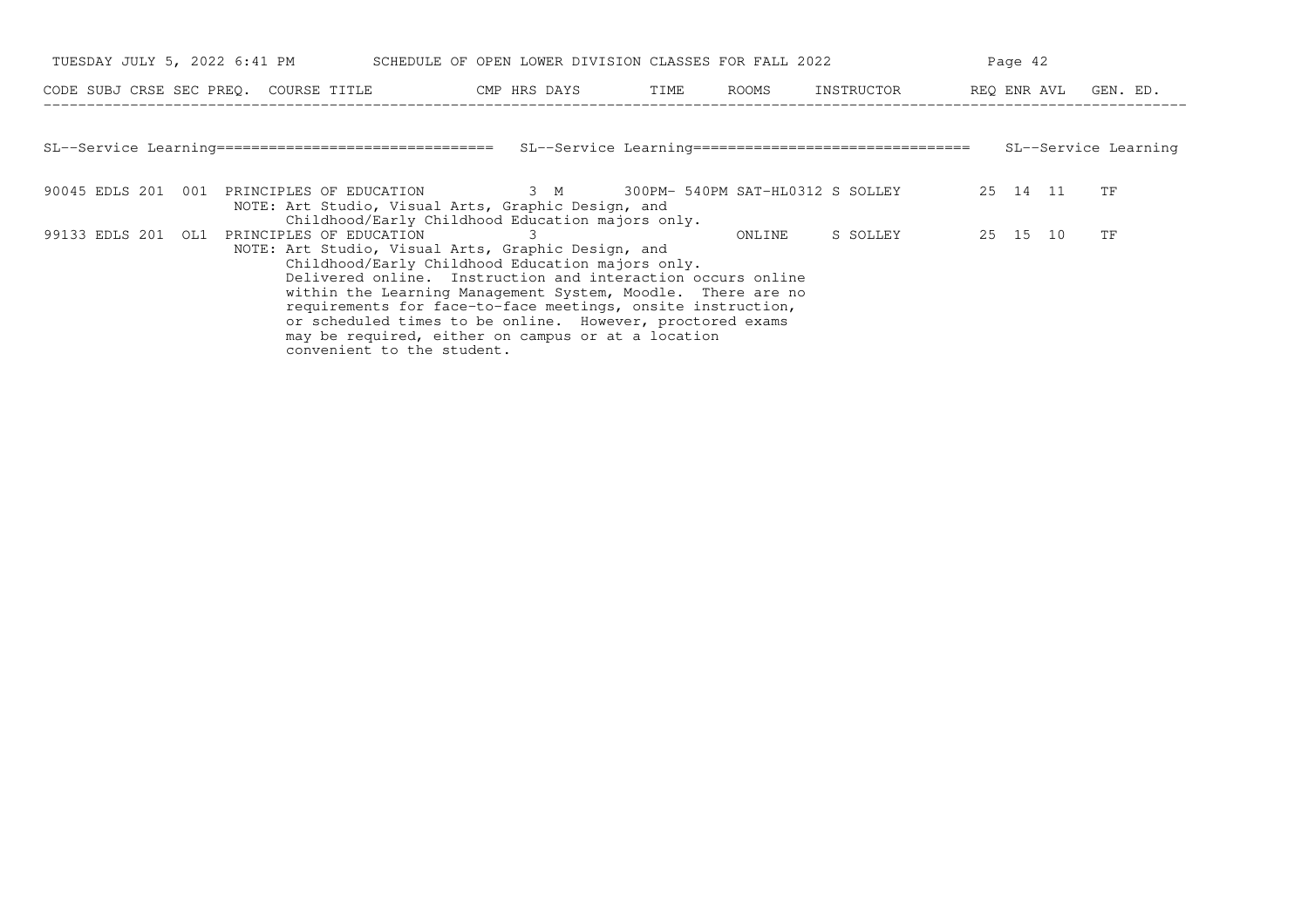SCHEDULE OF OPEN LOWER DIVISION CLASSES FOR FALL 2022

## SL--Service Learning

| CODE | SUBJ | CRSE | SEC | PREQ. | COURSE TITLE | CMP | HRS | DAYS | TIME | ROOMS | INSTRUCTOR | REQ | ENR | AVL | GEN. ED. |
|---|---|---|---|---|---|---|---|---|---|---|---|---|---|---|---|
| 90045 | EDLS | 201 | 001 | | PRINCIPLES OF EDUCATION | | 3 | M | 300PM- 540PM | SAT-HL0312 | S SOLLEY | 25 | 14 | 11 | TF |
| | | | | | NOTE: Art Studio, Visual Arts, Graphic Design, and Childhood/Early Childhood Education majors only. | | | | | | | | | | |
| 99133 | EDLS | 201 | OL1 | | PRINCIPLES OF EDUCATION | | 3 | | | ONLINE | S SOLLEY | 25 | 15 | 10 | TF |
| | | | | | NOTE: Art Studio, Visual Arts, Graphic Design, and Childhood/Early Childhood Education majors only. Delivered online. Instruction and interaction occurs online within the Learning Management System, Moodle. There are no requirements for face-to-face meetings, onsite instruction, or scheduled times to be online. However, proctored exams may be required, either on campus or at a location convenient to the student. | | | | | | | | | | |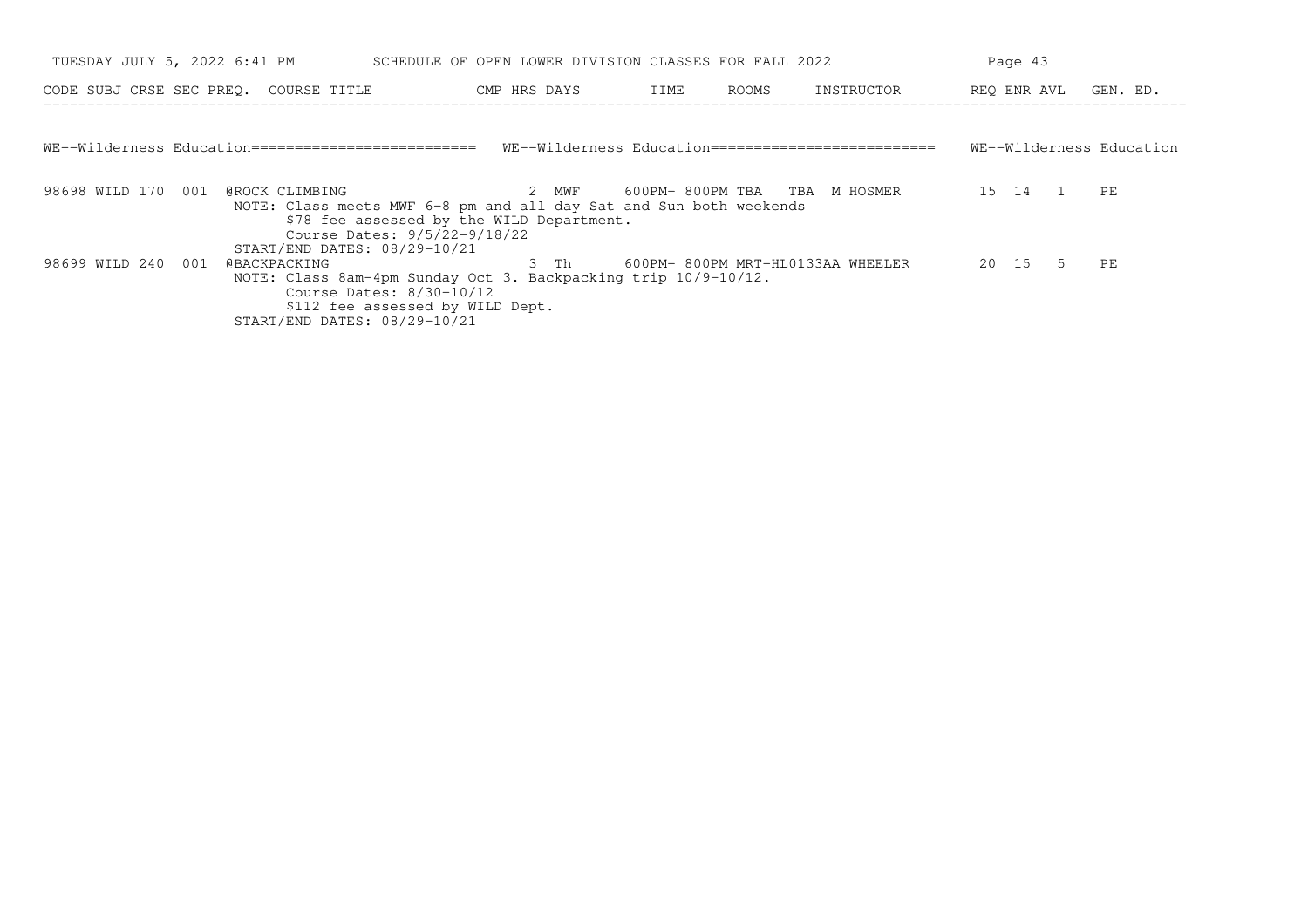TUESDAY JULY 5, 2022 6:41 PM — SCHEDULE OF OPEN LOWER DIVISION CLASSES FOR FALL 2022

| CODE | SUBJ | CRSE | SEC | PREQ. | COURSE TITLE | CMP | HRS | DAYS | TIME | ROOMS | INSTRUCTOR | REQ | ENR | AVL | GEN. ED. |
|---|---|---|---|---|---|---|---|---|---|---|---|---|---|---|---|

## WE--Wilderness Education

| CODE | SUBJ | CRSE | SEC | PREQ. | COURSE TITLE | CMP | HRS | DAYS | TIME | ROOMS | INSTRUCTOR | REQ | ENR | AVL | GEN. ED. |
|---|---|---|---|---|---|---|---|---|---|---|---|---|---|---|---|
| 98698 | WILD | 170 | 001 | @ | ROCK CLIMBING | | 2 | MWF | 600PM- 800PM | TBA | TBA M HOSMER | 15 | 14 | 1 | PE |
| 98699 | WILD | 240 | 001 | @ | BACKPACKING | | 3 | Th | 600PM- 800PM | MRT-HL0133AA | WHEELER | 20 | 15 | 5 | PE |

98698 WILD 170 001 @ROCK CLIMBING
NOTE: Class meets MWF 6-8 pm and all day Sat and Sun both weekends
$78 fee assessed by the WILD Department.
Course Dates: 9/5/22-9/18/22
START/END DATES: 08/29-10/21

98699 WILD 240 001 @BACKPACKING
NOTE: Class 8am-4pm Sunday Oct 3. Backpacking trip 10/9-10/12.
Course Dates: 8/30-10/12
$112 fee assessed by WILD Dept.
START/END DATES: 08/29-10/21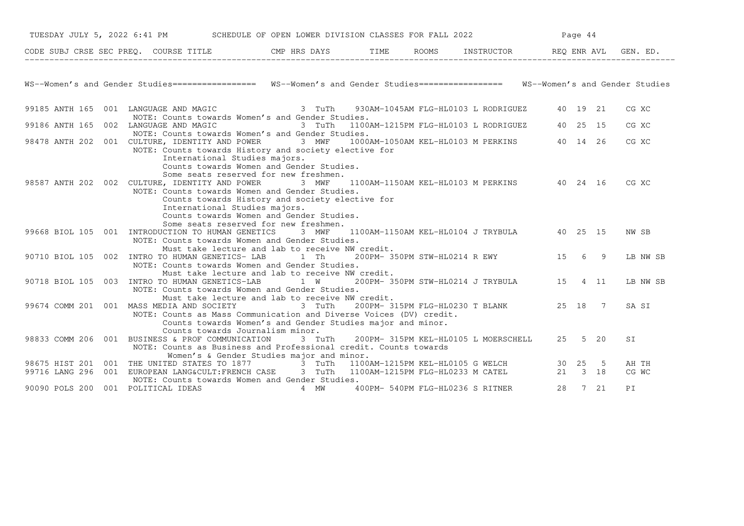TUESDAY JULY 5, 2022 6:41 PM SCHEDULE OF OPEN LOWER DIVISION CLASSES FOR FALL 2022

## WS--Women's and Gender Studies

| CODE | SUBJ | CRSE | SEC | PREQ. | COURSE TITLE | CMP | HRS | DAYS | TIME | ROOMS | INSTRUCTOR | REQ | ENR | AVL | GEN. ED. |
|---|---|---|---|---|---|---|---|---|---|---|---|---|---|---|---|
| 99185 | ANTH | 165 | 001 | | LANGUAGE AND MAGIC<br>NOTE: Counts towards Women's and Gender Studies. | | 3 | TuTh | 930AM-1045AM | FLG-HL0103 | L RODRIGUEZ | 40 | 19 | 21 | CG XC |
| 99186 | ANTH | 165 | 002 | | LANGUAGE AND MAGIC<br>NOTE: Counts towards Women's and Gender Studies. | | 3 | TuTh | 1100AM-1215PM | FLG-HL0103 | L RODRIGUEZ | 40 | 25 | 15 | CG XC |
| 98478 | ANTH | 202 | 001 | | CULTURE, IDENTITY AND POWER<br>NOTE: Counts towards History and society elective for International Studies majors. Counts towards Women and Gender Studies. Some seats reserved for new freshmen. | | 3 | MWF | 1000AM-1050AM | KEL-HL0103 | M PERKINS | 40 | 14 | 26 | CG XC |
| 98587 | ANTH | 202 | 002 | | CULTURE, IDENTITY AND POWER<br>NOTE: Counts towards Women and Gender Studies. Counts towards History and society elective for International Studies majors. Counts towards Women and Gender Studies. Some seats reserved for new freshmen. | | 3 | MWF | 1100AM-1150AM | KEL-HL0103 | M PERKINS | 40 | 24 | 16 | CG XC |
| 99668 | BIOL | 105 | 001 | | INTRODUCTION TO HUMAN GENETICS<br>NOTE: Counts towards Women and Gender Studies. Must take lecture and lab to receive NW credit. | | 3 | MWF | 1100AM-1150AM | KEL-HL0104 | J TRYBULA | 40 | 25 | 15 | NW SB |
| 90710 | BIOL | 105 | 002 | | INTRO TO HUMAN GENETICS- LAB<br>NOTE: Counts towards Women and Gender Studies. Must take lecture and lab to receive NW credit. | | 1 | Th | 200PM- 350PM | STW-HL0214 | R EWY | 15 | 6 | 9 | LB NW SB |
| 90718 | BIOL | 105 | 003 | | INTRO TO HUMAN GENETICS-LAB<br>NOTE: Counts towards Women and Gender Studies. Must take lecture and lab to receive NW credit. | | 1 | W | 200PM- 350PM | STW-HL0214 | J TRYBULA | 15 | 4 | 11 | LB NW SB |
| 99674 | COMM | 201 | 001 | | MASS MEDIA AND SOCIETY<br>NOTE: Counts as Mass Communication and Diverse Voices (DV) credit. Counts towards Women's and Gender Studies major and minor. Counts towards Journalism minor. | | 3 | TuTh | 200PM- 315PM | FLG-HL0230 | T BLANK | 25 | 18 | 7 | SA SI |
| 98833 | COMM | 206 | 001 | | BUSINESS & PROF COMMUNICATION<br>NOTE: Counts as Business and Professional credit. Counts towards Women's & Gender Studies major and minor. | | 3 | TuTh | 200PM- 315PM | KEL-HL0105 | L MOERSCHELL | 25 | 5 | 20 | SI |
| 98675 | HIST | 201 | 001 | | THE UNITED STATES TO 1877 | | 3 | TuTh | 1100AM-1215PM | KEL-HL0105 | G WELCH | 30 | 25 | 5 | AH TH |
| 99716 | LANG | 296 | 001 | | EUROPEAN LANG&CULT:FRENCH CASE<br>NOTE: Counts towards Women and Gender Studies. | | 3 | TuTh | 1100AM-1215PM | FLG-HL0233 | M CATEL | 21 | 3 | 18 | CG WC |
| 90090 | POLS | 200 | 001 | | POLITICAL IDEAS | | 4 | MW | 400PM- 540PM | FLG-HL0236 | S RITNER | 28 | 7 | 21 | PI |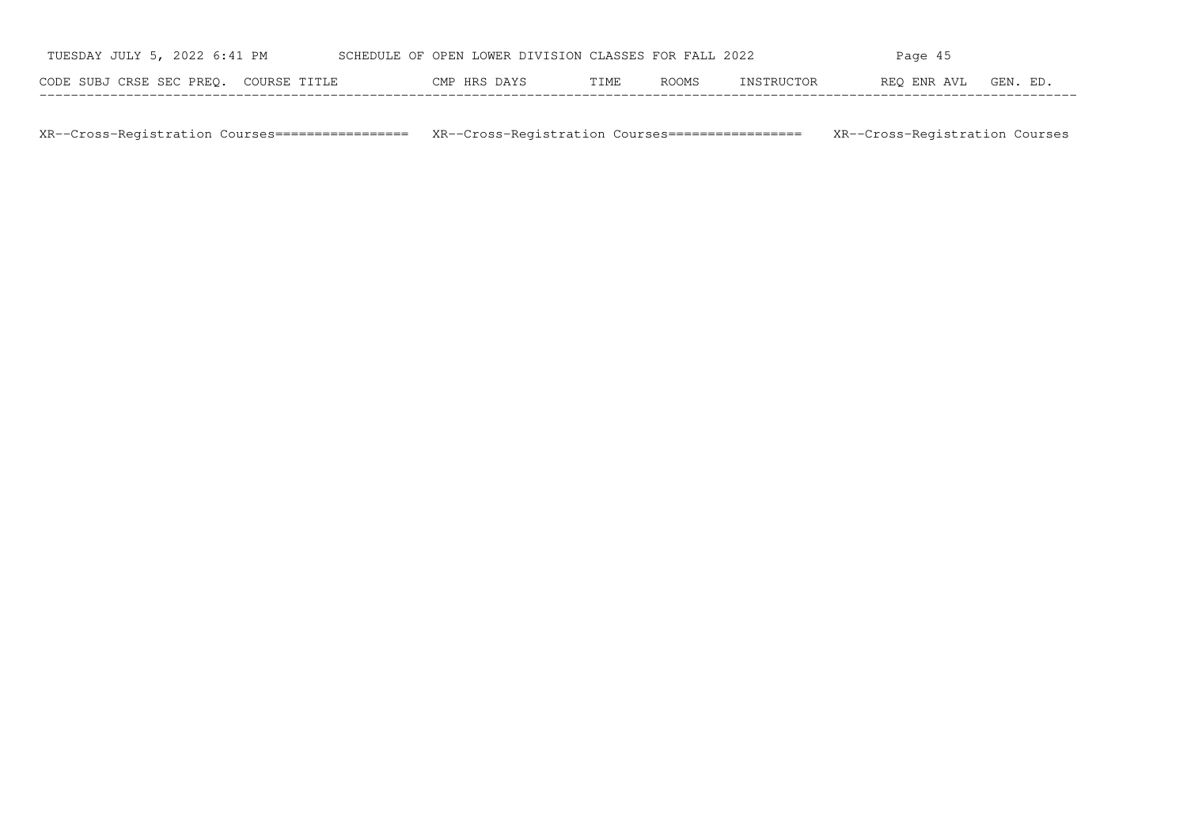| CODE | SUBJ | CRSE | SEC | PREQ. | COURSE TITLE | CMP | HRS | DAYS | TIME | ROOMS | INSTRUCTOR | REQ | ENR | AVL | GEN. ED. |
|---|---|---|---|---|---|---|---|---|---|---|---|---|---|---|---|

XR--Cross-Registration Courses================= XR--Cross-Registration Courses================= XR--Cross-Registration Courses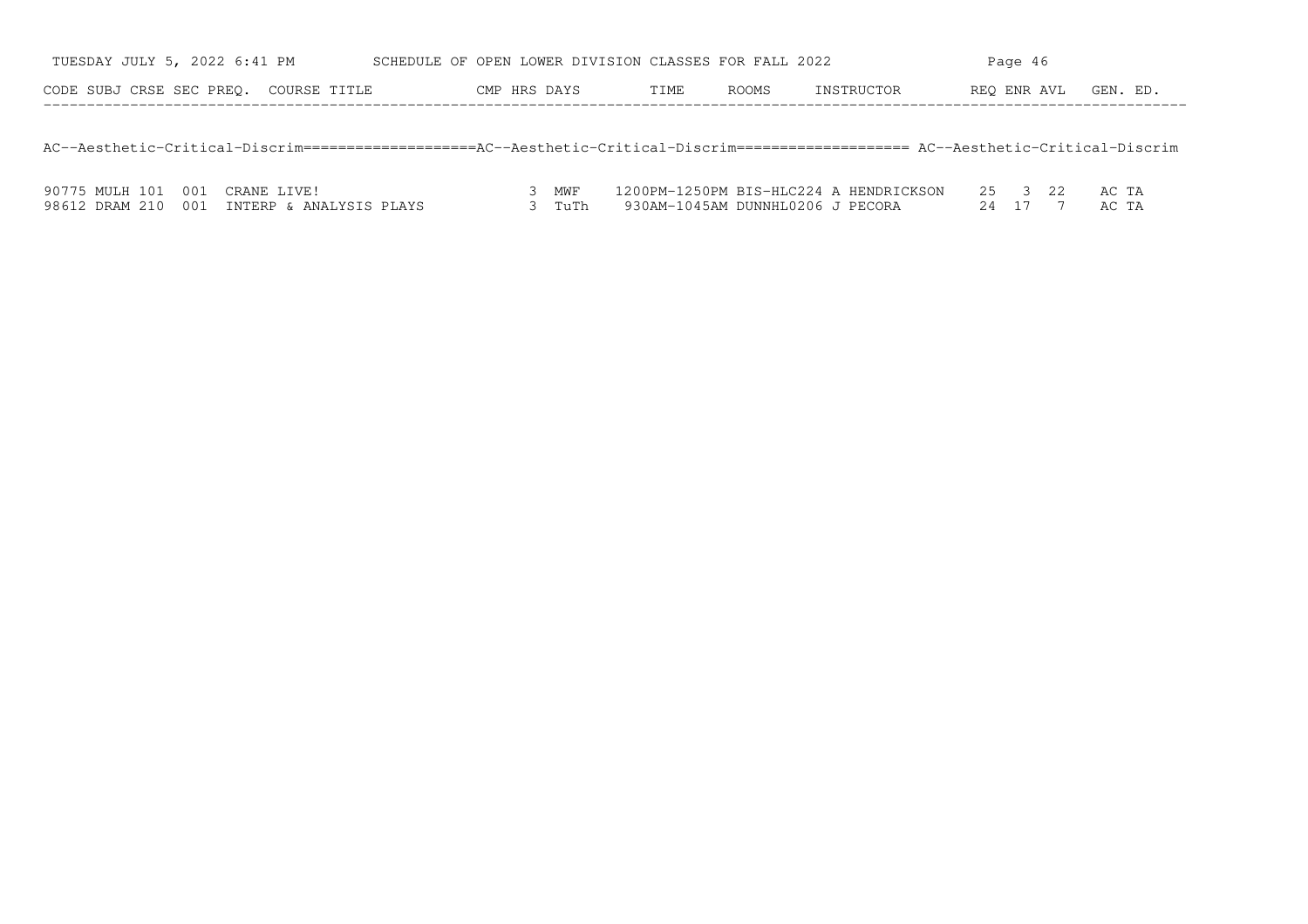## AC--Aesthetic-Critical-Discrim

| CODE | SUBJ | CRSE | SEC | PREQ. | COURSE TITLE | CMP | HRS | DAYS | TIME | ROOMS | INSTRUCTOR | REQ | ENR | AVL | GEN. ED. |
|---|---|---|---|---|---|---|---|---|---|---|---|---|---|---|---|
| 90775 | MULH | 101 | 001 | | CRANE LIVE! | | 3 | MWF | 1200PM-1250PM | BIS-HLC224 | A HENDRICKSON | 25 | 3 | 22 | AC TA |
| 98612 | DRAM | 210 | 001 | | INTERP & ANALYSIS PLAYS | | 3 | TuTh | 930AM-1045AM | DUNNHL0206 | J PECORA | 24 | 17 | 7 | AC TA |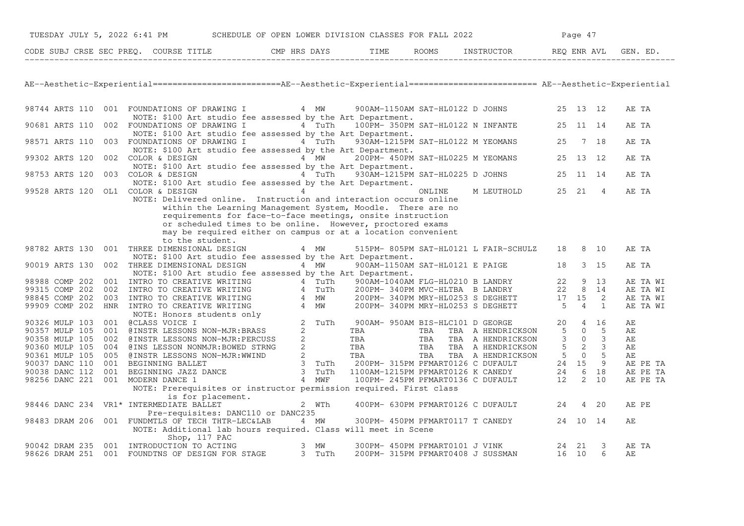SCHEDULE OF OPEN LOWER DIVISION CLASSES FOR FALL 2022

TUESDAY JULY 5, 2022 6:41 PM

## AE--Aesthetic-Experiential

| CODE | SUBJ | CRSE | SEC | PREQ. | COURSE TITLE | CMP | HRS | DAYS | TIME | ROOMS | INSTRUCTOR | REQ | ENR | AVL | GEN. ED. |
|---|---|---|---|---|---|---|---|---|---|---|---|---|---|---|---|
| 98744 | ARTS | 110 | 001 | | FOUNDATIONS OF DRAWING I | | 4 | MW | 900AM-1150AM | SAT-HL0122 | D JOHNS | 25 | 13 | 12 | AE TA |
| | | | | | NOTE: $100 Art studio fee assessed by the Art Department. | | | | | | | | | | |
| 90681 | ARTS | 110 | 002 | | FOUNDATIONS OF DRAWING I | | 4 | TuTh | 100PM- 350PM | SAT-HL0122 | N INFANTE | 25 | 11 | 14 | AE TA |
| | | | | | NOTE: $100 Art studio fee assessed by the Art Department. | | | | | | | | | | |
| 98571 | ARTS | 110 | 003 | | FOUNDATIONS OF DRAWING I | | 4 | TuTh | 930AM-1215PM | SAT-HL0122 | M YEOMANS | 25 | 7 | 18 | AE TA |
| | | | | | NOTE: $100 Art studio fee assessed by the Art Department. | | | | | | | | | | |
| 99302 | ARTS | 120 | 002 | | COLOR & DESIGN | | 4 | MW | 200PM- 450PM | SAT-HL0225 | M YEOMANS | 25 | 13 | 12 | AE TA |
| | | | | | NOTE: $100 Art studio fee assessed by the Art Department. | | | | | | | | | | |
| 98753 | ARTS | 120 | 003 | | COLOR & DESIGN | | 4 | TuTh | 930AM-1215PM | SAT-HL0225 | D JOHNS | 25 | 11 | 14 | AE TA |
| | | | | | NOTE: $100 Art studio fee assessed by the Art Department. | | | | | | | | | | |
| 99528 | ARTS | 120 | OL1 | | COLOR & DESIGN | | 4 | | | ONLINE | M LEUTHOLD | 25 | 21 | 4 | AE TA |
| | | | | | NOTE: Delivered online. Instruction and interaction occurs online within the Learning Management System, Moodle. There are no requirements for face-to-face meetings, onsite instruction or scheduled times to be online. However, proctored exams may be required either on campus or at a location convenient to the student. | | | | | | | | | | |
| 98782 | ARTS | 130 | 001 | | THREE DIMENSIONAL DESIGN | | 4 | MW | 515PM- 805PM | SAT-HL0121 | L FAIR-SCHULZ | 18 | 8 | 10 | AE TA |
| | | | | | NOTE: $100 Art studio fee assessed by the Art Department. | | | | | | | | | | |
| 90019 | ARTS | 130 | 002 | | THREE DIMENSIONAL DESIGN | | 4 | MW | 900AM-1150AM | SAT-HL0121 | E PAIGE | 18 | 3 | 15 | AE TA |
| | | | | | NOTE: $100 Art studio fee assessed by the Art Department. | | | | | | | | | | |
| 98988 | COMP | 202 | 001 | | INTRO TO CREATIVE WRITING | | 4 | TuTh | 900AM-1040AM | FLG-HL0210 | B LANDRY | 22 | 9 | 13 | AE TA WI |
| 99315 | COMP | 202 | 002 | | INTRO TO CREATIVE WRITING | | 4 | TuTh | 200PM- 340PM | MVC-HLTBA | B LANDRY | 22 | 8 | 14 | AE TA WI |
| 98845 | COMP | 202 | 003 | | INTRO TO CREATIVE WRITING | | 4 | MW | 200PM- 340PM | MRY-HL0253 | S DEGHETT | 17 | 15 | 2 | AE TA WI |
| 99909 | COMP | 202 | HNR | | INTRO TO CREATIVE WRITING | | 4 | MW | 200PM- 340PM | MRY-HL0253 | S DEGHETT | 5 | 4 | 1 | AE TA WI |
| | | | | | NOTE: Honors students only | | | | | | | | | | |
| 90326 | MULP | 103 | 001 | | @CLASS VOICE I | | 2 | TuTh | 900AM- 950AM | BIS-HLC101 | D GEORGE | 20 | 4 | 16 | AE |
| 90357 | MULP | 105 | 001 | | @INSTR LESSONS NON-MJR:BRASS | | 2 | | TBA | TBA | TBA A HENDRICKSON | 5 | 0 | 5 | AE |
| 90358 | MULP | 105 | 002 | | @INSTR LESSONS NON-MJR:PERCUSS | | 2 | | TBA | TBA | TBA A HENDRICKSON | 3 | 0 | 3 | AE |
| 90360 | MULP | 105 | 004 | | @INS LESSON NONMJR:BOWED STRNG | | 2 | | TBA | TBA | TBA A HENDRICKSON | 5 | 2 | 3 | AE |
| 90361 | MULP | 105 | 005 | | @INSTR LESSONS NON-MJR:WWIND | | 2 | | TBA | TBA | TBA A HENDRICKSON | 5 | 0 | 5 | AE |
| 90037 | DANC | 110 | 001 | | BEGINNING BALLET | | 3 | TuTh | 200PM- 315PM | PFMART0126 | C DUFAULT | 24 | 15 | 9 | AE PE TA |
| 90038 | DANC | 112 | 001 | | BEGINNING JAZZ DANCE | | 3 | TuTh | 1100AM-1215PM | PFMART0126 | K CANEDY | 24 | 6 | 18 | AE PE TA |
| 98256 | DANC | 221 | 001 | | MODERN DANCE 1 | | 4 | MWF | 100PM- 245PM | PFMART0136 | C DUFAULT | 12 | 2 | 10 | AE PE TA |
| | | | | | NOTE: Prerequisites or instructor permission required. First class is for placement. | | | | | | | | | | |
| 98446 | DANC | 234 | VR1* | | INTERMEDIATE BALLET | | 2 | WTh | 400PM- 630PM | PFMART0126 | C DUFAULT | 24 | 4 | 20 | AE PE |
| | | | | | Pre-requisites: DANC110 or DANC235 | | | | | | | | | | |
| 98483 | DRAM | 206 | 001 | | FUNDMTLS OF TECH THTR-LEC&LAB | | 4 | MW | 300PM- 450PM | PFMART0117 | T CANEDY | 24 | 10 | 14 | AE |
| | | | | | NOTE: Additional lab hours required. Class will meet in Scene Shop, 117 PAC | | | | | | | | | | |
| 90042 | DRAM | 235 | 001 | | INTRODUCTION TO ACTING | | 3 | MW | 300PM- 450PM | PFMART0101 | J VINK | 24 | 21 | 3 | AE TA |
| 98626 | DRAM | 251 | 001 | | FOUNDTNS OF DESIGN FOR STAGE | | 3 | TuTh | 200PM- 315PM | PFMART0408 | J SUSSMAN | 16 | 10 | 6 | AE |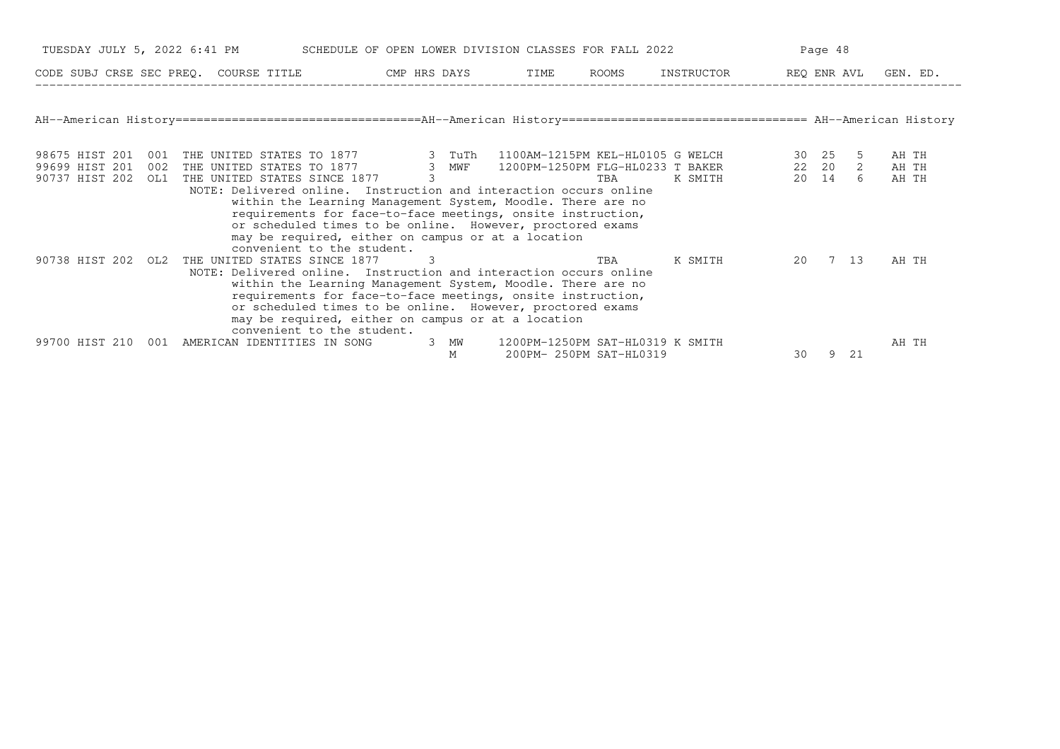SCHEDULE OF OPEN LOWER DIVISION CLASSES FOR FALL 2022

TUESDAY JULY 5, 2022 6:41 PM

## AH--American History

| CODE | SUBJ | CRSE | SEC | PREQ. | COURSE TITLE | CMP | HRS | DAYS | TIME | ROOMS | INSTRUCTOR | REQ | ENR | AVL | GEN. ED. |
|---|---|---|---|---|---|---|---|---|---|---|---|---|---|---|---|
| 98675 | HIST | 201 | 001 | | THE UNITED STATES TO 1877 | | 3 | TuTh | 1100AM-1215PM | KEL-HL0105 | G WELCH | 30 | 25 | 5 | AH TH |
| 99699 | HIST | 201 | 002 | | THE UNITED STATES TO 1877 | | 3 | MWF | 1200PM-1250PM | FLG-HL0233 | T BAKER | 22 | 20 | 2 | AH TH |
| 90737 | HIST | 202 | OL1 | | THE UNITED STATES SINCE 1877 | | 3 | | | TBA | K SMITH | 20 | 14 | 6 | AH TH |
| | | | | | NOTE: Delivered online. Instruction and interaction occurs online within the Learning Management System, Moodle. There are no requirements for face-to-face meetings, onsite instruction, or scheduled times to be online. However, proctored exams may be required, either on campus or at a location convenient to the student. | | | | | | | | | | |
| 90738 | HIST | 202 | OL2 | | THE UNITED STATES SINCE 1877 | | 3 | | | TBA | K SMITH | 20 | 7 | 13 | AH TH |
| | | | | | NOTE: Delivered online. Instruction and interaction occurs online within the Learning Management System, Moodle. There are no requirements for face-to-face meetings, onsite instruction, or scheduled times to be online. However, proctored exams may be required, either on campus or at a location convenient to the student. | | | | | | | | | | |
| 99700 | HIST | 210 | 001 | | AMERICAN IDENTITIES IN SONG | | 3 | MW | 1200PM-1250PM | SAT-HL0319 | K SMITH | | | | AH TH |
| | | | | | | | | M | 200PM- 250PM | SAT-HL0319 | | 30 | 9 | 21 | |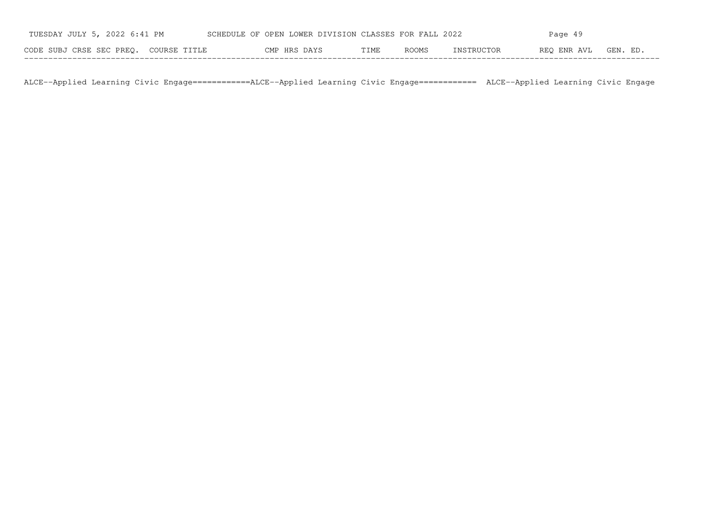| CODE | SUBJ | CRSE | SEC | PREQ. | COURSE TITLE | CMP | HRS | DAYS | TIME | ROOMS | INSTRUCTOR | REQ | ENR | AVL | GEN. ED. |
|---|---|---|---|---|---|---|---|---|---|---|---|---|---|---|---|

ALCE--Applied Learning Civic Engage============ALCE--Applied Learning Civic Engage============ ALCE--Applied Learning Civic Engage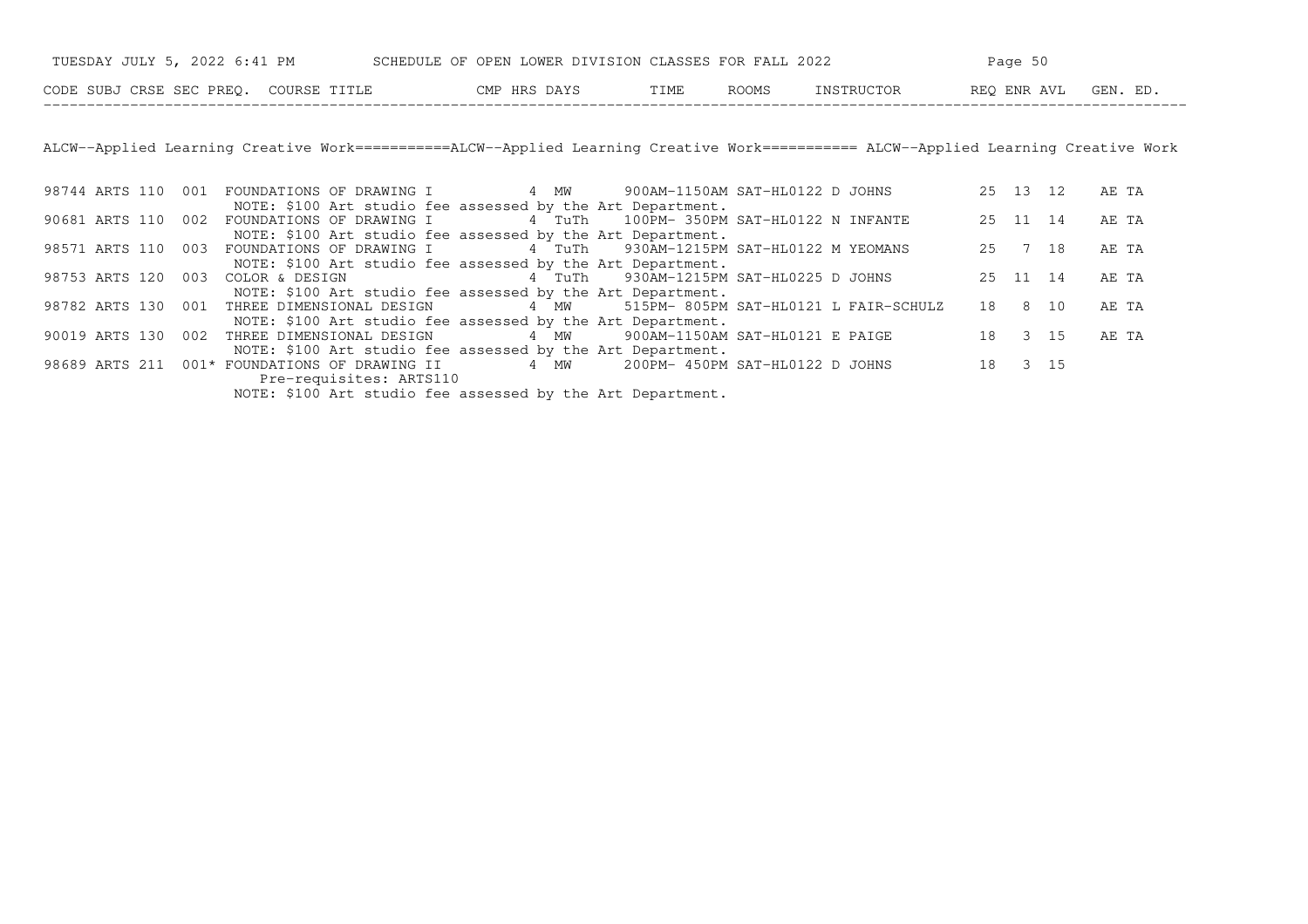SCHEDULE OF OPEN LOWER DIVISION CLASSES FOR FALL 2022

## ALCW--Applied Learning Creative Work

| CODE | SUBJ | CRSE | SEC | PREQ. | COURSE TITLE | CMP | HRS | DAYS | TIME | ROOMS | INSTRUCTOR | REQ | ENR | AVL | GEN. ED. |
|---|---|---|---|---|---|---|---|---|---|---|---|---|---|---|---|
| 98744 | ARTS | 110 | 001 | | FOUNDATIONS OF DRAWING I | | 4 | MW | 900AM-1150AM | SAT-HL0122 | D JOHNS | 25 | 13 | 12 | AE TA |
| | | | | | NOTE: $100 Art studio fee assessed by the Art Department. | | | | | | | | | | |
| 90681 | ARTS | 110 | 002 | | FOUNDATIONS OF DRAWING I | | 4 | TuTh | 100PM- 350PM | SAT-HL0122 | N INFANTE | 25 | 11 | 14 | AE TA |
| | | | | | NOTE: $100 Art studio fee assessed by the Art Department. | | | | | | | | | | |
| 98571 | ARTS | 110 | 003 | | FOUNDATIONS OF DRAWING I | | 4 | TuTh | 930AM-1215PM | SAT-HL0122 | M YEOMANS | 25 | 7 | 18 | AE TA |
| | | | | | NOTE: $100 Art studio fee assessed by the Art Department. | | | | | | | | | | |
| 98753 | ARTS | 120 | 003 | | COLOR & DESIGN | | 4 | TuTh | 930AM-1215PM | SAT-HL0225 | D JOHNS | 25 | 11 | 14 | AE TA |
| | | | | | NOTE: $100 Art studio fee assessed by the Art Department. | | | | | | | | | | |
| 98782 | ARTS | 130 | 001 | | THREE DIMENSIONAL DESIGN | | 4 | MW | 515PM- 805PM | SAT-HL0121 | L FAIR-SCHULZ | 18 | 8 | 10 | AE TA |
| | | | | | NOTE: $100 Art studio fee assessed by the Art Department. | | | | | | | | | | |
| 90019 | ARTS | 130 | 002 | | THREE DIMENSIONAL DESIGN | | 4 | MW | 900AM-1150AM | SAT-HL0121 | E PAIGE | 18 | 3 | 15 | AE TA |
| | | | | | NOTE: $100 Art studio fee assessed by the Art Department. | | | | | | | | | | |
| 98689 | ARTS | 211 | 001 | * | FOUNDATIONS OF DRAWING II | | 4 | MW | 200PM- 450PM | SAT-HL0122 | D JOHNS | 18 | 3 | 15 | |
| | | | | | Pre-requisites: ARTS110 | | | | | | | | | | |
| | | | | | NOTE: $100 Art studio fee assessed by the Art Department. | | | | | | | | | | |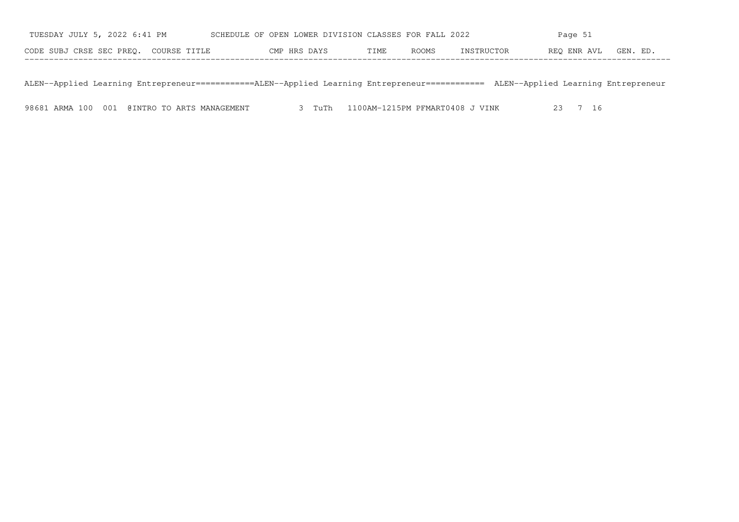SCHEDULE OF OPEN LOWER DIVISION CLASSES FOR FALL 2022

TUESDAY JULY 5, 2022 6:41 PM

ALEN--Applied Learning Entrepreneur============ALEN--Applied Learning Entrepreneur============ ALEN--Applied Learning Entrepreneur

| CODE | SUBJ | CRSE | SEC | PREQ. | COURSE TITLE | CMP | HRS | DAYS | TIME | ROOMS | INSTRUCTOR | REQ | ENR | AVL | GEN. ED. |
|---|---|---|---|---|---|---|---|---|---|---|---|---|---|---|---|
| 98681 | ARMA | 100 | 001 | @ | INTRO TO ARTS MANAGEMENT | | 3 | TuTh | 1100AM-1215PM | PFMART0408 | J VINK | 23 | 7 | 16 | |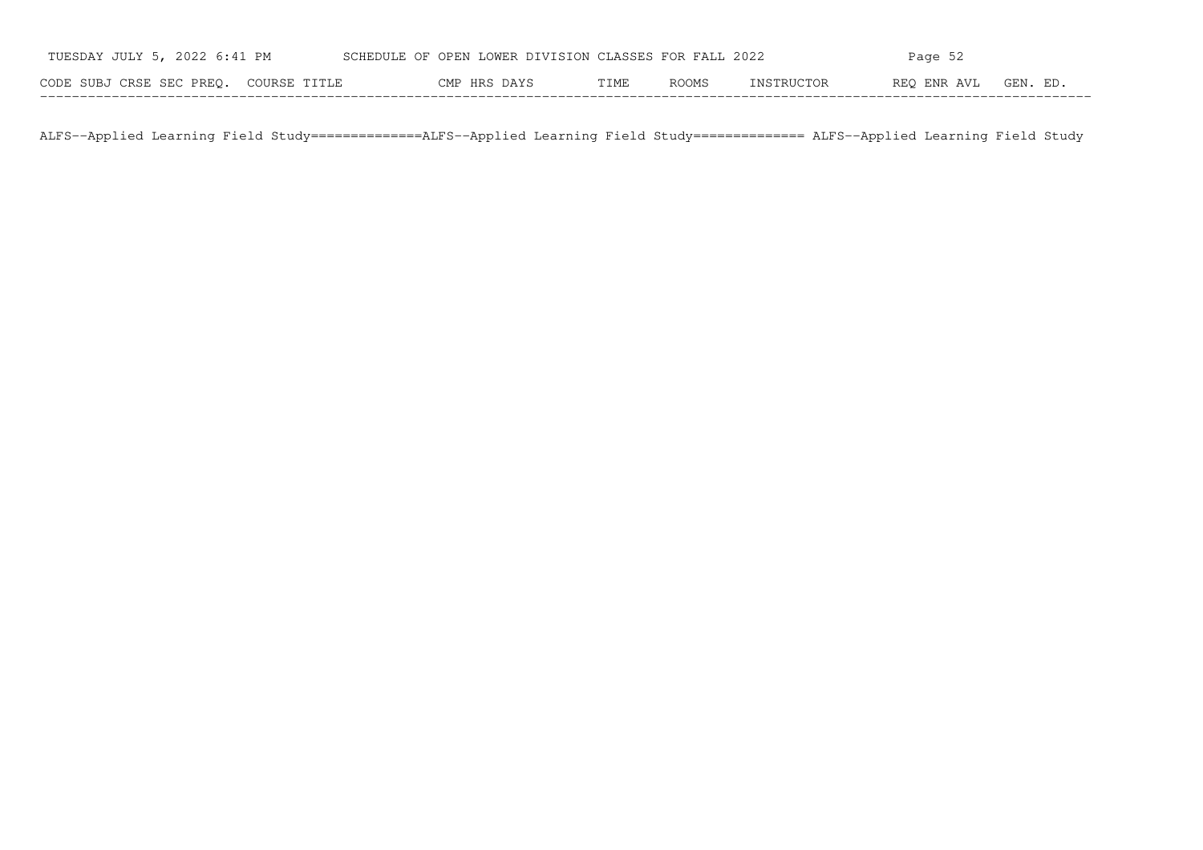| CODE | SUBJ | CRSE | SEC | PREQ. | COURSE TITLE | CMP | HRS | DAYS | TIME | ROOMS | INSTRUCTOR | REQ | ENR | AVL | GEN. ED. |
|---|---|---|---|---|---|---|---|---|---|---|---|---|---|---|---|

ALFS--Applied Learning Field Study==============ALFS--Applied Learning Field Study============== ALFS--Applied Learning Field Study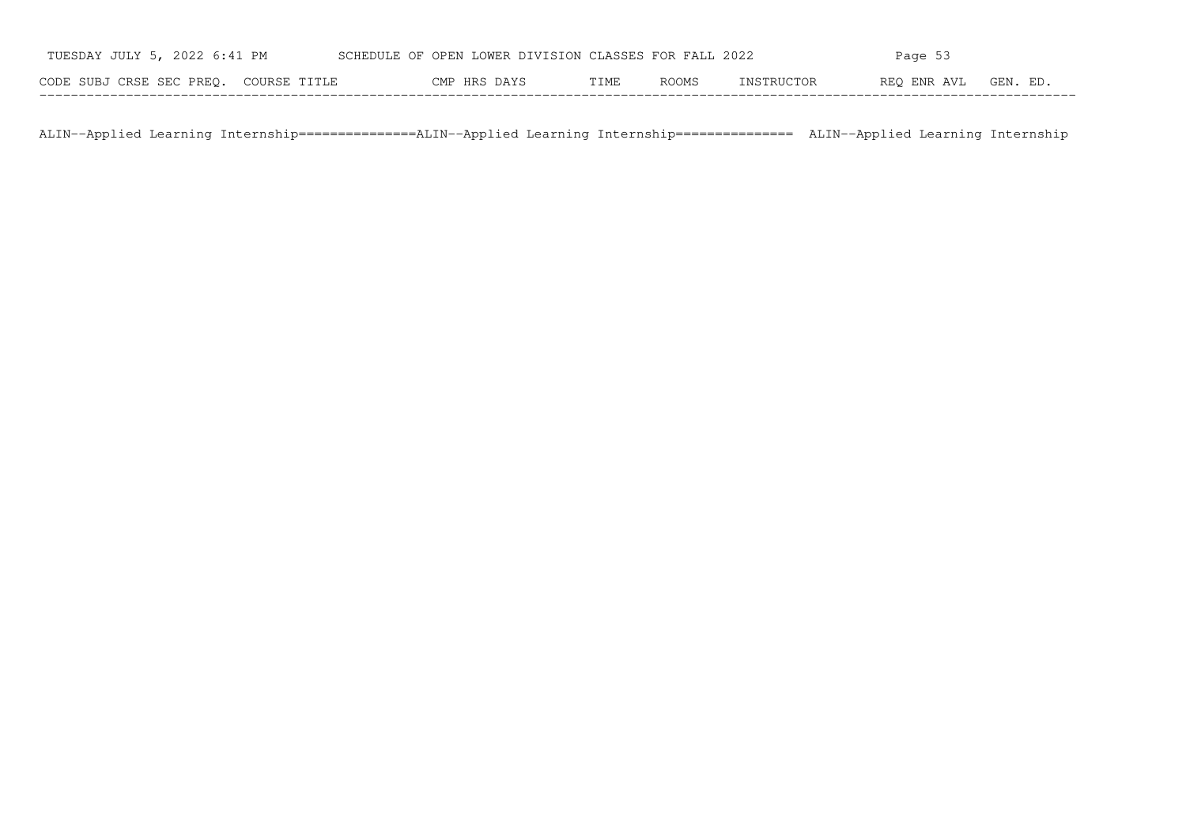| CODE | SUBJ | CRSE | SEC | PREQ. | COURSE TITLE | CMP | HRS | DAYS | TIME | ROOMS | INSTRUCTOR | REQ | ENR | AVL | GEN. ED. |
|---|---|---|---|---|---|---|---|---|---|---|---|---|---|---|---|

ALIN--Applied Learning Internship===============ALIN--Applied Learning Internship=============== ALIN--Applied Learning Internship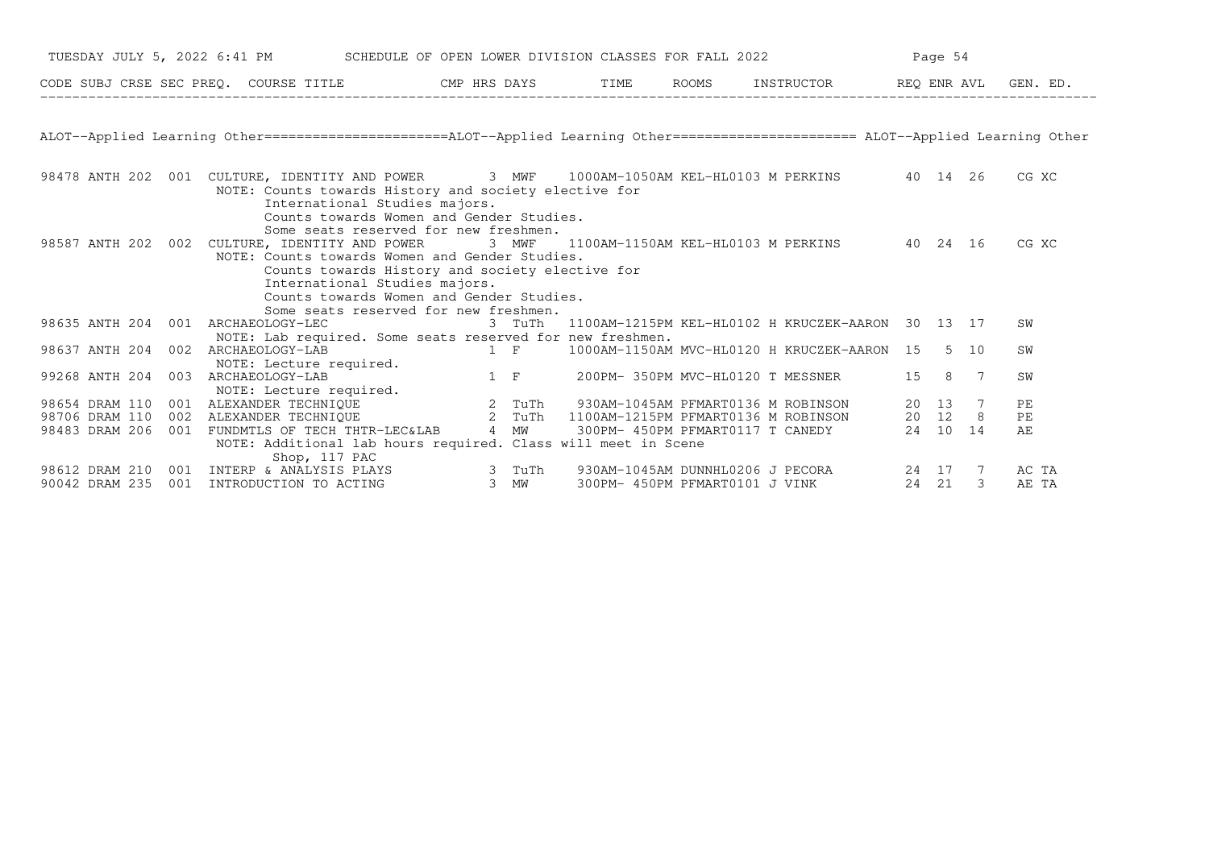TUESDAY JULY 5, 2022 6:41 PM — SCHEDULE OF OPEN LOWER DIVISION CLASSES FOR FALL 2022

ALOT--Applied Learning Other======================ALOT--Applied Learning Other====================== ALOT--Applied Learning Other

| CODE | SUBJ | CRSE | SEC | PREQ. | COURSE TITLE | CMP | HRS | DAYS | TIME | ROOMS | INSTRUCTOR | REQ | ENR | AVL | GEN. ED. |
|---|---|---|---|---|---|---|---|---|---|---|---|---|---|---|---|
| 98478 | ANTH | 202 | 001 | | CULTURE, IDENTITY AND POWER | | 3 | MWF | 1000AM-1050AM | KEL-HL0103 | M PERKINS | 40 | 14 | 26 | CG XC |
| | | | | | NOTE: Counts towards History and society elective for International Studies majors. Counts towards Women and Gender Studies. Some seats reserved for new freshmen. | | | | | | | | | | |
| 98587 | ANTH | 202 | 002 | | CULTURE, IDENTITY AND POWER | | 3 | MWF | 1100AM-1150AM | KEL-HL0103 | M PERKINS | 40 | 24 | 16 | CG XC |
| | | | | | NOTE: Counts towards Women and Gender Studies. Counts towards History and society elective for International Studies majors. Counts towards Women and Gender Studies. Some seats reserved for new freshmen. | | | | | | | | | | |
| 98635 | ANTH | 204 | 001 | | ARCHAEOLOGY-LEC | | 3 | TuTh | 1100AM-1215PM | KEL-HL0102 | H KRUCZEK-AARON | 30 | 13 | 17 | SW |
| | | | | | NOTE: Lab required. Some seats reserved for new freshmen. | | | | | | | | | | |
| 98637 | ANTH | 204 | 002 | | ARCHAEOLOGY-LAB | | 1 | F | 1000AM-1150AM | MVC-HL0120 | H KRUCZEK-AARON | 15 | 5 | 10 | SW |
| | | | | | NOTE: Lecture required. | | | | | | | | | | |
| 99268 | ANTH | 204 | 003 | | ARCHAEOLOGY-LAB | | 1 | F | 200PM- 350PM | MVC-HL0120 | T MESSNER | 15 | 8 | 7 | SW |
| | | | | | NOTE: Lecture required. | | | | | | | | | | |
| 98654 | DRAM | 110 | 001 | | ALEXANDER TECHNIQUE | | 2 | TuTh | 930AM-1045AM | PFMART0136 | M ROBINSON | 20 | 13 | 7 | PE |
| 98706 | DRAM | 110 | 002 | | ALEXANDER TECHNIQUE | | 2 | TuTh | 1100AM-1215PM | PFMART0136 | M ROBINSON | 20 | 12 | 8 | PE |
| 98483 | DRAM | 206 | 001 | | FUNDMTLS OF TECH THTR-LEC&LAB | | 4 | MW | 300PM- 450PM | PFMART0117 | T CANEDY | 24 | 10 | 14 | AE |
| | | | | | NOTE: Additional lab hours required. Class will meet in Scene Shop, 117 PAC | | | | | | | | | | |
| 98612 | DRAM | 210 | 001 | | INTERP & ANALYSIS PLAYS | | 3 | TuTh | 930AM-1045AM | DUNNHL0206 | J PECORA | 24 | 17 | 7 | AC TA |
| 90042 | DRAM | 235 | 001 | | INTRODUCTION TO ACTING | | 3 | MW | 300PM- 450PM | PFMART0101 | J VINK | 24 | 21 | 3 | AE TA |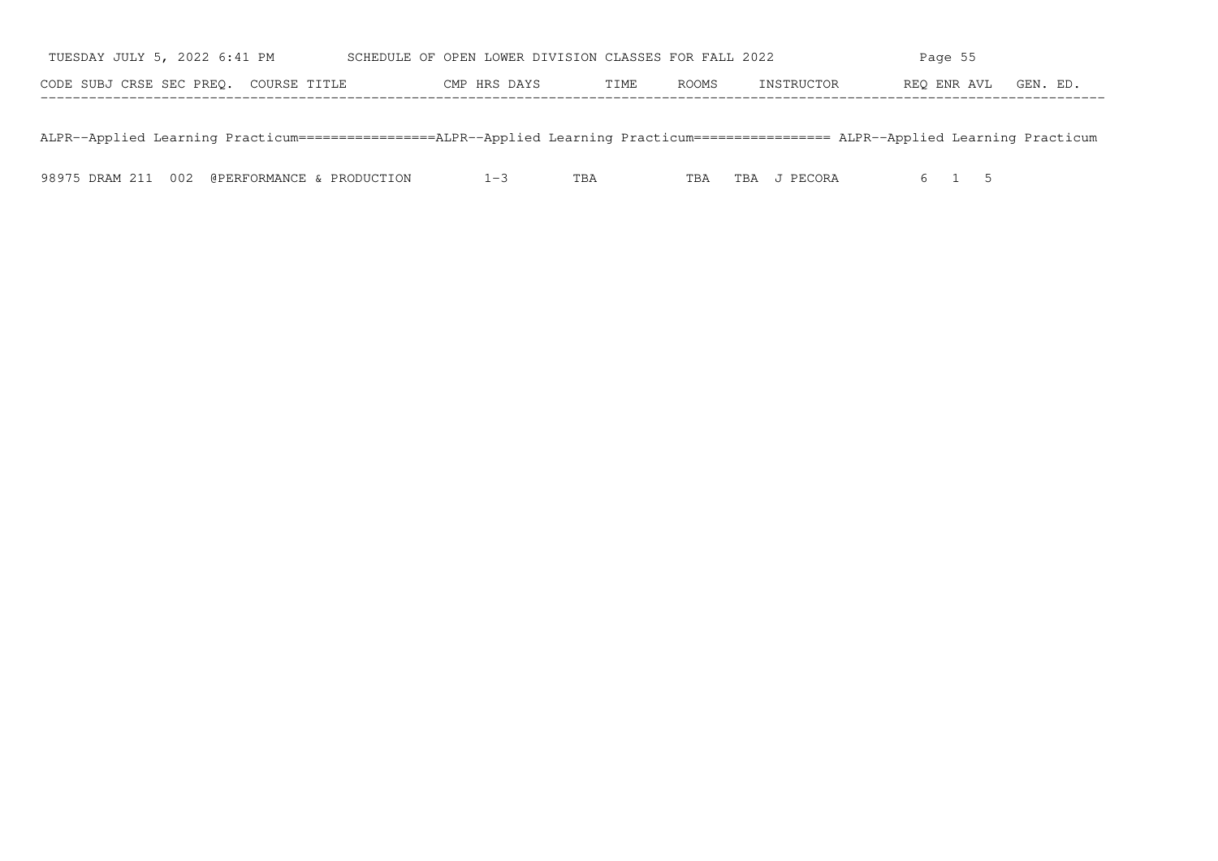| CODE | SUBJ | CRSE | SEC | PREQ. | COURSE TITLE | CMP | HRS | DAYS | TIME | ROOMS | INSTRUCTOR | REQ | ENR | AVL | GEN. ED. |
|---|---|---|---|---|---|---|---|---|---|---|---|---|---|---|---|

ALPR--Applied Learning Practicum=================ALPR--Applied Learning Practicum================= ALPR--Applied Learning Practicum

| CODE | SUBJ | CRSE | SEC | PREQ. | COURSE TITLE | CMP | HRS | DAYS | TIME | ROOMS | INSTRUCTOR | REQ | ENR | AVL | GEN. ED. |
|---|---|---|---|---|---|---|---|---|---|---|---|---|---|---|---|
| 98975 | DRAM | 211 | 002 | @ | PERFORMANCE & PRODUCTION | | 1-3 | TBA | TBA | TBA | J PECORA | 6 | 1 | 5 | |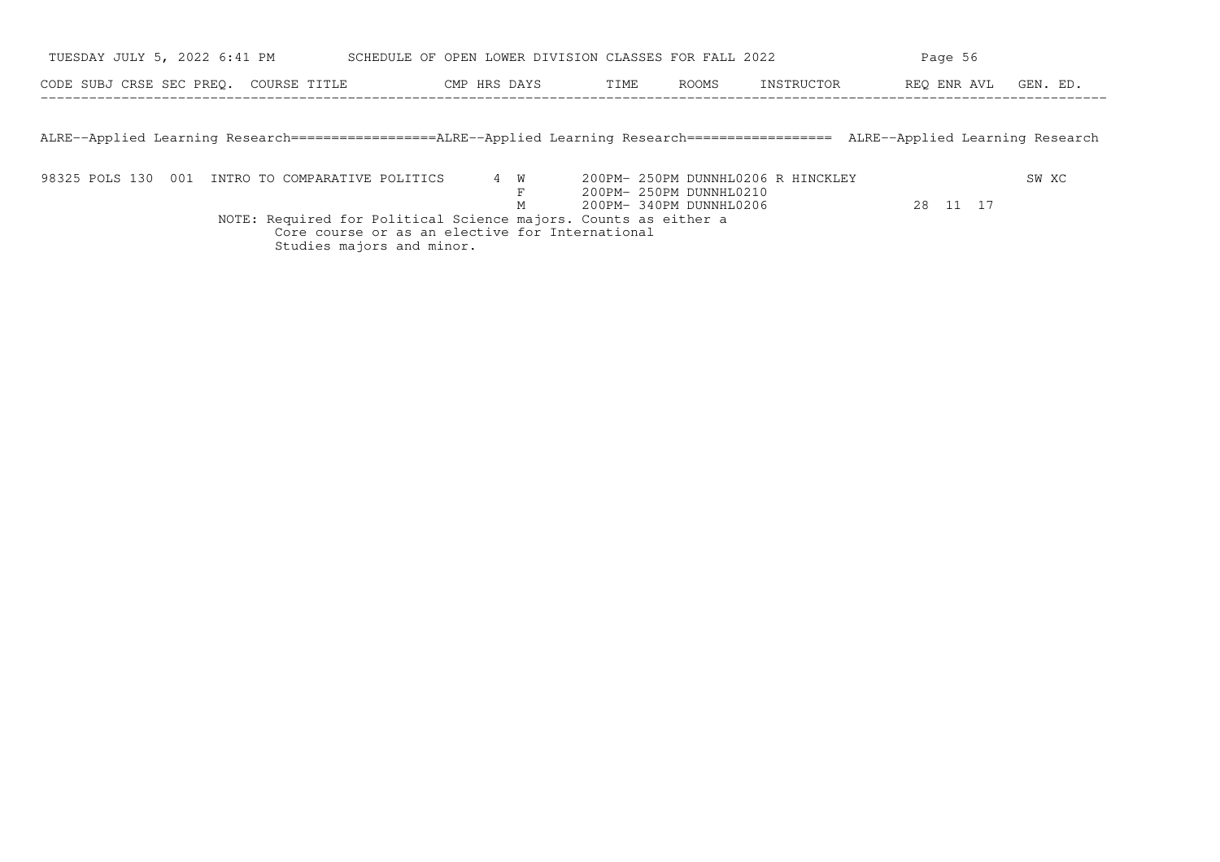| CODE | SUBJ | CRSE | SEC | PREQ. | COURSE TITLE | CMP | HRS | DAYS | TIME | ROOMS | INSTRUCTOR | REQ | ENR | AVL | GEN. ED. |
|---|---|---|---|---|---|---|---|---|---|---|---|---|---|---|---|

## ALRE--Applied Learning Research

| CODE | SUBJ | CRSE | SEC | PREQ. | COURSE TITLE | CMP | HRS | DAYS | TIME | ROOMS | INSTRUCTOR | REQ | ENR | AVL | GEN. ED. |
|---|---|---|---|---|---|---|---|---|---|---|---|---|---|---|---|
| 98325 | POLS | 130 | 001 | | INTRO TO COMPARATIVE POLITICS | | 4 | W | 200PM- 250PM | DUNNHL0206 | R HINCKLEY | | | | SW XC |
| | | | | | | | | F | 200PM- 250PM | DUNNHL0210 | | | | | |
| | | | | | | | | M | 200PM- 340PM | DUNNHL0206 | | 28 | 11 | 17 | |

NOTE: Required for Political Science majors. Counts as either a Core course or as an elective for International Studies majors and minor.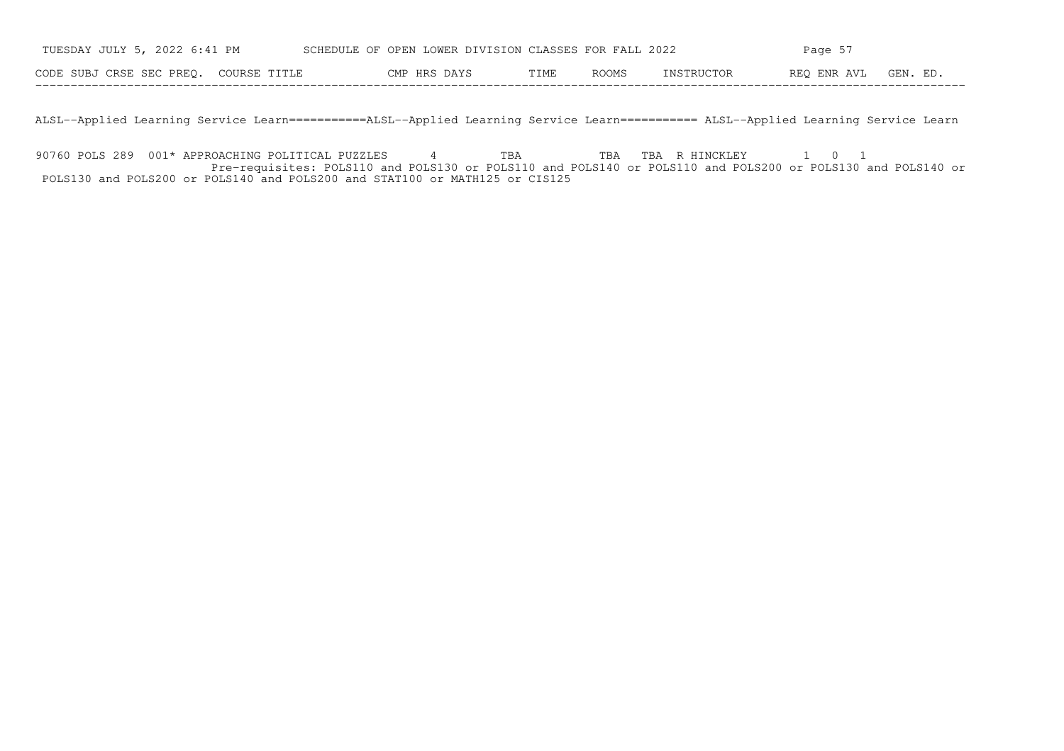| CODE | SUBJ | CRSE | SEC | PREQ. | COURSE TITLE | CMP | HRS | DAYS | TIME | ROOMS | INSTRUCTOR | REQ | ENR | AVL | GEN. ED. |
|---|---|---|---|---|---|---|---|---|---|---|---|---|---|---|---|

ALSL--Applied Learning Service Learn===========ALSL--Applied Learning Service Learn=========== ALSL--Applied Learning Service Learn

| CODE | SUBJ | CRSE | SEC | PREQ. | COURSE TITLE | CMP | HRS | DAYS | TIME | ROOMS | INSTRUCTOR | REQ | ENR | AVL | GEN. ED. |
|---|---|---|---|---|---|---|---|---|---|---|---|---|---|---|---|
| 90760 | POLS | 289 | 001 | * | APPROACHING POLITICAL PUZZLES | | 4 | TBA | TBA | TBA | R HINCKLEY | 1 | 0 | 1 | |

Pre-requisites: POLS110 and POLS130 or POLS110 and POLS140 or POLS110 and POLS200 or POLS130 and POLS140 or POLS130 and POLS200 or POLS140 and POLS200 and STAT100 or MATH125 or CIS125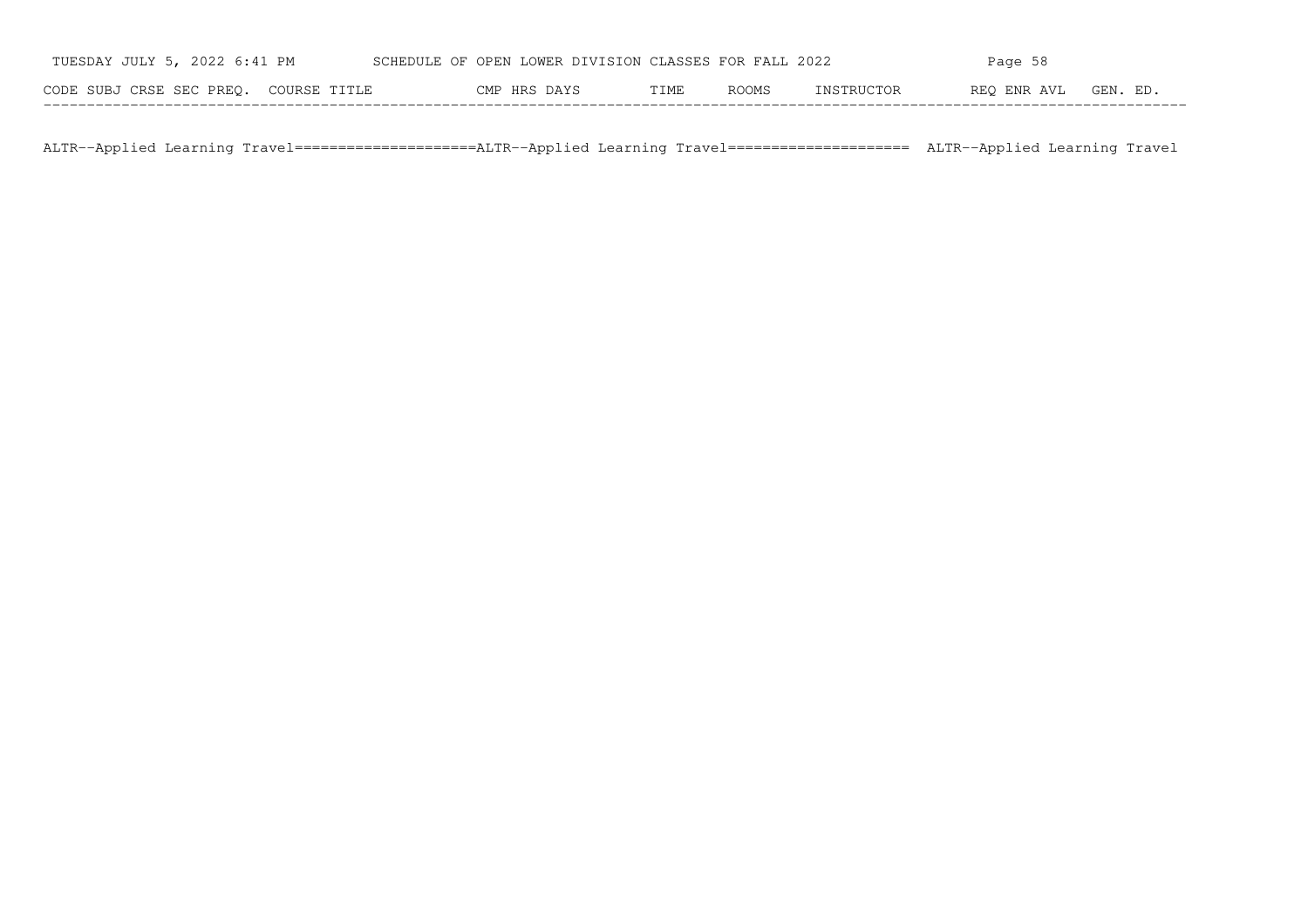| CODE | SUBJ | CRSE | SEC | PREQ. | COURSE TITLE | CMP | HRS | DAYS | TIME | ROOMS | INSTRUCTOR | REQ | ENR | AVL | GEN. ED. |
|---|---|---|---|---|---|---|---|---|---|---|---|---|---|---|---|

ALTR--Applied Learning Travel====================ALTR--Applied Learning Travel==================== ALTR--Applied Learning Travel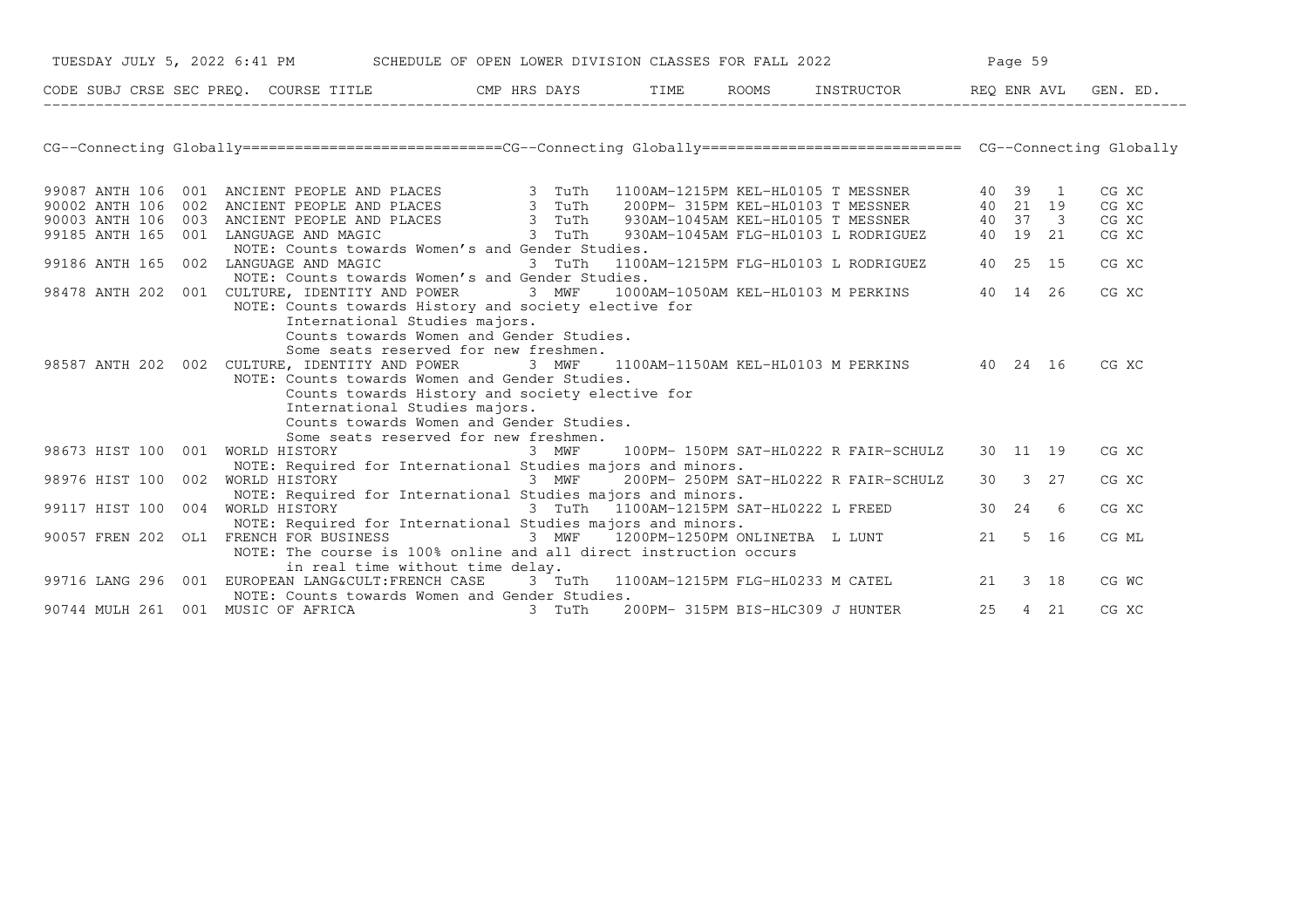SCHEDULE OF OPEN LOWER DIVISION CLASSES FOR FALL 2022

## CG--Connecting Globally

| CODE | SUBJ | CRSE | SEC | PREQ. | COURSE TITLE | CMP | HRS | DAYS | TIME | ROOMS | INSTRUCTOR | REQ | ENR | AVL | GEN. ED. |
|---|---|---|---|---|---|---|---|---|---|---|---|---|---|---|---|
| 99087 | ANTH | 106 | 001 | | ANCIENT PEOPLE AND PLACES | | 3 | TuTh | 1100AM-1215PM | KEL-HL0105 | T MESSNER | 40 | 39 | 1 | CG XC |
| 90002 | ANTH | 106 | 002 | | ANCIENT PEOPLE AND PLACES | | 3 | TuTh | 200PM- 315PM | KEL-HL0103 | T MESSNER | 40 | 21 | 19 | CG XC |
| 90003 | ANTH | 106 | 003 | | ANCIENT PEOPLE AND PLACES | | 3 | TuTh | 930AM-1045AM | KEL-HL0105 | T MESSNER | 40 | 37 | 3 | CG XC |
| 99185 | ANTH | 165 | 001 | | LANGUAGE AND MAGIC | | 3 | TuTh | 930AM-1045AM | FLG-HL0103 | L RODRIGUEZ | 40 | 19 | 21 | CG XC |
| | | | | | NOTE: Counts towards Women's and Gender Studies. | | | | | | | | | | |
| 99186 | ANTH | 165 | 002 | | LANGUAGE AND MAGIC | | 3 | TuTh | 1100AM-1215PM | FLG-HL0103 | L RODRIGUEZ | 40 | 25 | 15 | CG XC |
| | | | | | NOTE: Counts towards Women's and Gender Studies. | | | | | | | | | | |
| 98478 | ANTH | 202 | 001 | | CULTURE, IDENTITY AND POWER | | 3 | MWF | 1000AM-1050AM | KEL-HL0103 | M PERKINS | 40 | 14 | 26 | CG XC |
| | | | | | NOTE: Counts towards History and society elective for International Studies majors. Counts towards Women and Gender Studies. Some seats reserved for new freshmen. | | | | | | | | | | |
| 98587 | ANTH | 202 | 002 | | CULTURE, IDENTITY AND POWER | | 3 | MWF | 1100AM-1150AM | KEL-HL0103 | M PERKINS | 40 | 24 | 16 | CG XC |
| | | | | | NOTE: Counts towards Women and Gender Studies. Counts towards History and society elective for International Studies majors. Counts towards Women and Gender Studies. Some seats reserved for new freshmen. | | | | | | | | | | |
| 98673 | HIST | 100 | 001 | | WORLD HISTORY | | 3 | MWF | 100PM- 150PM | SAT-HL0222 | R FAIR-SCHULZ | 30 | 11 | 19 | CG XC |
| | | | | | NOTE: Required for International Studies majors and minors. | | | | | | | | | | |
| 98976 | HIST | 100 | 002 | | WORLD HISTORY | | 3 | MWF | 200PM- 250PM | SAT-HL0222 | R FAIR-SCHULZ | 30 | 3 | 27 | CG XC |
| | | | | | NOTE: Required for International Studies majors and minors. | | | | | | | | | | |
| 99117 | HIST | 100 | 004 | | WORLD HISTORY | | 3 | TuTh | 1100AM-1215PM | SAT-HL0222 | L FREED | 30 | 24 | 6 | CG XC |
| | | | | | NOTE: Required for International Studies majors and minors. | | | | | | | | | | |
| 90057 | FREN | 202 | OL1 | | FRENCH FOR BUSINESS | | 3 | MWF | 1200PM-1250PM | ONLINETBA | L LUNT | 21 | 5 | 16 | CG ML |
| | | | | | NOTE: The course is 100% online and all direct instruction occurs in real time without time delay. | | | | | | | | | | |
| 99716 | LANG | 296 | 001 | | EUROPEAN LANG&CULT:FRENCH CASE | | 3 | TuTh | 1100AM-1215PM | FLG-HL0233 | M CATEL | 21 | 3 | 18 | CG WC |
| | | | | | NOTE: Counts towards Women and Gender Studies. | | | | | | | | | | |
| 90744 | MULH | 261 | 001 | | MUSIC OF AFRICA | | 3 | TuTh | 200PM- 315PM | BIS-HLC309 | J HUNTER | 25 | 4 | 21 | CG XC |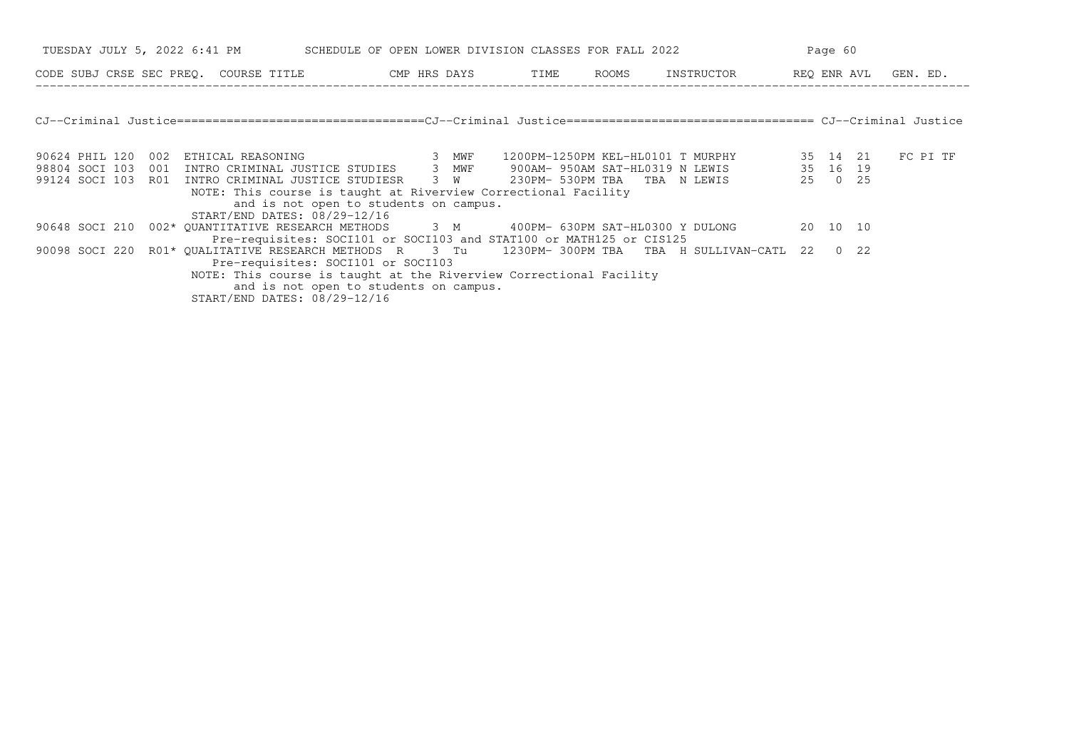TUESDAY JULY 5, 2022 6:41 PM — SCHEDULE OF OPEN LOWER DIVISION CLASSES FOR FALL 2022

## CJ--Criminal Justice

| CODE | SUBJ | CRSE | SEC | PREQ. | COURSE TITLE | CMP | HRS | DAYS | TIME | ROOMS | INSTRUCTOR | REQ | ENR | AVL | GEN. ED. |
|---|---|---|---|---|---|---|---|---|---|---|---|---|---|---|---|
| 90624 | PHIL | 120 | 002 | | ETHICAL REASONING | | 3 | MWF | 1200PM-1250PM | KEL-HL0101 | T MURPHY | 35 | 14 | 21 | FC PI TF |
| 98804 | SOCI | 103 | 001 | | INTRO CRIMINAL JUSTICE STUDIES | | 3 | MWF | 900AM- 950AM | SAT-HL0319 | N LEWIS | 35 | 16 | 19 | |
| 99124 | SOCI | 103 | R01 | | INTRO CRIMINAL JUSTICE STUDIES | R | 3 | W | 230PM- 530PM | TBA TBA | N LEWIS | 25 | 0 | 25 | |
| | | | | | NOTE: This course is taught at Riverview Correctional Facility and is not open to students on campus. START/END DATES: 08/29-12/16 | | | | | | | | | | |
| 90648 | SOCI | 210 | 002 | * | QUANTITATIVE RESEARCH METHODS | | 3 | M | 400PM- 630PM | SAT-HL0300 | Y DULONG | 20 | 10 | 10 | |
| | | | | | Pre-requisites: SOCI101 or SOCI103 and STAT100 or MATH125 or CIS125 | | | | | | | | | | |
| 90098 | SOCI | 220 | R01 | * | QUALITATIVE RESEARCH METHODS | R | 3 | Tu | 1230PM- 300PM | TBA TBA | H SULLIVAN-CATL | 22 | 0 | 22 | |
| | | | | | Pre-requisites: SOCI101 or SOCI103 | | | | | | | | | | |
| | | | | | NOTE: This course is taught at the Riverview Correctional Facility and is not open to students on campus. START/END DATES: 08/29-12/16 | | | | | | | | | | |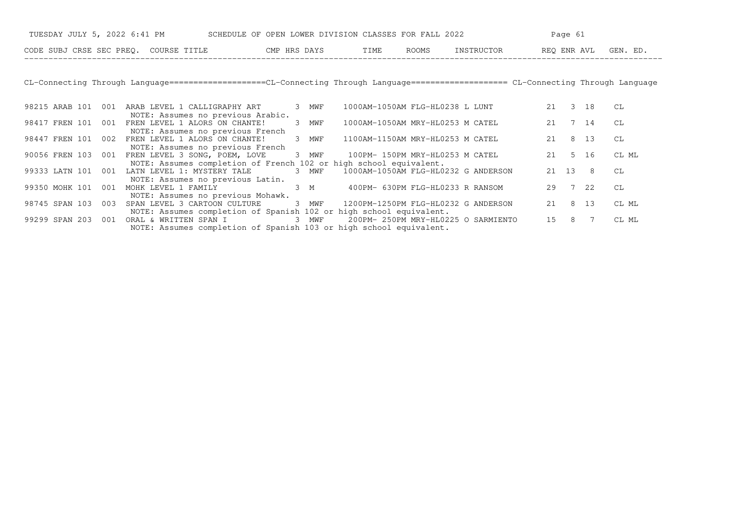SCHEDULE OF OPEN LOWER DIVISION CLASSES FOR FALL 2022

## CL-Connecting Through Language

| CODE | SUBJ | CRSE | SEC | PREQ. | COURSE TITLE | CMP | HRS | DAYS | TIME | ROOMS | INSTRUCTOR | REQ | ENR | AVL | GEN. ED. |
|---|---|---|---|---|---|---|---|---|---|---|---|---|---|---|---|
| 98215 | ARAB | 101 | 001 | | ARAB LEVEL 1 CALLIGRAPHY ART<br>NOTE: Assumes no previous Arabic. | | 3 | MWF | 1000AM-1050AM | FLG-HL0238 | L LUNT | 21 | 3 | 18 | CL |
| 98417 | FREN | 101 | 001 | | FREN LEVEL 1 ALORS ON CHANTE!<br>NOTE: Assumes no previous French | | 3 | MWF | 1000AM-1050AM | MRY-HL0253 | M CATEL | 21 | 7 | 14 | CL |
| 98447 | FREN | 101 | 002 | | FREN LEVEL 1 ALORS ON CHANTE!<br>NOTE: Assumes no previous French | | 3 | MWF | 1100AM-1150AM | MRY-HL0253 | M CATEL | 21 | 8 | 13 | CL |
| 90056 | FREN | 103 | 001 | | FREN LEVEL 3 SONG, POEM, LOVE<br>NOTE: Assumes completion of French 102 or high school equivalent. | | 3 | MWF | 100PM- 150PM | MRY-HL0253 | M CATEL | 21 | 5 | 16 | CL ML |
| 99333 | LATN | 101 | 001 | | LATN LEVEL 1: MYSTERY TALE<br>NOTE: Assumes no previous Latin. | | 3 | MWF | 1000AM-1050AM | FLG-HL0232 | G ANDERSON | 21 | 13 | 8 | CL |
| 99350 | MOHK | 101 | 001 | | MOHK LEVEL 1 FAMILY<br>NOTE: Assumes no previous Mohawk. | | 3 | M | 400PM- 630PM | FLG-HL0233 | R RANSOM | 29 | 7 | 22 | CL |
| 98745 | SPAN | 103 | 003 | | SPAN LEVEL 3 CARTOON CULTURE<br>NOTE: Assumes completion of Spanish 102 or high school equivalent. | | 3 | MWF | 1200PM-1250PM | FLG-HL0232 | G ANDERSON | 21 | 8 | 13 | CL ML |
| 99299 | SPAN | 203 | 001 | | ORAL & WRITTEN SPAN I<br>NOTE: Assumes completion of Spanish 103 or high school equivalent. | | 3 | MWF | 200PM- 250PM | MRY-HL0225 | O SARMIENTO | 15 | 8 | 7 | CL ML |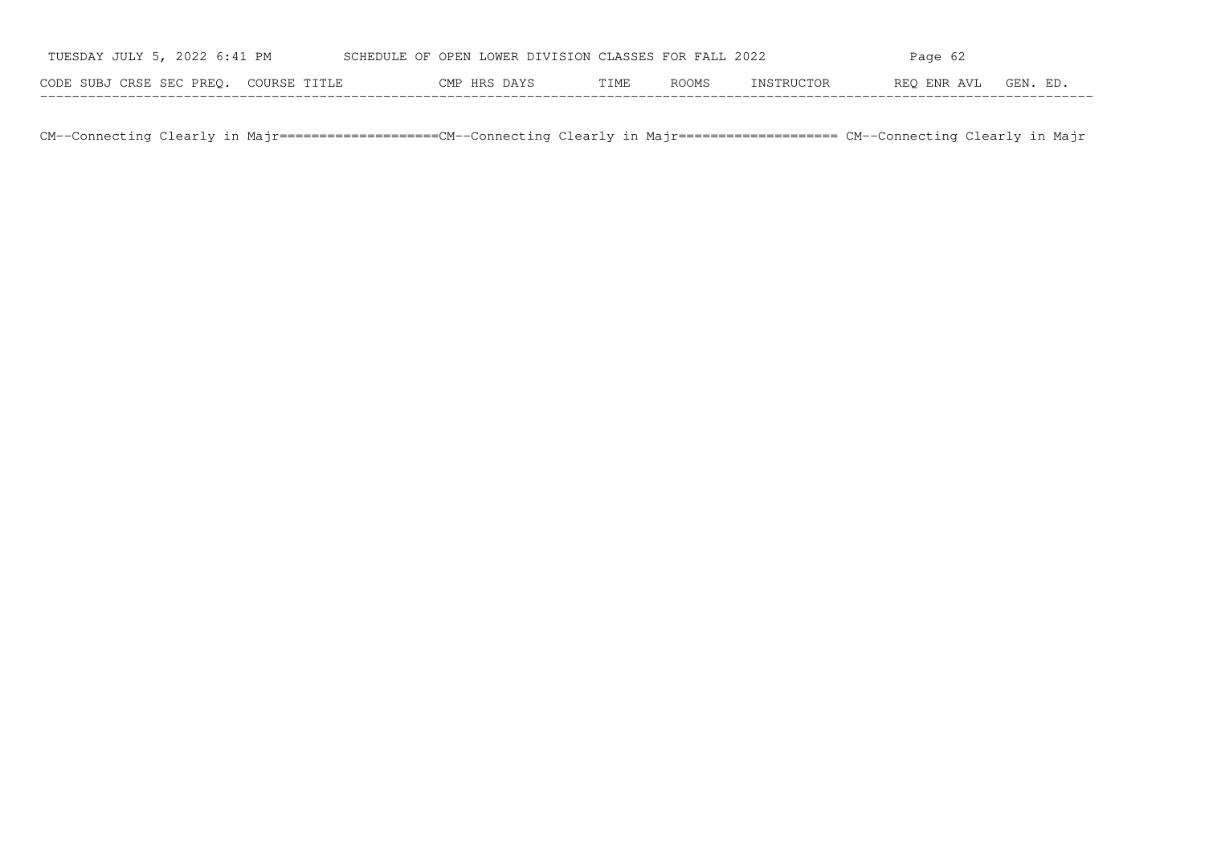| CODE | SUBJ | CRSE | SEC | PREQ. | COURSE TITLE | CMP | HRS | DAYS | TIME | ROOMS | INSTRUCTOR | REQ | ENR | AVL | GEN. ED. |
|---|---|---|---|---|---|---|---|---|---|---|---|---|---|---|---|

CM--Connecting Clearly in Majr====================CM--Connecting Clearly in Majr==================== CM--Connecting Clearly in Majr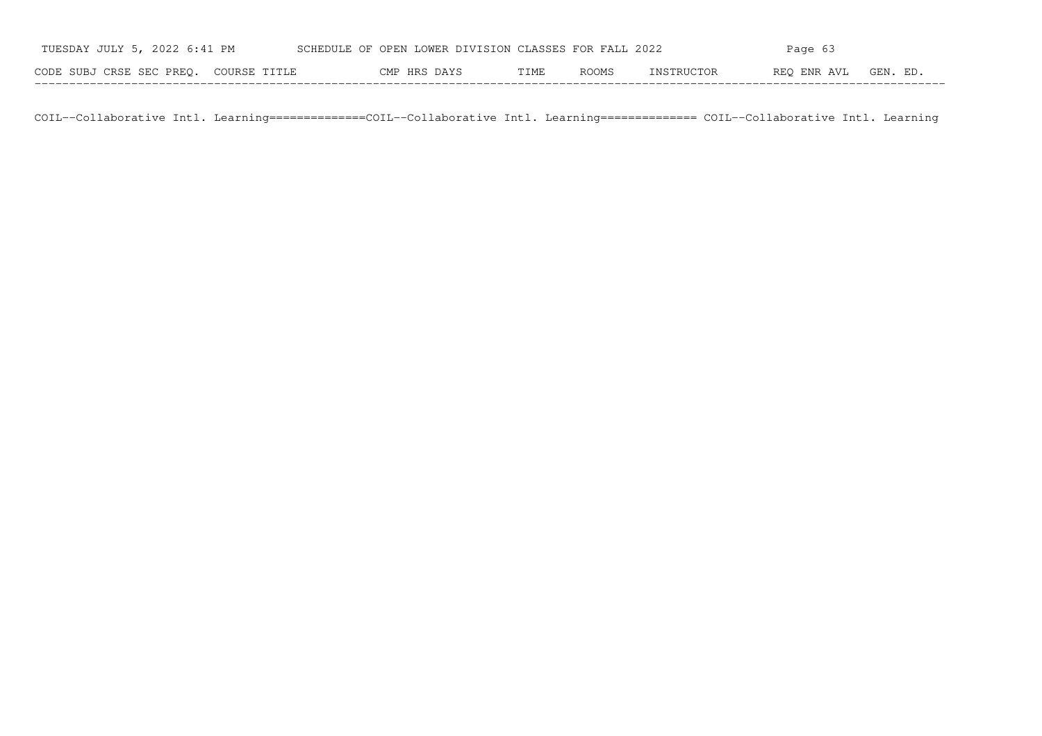| CODE | SUBJ | CRSE | SEC | PREQ. | COURSE TITLE | CMP | HRS | DAYS | TIME | ROOMS | INSTRUCTOR | REQ | ENR | AVL | GEN. ED. |
|---|---|---|---|---|---|---|---|---|---|---|---|---|---|---|---|

COIL--Collaborative Intl. Learning==============COIL--Collaborative Intl. Learning============== COIL--Collaborative Intl. Learning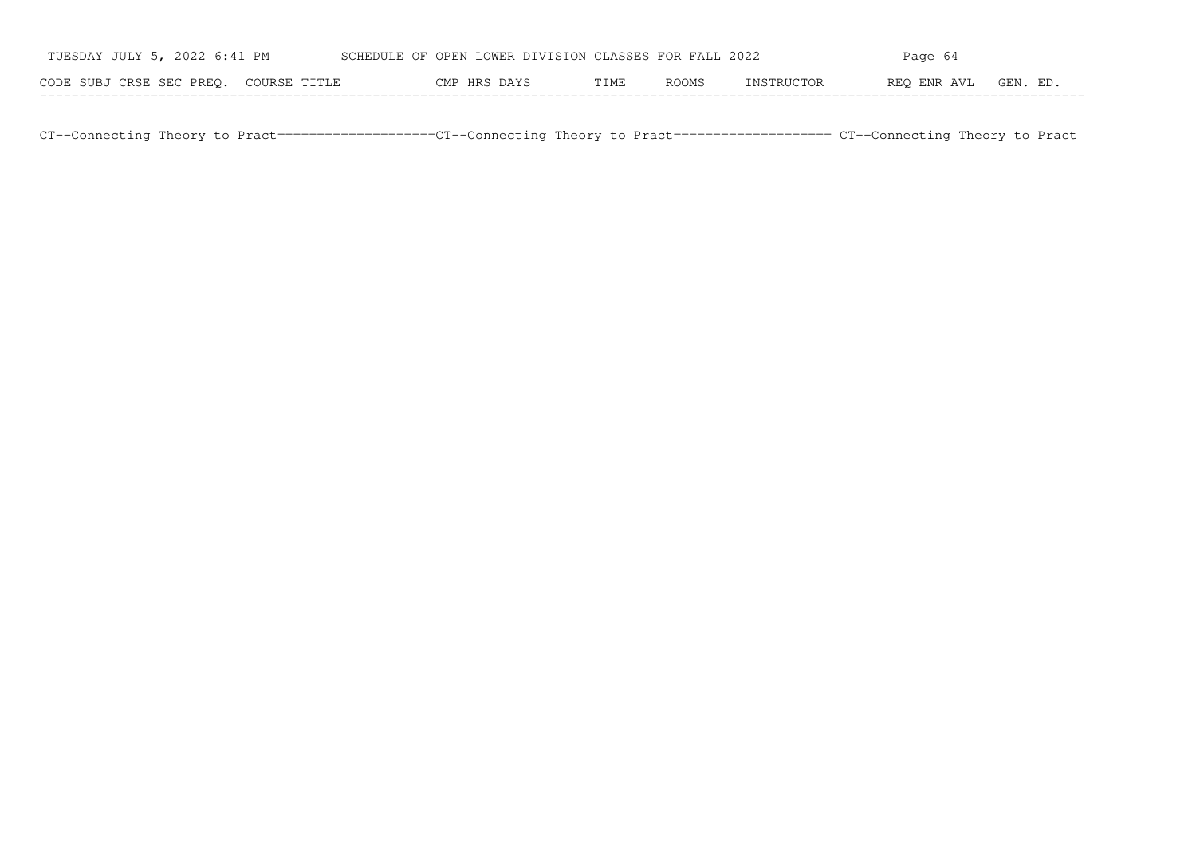| CODE | SUBJ | CRSE | SEC | PREQ. | COURSE TITLE | CMP | HRS | DAYS | TIME | ROOMS | INSTRUCTOR | REQ | ENR | AVL | GEN. ED. |
|---|---|---|---|---|---|---|---|---|---|---|---|---|---|---|---|

CT--Connecting Theory to Pract====================CT--Connecting Theory to Pract==================== CT--Connecting Theory to Pract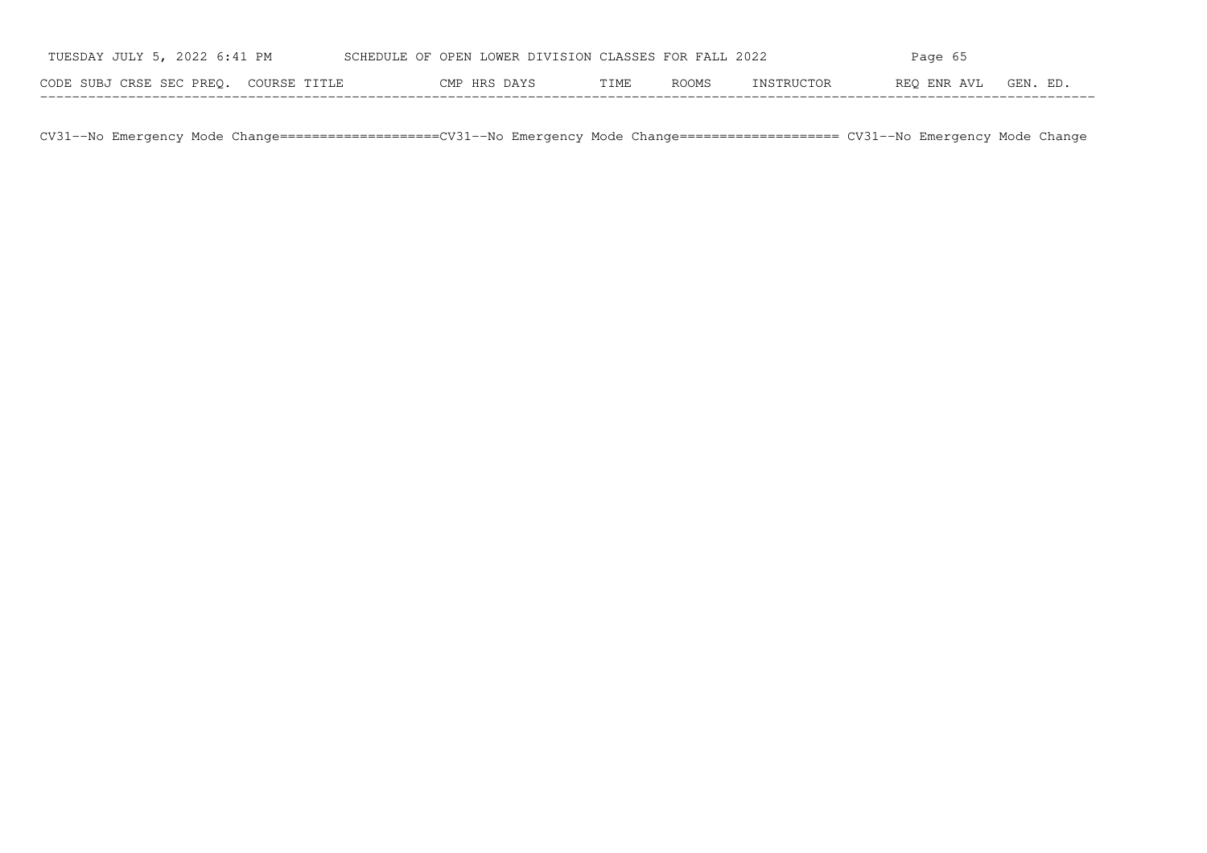CODE SUBJ CRSE SEC PREQ. COURSE TITLE CMP HRS DAYS TIME ROOMS INSTRUCTOR REQ ENR AVL GEN. ED.

CV31--No Emergency Mode Change====================CV31--No Emergency Mode Change==================== CV31--No Emergency Mode Change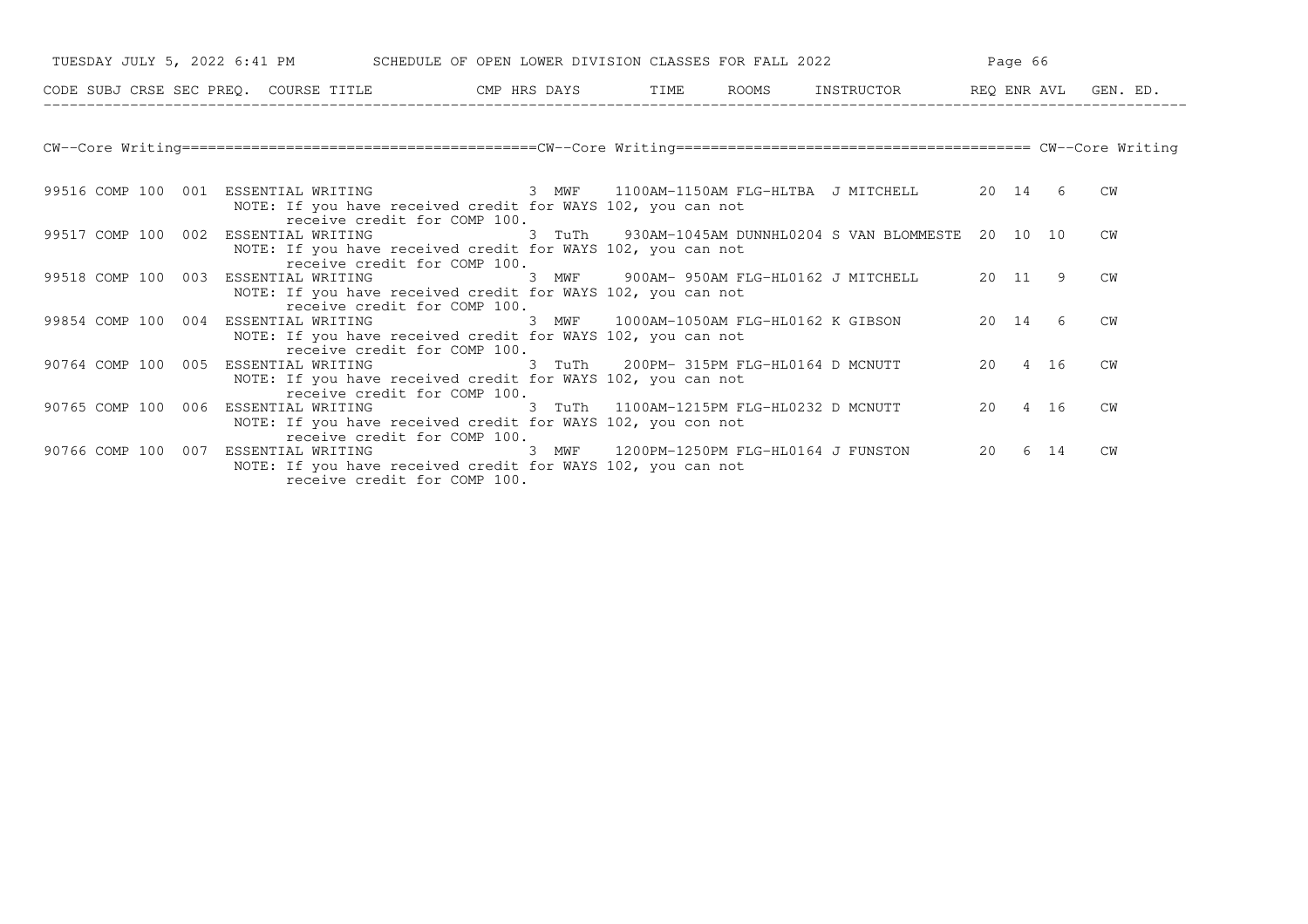## CW--Core Writing

| CODE | SUBJ | CRSE | SEC | PREQ. | COURSE TITLE | CMP | HRS | DAYS | TIME | ROOMS | INSTRUCTOR | REQ | ENR | AVL | GEN. ED. |
|---|---|---|---|---|---|---|---|---|---|---|---|---|---|---|---|
| 99516 | COMP | 100 | 001 | | ESSENTIAL WRITING | | 3 | MWF | 1100AM-1150AM | FLG-HLTBA | J MITCHELL | 20 | 14 | 6 | CW |
| | | | | | NOTE: If you have received credit for WAYS 102, you can not receive credit for COMP 100. | | | | | | | | | | |
| 99517 | COMP | 100 | 002 | | ESSENTIAL WRITING | | 3 | TuTh | 930AM-1045AM | DUNNHL0204 | S VAN BLOMMESTE | 20 | 10 | 10 | CW |
| | | | | | NOTE: If you have received credit for WAYS 102, you can not receive credit for COMP 100. | | | | | | | | | | |
| 99518 | COMP | 100 | 003 | | ESSENTIAL WRITING | | 3 | MWF | 900AM- 950AM | FLG-HL0162 | J MITCHELL | 20 | 11 | 9 | CW |
| | | | | | NOTE: If you have received credit for WAYS 102, you can not receive credit for COMP 100. | | | | | | | | | | |
| 99854 | COMP | 100 | 004 | | ESSENTIAL WRITING | | 3 | MWF | 1000AM-1050AM | FLG-HL0162 | K GIBSON | 20 | 14 | 6 | CW |
| | | | | | NOTE: If you have received credit for WAYS 102, you can not receive credit for COMP 100. | | | | | | | | | | |
| 90764 | COMP | 100 | 005 | | ESSENTIAL WRITING | | 3 | TuTh | 200PM- 315PM | FLG-HL0164 | D MCNUTT | 20 | 4 | 16 | CW |
| | | | | | NOTE: If you have received credit for WAYS 102, you can not receive credit for COMP 100. | | | | | | | | | | |
| 90765 | COMP | 100 | 006 | | ESSENTIAL WRITING | | 3 | TuTh | 1100AM-1215PM | FLG-HL0232 | D MCNUTT | 20 | 4 | 16 | CW |
| | | | | | NOTE: If you have received credit for WAYS 102, you con not receive credit for COMP 100. | | | | | | | | | | |
| 90766 | COMP | 100 | 007 | | ESSENTIAL WRITING | | 3 | MWF | 1200PM-1250PM | FLG-HL0164 | J FUNSTON | 20 | 6 | 14 | CW |
| | | | | | NOTE: If you have received credit for WAYS 102, you can not receive credit for COMP 100. | | | | | | | | | | |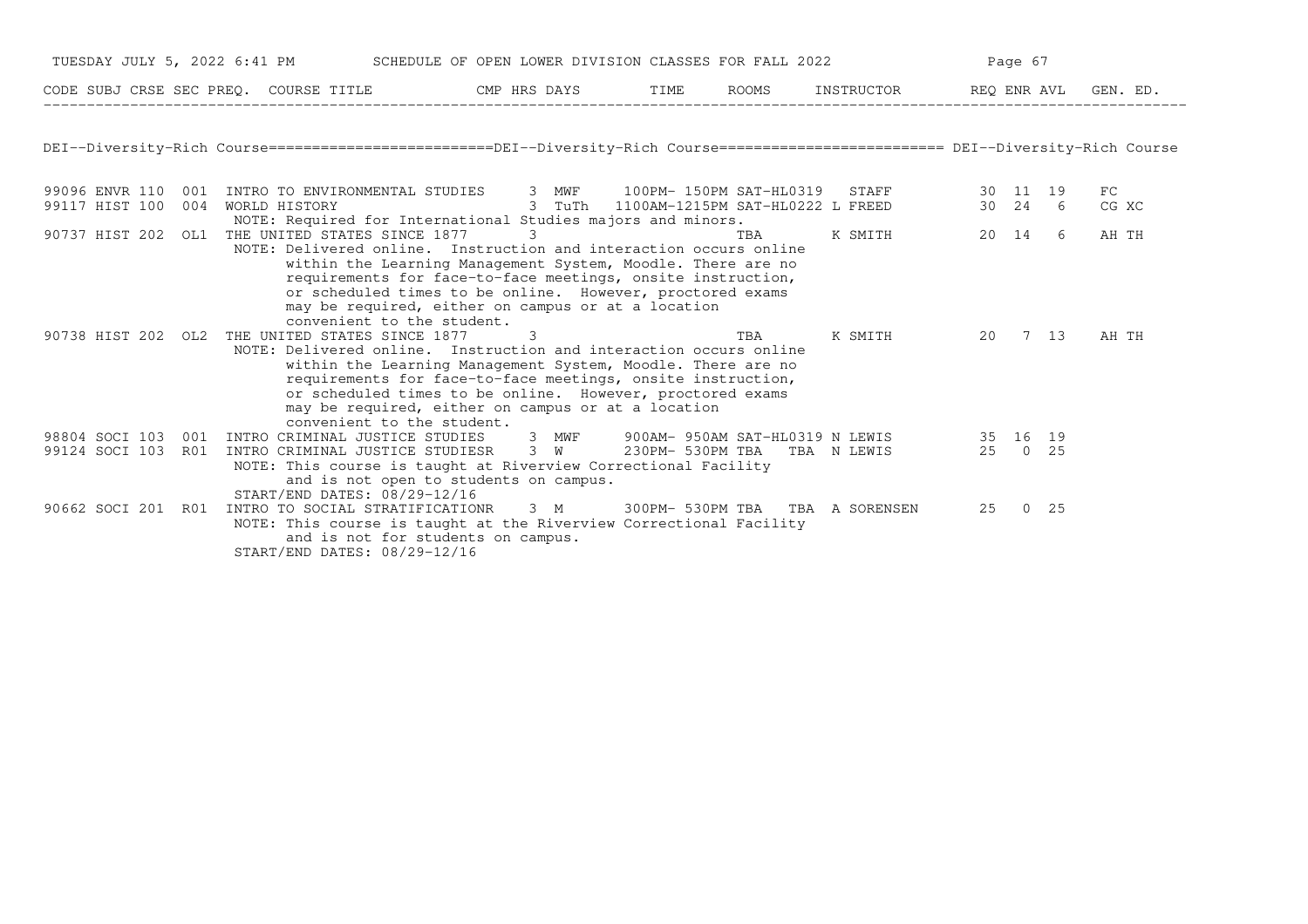| CODE | SUBJ | CRSE | SEC | PREQ. | COURSE TITLE | CMP | HRS | DAYS | TIME | ROOMS | INSTRUCTOR | REQ | ENR | AVL | GEN. ED. |
|---|---|---|---|---|---|---|---|---|---|---|---|---|---|---|---|

DEI--Diversity-Rich Course========================DEI--Diversity-Rich Course======================== DEI--Diversity-Rich Course

| CODE | SUBJ | CRSE | SEC | PREQ. | COURSE TITLE | CMP | HRS | DAYS | TIME | ROOMS | INSTRUCTOR | REQ | ENR | AVL | GEN. ED. |
|---|---|---|---|---|---|---|---|---|---|---|---|---|---|---|---|
| 99096 | ENVR | 110 | 001 | | INTRO TO ENVIRONMENTAL STUDIES | | 3 | MWF | 100PM- 150PM | SAT-HL0319 | STAFF | 30 | 11 | 19 | FC |
| 99117 | HIST | 100 | 004 | | WORLD HISTORY | | 3 | TuTh | 1100AM-1215PM | SAT-HL0222 | L FREED | 30 | 24 | 6 | CG XC |
| | | | | | NOTE: Required for International Studies majors and minors. | | | | | | | | | | |
| 90737 | HIST | 202 | OL1 | | THE UNITED STATES SINCE 1877 | | 3 | | | TBA | K SMITH | 20 | 14 | 6 | AH TH |
| | | | | | NOTE: Delivered online. Instruction and interaction occurs online within the Learning Management System, Moodle. There are no requirements for face-to-face meetings, onsite instruction, or scheduled times to be online. However, proctored exams may be required, either on campus or at a location convenient to the student. | | | | | | | | | | |
| 90738 | HIST | 202 | OL2 | | THE UNITED STATES SINCE 1877 | | 3 | | | TBA | K SMITH | 20 | 7 | 13 | AH TH |
| | | | | | NOTE: Delivered online. Instruction and interaction occurs online within the Learning Management System, Moodle. There are no requirements for face-to-face meetings, onsite instruction, or scheduled times to be online. However, proctored exams may be required, either on campus or at a location convenient to the student. | | | | | | | | | | |
| 98804 | SOCI | 103 | 001 | | INTRO CRIMINAL JUSTICE STUDIES | | 3 | MWF | 900AM- 950AM | SAT-HL0319 | N LEWIS | 35 | 16 | 19 | |
| 99124 | SOCI | 103 | R01 | | INTRO CRIMINAL JUSTICE STUDIES | R | 3 | W | 230PM- 530PM TBA | TBA | N LEWIS | 25 | 0 | 25 | |
| | | | | | NOTE: This course is taught at Riverview Correctional Facility and is not open to students on campus. START/END DATES: 08/29-12/16 | | | | | | | | | | |
| 90662 | SOCI | 201 | R01 | | INTRO TO SOCIAL STRATIFICATION | R | 3 | M | 300PM- 530PM TBA | TBA | A SORENSEN | 25 | 0 | 25 | |
| | | | | | NOTE: This course is taught at the Riverview Correctional Facility and is not for students on campus. START/END DATES: 08/29-12/16 | | | | | | | | | | |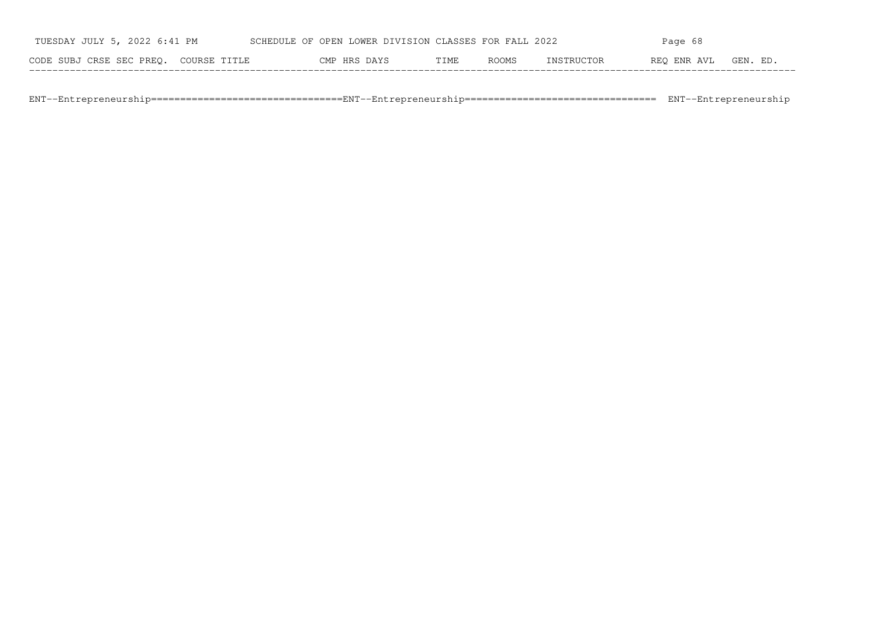| CODE | SUBJ | CRSE | SEC | PREQ. | COURSE TITLE | CMP | HRS | DAYS | TIME | ROOMS | INSTRUCTOR | REQ | ENR | AVL | GEN. ED. |
|---|---|---|---|---|---|---|---|---|---|---|---|---|---|---|---|

ENT--Entrepreneurship================================ENT--Entrepreneurship================================ ENT--Entrepreneurship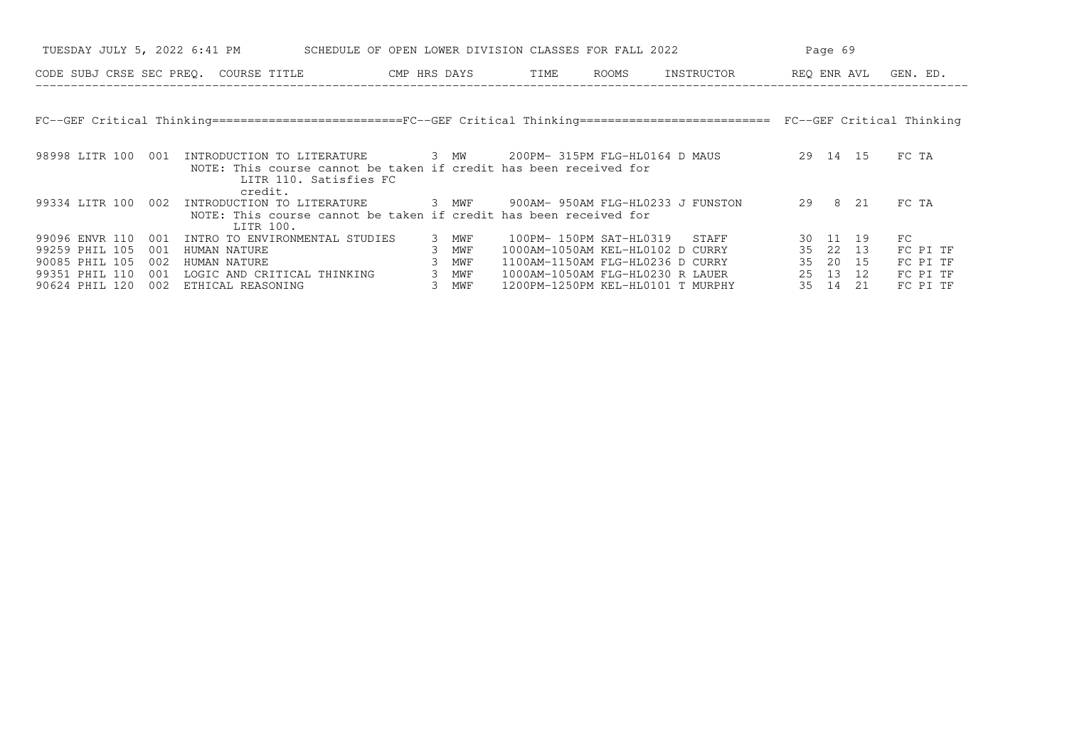SCHEDULE OF OPEN LOWER DIVISION CLASSES FOR FALL 2022

TUESDAY JULY 5, 2022 6:41 PM

## FC--GEF Critical Thinking

| CODE | SUBJ | CRSE | SEC | PREQ. | COURSE TITLE | CMP | HRS | DAYS | TIME | ROOMS | INSTRUCTOR | REQ | ENR | AVL | GEN. ED. |
|---|---|---|---|---|---|---|---|---|---|---|---|---|---|---|---|
| 98998 | LITR | 100 | 001 | | INTRODUCTION TO LITERATURE | | 3 | MW | 200PM- 315PM | FLG-HL0164 | D MAUS | 29 | 14 | 15 | FC TA |
| | | | | | NOTE: This course cannot be taken if credit has been received for LITR 110. Satisfies FC credit. | | | | | | | | | | |
| 99334 | LITR | 100 | 002 | | INTRODUCTION TO LITERATURE | | 3 | MWF | 900AM- 950AM | FLG-HL0233 | J FUNSTON | 29 | 8 | 21 | FC TA |
| | | | | | NOTE: This course cannot be taken if credit has been received for LITR 100. | | | | | | | | | | |
| 99096 | ENVR | 110 | 001 | | INTRO TO ENVIRONMENTAL STUDIES | | 3 | MWF | 100PM- 150PM | SAT-HL0319 | STAFF | 30 | 11 | 19 | FC |
| 99259 | PHIL | 105 | 001 | | HUMAN NATURE | | 3 | MWF | 1000AM-1050AM | KEL-HL0102 | D CURRY | 35 | 22 | 13 | FC PI TF |
| 90085 | PHIL | 105 | 002 | | HUMAN NATURE | | 3 | MWF | 1100AM-1150AM | FLG-HL0236 | D CURRY | 35 | 20 | 15 | FC PI TF |
| 99351 | PHIL | 110 | 001 | | LOGIC AND CRITICAL THINKING | | 3 | MWF | 1000AM-1050AM | FLG-HL0230 | R LAUER | 25 | 13 | 12 | FC PI TF |
| 90624 | PHIL | 120 | 002 | | ETHICAL REASONING | | 3 | MWF | 1200PM-1250PM | KEL-HL0101 | T MURPHY | 35 | 14 | 21 | FC PI TF |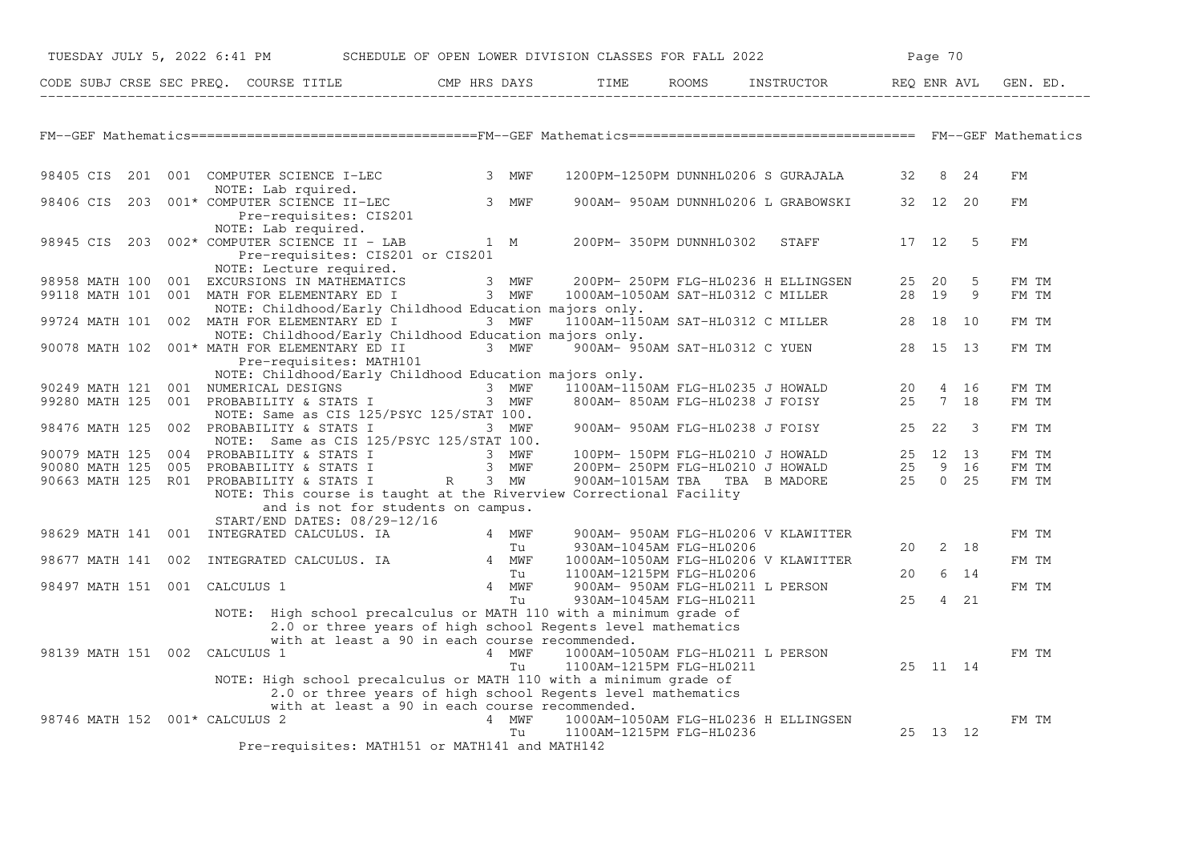TUESDAY JULY 5, 2022 6:41 PM — SCHEDULE OF OPEN LOWER DIVISION CLASSES FOR FALL 2022

## FM--GEF Mathematics

| CODE | SUBJ | CRSE | SEC | PREQ. | COURSE TITLE | CMP | HRS | DAYS | TIME | ROOMS | INSTRUCTOR | REQ | ENR | AVL | GEN. ED. |
|---|---|---|---|---|---|---|---|---|---|---|---|---|---|---|---|
| 98405 | CIS | 201 | 001 | | COMPUTER SCIENCE I-LEC | | 3 | MWF | 1200PM-1250PM | DUNNHL0206 | S GURAJALA | 32 | 8 | 24 | FM |
| | | | | | NOTE: Lab rquired. | | | | | | | | | | |
| 98406 | CIS | 203 | 001 | * | COMPUTER SCIENCE II-LEC | | 3 | MWF | 900AM- 950AM | DUNNHL0206 | L GRABOWSKI | 32 | 12 | 20 | FM |
| | | | | | Pre-requisites: CIS201 | | | | | | | | | | |
| | | | | | NOTE: Lab required. | | | | | | | | | | |
| 98945 | CIS | 203 | 002 | * | COMPUTER SCIENCE II - LAB | | 1 | M | 200PM- 350PM | DUNNHL0302 | STAFF | 17 | 12 | 5 | FM |
| | | | | | Pre-requisites: CIS201 or CIS201 | | | | | | | | | | |
| | | | | | NOTE: Lecture required. | | | | | | | | | | |
| 98958 | MATH | 100 | 001 | | EXCURSIONS IN MATHEMATICS | | 3 | MWF | 200PM- 250PM | FLG-HL0236 | H ELLINGSEN | 25 | 20 | 5 | FM TM |
| 99118 | MATH | 101 | 001 | | MATH FOR ELEMENTARY ED I | | 3 | MWF | 1000AM-1050AM | SAT-HL0312 | C MILLER | 28 | 19 | 9 | FM TM |
| | | | | | NOTE: Childhood/Early Childhood Education majors only. | | | | | | | | | | |
| 99724 | MATH | 101 | 002 | | MATH FOR ELEMENTARY ED I | | 3 | MWF | 1100AM-1150AM | SAT-HL0312 | C MILLER | 28 | 18 | 10 | FM TM |
| | | | | | NOTE: Childhood/Early Childhood Education majors only. | | | | | | | | | | |
| 90078 | MATH | 102 | 001 | * | MATH FOR ELEMENTARY ED II | | 3 | MWF | 900AM- 950AM | SAT-HL0312 | C YUEN | 28 | 15 | 13 | FM TM |
| | | | | | Pre-requisites: MATH101 | | | | | | | | | | |
| | | | | | NOTE: Childhood/Early Childhood Education majors only. | | | | | | | | | | |
| 90249 | MATH | 121 | 001 | | NUMERICAL DESIGNS | | 3 | MWF | 1100AM-1150AM | FLG-HL0235 | J HOWALD | 20 | 4 | 16 | FM TM |
| 99280 | MATH | 125 | 001 | | PROBABILITY & STATS I | | 3 | MWF | 800AM- 850AM | FLG-HL0238 | J FOISY | 25 | 7 | 18 | FM TM |
| | | | | | NOTE: Same as CIS 125/PSYC 125/STAT 100. | | | | | | | | | | |
| 98476 | MATH | 125 | 002 | | PROBABILITY & STATS I | | 3 | MWF | 900AM- 950AM | FLG-HL0238 | J FOISY | 25 | 22 | 3 | FM TM |
| | | | | | NOTE: Same as CIS 125/PSYC 125/STAT 100. | | | | | | | | | | |
| 90079 | MATH | 125 | 004 | | PROBABILITY & STATS I | | 3 | MWF | 100PM- 150PM | FLG-HL0210 | J HOWALD | 25 | 12 | 13 | FM TM |
| 90080 | MATH | 125 | 005 | | PROBABILITY & STATS I | | 3 | MWF | 200PM- 250PM | FLG-HL0210 | J HOWALD | 25 | 9 | 16 | FM TM |
| 90663 | MATH | 125 | R01 | | PROBABILITY & STATS I | R | 3 | MW | 900AM-1015AM | TBA TBA | B MADORE | 25 | 0 | 25 | FM TM |
| | | | | | NOTE: This course is taught at the Riverview Correctional Facility and is not for students on campus. | | | | | | | | | | |
| | | | | | START/END DATES: 08/29-12/16 | | | | | | | | | | |
| 98629 | MATH | 141 | 001 | | INTEGRATED CALCULUS. IA | | 4 | MWF | 900AM- 950AM | FLG-HL0206 | V KLAWITTER | | | | FM TM |
| | | | | | | | | Tu | 930AM-1045AM | FLG-HL0206 | | 20 | 2 | 18 | |
| 98677 | MATH | 141 | 002 | | INTEGRATED CALCULUS. IA | | 4 | MWF | 1000AM-1050AM | FLG-HL0206 | V KLAWITTER | | | | FM TM |
| | | | | | | | | Tu | 1100AM-1215PM | FLG-HL0206 | | 20 | 6 | 14 | |
| 98497 | MATH | 151 | 001 | | CALCULUS 1 | | 4 | MWF | 900AM- 950AM | FLG-HL0211 | L PERSON | | | | FM TM |
| | | | | | | | | Tu | 930AM-1045AM | FLG-HL0211 | | 25 | 4 | 21 | |
| | | | | | NOTE: High school precalculus or MATH 110 with a minimum grade of 2.0 or three years of high school Regents level mathematics with at least a 90 in each course recommended. | | | | | | | | | | |
| 98139 | MATH | 151 | 002 | | CALCULUS 1 | | 4 | MWF | 1000AM-1050AM | FLG-HL0211 | L PERSON | | | | FM TM |
| | | | | | | | | Tu | 1100AM-1215PM | FLG-HL0211 | | 25 | 11 | 14 | |
| | | | | | NOTE: High school precalculus or MATH 110 with a minimum grade of 2.0 or three years of high school Regents level mathematics with at least a 90 in each course recommended. | | | | | | | | | | |
| 98746 | MATH | 152 | 001 | * | CALCULUS 2 | | 4 | MWF | 1000AM-1050AM | FLG-HL0236 | H ELLINGSEN | | | | FM TM |
| | | | | | | | | Tu | 1100AM-1215PM | FLG-HL0236 | | 25 | 13 | 12 | |
| | | | | | Pre-requisites: MATH151 or MATH141 and MATH142 | | | | | | | | | | |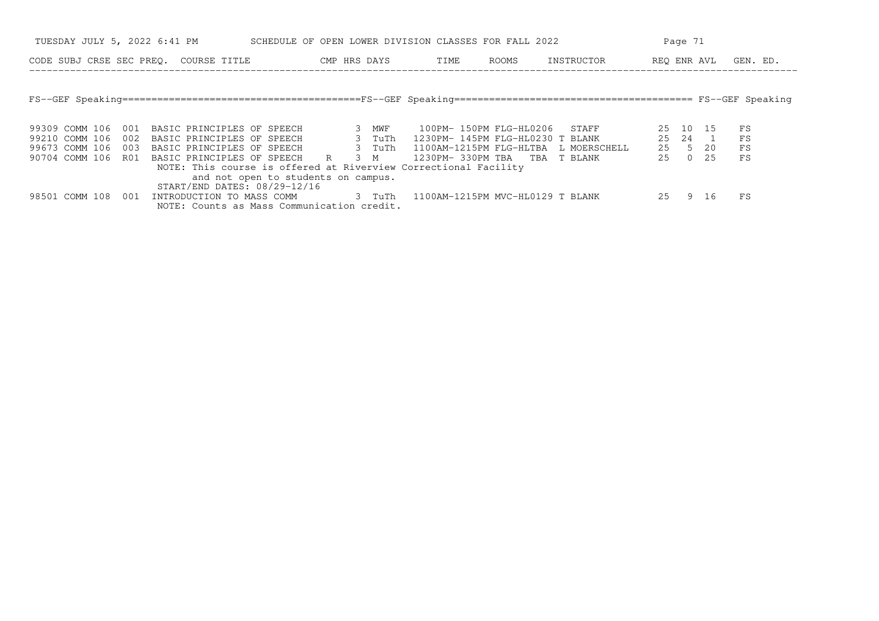SCHEDULE OF OPEN LOWER DIVISION CLASSES FOR FALL 2022

TUESDAY JULY 5, 2022 6:41 PM

## FS--GEF Speaking

| CODE | SUBJ | CRSE | SEC | PREQ. | COURSE TITLE | CMP | HRS | DAYS | TIME | ROOMS | INSTRUCTOR | REQ | ENR | AVL | GEN. ED. |
|---|---|---|---|---|---|---|---|---|---|---|---|---|---|---|---|
| 99309 | COMM | 106 | 001 | | BASIC PRINCIPLES OF SPEECH | | 3 | MWF | 100PM- 150PM | FLG-HL0206 | STAFF | 25 | 10 | 15 | FS |
| 99210 | COMM | 106 | 002 | | BASIC PRINCIPLES OF SPEECH | | 3 | TuTh | 1230PM- 145PM | FLG-HL0230 | T BLANK | 25 | 24 | 1 | FS |
| 99673 | COMM | 106 | 003 | | BASIC PRINCIPLES OF SPEECH | | 3 | TuTh | 1100AM-1215PM | FLG-HLTBA | L MOERSCHELL | 25 | 5 | 20 | FS |
| 90704 | COMM | 106 | R01 | | BASIC PRINCIPLES OF SPEECH | R | 3 | M | 1230PM- 330PM | TBA TBA | T BLANK | 25 | 0 | 25 | FS |
| | | | | | NOTE: This course is offered at Riverview Correctional Facility and not open to students on campus. START/END DATES: 08/29-12/16 | | | | | | | | | | |
| 98501 | COMM | 108 | 001 | | INTRODUCTION TO MASS COMM | | 3 | TuTh | 1100AM-1215PM | MVC-HL0129 | T BLANK | 25 | 9 | 16 | FS |
| | | | | | NOTE: Counts as Mass Communication credit. | | | | | | | | | | |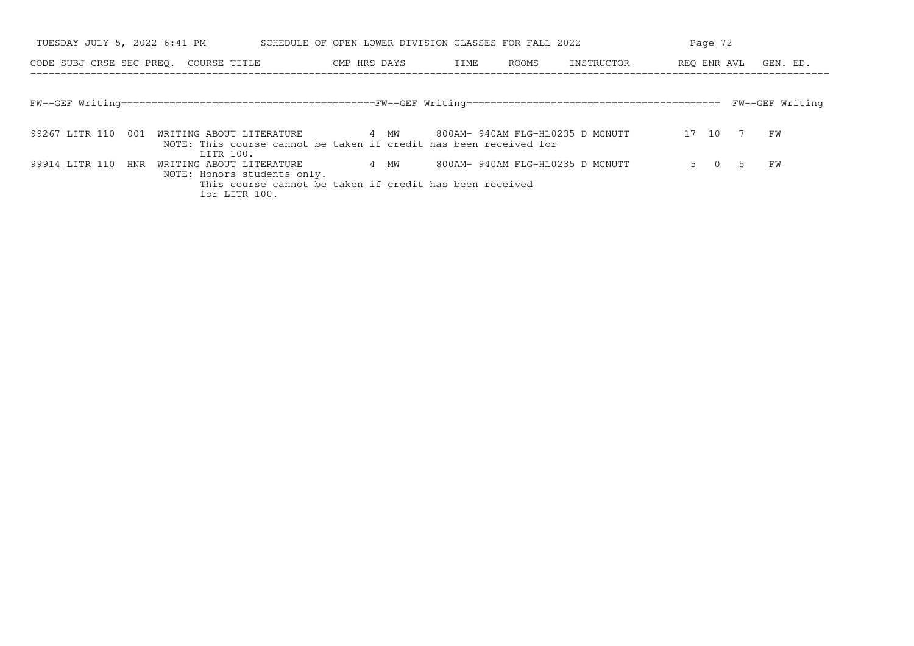# SCHEDULE OF OPEN LOWER DIVISION CLASSES FOR FALL 2022

TUESDAY JULY 5, 2022 6:41 PM

## FW--GEF Writing

| CODE | SUBJ | CRSE | SEC | PREQ. | COURSE TITLE | CMP | HRS | DAYS | TIME | ROOMS | INSTRUCTOR | REQ | ENR | AVL | GEN. ED. |
|---|---|---|---|---|---|---|---|---|---|---|---|---|---|---|---|
| 99267 | LITR | 110 | 001 | | WRITING ABOUT LITERATURE<br>NOTE: This course cannot be taken if credit has been received for LITR 100. | | 4 | MW | 800AM- 940AM | FLG-HL0235 | D MCNUTT | 17 | 10 | 7 | FW |
| 99914 | LITR | 110 | HNR | | WRITING ABOUT LITERATURE<br>NOTE: Honors students only.<br>This course cannot be taken if credit has been received for LITR 100. | | 4 | MW | 800AM- 940AM | FLG-HL0235 | D MCNUTT | 5 | 0 | 5 | FW |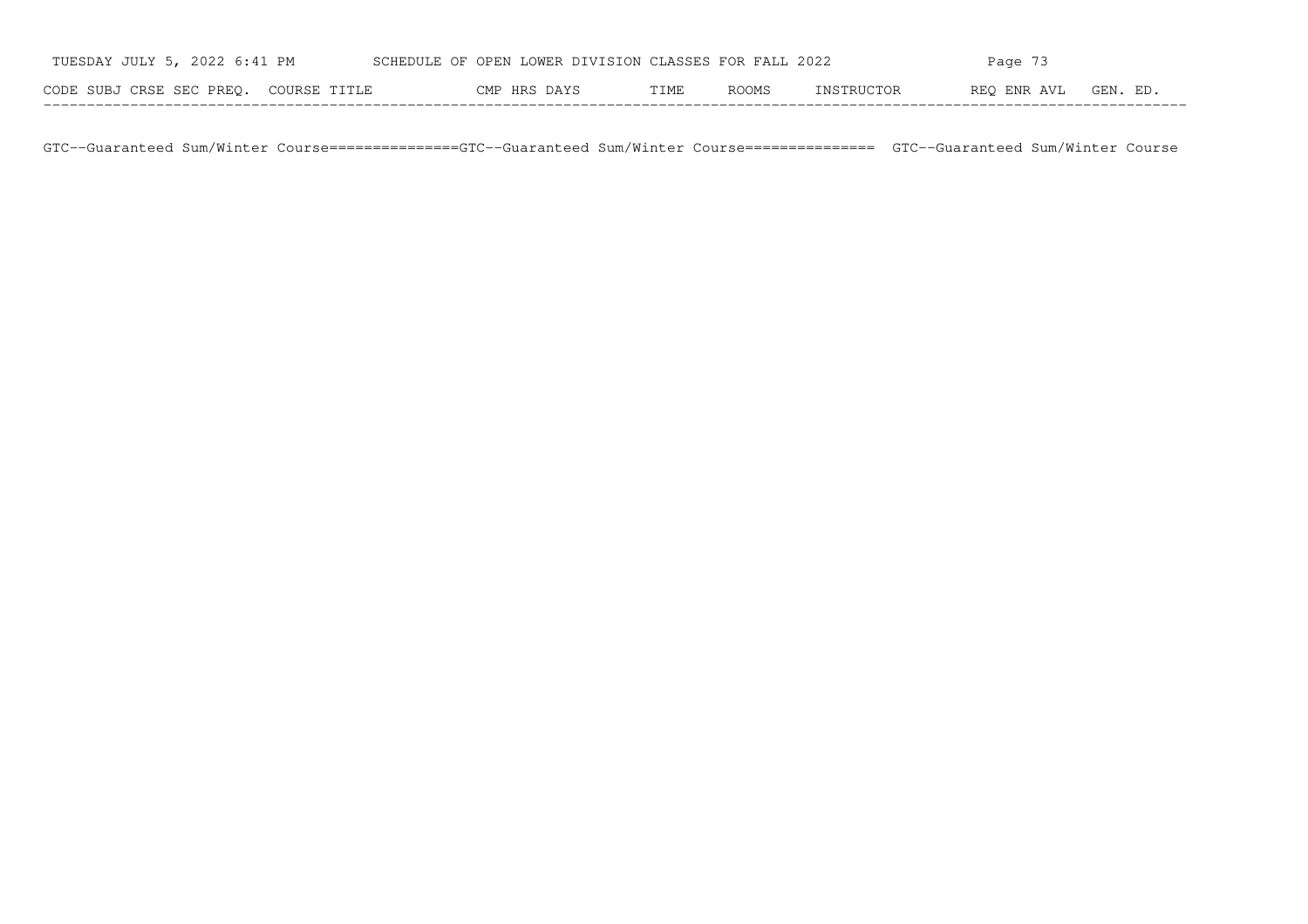| CODE | SUBJ | CRSE | SEC | PREQ. | COURSE TITLE | CMP | HRS | DAYS | TIME | ROOMS | INSTRUCTOR | REQ | ENR | AVL | GEN. ED. |
|---|---|---|---|---|---|---|---|---|---|---|---|---|---|---|---|

GTC--Guaranteed Sum/Winter Course===============GTC--Guaranteed Sum/Winter Course=============== GTC--Guaranteed Sum/Winter Course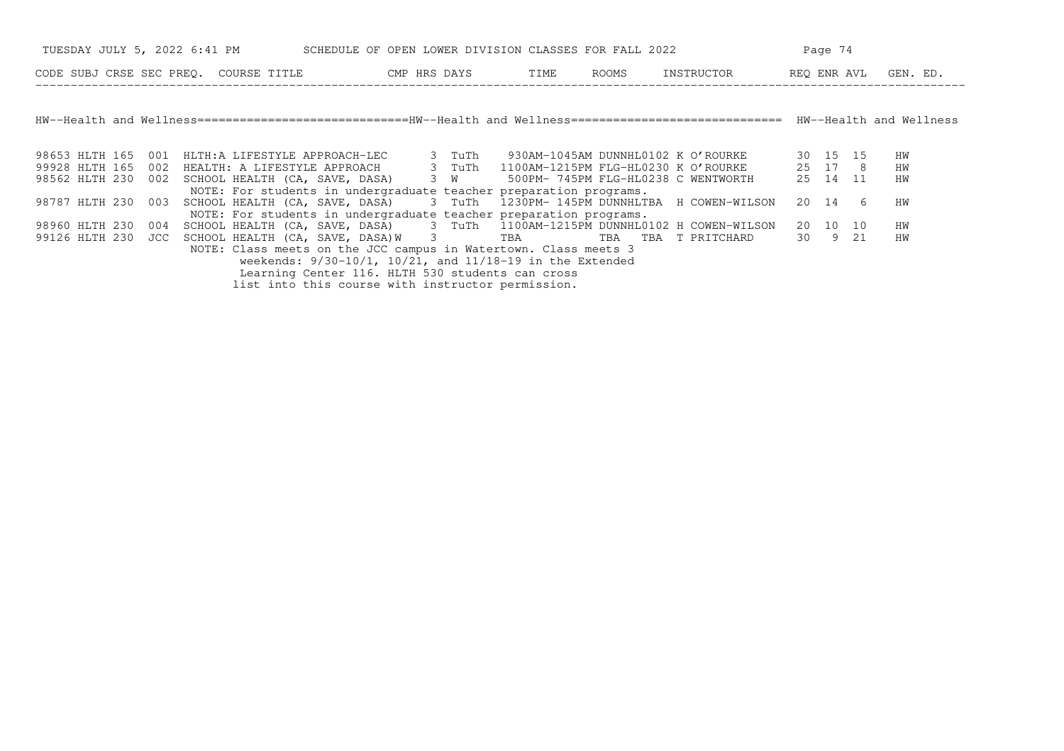SCHEDULE OF OPEN LOWER DIVISION CLASSES FOR FALL 2022

## HW--Health and Wellness

| CODE | SUBJ | CRSE | SEC | PREQ. | COURSE TITLE | CMP | HRS | DAYS | TIME | ROOMS | INSTRUCTOR | REQ | ENR | AVL | GEN. ED. |
|---|---|---|---|---|---|---|---|---|---|---|---|---|---|---|---|
| 98653 | HLTH | 165 | 001 | | HLTH:A LIFESTYLE APPROACH-LEC | | 3 | TuTh | 930AM-1045AM | DUNNHL0102 | K O'ROURKE | 30 | 15 | 15 | HW |
| 99928 | HLTH | 165 | 002 | | HEALTH: A LIFESTYLE APPROACH | | 3 | TuTh | 1100AM-1215PM | FLG-HL0230 | K O'ROURKE | 25 | 17 | 8 | HW |
| 98562 | HLTH | 230 | 002 | | SCHOOL HEALTH (CA, SAVE, DASA) | | 3 | W | 500PM- 745PM | FLG-HL0238 | C WENTWORTH | 25 | 14 | 11 | HW |
| | | | | | NOTE: For students in undergraduate teacher preparation programs. | | | | | | | | | | |
| 98787 | HLTH | 230 | 003 | | SCHOOL HEALTH (CA, SAVE, DASA) | | 3 | TuTh | 1230PM- 145PM | DUNNHLTBA | H COWEN-WILSON | 20 | 14 | 6 | HW |
| | | | | | NOTE: For students in undergraduate teacher preparation programs. | | | | | | | | | | |
| 98960 | HLTH | 230 | 004 | | SCHOOL HEALTH (CA, SAVE, DASA) | | 3 | TuTh | 1100AM-1215PM | DUNNHL0102 | H COWEN-WILSON | 20 | 10 | 10 | HW |
| 99126 | HLTH | 230 | JCC | | SCHOOL HEALTH (CA, SAVE, DASA) | W | 3 | | TBA | TBA TBA | T PRITCHARD | 30 | 9 | 21 | HW |
| | | | | | NOTE: Class meets on the JCC campus in Watertown. Class meets 3 weekends: 9/30-10/1, 10/21, and 11/18-19 in the Extended Learning Center 116. HLTH 530 students can cross list into this course with instructor permission. | | | | | | | | | | |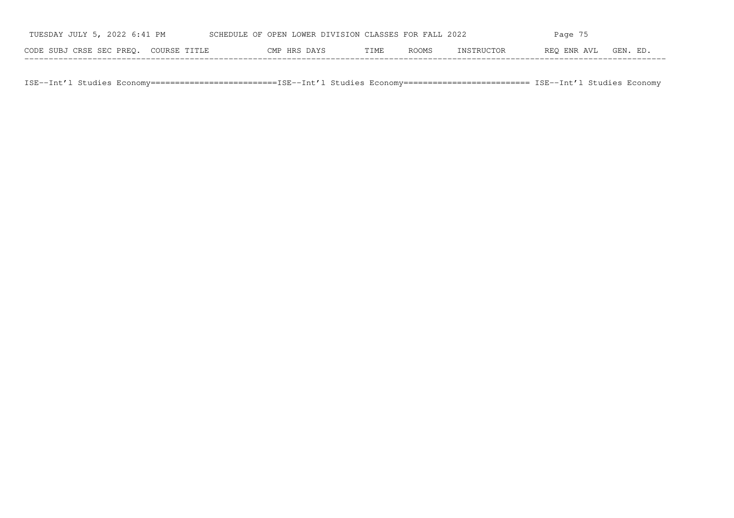| CODE | SUBJ | CRSE | SEC | PREQ. | COURSE TITLE | CMP | HRS | DAYS | TIME | ROOMS | INSTRUCTOR | REQ | ENR | AVL | GEN. ED. |
|---|---|---|---|---|---|---|---|---|---|---|---|---|---|---|---|

ISE--Int'l Studies Economy========================ISE--Int'l Studies Economy======================== ISE--Int'l Studies Economy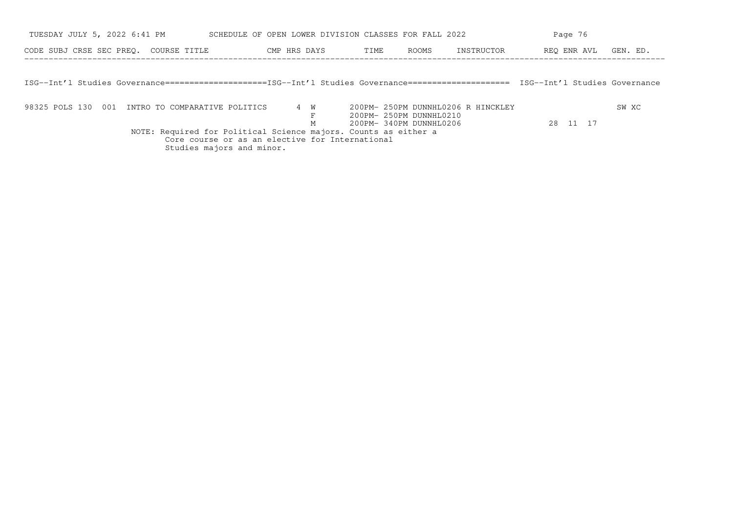SCHEDULE OF OPEN LOWER DIVISION CLASSES FOR FALL 2022

TUESDAY JULY 5, 2022 6:41 PM

| CODE | SUBJ | CRSE | SEC | PREQ. | COURSE TITLE | CMP | HRS | DAYS | TIME | ROOMS | INSTRUCTOR | REQ | ENR | AVL | GEN. ED. |
|---|---|---|---|---|---|---|---|---|---|---|---|---|---|---|---|

## ISG--Int'l Studies Governance

| CODE | SUBJ | CRSE | SEC | PREQ. | COURSE TITLE | CMP | HRS | DAYS | TIME | ROOMS | INSTRUCTOR | REQ | ENR | AVL | GEN. ED. |
|---|---|---|---|---|---|---|---|---|---|---|---|---|---|---|---|
| 98325 | POLS | 130 | 001 | | INTRO TO COMPARATIVE POLITICS | | 4 | W | 200PM- 250PM | DUNNHL0206 | R HINCKLEY | | | | SW XC |
| | | | | | | | | F | 200PM- 250PM | DUNNHL0210 | | | | | |
| | | | | | | | | M | 200PM- 340PM | DUNNHL0206 | | 28 | 11 | 17 | |

NOTE: Required for Political Science majors. Counts as either a Core course or as an elective for International Studies majors and minor.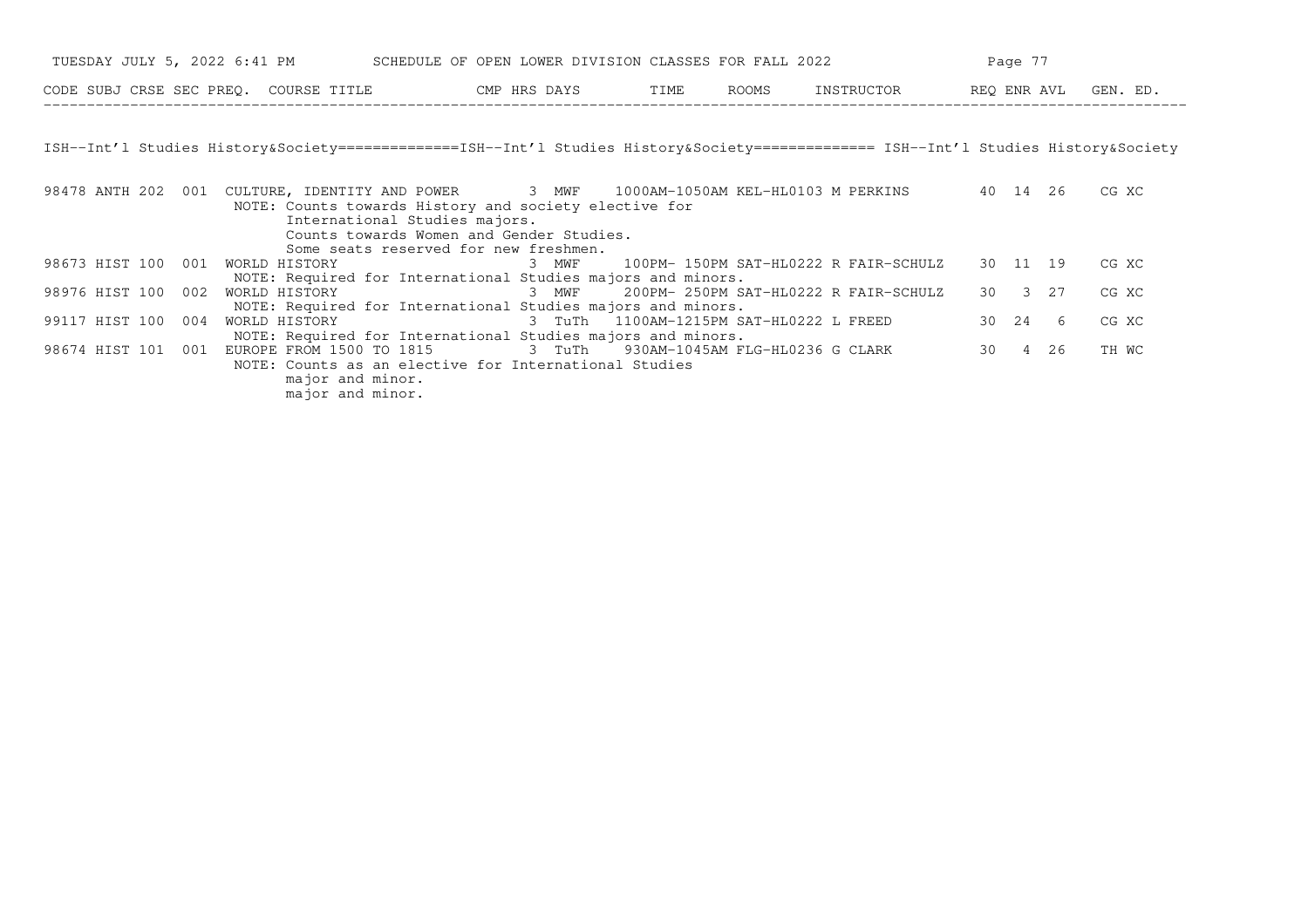| CODE | SUBJ | CRSE | SEC | PREQ. | COURSE TITLE | CMP | HRS | DAYS | TIME | ROOMS | INSTRUCTOR | REQ | ENR | AVL | GEN. ED. |
|---|---|---|---|---|---|---|---|---|---|---|---|---|---|---|---|

## ISH--Int'l Studies History&Society

| CODE | SUBJ | CRSE | SEC | COURSE TITLE | HRS | DAYS | TIME | ROOMS | INSTRUCTOR | REQ | ENR | AVL | GEN. ED. |
|---|---|---|---|---|---|---|---|---|---|---|---|---|---|
| 98478 | ANTH | 202 | 001 | CULTURE, IDENTITY AND POWER | 3 | MWF | 1000AM-1050AM | KEL-HL0103 | M PERKINS | 40 | 14 | 26 | CG XC |
| | | | | NOTE: Counts towards History and society elective for International Studies majors. Counts towards Women and Gender Studies. Some seats reserved for new freshmen. | | | | | | | | | |
| 98673 | HIST | 100 | 001 | WORLD HISTORY | 3 | MWF | 100PM- 150PM | SAT-HL0222 | R FAIR-SCHULZ | 30 | 11 | 19 | CG XC |
| | | | | NOTE: Required for International Studies majors and minors. | | | | | | | | | |
| 98976 | HIST | 100 | 002 | WORLD HISTORY | 3 | MWF | 200PM- 250PM | SAT-HL0222 | R FAIR-SCHULZ | 30 | 3 | 27 | CG XC |
| | | | | NOTE: Required for International Studies majors and minors. | | | | | | | | | |
| 99117 | HIST | 100 | 004 | WORLD HISTORY | 3 | TuTh | 1100AM-1215PM | SAT-HL0222 | L FREED | 30 | 24 | 6 | CG XC |
| | | | | NOTE: Required for International Studies majors and minors. | | | | | | | | | |
| 98674 | HIST | 101 | 001 | EUROPE FROM 1500 TO 1815 | 3 | TuTh | 930AM-1045AM | FLG-HL0236 | G CLARK | 30 | 4 | 26 | TH WC |
| | | | | NOTE: Counts as an elective for International Studies major and minor. major and minor. | | | | | | | | | |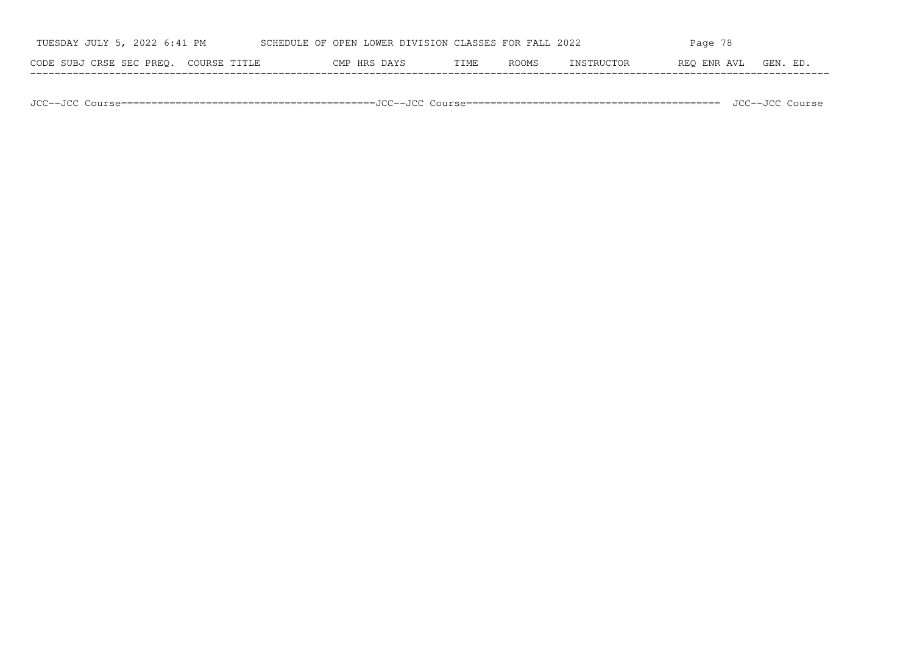| CODE | SUBJ | CRSE | SEC | PREQ. | COURSE TITLE | CMP | HRS | DAYS | TIME | ROOMS | INSTRUCTOR | REQ | ENR | AVL | GEN. ED. |
|---|---|---|---|---|---|---|---|---|---|---|---|---|---|---|---|

JCC--JCC Course==========================================JCC--JCC Course==========================================  JCC--JCC Course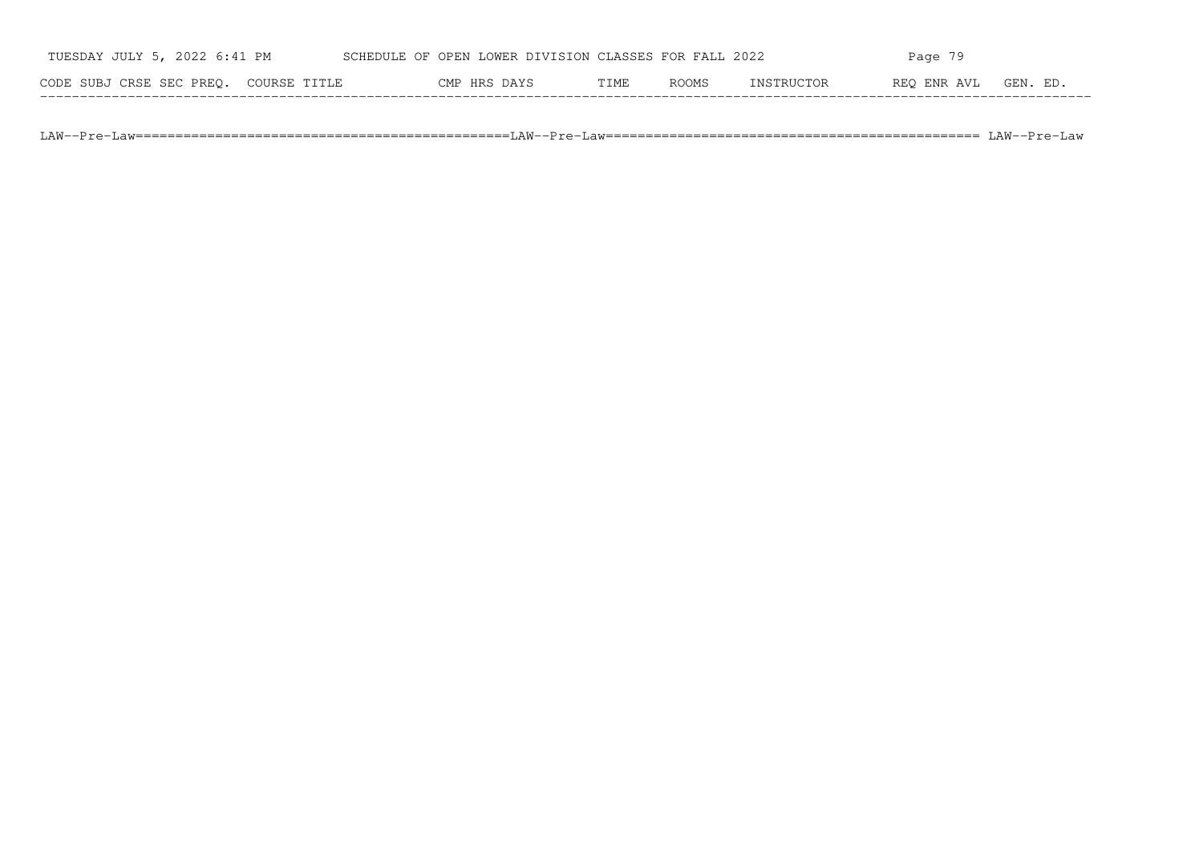| CODE | SUBJ | CRSE | SEC | PREQ. | COURSE TITLE | CMP | HRS | DAYS | TIME | ROOMS | INSTRUCTOR | REQ | ENR | AVL | GEN. ED. |
|---|---|---|---|---|---|---|---|---|---|---|---|---|---|---|---|

LAW--Pre-Law=============================================LAW--Pre-Law============================================= LAW--Pre-Law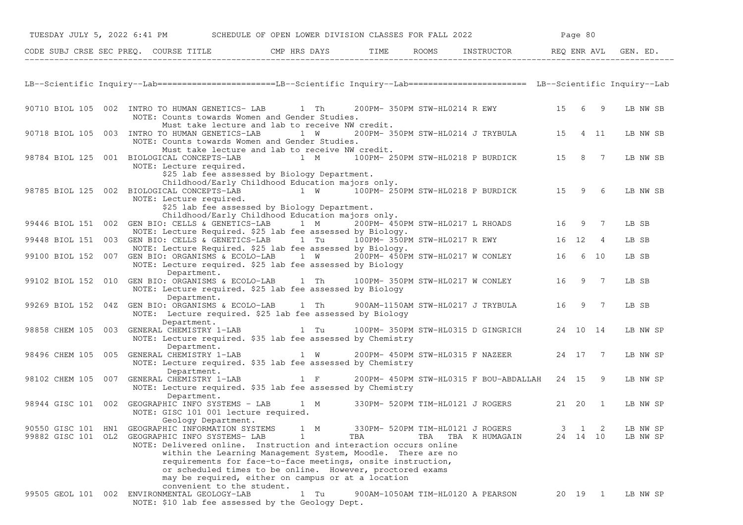SCHEDULE OF OPEN LOWER DIVISION CLASSES FOR FALL 2022

LB--Scientific Inquiry--Lab

| CODE | SUBJ | CRSE | SEC | PREQ. | COURSE TITLE | CMP | HRS | DAYS | TIME | ROOMS | INSTRUCTOR | REQ | ENR | AVL | GEN. ED. |
|---|---|---|---|---|---|---|---|---|---|---|---|---|---|---|---|
| 90710 | BIOL | 105 | 002 | | INTRO TO HUMAN GENETICS- LAB | | 1 | Th | 200PM- 350PM | STW-HL0214 | R EWY | 15 | 6 | 9 | LB NW SB |
| | | | | | NOTE: Counts towards Women and Gender Studies. Must take lecture and lab to receive NW credit. | | | | | | | | | | |
| 90718 | BIOL | 105 | 003 | | INTRO TO HUMAN GENETICS-LAB | | 1 | W | 200PM- 350PM | STW-HL0214 | J TRYBULA | 15 | 4 | 11 | LB NW SB |
| | | | | | NOTE: Counts towards Women and Gender Studies. Must take lecture and lab to receive NW credit. | | | | | | | | | | |
| 98784 | BIOL | 125 | 001 | | BIOLOGICAL CONCEPTS-LAB | | 1 | M | 100PM- 250PM | STW-HL0218 | P BURDICK | 15 | 8 | 7 | LB NW SB |
| | | | | | NOTE: Lecture required. $25 lab fee assessed by Biology Department. Childhood/Early Childhood Education majors only. | | | | | | | | | | |
| 98785 | BIOL | 125 | 002 | | BIOLOGICAL CONCEPTS-LAB | | 1 | W | 100PM- 250PM | STW-HL0218 | P BURDICK | 15 | 9 | 6 | LB NW SB |
| | | | | | NOTE: Lecture required. $25 lab fee assessed by Biology Department. Childhood/Early Childhood Education majors only. | | | | | | | | | | |
| 99446 | BIOL | 151 | 002 | | GEN BIO: CELLS & GENETICS-LAB | | 1 | M | 200PM- 450PM | STW-HL0217 | L RHOADS | 16 | 9 | 7 | LB SB |
| | | | | | NOTE: Lecture Required. $25 lab fee assessed by Biology. | | | | | | | | | | |
| 99448 | BIOL | 151 | 003 | | GEN BIO: CELLS & GENETICS-LAB | | 1 | Tu | 100PM- 350PM | STW-HL0217 | R EWY | 16 | 12 | 4 | LB SB |
| | | | | | NOTE: Lecture Required. $25 lab fee assessed by Biology. | | | | | | | | | | |
| 99100 | BIOL | 152 | 007 | | GEN BIO: ORGANISMS & ECOLO-LAB | | 1 | W | 200PM- 450PM | STW-HL0217 | W CONLEY | 16 | 6 | 10 | LB SB |
| | | | | | NOTE: Lecture required. $25 lab fee assessed by Biology Department. | | | | | | | | | | |
| 99102 | BIOL | 152 | 010 | | GEN BIO: ORGANISMS & ECOLO-LAB | | 1 | Th | 100PM- 350PM | STW-HL0217 | W CONLEY | 16 | 9 | 7 | LB SB |
| | | | | | NOTE: Lecture required. $25 lab fee assessed by Biology Department. | | | | | | | | | | |
| 99269 | BIOL | 152 | 04Z | | GEN BIO: ORGANISMS & ECOLO-LAB | | 1 | Th | 900AM-1150AM | STW-HL0217 | J TRYBULA | 16 | 9 | 7 | LB SB |
| | | | | | NOTE: Lecture required. $25 lab fee assessed by Biology Department. | | | | | | | | | | |
| 98858 | CHEM | 105 | 003 | | GENERAL CHEMISTRY 1-LAB | | 1 | Tu | 100PM- 350PM | STW-HL0315 | D GINGRICH | 24 | 10 | 14 | LB NW SP |
| | | | | | NOTE: Lecture required. $35 lab fee assessed by Chemistry Department. | | | | | | | | | | |
| 98496 | CHEM | 105 | 005 | | GENERAL CHEMISTRY 1-LAB | | 1 | W | 200PM- 450PM | STW-HL0315 | F NAZEER | 24 | 17 | 7 | LB NW SP |
| | | | | | NOTE: Lecture required. $35 lab fee assessed by Chemistry Department. | | | | | | | | | | |
| 98102 | CHEM | 105 | 007 | | GENERAL CHEMISTRY 1-LAB | | 1 | F | 200PM- 450PM | STW-HL0315 | F BOU-ABDALLAH | 24 | 15 | 9 | LB NW SP |
| | | | | | NOTE: Lecture required. $35 lab fee assessed by Chemistry Department. | | | | | | | | | | |
| 98944 | GISC | 101 | 002 | | GEOGRAPHIC INFO SYSTEMS - LAB | | 1 | M | 330PM- 520PM | TIM-HL0121 | J ROGERS | 21 | 20 | 1 | LB NW SP |
| | | | | | NOTE: GISC 101 001 lecture required. Geology Department. | | | | | | | | | | |
| 90550 | GISC | 101 | HN1 | | GEOGRAPHIC INFORMATION SYSTEMS | | 1 | M | 330PM- 520PM | TIM-HL0121 | J ROGERS | 3 | 1 | 2 | LB NW SP |
| 99882 | GISC | 101 | OL2 | | GEOGRAPHIC INFO SYSTEMS- LAB | | 1 | | TBA | TBA TBA | K HUMAGAIN | 24 | 14 | 10 | LB NW SP |
| | | | | | NOTE: Delivered online. Instruction and interaction occurs online within the Learning Management System, Moodle. There are no requirements for face-to-face meetings, onsite instruction, or scheduled times to be online. However, proctored exams may be required, either on campus or at a location convenient to the student. | | | | | | | | | | |
| 99505 | GEOL | 101 | 002 | | ENVIRONMENTAL GEOLOGY-LAB | | 1 | Tu | 900AM-1050AM | TIM-HL0120 | A PEARSON | 20 | 19 | 1 | LB NW SP |
| | | | | | NOTE: $10 lab fee assessed by the Geology Dept. | | | | | | | | | | |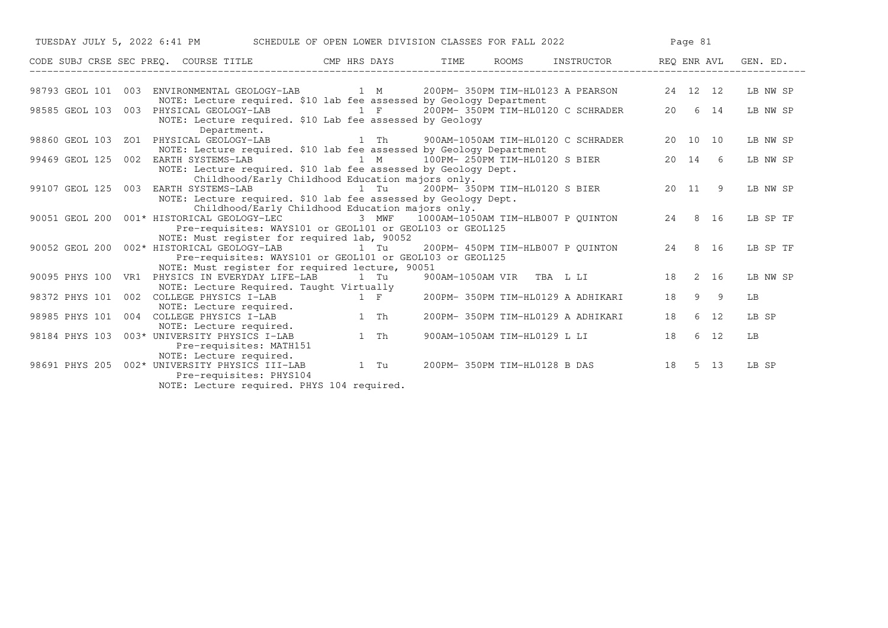TUESDAY JULY 5, 2022 6:41 PM SCHEDULE OF OPEN LOWER DIVISION CLASSES FOR FALL 2022

| CODE | SUBJ | CRSE | SEC | PREQ. | COURSE TITLE | CMP | HRS | DAYS | TIME | ROOMS | INSTRUCTOR | REQ | ENR | AVL | GEN. ED. |
|---|---|---|---|---|---|---|---|---|---|---|---|---|---|---|---|
| 98793 | GEOL | 101 | 003 | | ENVIRONMENTAL GEOLOGY-LAB | | 1 | M | 200PM- 350PM | TIM-HL0123 | A PEARSON | 24 | 12 | 12 | LB NW SP |
| | | | | | NOTE: Lecture required. $10 lab fee assessed by Geology Department | | | | | | | | | | |
| 98585 | GEOL | 103 | 003 | | PHYSICAL GEOLOGY-LAB | | 1 | F | 200PM- 350PM | TIM-HL0120 | C SCHRADER | 20 | 6 | 14 | LB NW SP |
| | | | | | NOTE: Lecture required. $10 Lab fee assessed by Geology Department. | | | | | | | | | | |
| 98860 | GEOL | 103 | ZO1 | | PHYSICAL GEOLOGY-LAB | | 1 | Th | 900AM-1050AM | TIM-HL0120 | C SCHRADER | 20 | 10 | 10 | LB NW SP |
| | | | | | NOTE: Lecture required. $10 lab fee assessed by Geology Department | | | | | | | | | | |
| 99469 | GEOL | 125 | 002 | | EARTH SYSTEMS-LAB | | 1 | M | 100PM- 250PM | TIM-HL0120 | S BIER | 20 | 14 | 6 | LB NW SP |
| | | | | | NOTE: Lecture required. $10 lab fee assessed by Geology Dept. Childhood/Early Childhood Education majors only. | | | | | | | | | | |
| 99107 | GEOL | 125 | 003 | | EARTH SYSTEMS-LAB | | 1 | Tu | 200PM- 350PM | TIM-HL0120 | S BIER | 20 | 11 | 9 | LB NW SP |
| | | | | | NOTE: Lecture required. $10 lab fee assessed by Geology Dept. Childhood/Early Childhood Education majors only. | | | | | | | | | | |
| 90051 | GEOL | 200 | 001* | | HISTORICAL GEOLOGY-LEC | | 3 | MWF | 1000AM-1050AM | TIM-HLB007 | P QUINTON | 24 | 8 | 16 | LB SP TF |
| | | | | | Pre-requisites: WAYS101 or GEOL101 or GEOL103 or GEOL125 | | | | | | | | | | |
| | | | | | NOTE: Must register for required lab, 90052 | | | | | | | | | | |
| 90052 | GEOL | 200 | 002* | | HISTORICAL GEOLOGY-LAB | | 1 | Tu | 200PM- 450PM | TIM-HLB007 | P QUINTON | 24 | 8 | 16 | LB SP TF |
| | | | | | Pre-requisites: WAYS101 or GEOL101 or GEOL103 or GEOL125 | | | | | | | | | | |
| | | | | | NOTE: Must register for required lecture, 90051 | | | | | | | | | | |
| 90095 | PHYS | 100 | VR1 | | PHYSICS IN EVERYDAY LIFE-LAB | | 1 | Tu | 900AM-1050AM | VIR TBA | L LI | 18 | 2 | 16 | LB NW SP |
| | | | | | NOTE: Lecture Required. Taught Virtually | | | | | | | | | | |
| 98372 | PHYS | 101 | 002 | | COLLEGE PHYSICS I-LAB | | 1 | F | 200PM- 350PM | TIM-HL0129 | A ADHIKARI | 18 | 9 | 9 | LB |
| | | | | | NOTE: Lecture required. | | | | | | | | | | |
| 98985 | PHYS | 101 | 004 | | COLLEGE PHYSICS I-LAB | | 1 | Th | 200PM- 350PM | TIM-HL0129 | A ADHIKARI | 18 | 6 | 12 | LB SP |
| | | | | | NOTE: Lecture required. | | | | | | | | | | |
| 98184 | PHYS | 103 | 003* | | UNIVERSITY PHYSICS I-LAB | | 1 | Th | 900AM-1050AM | TIM-HL0129 | L LI | 18 | 6 | 12 | LB |
| | | | | | Pre-requisites: MATH151 | | | | | | | | | | |
| | | | | | NOTE: Lecture required. | | | | | | | | | | |
| 98691 | PHYS | 205 | 002* | | UNIVERSITY PHYSICS III-LAB | | 1 | Tu | 200PM- 350PM | TIM-HL0128 | B DAS | 18 | 5 | 13 | LB SP |
| | | | | | Pre-requisites: PHYS104 | | | | | | | | | | |
| | | | | | NOTE: Lecture required. PHYS 104 required. | | | | | | | | | | |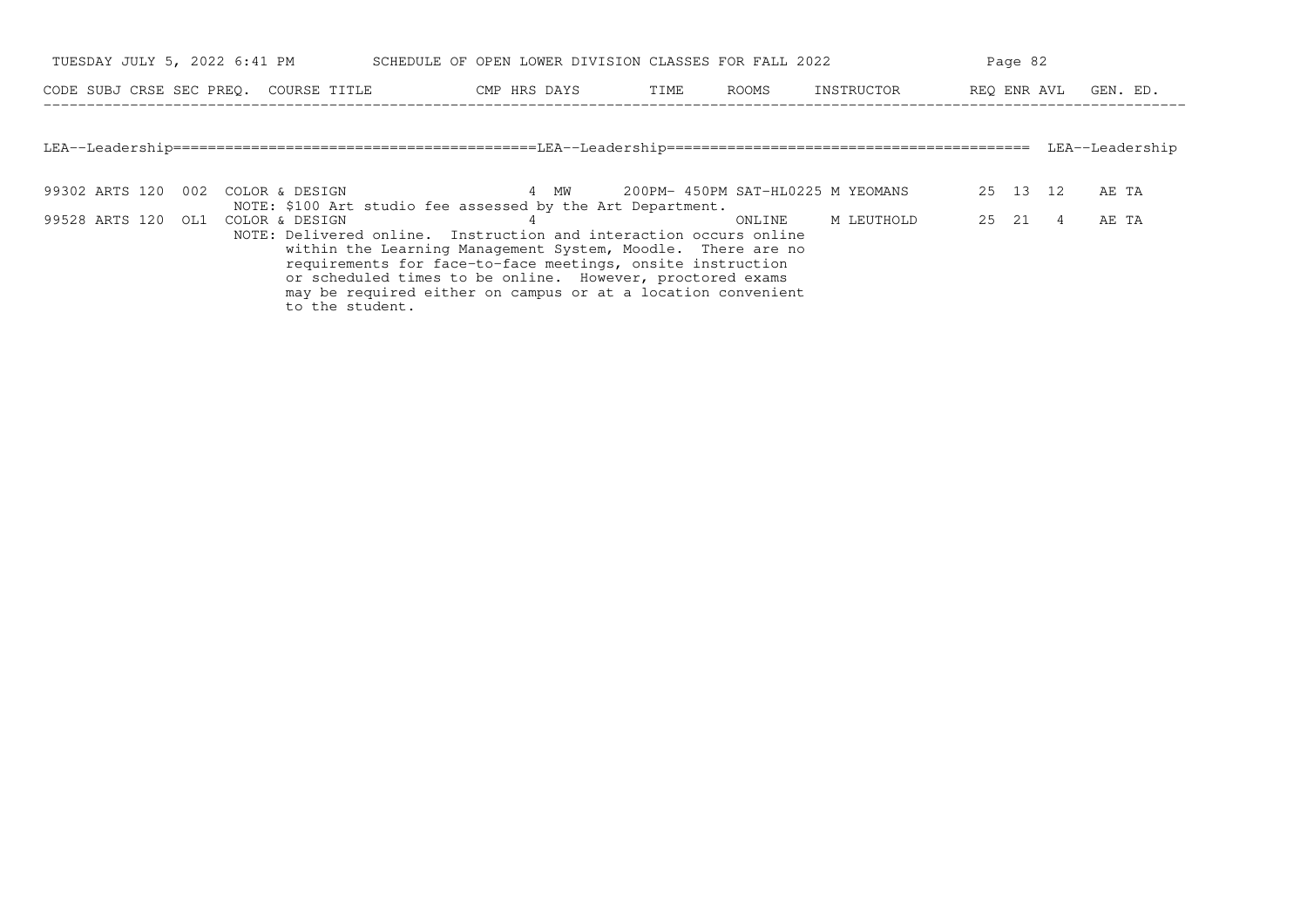| CODE | SUBJ | CRSE | SEC | PREQ. | COURSE TITLE | CMP | HRS | DAYS | TIME | ROOMS | INSTRUCTOR | REQ | ENR | AVL | GEN. ED. |
|---|---|---|---|---|---|---|---|---|---|---|---|---|---|---|---|

## LEA--Leadership

| CODE | SUBJ | CRSE | SEC | PREQ. | COURSE TITLE | CMP | HRS | DAYS | TIME | ROOMS | INSTRUCTOR | REQ | ENR | AVL | GEN. ED. |
|---|---|---|---|---|---|---|---|---|---|---|---|---|---|---|---|
| 99302 | ARTS | 120 | 002 | | COLOR & DESIGN | | 4 | MW | 200PM- 450PM | SAT-HL0225 | M YEOMANS | 25 | 13 | 12 | AE TA |
| | | | | | NOTE: $100 Art studio fee assessed by the Art Department. | | | | | | | | | | |
| 99528 | ARTS | 120 | OL1 | | COLOR & DESIGN | | 4 | | | ONLINE | M LEUTHOLD | 25 | 21 | 4 | AE TA |
| | | | | | NOTE: Delivered online. Instruction and interaction occurs online within the Learning Management System, Moodle. There are no requirements for face-to-face meetings, onsite instruction or scheduled times to be online. However, proctored exams may be required either on campus or at a location convenient to the student. | | | | | | | | | | |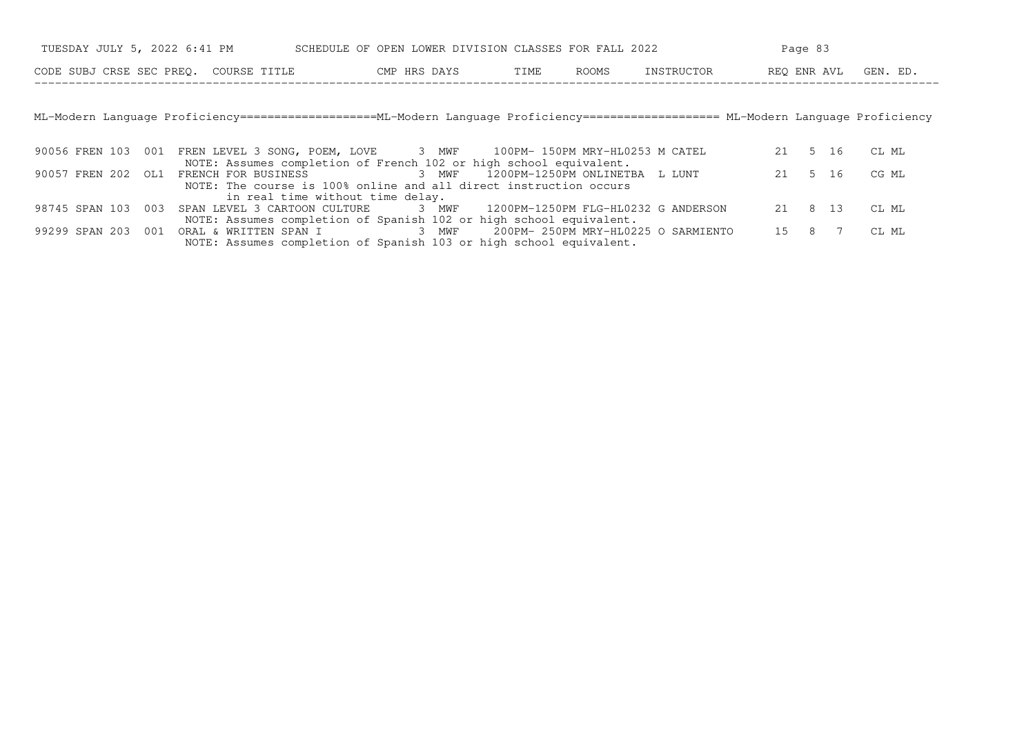SCHEDULE OF OPEN LOWER DIVISION CLASSES FOR FALL 2022

## ML-Modern Language Proficiency

| CODE | SUBJ | CRSE | SEC | PREQ. | COURSE TITLE | CMP | HRS | DAYS | TIME | ROOMS | INSTRUCTOR | REQ | ENR | AVL | GEN. ED. |
|---|---|---|---|---|---|---|---|---|---|---|---|---|---|---|---|
| 90056 | FREN | 103 | 001 | | FREN LEVEL 3 SONG, POEM, LOVE | | 3 | MWF | 100PM- 150PM | MRY-HL0253 | M CATEL | 21 | 5 | 16 | CL ML |
| | | | | | NOTE: Assumes completion of French 102 or high school equivalent. | | | | | | | | | | |
| 90057 | FREN | 202 | OL1 | | FRENCH FOR BUSINESS | | 3 | MWF | 1200PM-1250PM | ONLINETBA | L LUNT | 21 | 5 | 16 | CG ML |
| | | | | | NOTE: The course is 100% online and all direct instruction occurs in real time without time delay. | | | | | | | | | | |
| 98745 | SPAN | 103 | 003 | | SPAN LEVEL 3 CARTOON CULTURE | | 3 | MWF | 1200PM-1250PM | FLG-HL0232 | G ANDERSON | 21 | 8 | 13 | CL ML |
| | | | | | NOTE: Assumes completion of Spanish 102 or high school equivalent. | | | | | | | | | | |
| 99299 | SPAN | 203 | 001 | | ORAL & WRITTEN SPAN I | | 3 | MWF | 200PM- 250PM | MRY-HL0225 | O SARMIENTO | 15 | 8 | 7 | CL ML |
| | | | | | NOTE: Assumes completion of Spanish 103 or high school equivalent. | | | | | | | | | | |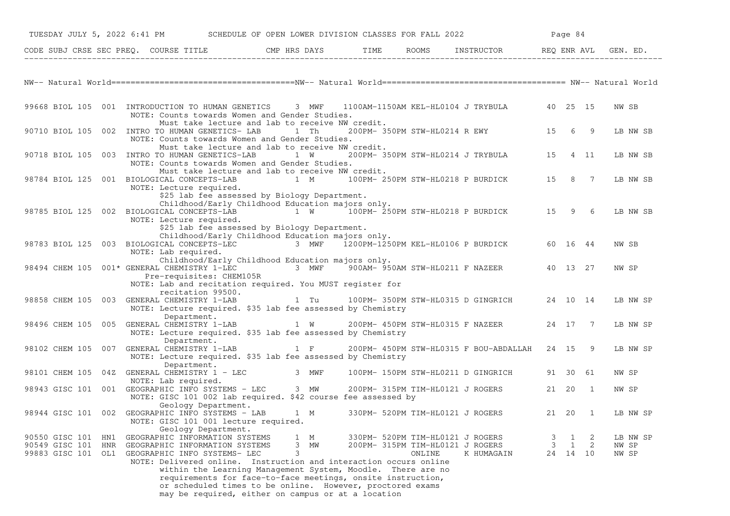SCHEDULE OF OPEN LOWER DIVISION CLASSES FOR FALL 2022

## NW-- Natural World

| CODE | SUBJ | CRSE | SEC | PREQ. | COURSE TITLE | CMP | HRS | DAYS | TIME | ROOMS | INSTRUCTOR | REQ | ENR | AVL | GEN. ED. |
|---|---|---|---|---|---|---|---|---|---|---|---|---|---|---|---|
| 99668 | BIOL | 105 | 001 | | INTRODUCTION TO HUMAN GENETICS | | 3 | MWF | 1100AM-1150AM | KEL-HL0104 | J TRYBULA | 40 | 25 | 15 | NW SB |
| | | | | | NOTE: Counts towards Women and Gender Studies. Must take lecture and lab to receive NW credit. | | | | | | | | | | |
| 90710 | BIOL | 105 | 002 | | INTRO TO HUMAN GENETICS- LAB | | 1 | Th | 200PM- 350PM | STW-HL0214 | R EWY | 15 | 6 | 9 | LB NW SB |
| | | | | | NOTE: Counts towards Women and Gender Studies. Must take lecture and lab to receive NW credit. | | | | | | | | | | |
| 90718 | BIOL | 105 | 003 | | INTRO TO HUMAN GENETICS-LAB | | 1 | W | 200PM- 350PM | STW-HL0214 | J TRYBULA | 15 | 4 | 11 | LB NW SB |
| | | | | | NOTE: Counts towards Women and Gender Studies. Must take lecture and lab to receive NW credit. | | | | | | | | | | |
| 98784 | BIOL | 125 | 001 | | BIOLOGICAL CONCEPTS-LAB | | 1 | M | 100PM- 250PM | STW-HL0218 | P BURDICK | 15 | 8 | 7 | LB NW SB |
| | | | | | NOTE: Lecture required. $25 lab fee assessed by Biology Department. Childhood/Early Childhood Education majors only. | | | | | | | | | | |
| 98785 | BIOL | 125 | 002 | | BIOLOGICAL CONCEPTS-LAB | | 1 | W | 100PM- 250PM | STW-HL0218 | P BURDICK | 15 | 9 | 6 | LB NW SB |
| | | | | | NOTE: Lecture required. $25 lab fee assessed by Biology Department. Childhood/Early Childhood Education majors only. | | | | | | | | | | |
| 98783 | BIOL | 125 | 003 | | BIOLOGICAL CONCEPTS-LEC | | 3 | MWF | 1200PM-1250PM | KEL-HL0106 | P BURDICK | 60 | 16 | 44 | NW SB |
| | | | | | NOTE: Lab required. Childhood/Early Childhood Education majors only. | | | | | | | | | | |
| 98494 | CHEM | 105 | 001 | * | GENERAL CHEMISTRY 1-LEC | | 3 | MWF | 900AM- 950AM | STW-HL0211 | F NAZEER | 40 | 13 | 27 | NW SP |
| | | | | | Pre-requisites: CHEM105R<br>NOTE: Lab and recitation required. You MUST register for recitation 99500. | | | | | | | | | | |
| 98858 | CHEM | 105 | 003 | | GENERAL CHEMISTRY 1-LAB | | 1 | Tu | 100PM- 350PM | STW-HL0315 | D GINGRICH | 24 | 10 | 14 | LB NW SP |
| | | | | | NOTE: Lecture required. $35 lab fee assessed by Chemistry Department. | | | | | | | | | | |
| 98496 | CHEM | 105 | 005 | | GENERAL CHEMISTRY 1-LAB | | 1 | W | 200PM- 450PM | STW-HL0315 | F NAZEER | 24 | 17 | 7 | LB NW SP |
| | | | | | NOTE: Lecture required. $35 lab fee assessed by Chemistry Department. | | | | | | | | | | |
| 98102 | CHEM | 105 | 007 | | GENERAL CHEMISTRY 1-LAB | | 1 | F | 200PM- 450PM | STW-HL0315 | F BOU-ABDALLAH | 24 | 15 | 9 | LB NW SP |
| | | | | | NOTE: Lecture required. $35 lab fee assessed by Chemistry Department. | | | | | | | | | | |
| 98101 | CHEM | 105 | 04Z | | GENERAL CHEMISTRY 1 - LEC | | 3 | MWF | 100PM- 150PM | STW-HL0211 | D GINGRICH | 91 | 30 | 61 | NW SP |
| | | | | | NOTE: Lab required. | | | | | | | | | | |
| 98943 | GISC | 101 | 001 | | GEOGRAPHIC INFO SYSTEMS - LEC | | 3 | MW | 200PM- 315PM | TIM-HL0121 | J ROGERS | 21 | 20 | 1 | NW SP |
| | | | | | NOTE: GISC 101 002 lab required. $42 course fee assessed by Geology Department. | | | | | | | | | | |
| 98944 | GISC | 101 | 002 | | GEOGRAPHIC INFO SYSTEMS - LAB | | 1 | M | 330PM- 520PM | TIM-HL0121 | J ROGERS | 21 | 20 | 1 | LB NW SP |
| | | | | | NOTE: GISC 101 001 lecture required. Geology Department. | | | | | | | | | | |
| 90550 | GISC | 101 | HN1 | | GEOGRAPHIC INFORMATION SYSTEMS | | 1 | M | 330PM- 520PM | TIM-HL0121 | J ROGERS | 3 | 1 | 2 | LB NW SP |
| 90549 | GISC | 101 | HNR | | GEOGRAPHIC INFORMATION SYSTEMS | | 3 | MW | 200PM- 315PM | TIM-HL0121 | J ROGERS | 3 | 1 | 2 | NW SP |
| 99883 | GISC | 101 | OL1 | | GEOGRAPHIC INFO SYSTEMS- LEC | | 3 | | | ONLINE | K HUMAGAIN | 24 | 14 | 10 | NW SP |
| | | | | | NOTE: Delivered online. Instruction and interaction occurs online within the Learning Management System, Moodle. There are no requirements for face-to-face meetings, onsite instruction, or scheduled times to be online. However, proctored exams may be required, either on campus or at a location | | | | | | | | | | |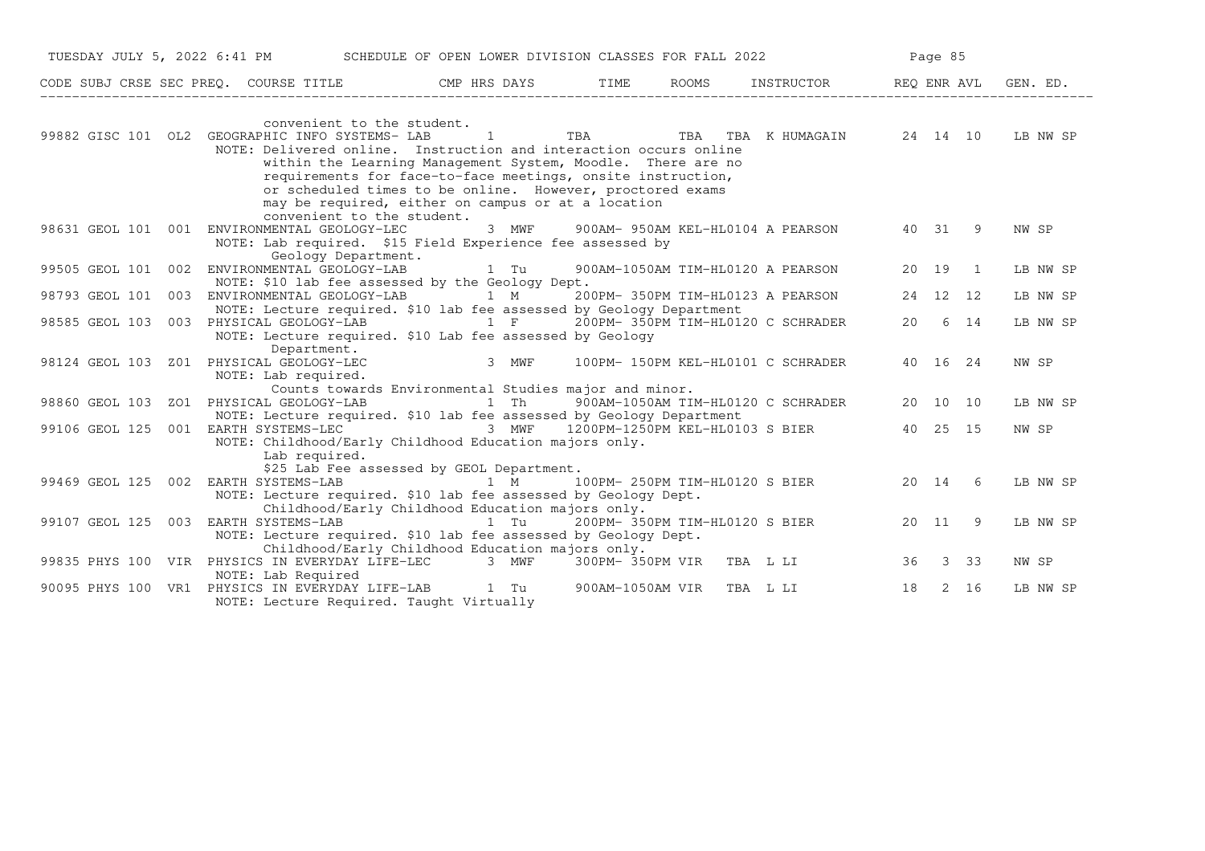TUESDAY JULY 5, 2022 6:41 PM SCHEDULE OF OPEN LOWER DIVISION CLASSES FOR FALL 2022

| CODE | SUBJ | CRSE | SEC | PREQ. | COURSE TITLE | CMP | HRS | DAYS | TIME | ROOMS | INSTRUCTOR | REQ | ENR | AVL | GEN. ED. |
|---|---|---|---|---|---|---|---|---|---|---|---|---|---|---|---|
| | | | | | convenient to the student. | | | | | | | | | | |
| 99882 | GISC | 101 | OL2 | | GEOGRAPHIC INFO SYSTEMS- LAB | | 1 | | TBA | TBA TBA | K HUMAGAIN | 24 | 14 | 10 | LB NW SP |
| | | | | | NOTE: Delivered online. Instruction and interaction occurs online within the Learning Management System, Moodle. There are no requirements for face-to-face meetings, onsite instruction, or scheduled times to be online. However, proctored exams may be required, either on campus or at a location convenient to the student. | | | | | | | | | | |
| 98631 | GEOL | 101 | 001 | | ENVIRONMENTAL GEOLOGY-LEC | | 3 | MWF | 900AM- 950AM | KEL-HL0104 | A PEARSON | 40 | 31 | 9 | NW SP |
| | | | | | NOTE: Lab required. $15 Field Experience fee assessed by Geology Department. | | | | | | | | | | |
| 99505 | GEOL | 101 | 002 | | ENVIRONMENTAL GEOLOGY-LAB | | 1 | Tu | 900AM-1050AM | TIM-HL0120 | A PEARSON | 20 | 19 | 1 | LB NW SP |
| | | | | | NOTE: $10 lab fee assessed by the Geology Dept. | | | | | | | | | | |
| 98793 | GEOL | 101 | 003 | | ENVIRONMENTAL GEOLOGY-LAB | | 1 | M | 200PM- 350PM | TIM-HL0123 | A PEARSON | 24 | 12 | 12 | LB NW SP |
| | | | | | NOTE: Lecture required. $10 lab fee assessed by Geology Department | | | | | | | | | | |
| 98585 | GEOL | 103 | 003 | | PHYSICAL GEOLOGY-LAB | | 1 | F | 200PM- 350PM | TIM-HL0120 | C SCHRADER | 20 | 6 | 14 | LB NW SP |
| | | | | | NOTE: Lecture required. $10 Lab fee assessed by Geology Department. | | | | | | | | | | |
| 98124 | GEOL | 103 | Z01 | | PHYSICAL GEOLOGY-LEC | | 3 | MWF | 100PM- 150PM | KEL-HL0101 | C SCHRADER | 40 | 16 | 24 | NW SP |
| | | | | | NOTE: Lab required. Counts towards Environmental Studies major and minor. | | | | | | | | | | |
| 98860 | GEOL | 103 | ZO1 | | PHYSICAL GEOLOGY-LAB | | 1 | Th | 900AM-1050AM | TIM-HL0120 | C SCHRADER | 20 | 10 | 10 | LB NW SP |
| | | | | | NOTE: Lecture required. $10 lab fee assessed by Geology Department | | | | | | | | | | |
| 99106 | GEOL | 125 | 001 | | EARTH SYSTEMS-LEC | | 3 | MWF | 1200PM-1250PM | KEL-HL0103 | S BIER | 40 | 25 | 15 | NW SP |
| | | | | | NOTE: Childhood/Early Childhood Education majors only. Lab required. $25 Lab Fee assessed by GEOL Department. | | | | | | | | | | |
| 99469 | GEOL | 125 | 002 | | EARTH SYSTEMS-LAB | | 1 | M | 100PM- 250PM | TIM-HL0120 | S BIER | 20 | 14 | 6 | LB NW SP |
| | | | | | NOTE: Lecture required. $10 lab fee assessed by Geology Dept. Childhood/Early Childhood Education majors only. | | | | | | | | | | |
| 99107 | GEOL | 125 | 003 | | EARTH SYSTEMS-LAB | | 1 | Tu | 200PM- 350PM | TIM-HL0120 | S BIER | 20 | 11 | 9 | LB NW SP |
| | | | | | NOTE: Lecture required. $10 lab fee assessed by Geology Dept. Childhood/Early Childhood Education majors only. | | | | | | | | | | |
| 99835 | PHYS | 100 | VIR | | PHYSICS IN EVERYDAY LIFE-LEC | | 3 | MWF | 300PM- 350PM | VIR TBA | L LI | 36 | 3 | 33 | NW SP |
| | | | | | NOTE: Lab Required | | | | | | | | | | |
| 90095 | PHYS | 100 | VR1 | | PHYSICS IN EVERYDAY LIFE-LAB | | 1 | Tu | 900AM-1050AM | VIR TBA | L LI | 18 | 2 | 16 | LB NW SP |
| | | | | | NOTE: Lecture Required. Taught Virtually | | | | | | | | | | |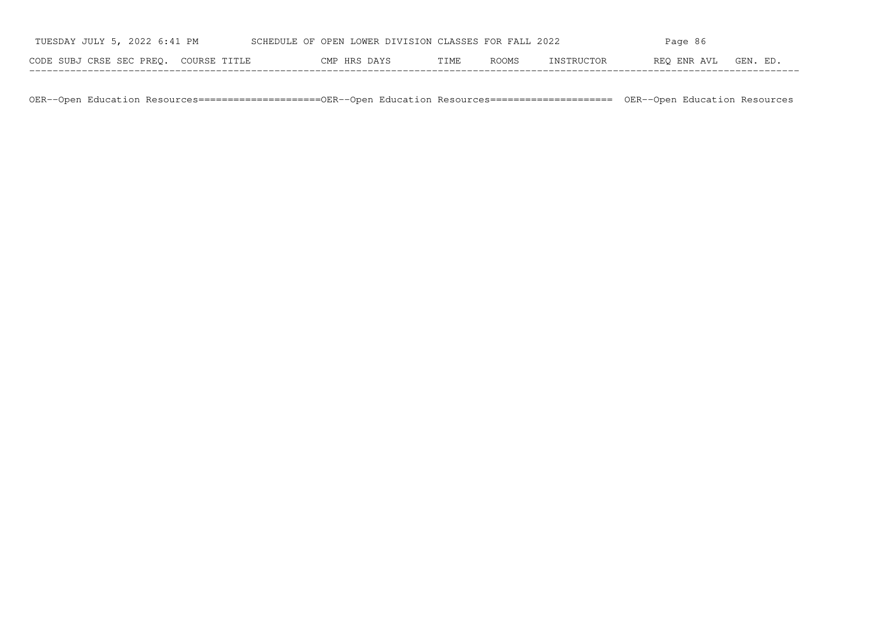| CODE | SUBJ | CRSE | SEC | PREQ. | COURSE TITLE | CMP | HRS | DAYS | TIME | ROOMS | INSTRUCTOR | REQ | ENR | AVL | GEN. ED. |
|---|---|---|---|---|---|---|---|---|---|---|---|---|---|---|---|

OER--Open Education Resources=====================OER--Open Education Resources===================== OER--Open Education Resources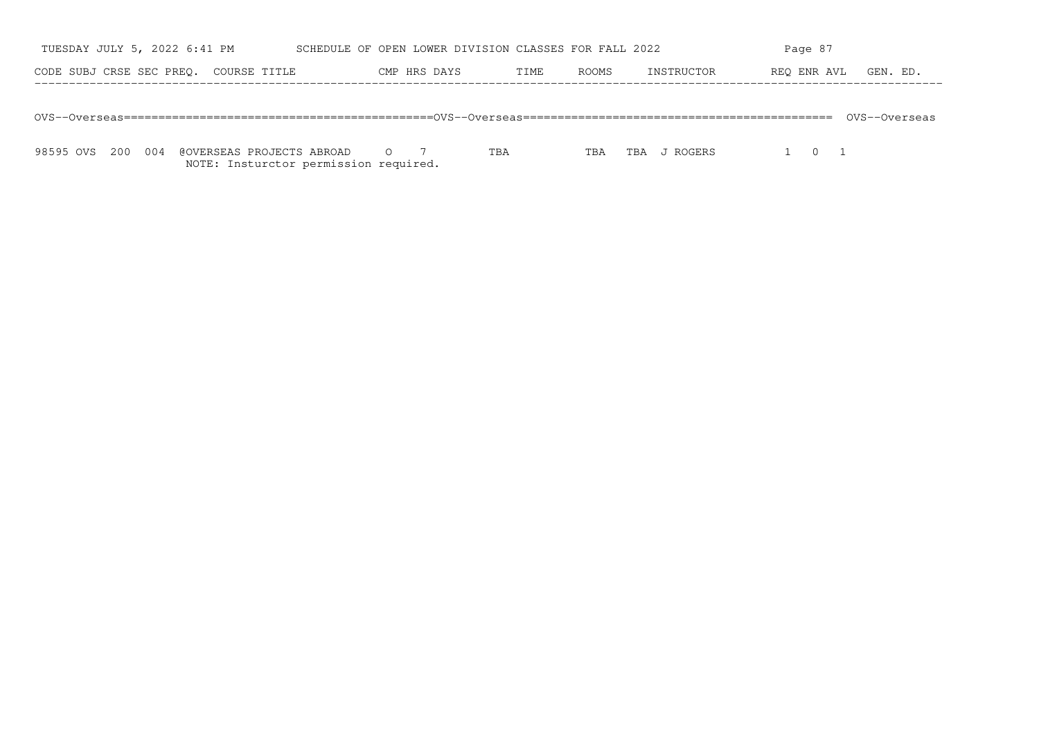SCHEDULE OF OPEN LOWER DIVISION CLASSES FOR FALL 2022

| CODE | SUBJ | CRSE | SEC | PREQ. | COURSE TITLE | CMP | HRS | DAYS | TIME | ROOMS | INSTRUCTOR | REQ | ENR | AVL | GEN. ED. |
|---|---|---|---|---|---|---|---|---|---|---|---|---|---|---|---|
| **OVS--Overseas** | | | | | | | | | | | | | | | |
| 98595 | OVS | 200 | 004 | @ | OVERSEAS PROJECTS ABROAD | O | 7 | | TBA | TBA | TBA J ROGERS | 1 | 0 | 1 | |
| | | | | | NOTE: Insturctor permission required. | | | | | | | | | | |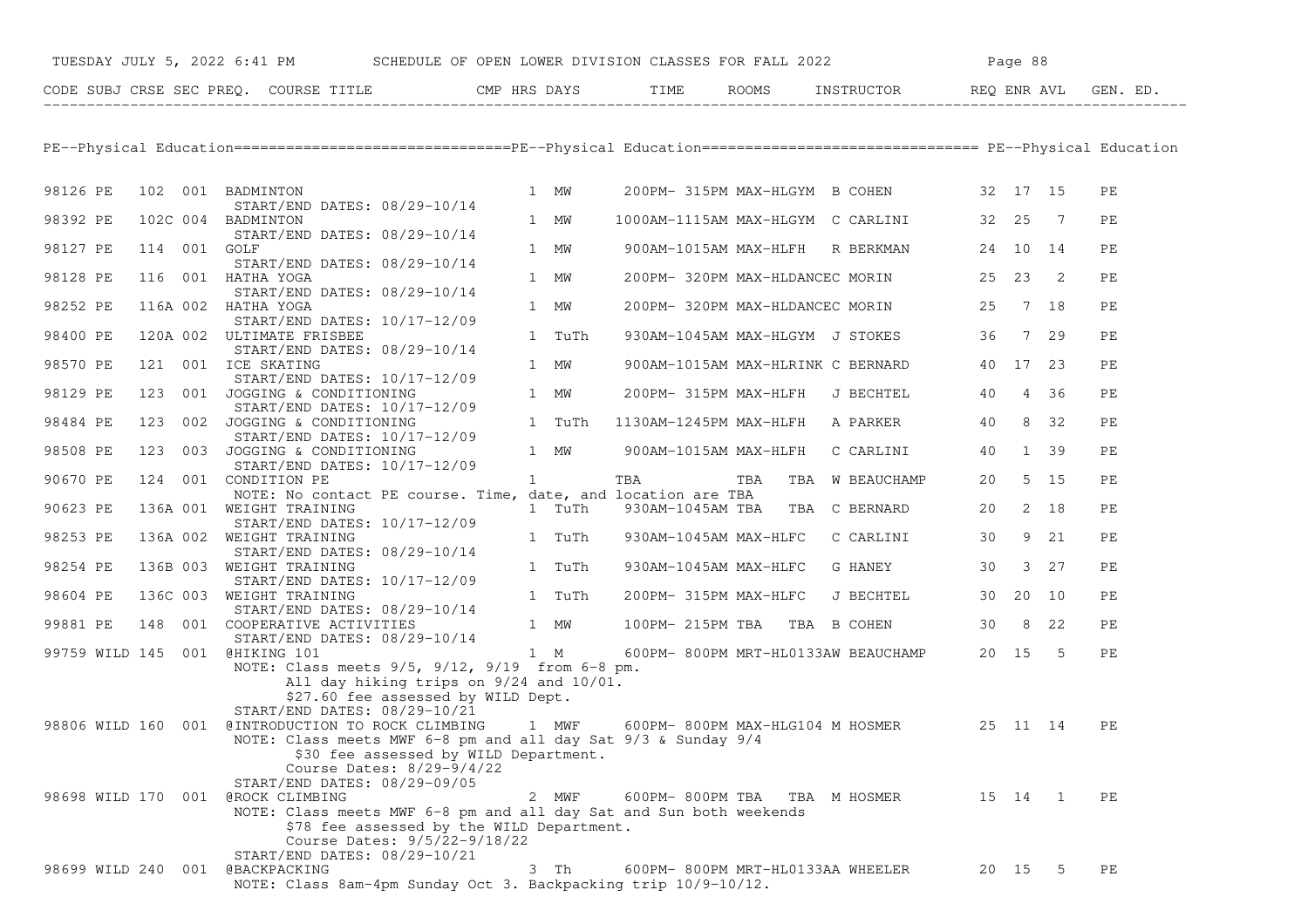TUESDAY JULY 5, 2022 6:41 PM — SCHEDULE OF OPEN LOWER DIVISION CLASSES FOR FALL 2022

## PE--Physical Education

| CODE | SUBJ | CRSE | SEC | PREQ. | COURSE TITLE | CMP | HRS | DAYS | TIME | ROOMS | INSTRUCTOR | REQ | ENR | AVL | GEN. ED. |
|---|---|---|---|---|---|---|---|---|---|---|---|---|---|---|---|
| 98126 | PE | 102 | 001 | | BADMINTON<br>START/END DATES: 08/29-10/14 | | 1 | MW | 200PM- 315PM | MAX-HLGYM | B COHEN | 32 | 17 | 15 | PE |
| 98392 | PE | 102C | 004 | | BADMINTON<br>START/END DATES: 08/29-10/14 | | 1 | MW | 1000AM-1115AM | MAX-HLGYM | C CARLINI | 32 | 25 | 7 | PE |
| 98127 | PE | 114 | 001 | | GOLF<br>START/END DATES: 08/29-10/14 | | 1 | MW | 900AM-1015AM | MAX-HLFH | R BERKMAN | 24 | 10 | 14 | PE |
| 98128 | PE | 116 | 001 | | HATHA YOGA<br>START/END DATES: 08/29-10/14 | | 1 | MW | 200PM- 320PM | MAX-HLDANCEC | MORIN | 25 | 23 | 2 | PE |
| 98252 | PE | 116A | 002 | | HATHA YOGA<br>START/END DATES: 10/17-12/09 | | 1 | MW | 200PM- 320PM | MAX-HLDANCEC | MORIN | 25 | 7 | 18 | PE |
| 98400 | PE | 120A | 002 | | ULTIMATE FRISBEE<br>START/END DATES: 08/29-10/14 | | 1 | TuTh | 930AM-1045AM | MAX-HLGYM | J STOKES | 36 | 7 | 29 | PE |
| 98570 | PE | 121 | 001 | | ICE SKATING<br>START/END DATES: 10/17-12/09 | | 1 | MW | 900AM-1015AM | MAX-HLRINK | C BERNARD | 40 | 17 | 23 | PE |
| 98129 | PE | 123 | 001 | | JOGGING & CONDITIONING<br>START/END DATES: 10/17-12/09 | | 1 | MW | 200PM- 315PM | MAX-HLFH | J BECHTEL | 40 | 4 | 36 | PE |
| 98484 | PE | 123 | 002 | | JOGGING & CONDITIONING<br>START/END DATES: 10/17-12/09 | | 1 | TuTh | 1130AM-1245PM | MAX-HLFH | A PARKER | 40 | 8 | 32 | PE |
| 98508 | PE | 123 | 003 | | JOGGING & CONDITIONING<br>START/END DATES: 10/17-12/09 | | 1 | MW | 900AM-1015AM | MAX-HLFH | C CARLINI | 40 | 1 | 39 | PE |
| 90670 | PE | 124 | 001 | | CONDITION PE<br>NOTE: No contact PE course. Time, date, and location are TBA | | 1 | | TBA | TBA TBA | W BEAUCHAMP | 20 | 5 | 15 | PE |
| 90623 | PE | 136A | 001 | | WEIGHT TRAINING<br>START/END DATES: 10/17-12/09 | | 1 | TuTh | 930AM-1045AM | TBA TBA | C BERNARD | 20 | 2 | 18 | PE |
| 98253 | PE | 136A | 002 | | WEIGHT TRAINING<br>START/END DATES: 08/29-10/14 | | 1 | TuTh | 930AM-1045AM | MAX-HLFC | C CARLINI | 30 | 9 | 21 | PE |
| 98254 | PE | 136B | 003 | | WEIGHT TRAINING<br>START/END DATES: 10/17-12/09 | | 1 | TuTh | 930AM-1045AM | MAX-HLFC | G HANEY | 30 | 3 | 27 | PE |
| 98604 | PE | 136C | 003 | | WEIGHT TRAINING<br>START/END DATES: 08/29-10/14 | | 1 | TuTh | 200PM- 315PM | MAX-HLFC | J BECHTEL | 30 | 20 | 10 | PE |
| 99881 | PE | 148 | 001 | | COOPERATIVE ACTIVITIES<br>START/END DATES: 08/29-10/14 | | 1 | MW | 100PM- 215PM | TBA TBA | B COHEN | 30 | 8 | 22 | PE |
| 99759 | WILD | 145 | 001 | @ | HIKING 101<br>NOTE: Class meets 9/5, 9/12, 9/19 from 6-8 pm. All day hiking trips on 9/24 and 10/01. $27.60 fee assessed by WILD Dept.<br>START/END DATES: 08/29-10/21 | | 1 | M | 600PM- 800PM | MRT-HL0133AW | BEAUCHAMP | 20 | 15 | 5 | PE |
| 98806 | WILD | 160 | 001 | @ | INTRODUCTION TO ROCK CLIMBING<br>NOTE: Class meets MWF 6-8 pm and all day Sat 9/3 & Sunday 9/4. $30 fee assessed by WILD Department. Course Dates: 8/29-9/4/22<br>START/END DATES: 08/29-09/05 | | 1 | MWF | 600PM- 800PM | MAX-HLG104 | M HOSMER | 25 | 11 | 14 | PE |
| 98698 | WILD | 170 | 001 | @ | ROCK CLIMBING<br>NOTE: Class meets MWF 6-8 pm and all day Sat and Sun both weekends. $78 fee assessed by the WILD Department. Course Dates: 9/5/22-9/18/22<br>START/END DATES: 08/29-10/21 | | 2 | MWF | 600PM- 800PM | TBA TBA | M HOSMER | 15 | 14 | 1 | PE |
| 98699 | WILD | 240 | 001 | @ | BACKPACKING<br>NOTE: Class 8am-4pm Sunday Oct 3. Backpacking trip 10/9-10/12. | | 3 | Th | 600PM- 800PM | MRT-HL0133AA | WHEELER | 20 | 15 | 5 | PE |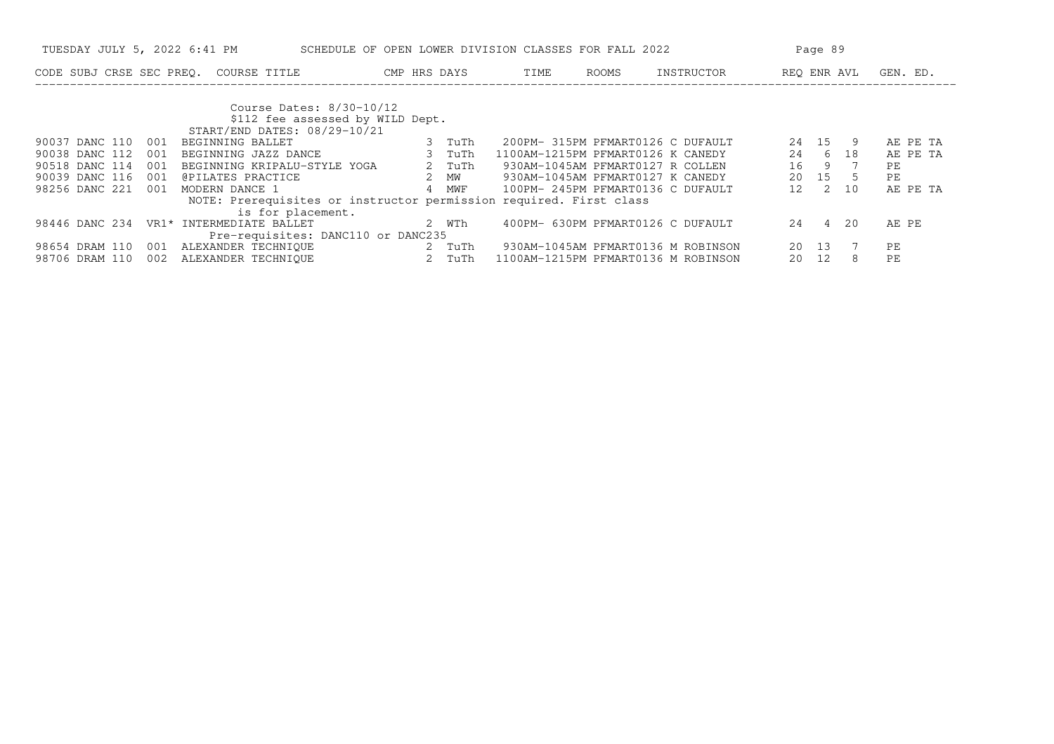| CODE | SUBJ | CRSE | SEC | PREQ. | COURSE TITLE | CMP | HRS | DAYS | TIME | ROOMS | INSTRUCTOR | REQ | ENR | AVL | GEN. ED. |
|---|---|---|---|---|---|---|---|---|---|---|---|---|---|---|---|
| | | | | | Course Dates: 8/30-10/12 | | | | | | | | | | |
| | | | | | $112 fee assessed by WILD Dept. | | | | | | | | | | |
| | | | | | START/END DATES: 08/29-10/21 | | | | | | | | | | |
| 90037 | DANC | 110 | 001 | | BEGINNING BALLET | | 3 | TuTh | 200PM- 315PM | PFMART0126 | C DUFAULT | 24 | 15 | 9 | AE PE TA |
| 90038 | DANC | 112 | 001 | | BEGINNING JAZZ DANCE | | 3 | TuTh | 1100AM-1215PM | PFMART0126 | K CANEDY | 24 | 6 | 18 | AE PE TA |
| 90518 | DANC | 114 | 001 | | BEGINNING KRIPALU-STYLE YOGA | | 2 | TuTh | 930AM-1045AM | PFMART0127 | R COLLEN | 16 | 9 | 7 | PE |
| 90039 | DANC | 116 | 001 | | @PILATES PRACTICE | | 2 | MW | 930AM-1045AM | PFMART0127 | K CANEDY | 20 | 15 | 5 | PE |
| 98256 | DANC | 221 | 001 | | MODERN DANCE 1 | | 4 | MWF | 100PM- 245PM | PFMART0136 | C DUFAULT | 12 | 2 | 10 | AE PE TA |
| | | | | | NOTE: Prerequisites or instructor permission required. First class is for placement. | | | | | | | | | | |
| 98446 | DANC | 234 | VR1 | * | INTERMEDIATE BALLET | | 2 | WTh | 400PM- 630PM | PFMART0126 | C DUFAULT | 24 | 4 | 20 | AE PE |
| | | | | | Pre-requisites: DANC110 or DANC235 | | | | | | | | | | |
| 98654 | DRAM | 110 | 001 | | ALEXANDER TECHNIQUE | | 2 | TuTh | 930AM-1045AM | PFMART0136 | M ROBINSON | 20 | 13 | 7 | PE |
| 98706 | DRAM | 110 | 002 | | ALEXANDER TECHNIQUE | | 2 | TuTh | 1100AM-1215PM | PFMART0136 | M ROBINSON | 20 | 12 | 8 | PE |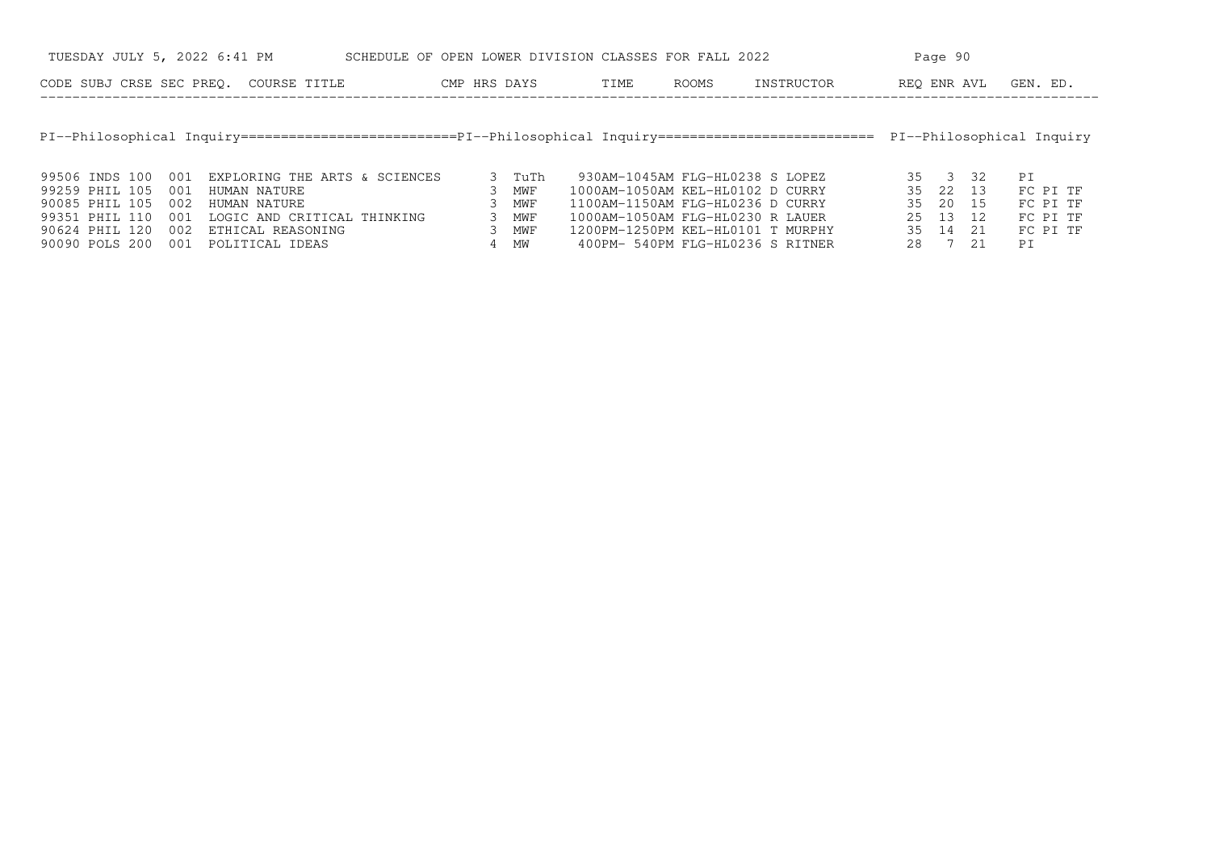SCHEDULE OF OPEN LOWER DIVISION CLASSES FOR FALL 2022

TUESDAY JULY 5, 2022 6:41 PM

## PI--Philosophical Inquiry

| CODE | SUBJ | CRSE | SEC | PREQ. | COURSE TITLE | CMP | HRS | DAYS | TIME | ROOMS | INSTRUCTOR | REQ | ENR | AVL | GEN. ED. |
|---|---|---|---|---|---|---|---|---|---|---|---|---|---|---|---|
| 99506 | INDS | 100 | 001 | | EXPLORING THE ARTS & SCIENCES | | 3 | TuTh | 930AM-1045AM | FLG-HL0238 | S LOPEZ | 35 | 3 | 32 | PI |
| 99259 | PHIL | 105 | 001 | | HUMAN NATURE | | 3 | MWF | 1000AM-1050AM | KEL-HL0102 | D CURRY | 35 | 22 | 13 | FC PI TF |
| 90085 | PHIL | 105 | 002 | | HUMAN NATURE | | 3 | MWF | 1100AM-1150AM | FLG-HL0236 | D CURRY | 35 | 20 | 15 | FC PI TF |
| 99351 | PHIL | 110 | 001 | | LOGIC AND CRITICAL THINKING | | 3 | MWF | 1000AM-1050AM | FLG-HL0230 | R LAUER | 25 | 13 | 12 | FC PI TF |
| 90624 | PHIL | 120 | 002 | | ETHICAL REASONING | | 3 | MWF | 1200PM-1250PM | KEL-HL0101 | T MURPHY | 35 | 14 | 21 | FC PI TF |
| 90090 | POLS | 200 | 001 | | POLITICAL IDEAS | | 4 | MW | 400PM- 540PM | FLG-HL0236 | S RITNER | 28 | 7 | 21 | PI |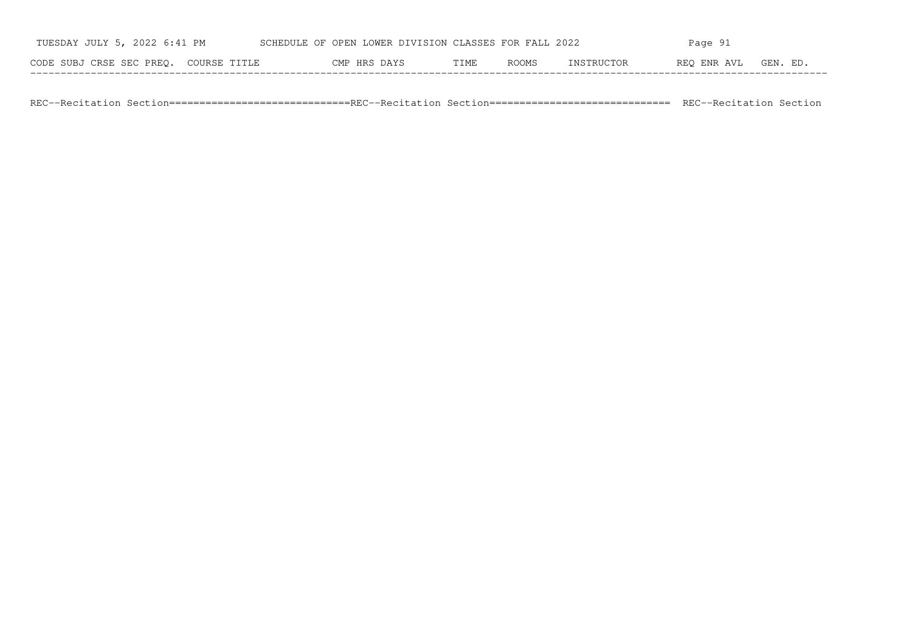| CODE | SUBJ | CRSE | SEC | PREQ. | COURSE TITLE | CMP | HRS | DAYS | TIME | ROOMS | INSTRUCTOR | REQ | ENR | AVL | GEN. ED. |
|---|---|---|---|---|---|---|---|---|---|---|---|---|---|---|---|

REC--Recitation Section==============================REC--Recitation Section============================== REC--Recitation Section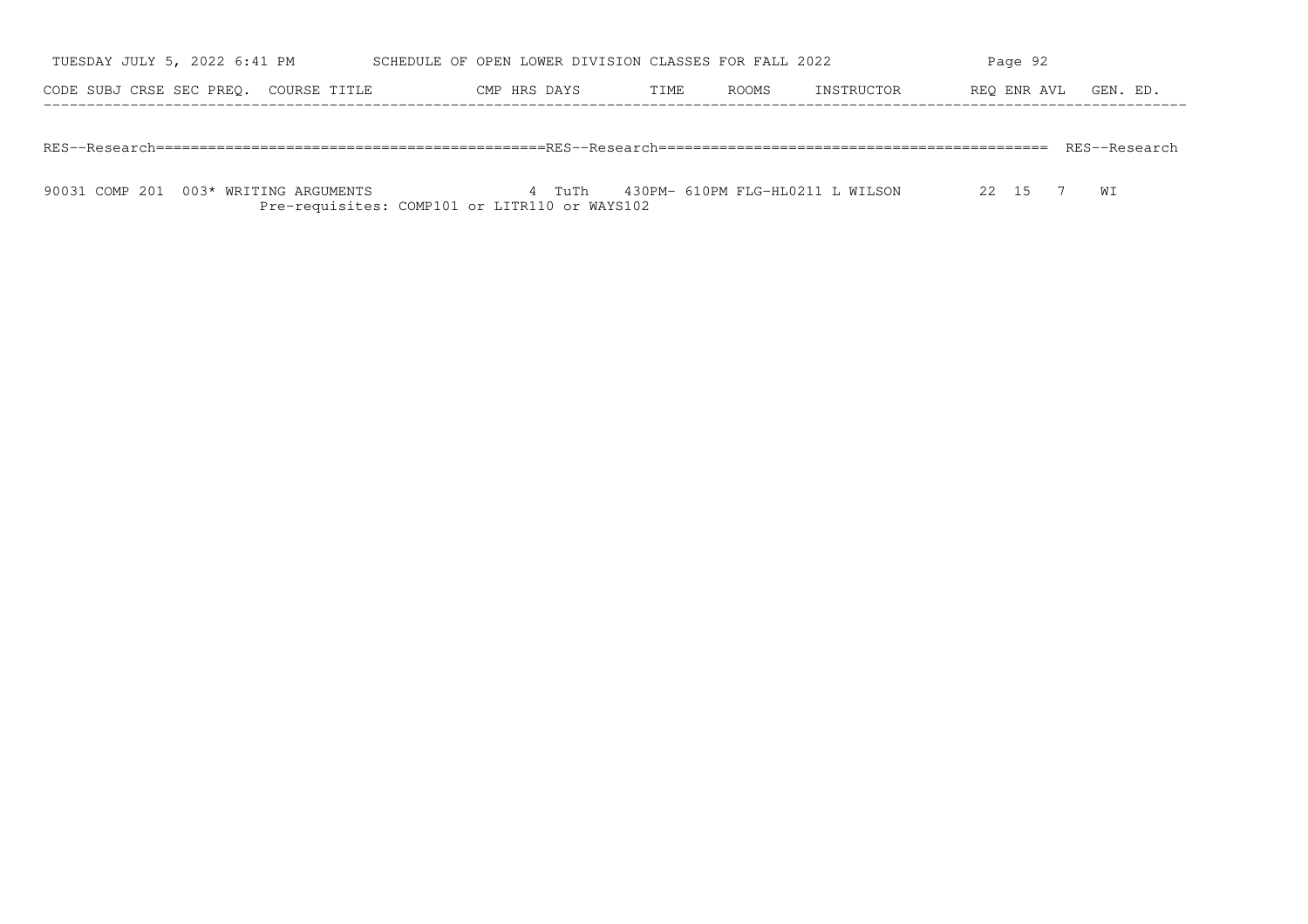| CODE | SUBJ | CRSE | SEC | PREQ. | COURSE TITLE | CMP | HRS | DAYS | TIME | ROOMS | INSTRUCTOR | REQ | ENR | AVL | GEN. ED. |
|---|---|---|---|---|---|---|---|---|---|---|---|---|---|---|---|
| RES--Research | | | | | | | | | | | | | | | |
| 90031 | COMP | 201 | 003 | * | WRITING ARGUMENTS | | 4 | TuTh | 430PM- 610PM | FLG-HL0211 | L WILSON | 22 | 15 | 7 | WI |
| | | | | | Pre-requisites: COMP101 or LITR110 or WAYS102 | | | | | | | | | | |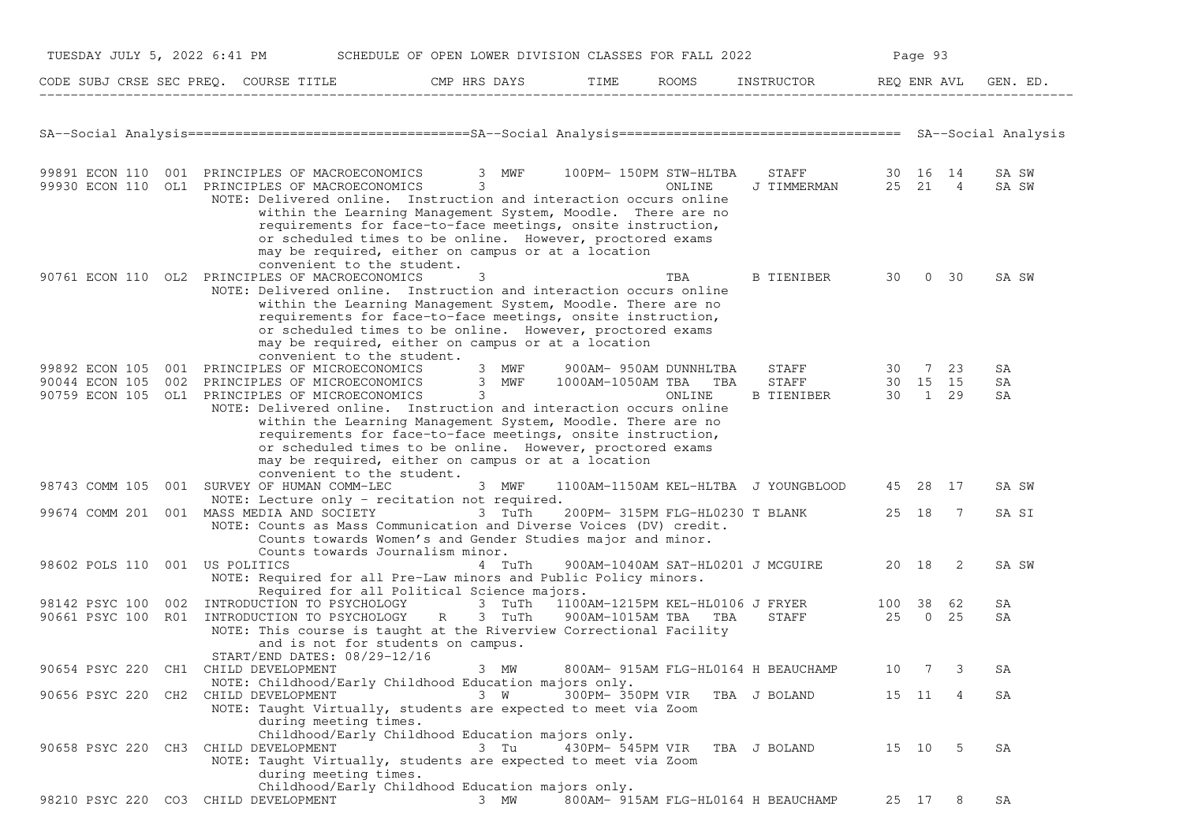TUESDAY JULY 5, 2022 6:41 PM SCHEDULE OF OPEN LOWER DIVISION CLASSES FOR FALL 2022

| CODE | SUBJ | CRSE | SEC | PREQ. | COURSE TITLE | CMP | HRS | DAYS | TIME | ROOMS | INSTRUCTOR | REQ | ENR | AVL | GEN. ED. |
|---|---|---|---|---|---|---|---|---|---|---|---|---|---|---|---|

## SA--Social Analysis

| CODE | SUBJ | CRSE | SEC | PREQ. | COURSE TITLE | CMP | HRS | DAYS | TIME | ROOMS | INSTRUCTOR | REQ | ENR | AVL | GEN. ED. |
|---|---|---|---|---|---|---|---|---|---|---|---|---|---|---|---|
| 99891 | ECON | 110 | 001 | | PRINCIPLES OF MACROECONOMICS | | 3 | MWF | 100PM- 150PM | STW-HLTBA | STAFF | 30 | 16 | 14 | SA SW |
| 99930 | ECON | 110 | OL1 | | PRINCIPLES OF MACROECONOMICS | | 3 | | | ONLINE | J TIMMERMAN | 25 | 21 | 4 | SA SW |
| | | | | | NOTE: Delivered online. Instruction and interaction occurs online within the Learning Management System, Moodle. There are no requirements for face-to-face meetings, onsite instruction, or scheduled times to be online. However, proctored exams may be required, either on campus or at a location convenient to the student. | | | | | | | | | | |
| 90761 | ECON | 110 | OL2 | | PRINCIPLES OF MACROECONOMICS | | 3 | | | TBA | B TIENIBER | 30 | 0 | 30 | SA SW |
| | | | | | NOTE: Delivered online. Instruction and interaction occurs online within the Learning Management System, Moodle. There are no requirements for face-to-face meetings, onsite instruction, or scheduled times to be online. However, proctored exams may be required, either on campus or at a location convenient to the student. | | | | | | | | | | |
| 99892 | ECON | 105 | 001 | | PRINCIPLES OF MICROECONOMICS | | 3 | MWF | 900AM- 950AM | DUNNHLTBA | STAFF | 30 | 7 | 23 | SA |
| 90044 | ECON | 105 | 002 | | PRINCIPLES OF MICROECONOMICS | | 3 | MWF | 1000AM-1050AM | TBA TBA | STAFF | 30 | 15 | 15 | SA |
| 90759 | ECON | 105 | OL1 | | PRINCIPLES OF MICROECONOMICS | | 3 | | | ONLINE | B TIENIBER | 30 | 1 | 29 | SA |
| | | | | | NOTE: Delivered online. Instruction and interaction occurs online within the Learning Management System, Moodle. There are no requirements for face-to-face meetings, onsite instruction, or scheduled times to be online. However, proctored exams may be required, either on campus or at a location convenient to the student. | | | | | | | | | | |
| 98743 | COMM | 105 | 001 | | SURVEY OF HUMAN COMM-LEC | | 3 | MWF | 1100AM-1150AM | KEL-HLTBA | J YOUNGBLOOD | 45 | 28 | 17 | SA SW |
| | | | | | NOTE: Lecture only - recitation not required. | | | | | | | | | | |
| 99674 | COMM | 201 | 001 | | MASS MEDIA AND SOCIETY | | 3 | TuTh | 200PM- 315PM | FLG-HL0230 | T BLANK | 25 | 18 | 7 | SA SI |
| | | | | | NOTE: Counts as Mass Communication and Diverse Voices (DV) credit. Counts towards Women's and Gender Studies major and minor. Counts towards Journalism minor. | | | | | | | | | | |
| 98602 | POLS | 110 | 001 | | US POLITICS | | 4 | TuTh | 900AM-1040AM | SAT-HL0201 | J MCGUIRE | 20 | 18 | 2 | SA SW |
| | | | | | NOTE: Required for all Pre-Law minors and Public Policy minors. Required for all Political Science majors. | | | | | | | | | | |
| 98142 | PSYC | 100 | 002 | | INTRODUCTION TO PSYCHOLOGY | | 3 | TuTh | 1100AM-1215PM | KEL-HL0106 | J FRYER | 100 | 38 | 62 | SA |
| 90661 | PSYC | 100 | R01 | | INTRODUCTION TO PSYCHOLOGY | R | 3 | TuTh | 900AM-1015AM | TBA TBA | STAFF | 25 | 0 | 25 | SA |
| | | | | | NOTE: This course is taught at the Riverview Correctional Facility and is not for students on campus. START/END DATES: 08/29-12/16 | | | | | | | | | | |
| 90654 | PSYC | 220 | CH1 | | CHILD DEVELOPMENT | | 3 | MW | 800AM- 915AM | FLG-HL0164 | H BEAUCHAMP | 10 | 7 | 3 | SA |
| | | | | | NOTE: Childhood/Early Childhood Education majors only. | | | | | | | | | | |
| 90656 | PSYC | 220 | CH2 | | CHILD DEVELOPMENT | | 3 | W | 300PM- 350PM | VIR TBA | J BOLAND | 15 | 11 | 4 | SA |
| | | | | | NOTE: Taught Virtually, students are expected to meet via Zoom during meeting times. Childhood/Early Childhood Education majors only. | | | | | | | | | | |
| 90658 | PSYC | 220 | CH3 | | CHILD DEVELOPMENT | | 3 | Tu | 430PM- 545PM | VIR TBA | J BOLAND | 15 | 10 | 5 | SA |
| | | | | | NOTE: Taught Virtually, students are expected to meet via Zoom during meeting times. Childhood/Early Childhood Education majors only. | | | | | | | | | | |
| 98210 | PSYC | 220 | CO3 | | CHILD DEVELOPMENT | | 3 | MW | 800AM- 915AM | FLG-HL0164 | H BEAUCHAMP | 25 | 17 | 8 | SA |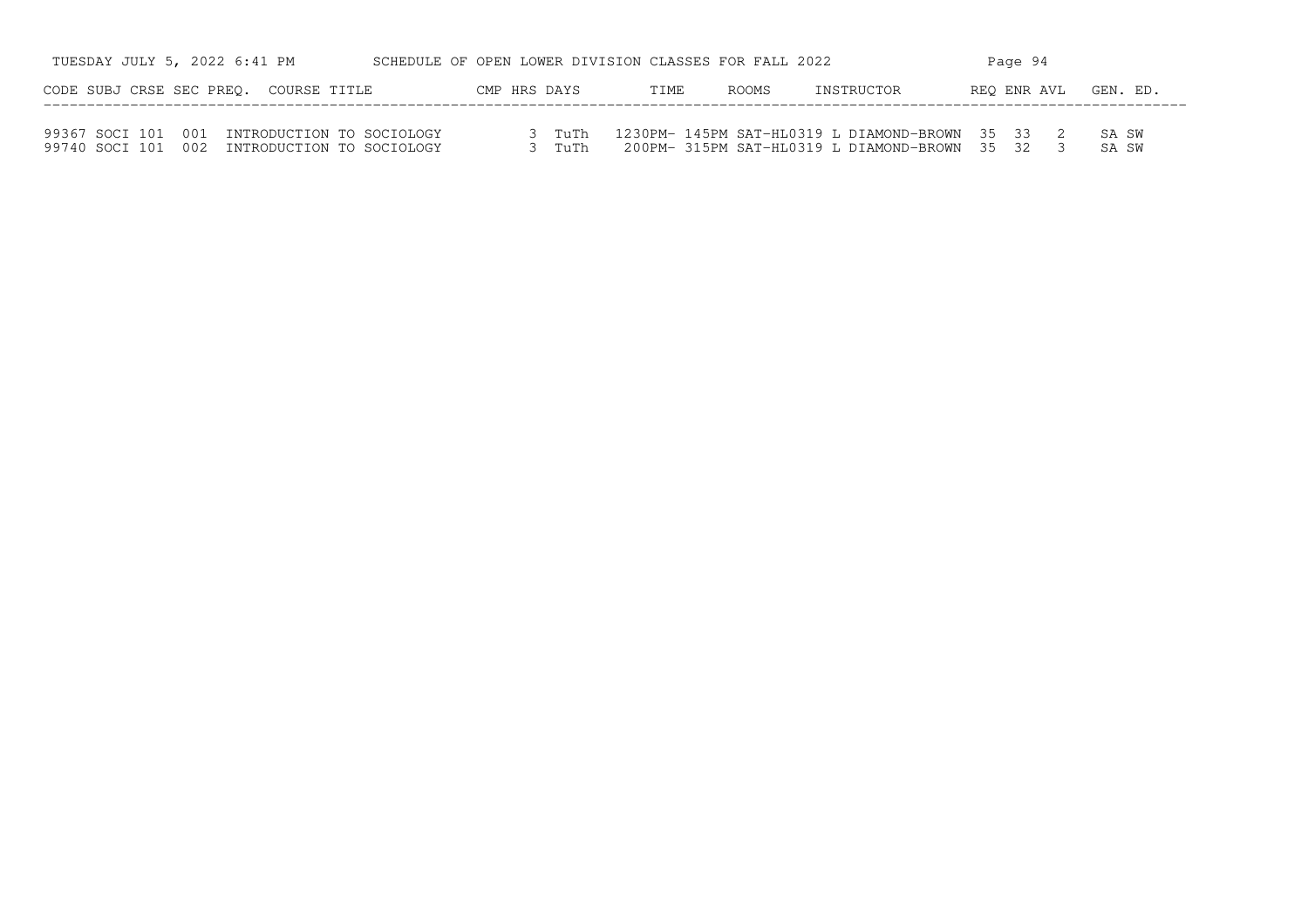SCHEDULE OF OPEN LOWER DIVISION CLASSES FOR FALL 2022

| CODE | SUBJ | CRSE | SEC | PREQ. | COURSE TITLE | CMP | HRS | DAYS | TIME | ROOMS | INSTRUCTOR | REQ | ENR | AVL | GEN. ED. |
|---|---|---|---|---|---|---|---|---|---|---|---|---|---|---|---|
| 99367 | SOCI | 101 | 001 | | INTRODUCTION TO SOCIOLOGY | | 3 | TuTh | 1230PM- 145PM | SAT-HL0319 | L DIAMOND-BROWN | 35 | 33 | 2 | SA SW |
| 99740 | SOCI | 101 | 002 | | INTRODUCTION TO SOCIOLOGY | | 3 | TuTh | 200PM- 315PM | SAT-HL0319 | L DIAMOND-BROWN | 35 | 32 | 3 | SA SW |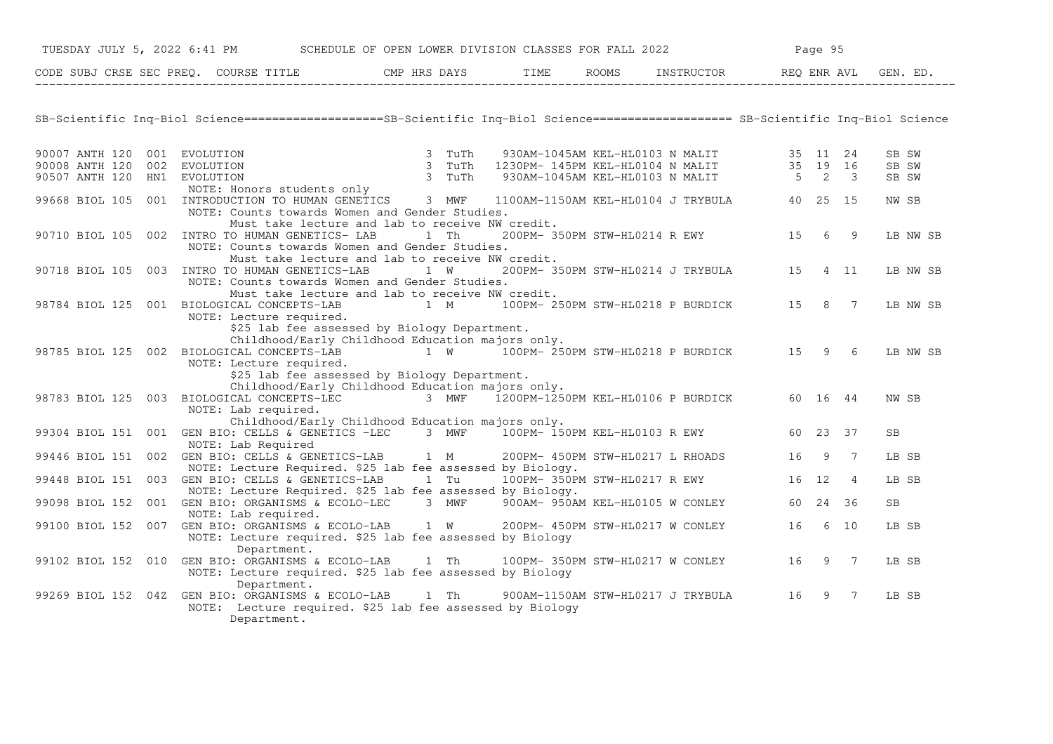| CODE | SUBJ | CRSE | SEC | PREQ. | COURSE TITLE | CMP | HRS | DAYS | TIME | ROOMS | INSTRUCTOR | REQ | ENR | AVL | GEN. ED. |
|---|---|---|---|---|---|---|---|---|---|---|---|---|---|---|---|

## SB-Scientific Inq-Biol Science

| CODE | SUBJ | CRSE | SEC | PREQ. | COURSE TITLE | CMP | HRS | DAYS | TIME | ROOMS | INSTRUCTOR | REQ | ENR | AVL | GEN. ED. |
|---|---|---|---|---|---|---|---|---|---|---|---|---|---|---|---|
| 90007 | ANTH | 120 | 001 | | EVOLUTION | | 3 | TuTh | 930AM-1045AM | KEL-HL0103 | N MALIT | 35 | 11 | 24 | SB SW |
| 90008 | ANTH | 120 | 002 | | EVOLUTION | | 3 | TuTh | 1230PM- 145PM | KEL-HL0104 | N MALIT | 35 | 19 | 16 | SB SW |
| 90507 | ANTH | 120 | HN1 | | EVOLUTION<br>NOTE: Honors students only | | 3 | TuTh | 930AM-1045AM | KEL-HL0103 | N MALIT | 5 | 2 | 3 | SB SW |
| 99668 | BIOL | 105 | 001 | | INTRODUCTION TO HUMAN GENETICS<br>NOTE: Counts towards Women and Gender Studies. Must take lecture and lab to receive NW credit. | | 3 | MWF | 1100AM-1150AM | KEL-HL0104 | J TRYBULA | 40 | 25 | 15 | NW SB |
| 90710 | BIOL | 105 | 002 | | INTRO TO HUMAN GENETICS- LAB<br>NOTE: Counts towards Women and Gender Studies. Must take lecture and lab to receive NW credit. | | 1 | Th | 200PM- 350PM | STW-HL0214 | R EWY | 15 | 6 | 9 | LB NW SB |
| 90718 | BIOL | 105 | 003 | | INTRO TO HUMAN GENETICS-LAB<br>NOTE: Counts towards Women and Gender Studies. Must take lecture and lab to receive NW credit. | | 1 | W | 200PM- 350PM | STW-HL0214 | J TRYBULA | 15 | 4 | 11 | LB NW SB |
| 98784 | BIOL | 125 | 001 | | BIOLOGICAL CONCEPTS-LAB<br>NOTE: Lecture required. $25 lab fee assessed by Biology Department. Childhood/Early Childhood Education majors only. | | 1 | M | 100PM- 250PM | STW-HL0218 | P BURDICK | 15 | 8 | 7 | LB NW SB |
| 98785 | BIOL | 125 | 002 | | BIOLOGICAL CONCEPTS-LAB<br>NOTE: Lecture required. $25 lab fee assessed by Biology Department. Childhood/Early Childhood Education majors only. | | 1 | W | 100PM- 250PM | STW-HL0218 | P BURDICK | 15 | 9 | 6 | LB NW SB |
| 98783 | BIOL | 125 | 003 | | BIOLOGICAL CONCEPTS-LEC<br>NOTE: Lab required. Childhood/Early Childhood Education majors only. | | 3 | MWF | 1200PM-1250PM | KEL-HL0106 | P BURDICK | 60 | 16 | 44 | NW SB |
| 99304 | BIOL | 151 | 001 | | GEN BIO: CELLS & GENETICS -LEC<br>NOTE: Lab Required | | 3 | MWF | 100PM- 150PM | KEL-HL0103 | R EWY | 60 | 23 | 37 | SB |
| 99446 | BIOL | 151 | 002 | | GEN BIO: CELLS & GENETICS-LAB<br>NOTE: Lecture Required. $25 lab fee assessed by Biology. | | 1 | M | 200PM- 450PM | STW-HL0217 | L RHOADS | 16 | 9 | 7 | LB SB |
| 99448 | BIOL | 151 | 003 | | GEN BIO: CELLS & GENETICS-LAB<br>NOTE: Lecture Required. $25 lab fee assessed by Biology. | | 1 | Tu | 100PM- 350PM | STW-HL0217 | R EWY | 16 | 12 | 4 | LB SB |
| 99098 | BIOL | 152 | 001 | | GEN BIO: ORGANISMS & ECOLO-LEC<br>NOTE: Lab required. | | 3 | MWF | 900AM- 950AM | KEL-HL0105 | W CONLEY | 60 | 24 | 36 | SB |
| 99100 | BIOL | 152 | 007 | | GEN BIO: ORGANISMS & ECOLO-LAB<br>NOTE: Lecture required. $25 lab fee assessed by Biology Department. | | 1 | W | 200PM- 450PM | STW-HL0217 | W CONLEY | 16 | 6 | 10 | LB SB |
| 99102 | BIOL | 152 | 010 | | GEN BIO: ORGANISMS & ECOLO-LAB<br>NOTE: Lecture required. $25 lab fee assessed by Biology Department. | | 1 | Th | 100PM- 350PM | STW-HL0217 | W CONLEY | 16 | 9 | 7 | LB SB |
| 99269 | BIOL | 152 | 04Z | | GEN BIO: ORGANISMS & ECOLO-LAB<br>NOTE: Lecture required. $25 lab fee assessed by Biology Department. | | 1 | Th | 900AM-1150AM | STW-HL0217 | J TRYBULA | 16 | 9 | 7 | LB SB |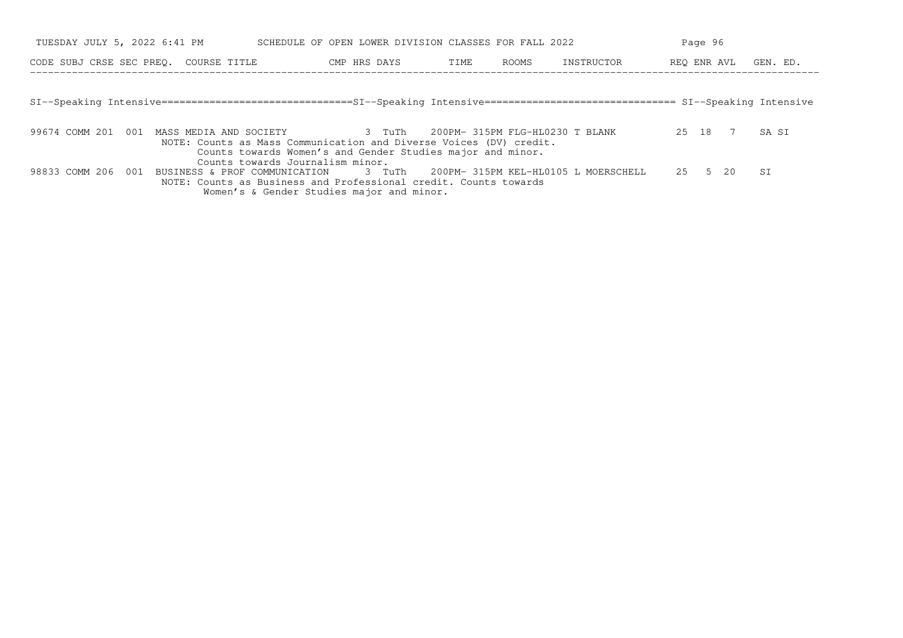| CODE | SUBJ | CRSE | SEC | PREQ. | COURSE TITLE | CMP | HRS | DAYS | TIME | ROOMS | INSTRUCTOR | REQ | ENR | AVL | GEN. ED. |
|---|---|---|---|---|---|---|---|---|---|---|---|---|---|---|---|

## SI--Speaking Intensive

| CODE | SUBJ | CRSE | SEC | PREQ. | COURSE TITLE | CMP | HRS | DAYS | TIME | ROOMS | INSTRUCTOR | REQ | ENR | AVL | GEN. ED. |
|---|---|---|---|---|---|---|---|---|---|---|---|---|---|---|---|
| 99674 | COMM | 201 | 001 | | MASS MEDIA AND SOCIETY | | 3 | TuTh | 200PM- 315PM | FLG-HL0230 | T BLANK | 25 | 18 | 7 | SA SI |
| | | | | | NOTE: Counts as Mass Communication and Diverse Voices (DV) credit. Counts towards Women's and Gender Studies major and minor. Counts towards Journalism minor. | | | | | | | | | | |
| 98833 | COMM | 206 | 001 | | BUSINESS & PROF COMMUNICATION | | 3 | TuTh | 200PM- 315PM | KEL-HL0105 | L MOERSCHELL | 25 | 5 | 20 | SI |
| | | | | | NOTE: Counts as Business and Professional credit. Counts towards Women's & Gender Studies major and minor. | | | | | | | | | | |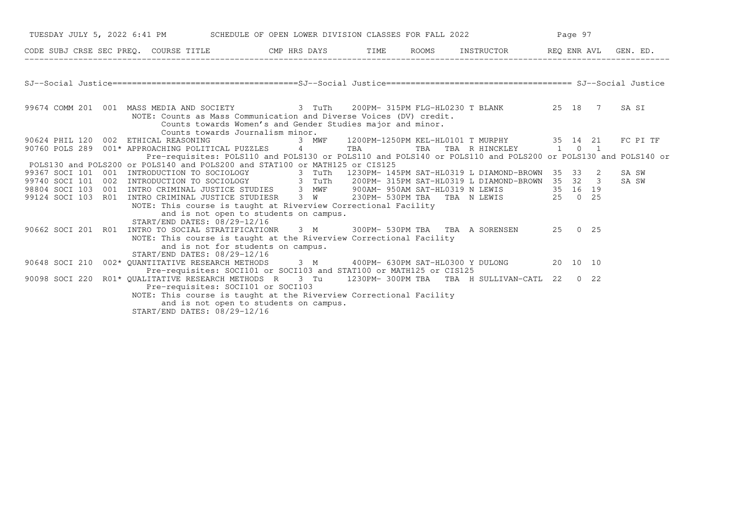## SJ--Social Justice

| CODE | SUBJ | CRSE | SEC | PREQ. | COURSE TITLE | CMP | HRS | DAYS | TIME | ROOMS | INSTRUCTOR | REQ | ENR | AVL | GEN. ED. |
|---|---|---|---|---|---|---|---|---|---|---|---|---|---|---|---|
| 99674 | COMM | 201 | 001 | | MASS MEDIA AND SOCIETY | | 3 | TuTh | 200PM- 315PM | FLG-HL0230 | T BLANK | 25 | 18 | 7 | SA SI |
| | | | | | NOTE: Counts as Mass Communication and Diverse Voices (DV) credit. Counts towards Women's and Gender Studies major and minor. Counts towards Journalism minor. | | | | | | | | | | |
| 90624 | PHIL | 120 | 002 | | ETHICAL REASONING | | 3 | MWF | 1200PM-1250PM | KEL-HL0101 | T MURPHY | 35 | 14 | 21 | FC PI TF |
| 90760 | POLS | 289 | 001 | * | APPROACHING POLITICAL PUZZLES | | 4 | | TBA | TBA | TBA R HINCKLEY | 1 | 0 | 1 | |
| | | | | | Pre-requisites: POLS110 and POLS130 or POLS110 and POLS140 or POLS110 and POLS200 or POLS130 and POLS140 or POLS130 and POLS200 or POLS140 and POLS200 and STAT100 or MATH125 or CIS125 | | | | | | | | | | |
| 99367 | SOCI | 101 | 001 | | INTRODUCTION TO SOCIOLOGY | | 3 | TuTh | 1230PM- 145PM | SAT-HL0319 | L DIAMOND-BROWN | 35 | 33 | 2 | SA SW |
| 99740 | SOCI | 101 | 002 | | INTRODUCTION TO SOCIOLOGY | | 3 | TuTh | 200PM- 315PM | SAT-HL0319 | L DIAMOND-BROWN | 35 | 32 | 3 | SA SW |
| 98804 | SOCI | 103 | 001 | | INTRO CRIMINAL JUSTICE STUDIES | | 3 | MWF | 900AM- 950AM | SAT-HL0319 | N LEWIS | 35 | 16 | 19 | |
| 99124 | SOCI | 103 | R01 | | INTRO CRIMINAL JUSTICE STUDIES | R | 3 | W | 230PM- 530PM | TBA | TBA N LEWIS | 25 | 0 | 25 | |
| | | | | | NOTE: This course is taught at Riverview Correctional Facility and is not open to students on campus. START/END DATES: 08/29-12/16 | | | | | | | | | | |
| 90662 | SOCI | 201 | R01 | | INTRO TO SOCIAL STRATIFICATION | R | 3 | M | 300PM- 530PM | TBA | TBA A SORENSEN | 25 | 0 | 25 | |
| | | | | | NOTE: This course is taught at the Riverview Correctional Facility and is not for students on campus. START/END DATES: 08/29-12/16 | | | | | | | | | | |
| 90648 | SOCI | 210 | 002 | * | QUANTITATIVE RESEARCH METHODS | | 3 | M | 400PM- 630PM | SAT-HL0300 | Y DULONG | 20 | 10 | 10 | |
| | | | | | Pre-requisites: SOCI101 or SOCI103 and STAT100 or MATH125 or CIS125 | | | | | | | | | | |
| 90098 | SOCI | 220 | R01 | * | QUALITATIVE RESEARCH METHODS | R | 3 | Tu | 1230PM- 300PM | TBA | TBA H SULLIVAN-CATL | 22 | 0 | 22 | |
| | | | | | Pre-requisites: SOCI101 or SOCI103. NOTE: This course is taught at the Riverview Correctional Facility and is not open to students on campus. START/END DATES: 08/29-12/16 | | | | | | | | | | |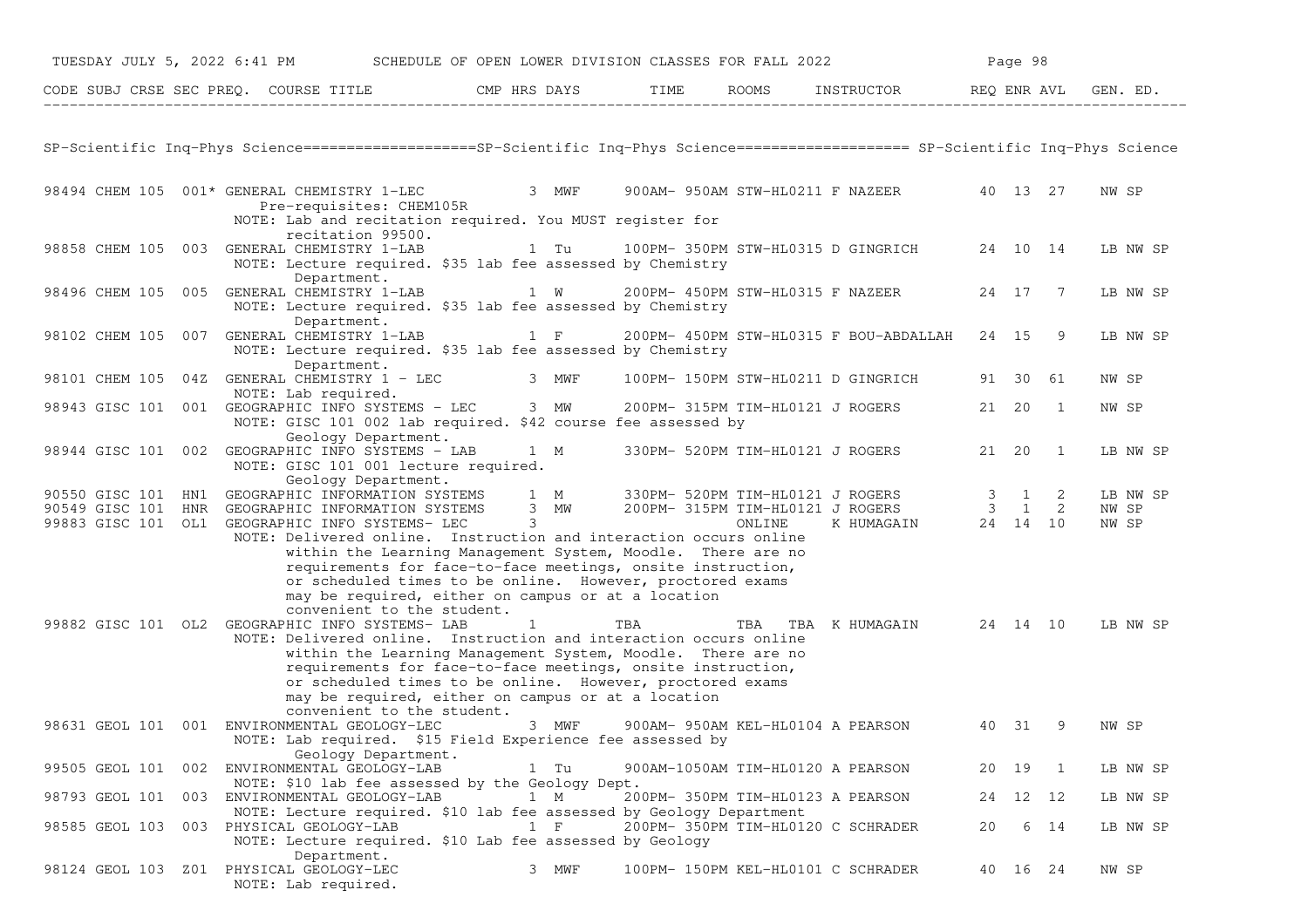SCHEDULE OF OPEN LOWER DIVISION CLASSES FOR FALL 2022

## SP-Scientific Inq-Phys Science

| CODE | SUBJ | CRSE | SEC | PREQ. | COURSE TITLE | CMP | HRS | DAYS | TIME | ROOMS | INSTRUCTOR | REQ | ENR | AVL | GEN. ED. |
|---|---|---|---|---|---|---|---|---|---|---|---|---|---|---|---|
| 98494 | CHEM | 105 | 001 | * | GENERAL CHEMISTRY 1-LEC<br>Pre-requisites: CHEM105R<br>NOTE: Lab and recitation required. You MUST register for recitation 99500. | | 3 | MWF | 900AM- 950AM | STW-HL0211 | F NAZEER | 40 | 13 | 27 | NW SP |
| 98858 | CHEM | 105 | 003 | | GENERAL CHEMISTRY 1-LAB<br>NOTE: Lecture required. $35 lab fee assessed by Chemistry Department. | | 1 | Tu | 100PM- 350PM | STW-HL0315 | D GINGRICH | 24 | 10 | 14 | LB NW SP |
| 98496 | CHEM | 105 | 005 | | GENERAL CHEMISTRY 1-LAB<br>NOTE: Lecture required. $35 lab fee assessed by Chemistry Department. | | 1 | W | 200PM- 450PM | STW-HL0315 | F NAZEER | 24 | 17 | 7 | LB NW SP |
| 98102 | CHEM | 105 | 007 | | GENERAL CHEMISTRY 1-LAB<br>NOTE: Lecture required. $35 lab fee assessed by Chemistry Department. | | 1 | F | 200PM- 450PM | STW-HL0315 | F BOU-ABDALLAH | 24 | 15 | 9 | LB NW SP |
| 98101 | CHEM | 105 | 04Z | | GENERAL CHEMISTRY 1 - LEC<br>NOTE: Lab required. | | 3 | MWF | 100PM- 150PM | STW-HL0211 | D GINGRICH | 91 | 30 | 61 | NW SP |
| 98943 | GISC | 101 | 001 | | GEOGRAPHIC INFO SYSTEMS - LEC<br>NOTE: GISC 101 002 lab required. $42 course fee assessed by Geology Department. | | 3 | MW | 200PM- 315PM | TIM-HL0121 | J ROGERS | 21 | 20 | 1 | NW SP |
| 98944 | GISC | 101 | 002 | | GEOGRAPHIC INFO SYSTEMS - LAB<br>NOTE: GISC 101 001 lecture required. Geology Department. | | 1 | M | 330PM- 520PM | TIM-HL0121 | J ROGERS | 21 | 20 | 1 | LB NW SP |
| 90550 | GISC | 101 | HN1 | | GEOGRAPHIC INFORMATION SYSTEMS | | 1 | M | 330PM- 520PM | TIM-HL0121 | J ROGERS | 3 | 1 | 2 | LB NW SP |
| 90549 | GISC | 101 | HNR | | GEOGRAPHIC INFORMATION SYSTEMS | | 3 | MW | 200PM- 315PM | TIM-HL0121 | J ROGERS | 3 | 1 | 2 | NW SP |
| 99883 | GISC | 101 | OL1 | | GEOGRAPHIC INFO SYSTEMS- LEC<br>NOTE: Delivered online. Instruction and interaction occurs online within the Learning Management System, Moodle. There are no requirements for face-to-face meetings, onsite instruction, or scheduled times to be online. However, proctored exams may be required, either on campus or at a location convenient to the student. | | 3 | | | ONLINE | K HUMAGAIN | 24 | 14 | 10 | NW SP |
| 99882 | GISC | 101 | OL2 | | GEOGRAPHIC INFO SYSTEMS- LAB<br>NOTE: Delivered online. Instruction and interaction occurs online within the Learning Management System, Moodle. There are no requirements for face-to-face meetings, onsite instruction, or scheduled times to be online. However, proctored exams may be required, either on campus or at a location convenient to the student. | | 1 | | TBA | TBA TBA | K HUMAGAIN | 24 | 14 | 10 | LB NW SP |
| 98631 | GEOL | 101 | 001 | | ENVIRONMENTAL GEOLOGY-LEC<br>NOTE: Lab required. $15 Field Experience fee assessed by Geology Department. | | 3 | MWF | 900AM- 950AM | KEL-HL0104 | A PEARSON | 40 | 31 | 9 | NW SP |
| 99505 | GEOL | 101 | 002 | | ENVIRONMENTAL GEOLOGY-LAB<br>NOTE: $10 lab fee assessed by the Geology Dept. | | 1 | Tu | 900AM-1050AM | TIM-HL0120 | A PEARSON | 20 | 19 | 1 | LB NW SP |
| 98793 | GEOL | 101 | 003 | | ENVIRONMENTAL GEOLOGY-LAB<br>NOTE: Lecture required. $10 lab fee assessed by Geology Department | | 1 | M | 200PM- 350PM | TIM-HL0123 | A PEARSON | 24 | 12 | 12 | LB NW SP |
| 98585 | GEOL | 103 | 003 | | PHYSICAL GEOLOGY-LAB<br>NOTE: Lecture required. $10 Lab fee assessed by Geology Department. | | 1 | F | 200PM- 350PM | TIM-HL0120 | C SCHRADER | 20 | 6 | 14 | LB NW SP |
| 98124 | GEOL | 103 | Z01 | | PHYSICAL GEOLOGY-LEC<br>NOTE: Lab required. | | 3 | MWF | 100PM- 150PM | KEL-HL0101 | C SCHRADER | 40 | 16 | 24 | NW SP |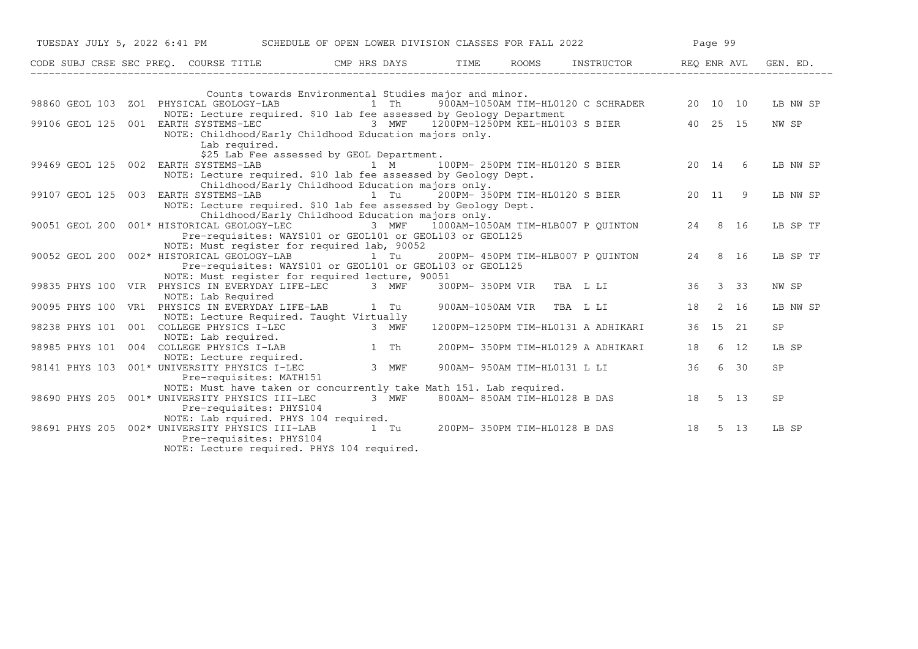TUESDAY JULY 5, 2022 6:41 PM SCHEDULE OF OPEN LOWER DIVISION CLASSES FOR FALL 2022

| CODE | SUBJ | CRSE | SEC | PREQ. | COURSE TITLE | CMP | HRS | DAYS | TIME | ROOMS | INSTRUCTOR | REQ | ENR | AVL | GEN. ED. |
|---|---|---|---|---|---|---|---|---|---|---|---|---|---|---|---|
| | | | | | Counts towards Environmental Studies major and minor. | | | | | | | | | | |
| 98860 | GEOL | 103 | ZO1 | | PHYSICAL GEOLOGY-LAB | | 1 | Th | 900AM-1050AM | TIM-HL0120 | C SCHRADER | 20 | 10 | 10 | LB NW SP |
| | | | | | NOTE: Lecture required. $10 lab fee assessed by Geology Department | | | | | | | | | | |
| 99106 | GEOL | 125 | 001 | | EARTH SYSTEMS-LEC | | 3 | MWF | 1200PM-1250PM | KEL-HL0103 | S BIER | 40 | 25 | 15 | NW SP |
| | | | | | NOTE: Childhood/Early Childhood Education majors only. Lab required. $25 Lab Fee assessed by GEOL Department. | | | | | | | | | | |
| 99469 | GEOL | 125 | 002 | | EARTH SYSTEMS-LAB | | 1 | M | 100PM- 250PM | TIM-HL0120 | S BIER | 20 | 14 | 6 | LB NW SP |
| | | | | | NOTE: Lecture required. $10 lab fee assessed by Geology Dept. Childhood/Early Childhood Education majors only. | | | | | | | | | | |
| 99107 | GEOL | 125 | 003 | | EARTH SYSTEMS-LAB | | 1 | Tu | 200PM- 350PM | TIM-HL0120 | S BIER | 20 | 11 | 9 | LB NW SP |
| | | | | | NOTE: Lecture required. $10 lab fee assessed by Geology Dept. Childhood/Early Childhood Education majors only. | | | | | | | | | | |
| 90051 | GEOL | 200 | 001 | * | HISTORICAL GEOLOGY-LEC | | 3 | MWF | 1000AM-1050AM | TIM-HLB007 | P QUINTON | 24 | 8 | 16 | LB SP TF |
| | | | | | Pre-requisites: WAYS101 or GEOL101 or GEOL103 or GEOL125 | | | | | | | | | | |
| | | | | | NOTE: Must register for required lab, 90052 | | | | | | | | | | |
| 90052 | GEOL | 200 | 002 | * | HISTORICAL GEOLOGY-LAB | | 1 | Tu | 200PM- 450PM | TIM-HLB007 | P QUINTON | 24 | 8 | 16 | LB SP TF |
| | | | | | Pre-requisites: WAYS101 or GEOL101 or GEOL103 or GEOL125 | | | | | | | | | | |
| | | | | | NOTE: Must register for required lecture, 90051 | | | | | | | | | | |
| 99835 | PHYS | 100 | VIR | | PHYSICS IN EVERYDAY LIFE-LEC | | 3 | MWF | 300PM- 350PM | VIR | TBA L LI | 36 | 3 | 33 | NW SP |
| | | | | | NOTE: Lab Required | | | | | | | | | | |
| 90095 | PHYS | 100 | VR1 | | PHYSICS IN EVERYDAY LIFE-LAB | | 1 | Tu | 900AM-1050AM | VIR | TBA L LI | 18 | 2 | 16 | LB NW SP |
| | | | | | NOTE: Lecture Required. Taught Virtually | | | | | | | | | | |
| 98238 | PHYS | 101 | 001 | | COLLEGE PHYSICS I-LEC | | 3 | MWF | 1200PM-1250PM | TIM-HL0131 | A ADHIKARI | 36 | 15 | 21 | SP |
| | | | | | NOTE: Lab required. | | | | | | | | | | |
| 98985 | PHYS | 101 | 004 | | COLLEGE PHYSICS I-LAB | | 1 | Th | 200PM- 350PM | TIM-HL0129 | A ADHIKARI | 18 | 6 | 12 | LB SP |
| | | | | | NOTE: Lecture required. | | | | | | | | | | |
| 98141 | PHYS | 103 | 001 | * | UNIVERSITY PHYSICS I-LEC | | 3 | MWF | 900AM- 950AM | TIM-HL0131 | L LI | 36 | 6 | 30 | SP |
| | | | | | Pre-requisites: MATH151 | | | | | | | | | | |
| | | | | | NOTE: Must have taken or concurrently take Math 151. Lab required. | | | | | | | | | | |
| 98690 | PHYS | 205 | 001 | * | UNIVERSITY PHYSICS III-LEC | | 3 | MWF | 800AM- 850AM | TIM-HL0128 | B DAS | 18 | 5 | 13 | SP |
| | | | | | Pre-requisites: PHYS104 | | | | | | | | | | |
| | | | | | NOTE: Lab rquired. PHYS 104 required. | | | | | | | | | | |
| 98691 | PHYS | 205 | 002 | * | UNIVERSITY PHYSICS III-LAB | | 1 | Tu | 200PM- 350PM | TIM-HL0128 | B DAS | 18 | 5 | 13 | LB SP |
| | | | | | Pre-requisites: PHYS104 | | | | | | | | | | |
| | | | | | NOTE: Lecture required. PHYS 104 required. | | | | | | | | | | |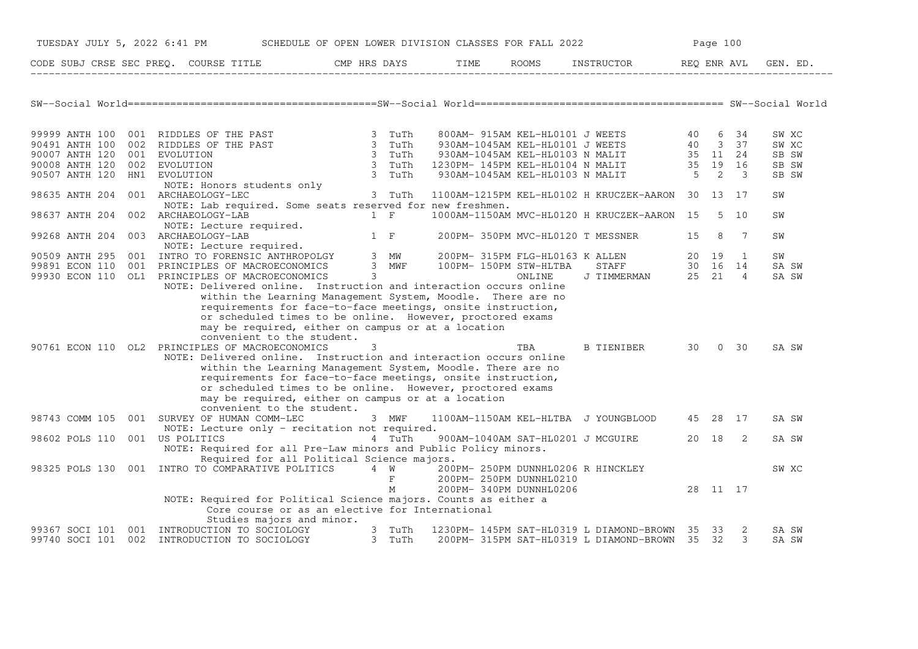TUESDAY JULY 5, 2022 6:41 PM SCHEDULE OF OPEN LOWER DIVISION CLASSES FOR FALL 2022

## SW--Social World

| CODE | SUBJ | CRSE | SEC | PREQ. | COURSE TITLE | CMP | HRS | DAYS | TIME | ROOMS | INSTRUCTOR | REQ | ENR | AVL | GEN. ED. |
|---|---|---|---|---|---|---|---|---|---|---|---|---|---|---|---|
| 99999 | ANTH | 100 | 001 | | RIDDLES OF THE PAST | | 3 | TuTh | 800AM- 915AM | KEL-HL0101 | J WEETS | 40 | 6 | 34 | SW XC |
| 90491 | ANTH | 100 | 002 | | RIDDLES OF THE PAST | | 3 | TuTh | 930AM-1045AM | KEL-HL0101 | J WEETS | 40 | 3 | 37 | SW XC |
| 90007 | ANTH | 120 | 001 | | EVOLUTION | | 3 | TuTh | 930AM-1045AM | KEL-HL0103 | N MALIT | 35 | 11 | 24 | SB SW |
| 90008 | ANTH | 120 | 002 | | EVOLUTION | | 3 | TuTh | 1230PM- 145PM | KEL-HL0104 | N MALIT | 35 | 19 | 16 | SB SW |
| 90507 | ANTH | 120 | HN1 | | EVOLUTION | | 3 | TuTh | 930AM-1045AM | KEL-HL0103 | N MALIT | 5 | 2 | 3 | SB SW |
| | | | | | NOTE: Honors students only | | | | | | | | | | |
| 98635 | ANTH | 204 | 001 | | ARCHAEOLOGY-LEC | | 3 | TuTh | 1100AM-1215PM | KEL-HL0102 | H KRUCZEK-AARON | 30 | 13 | 17 | SW |
| | | | | | NOTE: Lab required. Some seats reserved for new freshmen. | | | | | | | | | | |
| 98637 | ANTH | 204 | 002 | | ARCHAEOLOGY-LAB | | 1 | F | 1000AM-1150AM | MVC-HL0120 | H KRUCZEK-AARON | 15 | 5 | 10 | SW |
| | | | | | NOTE: Lecture required. | | | | | | | | | | |
| 99268 | ANTH | 204 | 003 | | ARCHAEOLOGY-LAB | | 1 | F | 200PM- 350PM | MVC-HL0120 | T MESSNER | 15 | 8 | 7 | SW |
| | | | | | NOTE: Lecture required. | | | | | | | | | | |
| 90509 | ANTH | 295 | 001 | | INTRO TO FORENSIC ANTHROPOLGY | | 3 | MW | 200PM- 315PM | FLG-HL0163 | K ALLEN | 20 | 19 | 1 | SW |
| 99891 | ECON | 110 | 001 | | PRINCIPLES OF MACROECONOMICS | | 3 | MWF | 100PM- 150PM | STW-HLTBA | STAFF | 30 | 16 | 14 | SA SW |
| 99930 | ECON | 110 | OL1 | | PRINCIPLES OF MACROECONOMICS | | 3 | | | ONLINE | J TIMMERMAN | 25 | 21 | 4 | SA SW |
| | | | | | NOTE: Delivered online. Instruction and interaction occurs online within the Learning Management System, Moodle. There are no requirements for face-to-face meetings, onsite instruction, or scheduled times to be online. However, proctored exams may be required, either on campus or at a location convenient to the student. | | | | | | | | | | |
| 90761 | ECON | 110 | OL2 | | PRINCIPLES OF MACROECONOMICS | | 3 | | | TBA | B TIENIBER | 30 | 0 | 30 | SA SW |
| | | | | | NOTE: Delivered online. Instruction and interaction occurs online within the Learning Management System, Moodle. There are no requirements for face-to-face meetings, onsite instruction, or scheduled times to be online. However, proctored exams may be required, either on campus or at a location convenient to the student. | | | | | | | | | | |
| 98743 | COMM | 105 | 001 | | SURVEY OF HUMAN COMM-LEC | | 3 | MWF | 1100AM-1150AM | KEL-HLTBA | J YOUNGBLOOD | 45 | 28 | 17 | SA SW |
| | | | | | NOTE: Lecture only - recitation not required. | | | | | | | | | | |
| 98602 | POLS | 110 | 001 | | US POLITICS | | 4 | TuTh | 900AM-1040AM | SAT-HL0201 | J MCGUIRE | 20 | 18 | 2 | SA SW |
| | | | | | NOTE: Required for all Pre-Law minors and Public Policy minors. Required for all Political Science majors. | | | | | | | | | | |
| 98325 | POLS | 130 | 001 | | INTRO TO COMPARATIVE POLITICS | | 4 | W | 200PM- 250PM | DUNNHL0206 | R HINCKLEY | | | | SW XC |
| | | | | | | | | F | 200PM- 250PM | DUNNHL0210 | | | | | |
| | | | | | | | | M | 200PM- 340PM | DUNNHL0206 | | 28 | 11 | 17 | |
| | | | | | NOTE: Required for Political Science majors. Counts as either a Core course or as an elective for International Studies majors and minor. | | | | | | | | | | |
| 99367 | SOCI | 101 | 001 | | INTRODUCTION TO SOCIOLOGY | | 3 | TuTh | 1230PM- 145PM | SAT-HL0319 | L DIAMOND-BROWN | 35 | 33 | 2 | SA SW |
| 99740 | SOCI | 101 | 002 | | INTRODUCTION TO SOCIOLOGY | | 3 | TuTh | 200PM- 315PM | SAT-HL0319 | L DIAMOND-BROWN | 35 | 32 | 3 | SA SW |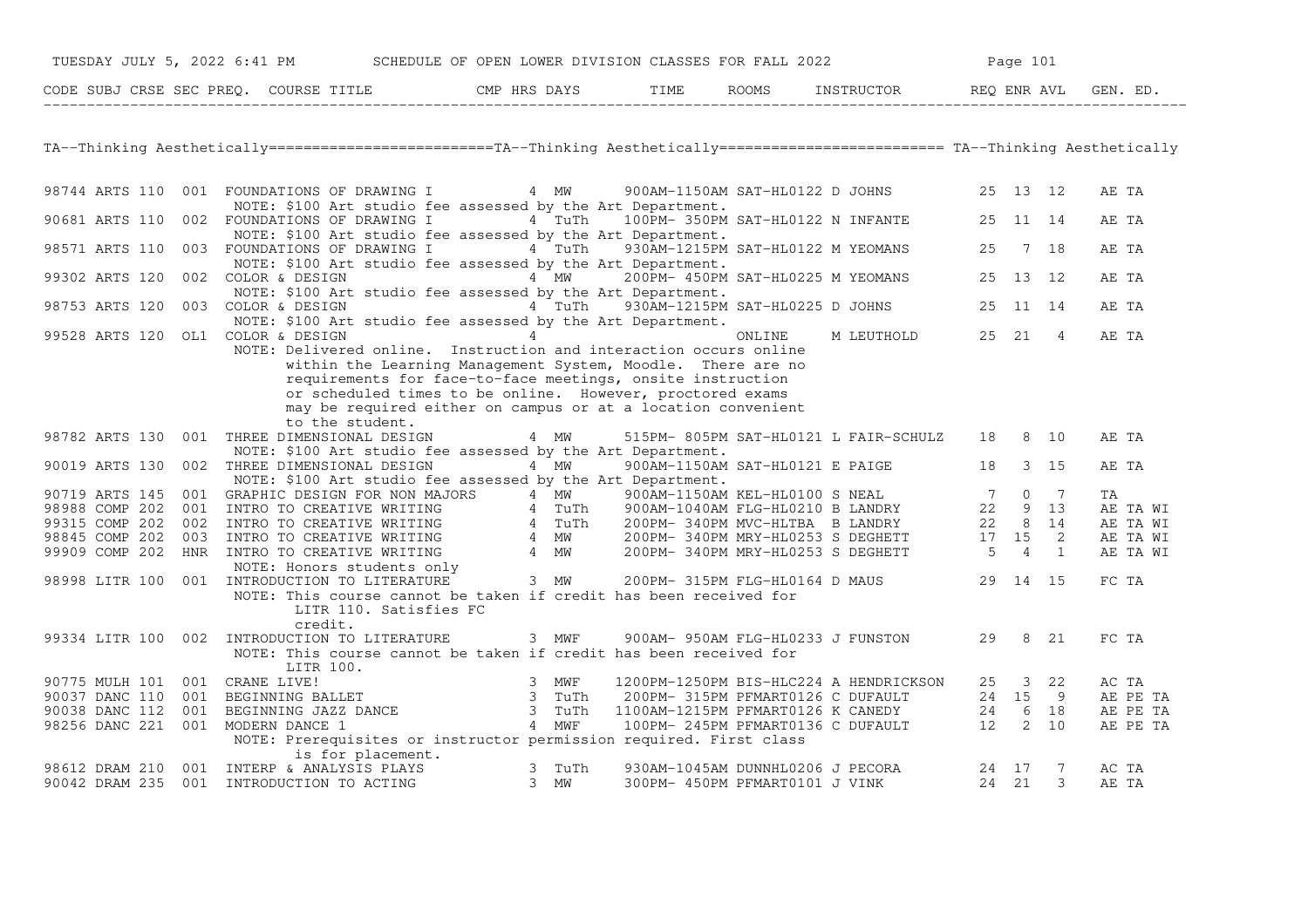TUESDAY JULY 5, 2022 6:41 PM SCHEDULE OF OPEN LOWER DIVISION CLASSES FOR FALL 2022

## TA--Thinking Aesthetically

| CODE | SUBJ | CRSE | SEC | PREQ. | COURSE TITLE | CMP | HRS | DAYS | TIME | ROOMS | INSTRUCTOR | REQ | ENR | AVL | GEN. ED. |
|---|---|---|---|---|---|---|---|---|---|---|---|---|---|---|---|
| 98744 | ARTS | 110 | 001 | | FOUNDATIONS OF DRAWING I | | 4 | MW | 900AM-1150AM | SAT-HL0122 | D JOHNS | 25 | 13 | 12 | AE TA |
| | | | | | NOTE: $100 Art studio fee assessed by the Art Department. | | | | | | | | | | |
| 90681 | ARTS | 110 | 002 | | FOUNDATIONS OF DRAWING I | | 4 | TuTh | 100PM- 350PM | SAT-HL0122 | N INFANTE | 25 | 11 | 14 | AE TA |
| | | | | | NOTE: $100 Art studio fee assessed by the Art Department. | | | | | | | | | | |
| 98571 | ARTS | 110 | 003 | | FOUNDATIONS OF DRAWING I | | 4 | TuTh | 930AM-1215PM | SAT-HL0122 | M YEOMANS | 25 | 7 | 18 | AE TA |
| | | | | | NOTE: $100 Art studio fee assessed by the Art Department. | | | | | | | | | | |
| 99302 | ARTS | 120 | 002 | | COLOR & DESIGN | | 4 | MW | 200PM- 450PM | SAT-HL0225 | M YEOMANS | 25 | 13 | 12 | AE TA |
| | | | | | NOTE: $100 Art studio fee assessed by the Art Department. | | | | | | | | | | |
| 98753 | ARTS | 120 | 003 | | COLOR & DESIGN | | 4 | TuTh | 930AM-1215PM | SAT-HL0225 | D JOHNS | 25 | 11 | 14 | AE TA |
| | | | | | NOTE: $100 Art studio fee assessed by the Art Department. | | | | | | | | | | |
| 99528 | ARTS | 120 | OL1 | | COLOR & DESIGN | | 4 | | | ONLINE | M LEUTHOLD | 25 | 21 | 4 | AE TA |
| | | | | | NOTE: Delivered online. Instruction and interaction occurs online within the Learning Management System, Moodle. There are no requirements for face-to-face meetings, onsite instruction or scheduled times to be online. However, proctored exams may be required either on campus or at a location convenient to the student. | | | | | | | | | | |
| 98782 | ARTS | 130 | 001 | | THREE DIMENSIONAL DESIGN | | 4 | MW | 515PM- 805PM | SAT-HL0121 | L FAIR-SCHULZ | 18 | 8 | 10 | AE TA |
| | | | | | NOTE: $100 Art studio fee assessed by the Art Department. | | | | | | | | | | |
| 90019 | ARTS | 130 | 002 | | THREE DIMENSIONAL DESIGN | | 4 | MW | 900AM-1150AM | SAT-HL0121 | E PAIGE | 18 | 3 | 15 | AE TA |
| | | | | | NOTE: $100 Art studio fee assessed by the Art Department. | | | | | | | | | | |
| 90719 | ARTS | 145 | 001 | | GRAPHIC DESIGN FOR NON MAJORS | | 4 | MW | 900AM-1150AM | KEL-HL0100 | S NEAL | 7 | 0 | 7 | TA |
| 98988 | COMP | 202 | 001 | | INTRO TO CREATIVE WRITING | | 4 | TuTh | 900AM-1040AM | FLG-HL0210 | B LANDRY | 22 | 9 | 13 | AE TA WI |
| 99315 | COMP | 202 | 002 | | INTRO TO CREATIVE WRITING | | 4 | TuTh | 200PM- 340PM | MVC-HLTBA | B LANDRY | 22 | 8 | 14 | AE TA WI |
| 98845 | COMP | 202 | 003 | | INTRO TO CREATIVE WRITING | | 4 | MW | 200PM- 340PM | MRY-HL0253 | S DEGHETT | 17 | 15 | 2 | AE TA WI |
| 99909 | COMP | 202 | HNR | | INTRO TO CREATIVE WRITING | | 4 | MW | 200PM- 340PM | MRY-HL0253 | S DEGHETT | 5 | 4 | 1 | AE TA WI |
| | | | | | NOTE: Honors students only | | | | | | | | | | |
| 98998 | LITR | 100 | 001 | | INTRODUCTION TO LITERATURE | | 3 | MW | 200PM- 315PM | FLG-HL0164 | D MAUS | 29 | 14 | 15 | FC TA |
| | | | | | NOTE: This course cannot be taken if credit has been received for LITR 110. Satisfies FC credit. | | | | | | | | | | |
| 99334 | LITR | 100 | 002 | | INTRODUCTION TO LITERATURE | | 3 | MWF | 900AM- 950AM | FLG-HL0233 | J FUNSTON | 29 | 8 | 21 | FC TA |
| | | | | | NOTE: This course cannot be taken if credit has been received for LITR 100. | | | | | | | | | | |
| 90775 | MULH | 101 | 001 | | CRANE LIVE! | | 3 | MWF | 1200PM-1250PM | BIS-HLC224 | A HENDRICKSON | 25 | 3 | 22 | AC TA |
| 90037 | DANC | 110 | 001 | | BEGINNING BALLET | | 3 | TuTh | 200PM- 315PM | PFMART0126 | C DUFAULT | 24 | 15 | 9 | AE PE TA |
| 90038 | DANC | 112 | 001 | | BEGINNING JAZZ DANCE | | 3 | TuTh | 1100AM-1215PM | PFMART0126 | K CANEDY | 24 | 6 | 18 | AE PE TA |
| 98256 | DANC | 221 | 001 | | MODERN DANCE 1 | | 4 | MWF | 100PM- 245PM | PFMART0136 | C DUFAULT | 12 | 2 | 10 | AE PE TA |
| | | | | | NOTE: Prerequisites or instructor permission required. First class is for placement. | | | | | | | | | | |
| 98612 | DRAM | 210 | 001 | | INTERP & ANALYSIS PLAYS | | 3 | TuTh | 930AM-1045AM | DUNNHL0206 | J PECORA | 24 | 17 | 7 | AC TA |
| 90042 | DRAM | 235 | 001 | | INTRODUCTION TO ACTING | | 3 | MW | 300PM- 450PM | PFMART0101 | J VINK | 24 | 21 | 3 | AE TA |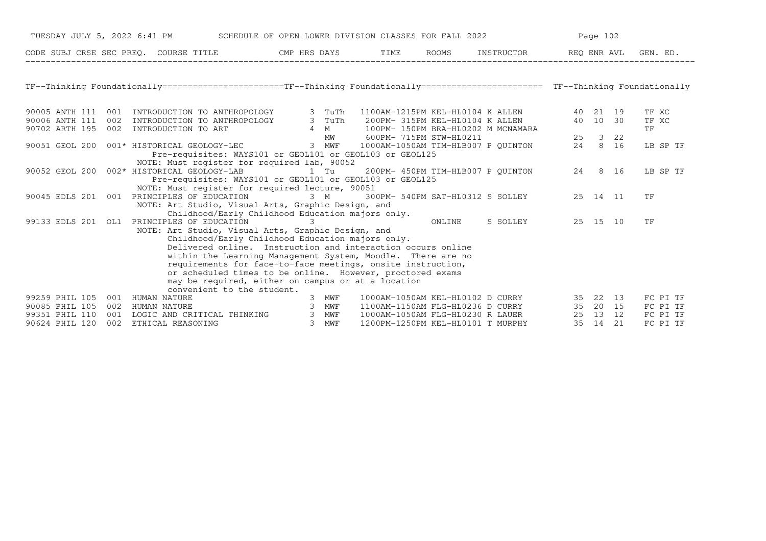TUESDAY JULY 5, 2022 6:41 PM SCHEDULE OF OPEN LOWER DIVISION CLASSES FOR FALL 2022

## TF--Thinking Foundationally

| CODE | SUBJ | CRSE | SEC | PREQ. | COURSE TITLE | CMP | HRS | DAYS | TIME | ROOMS | INSTRUCTOR | REQ | ENR | AVL | GEN. ED. |
|---|---|---|---|---|---|---|---|---|---|---|---|---|---|---|---|
| 90005 | ANTH | 111 | 001 | | INTRODUCTION TO ANTHROPOLOGY | | 3 | TuTh | 1100AM-1215PM | KEL-HL0104 | K ALLEN | 40 | 21 | 19 | TF XC |
| 90006 | ANTH | 111 | 002 | | INTRODUCTION TO ANTHROPOLOGY | | 3 | TuTh | 200PM- 315PM | KEL-HL0104 | K ALLEN | 40 | 10 | 30 | TF XC |
| 90702 | ARTH | 195 | 002 | | INTRODUCTION TO ART | | 4 | M | 100PM- 150PM | BRA-HL0202 | M MCNAMARA | | | | TF |
| | | | | | | | | MW | 600PM- 715PM | STW-HL0211 | | 25 | 3 | 22 | |
| 90051 | GEOL | 200 | 001 | * | HISTORICAL GEOLOGY-LEC | | 3 | MWF | 1000AM-1050AM | TIM-HLB007 | P QUINTON | 24 | 8 | 16 | LB SP TF |
| | | | | | Pre-requisites: WAYS101 or GEOL101 or GEOL103 or GEOL125<br>NOTE: Must register for required lab, 90052 | | | | | | | | | | |
| 90052 | GEOL | 200 | 002 | * | HISTORICAL GEOLOGY-LAB | | 1 | Tu | 200PM- 450PM | TIM-HLB007 | P QUINTON | 24 | 8 | 16 | LB SP TF |
| | | | | | Pre-requisites: WAYS101 or GEOL101 or GEOL103 or GEOL125<br>NOTE: Must register for required lecture, 90051 | | | | | | | | | | |
| 90045 | EDLS | 201 | 001 | | PRINCIPLES OF EDUCATION | | 3 | M | 300PM- 540PM | SAT-HL0312 | S SOLLEY | 25 | 14 | 11 | TF |
| | | | | | NOTE: Art Studio, Visual Arts, Graphic Design, and Childhood/Early Childhood Education majors only. | | | | | | | | | | |
| 99133 | EDLS | 201 | OL1 | | PRINCIPLES OF EDUCATION | | 3 | | | ONLINE | S SOLLEY | 25 | 15 | 10 | TF |
| | | | | | NOTE: Art Studio, Visual Arts, Graphic Design, and Childhood/Early Childhood Education majors only. Delivered online. Instruction and interaction occurs online within the Learning Management System, Moodle. There are no requirements for face-to-face meetings, onsite instruction, or scheduled times to be online. However, proctored exams may be required, either on campus or at a location convenient to the student. | | | | | | | | | | |
| 99259 | PHIL | 105 | 001 | | HUMAN NATURE | | 3 | MWF | 1000AM-1050AM | KEL-HL0102 | D CURRY | 35 | 22 | 13 | FC PI TF |
| 90085 | PHIL | 105 | 002 | | HUMAN NATURE | | 3 | MWF | 1100AM-1150AM | FLG-HL0236 | D CURRY | 35 | 20 | 15 | FC PI TF |
| 99351 | PHIL | 110 | 001 | | LOGIC AND CRITICAL THINKING | | 3 | MWF | 1000AM-1050AM | FLG-HL0230 | R LAUER | 25 | 13 | 12 | FC PI TF |
| 90624 | PHIL | 120 | 002 | | ETHICAL REASONING | | 3 | MWF | 1200PM-1250PM | KEL-HL0101 | T MURPHY | 35 | 14 | 21 | FC PI TF |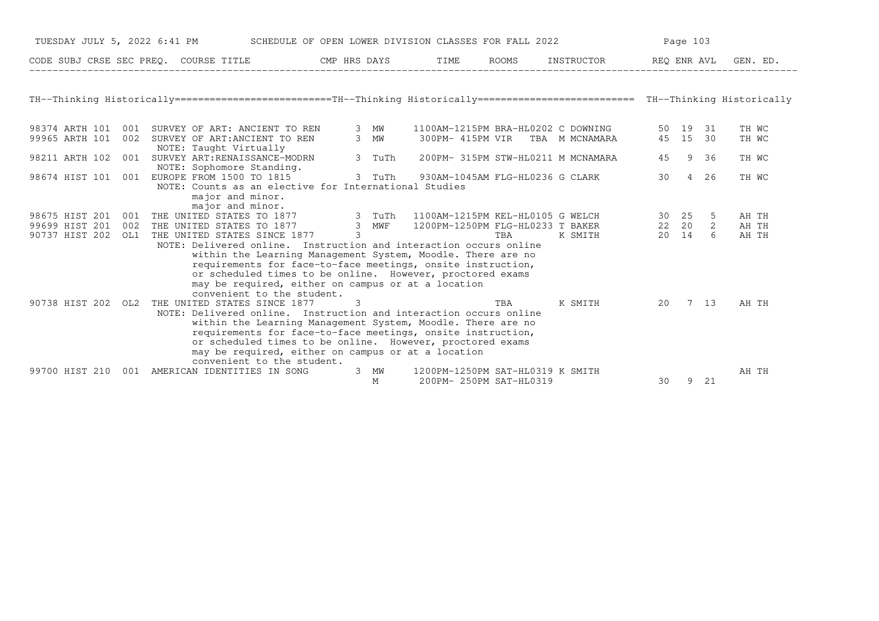TUESDAY JULY 5, 2022 6:41 PM — SCHEDULE OF OPEN LOWER DIVISION CLASSES FOR FALL 2022

## TH--Thinking Historically

| CODE | SUBJ | CRSE | SEC | PREQ. | COURSE TITLE | CMP | HRS | DAYS | TIME | ROOMS | INSTRUCTOR | REQ | ENR | AVL | GEN. ED. |
|---|---|---|---|---|---|---|---|---|---|---|---|---|---|---|---|
| 98374 | ARTH | 101 | 001 | | SURVEY OF ART: ANCIENT TO REN | | 3 | MW | 1100AM-1215PM | BRA-HL0202 | C DOWNING | 50 | 19 | 31 | TH WC |
| 99965 | ARTH | 101 | 002 | | SURVEY OF ART:ANCIENT TO REN | | 3 | MW | 300PM- 415PM | VIR TBA | M MCNAMARA | 45 | 15 | 30 | TH WC |
| | | | | | NOTE: Taught Virtually | | | | | | | | | | |
| 98211 | ARTH | 102 | 001 | | SURVEY ART:RENAISSANCE-MODRN | | 3 | TuTh | 200PM- 315PM | STW-HL0211 | M MCNAMARA | 45 | 9 | 36 | TH WC |
| | | | | | NOTE: Sophomore Standing. | | | | | | | | | | |
| 98674 | HIST | 101 | 001 | | EUROPE FROM 1500 TO 1815 | | 3 | TuTh | 930AM-1045AM | FLG-HL0236 | G CLARK | 30 | 4 | 26 | TH WC |
| | | | | | NOTE: Counts as an elective for International Studies major and minor. major and minor. | | | | | | | | | | |
| 98675 | HIST | 201 | 001 | | THE UNITED STATES TO 1877 | | 3 | TuTh | 1100AM-1215PM | KEL-HL0105 | G WELCH | 30 | 25 | 5 | AH TH |
| 99699 | HIST | 201 | 002 | | THE UNITED STATES TO 1877 | | 3 | MWF | 1200PM-1250PM | FLG-HL0233 | T BAKER | 22 | 20 | 2 | AH TH |
| 90737 | HIST | 202 | OL1 | | THE UNITED STATES SINCE 1877 | | 3 | | | TBA | K SMITH | 20 | 14 | 6 | AH TH |
| | | | | | NOTE: Delivered online. Instruction and interaction occurs online within the Learning Management System, Moodle. There are no requirements for face-to-face meetings, onsite instruction, or scheduled times to be online. However, proctored exams may be required, either on campus or at a location convenient to the student. | | | | | | | | | | |
| 90738 | HIST | 202 | OL2 | | THE UNITED STATES SINCE 1877 | | 3 | | | TBA | K SMITH | 20 | 7 | 13 | AH TH |
| | | | | | NOTE: Delivered online. Instruction and interaction occurs online within the Learning Management System, Moodle. There are no requirements for face-to-face meetings, onsite instruction, or scheduled times to be online. However, proctored exams may be required, either on campus or at a location convenient to the student. | | | | | | | | | | |
| 99700 | HIST | 210 | 001 | | AMERICAN IDENTITIES IN SONG | | 3 | MW | 1200PM-1250PM | SAT-HL0319 | K SMITH | | | | AH TH |
| | | | | | | | | M | 200PM- 250PM | SAT-HL0319 | | 30 | 9 | 21 | |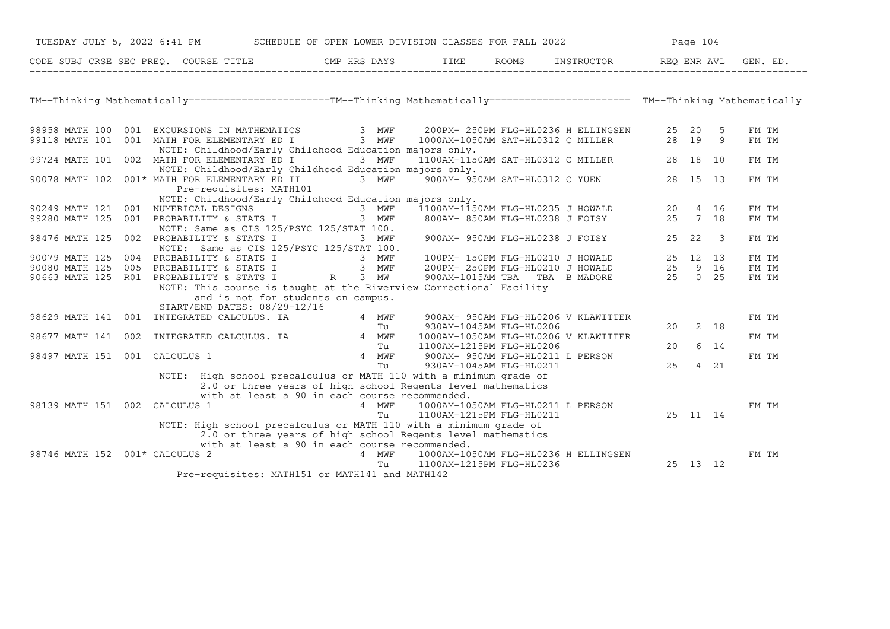| CODE | SUBJ | CRSE | SEC | PREQ. | COURSE TITLE | CMP | HRS | DAYS | TIME | ROOMS | INSTRUCTOR | REQ | ENR | AVL | GEN. ED. |
|---|---|---|---|---|---|---|---|---|---|---|---|---|---|---|---|

## TM--Thinking Mathematically========================TM--Thinking Mathematically======================== TM--Thinking Mathematically

| CODE | SUBJ | CRSE | SEC | PREQ. | COURSE TITLE | CMP | HRS | DAYS | TIME | ROOMS | INSTRUCTOR | REQ | ENR | AVL | GEN. ED. |
|---|---|---|---|---|---|---|---|---|---|---|---|---|---|---|---|
| 98958 | MATH | 100 | 001 | | EXCURSIONS IN MATHEMATICS | | 3 | MWF | 200PM- 250PM | FLG-HL0236 | H ELLINGSEN | 25 | 20 | 5 | FM TM |
| 99118 | MATH | 101 | 001 | | MATH FOR ELEMENTARY ED I | | 3 | MWF | 1000AM-1050AM | SAT-HL0312 | C MILLER | 28 | 19 | 9 | FM TM |
| | | | | | NOTE: Childhood/Early Childhood Education majors only. | | | | | | | | | | |
| 99724 | MATH | 101 | 002 | | MATH FOR ELEMENTARY ED I | | 3 | MWF | 1100AM-1150AM | SAT-HL0312 | C MILLER | 28 | 18 | 10 | FM TM |
| | | | | | NOTE: Childhood/Early Childhood Education majors only. | | | | | | | | | | |
| 90078 | MATH | 102 | 001 | * | MATH FOR ELEMENTARY ED II | | 3 | MWF | 900AM- 950AM | SAT-HL0312 | C YUEN | 28 | 15 | 13 | FM TM |
| | | | | | Pre-requisites: MATH101 | | | | | | | | | | |
| | | | | | NOTE: Childhood/Early Childhood Education majors only. | | | | | | | | | | |
| 90249 | MATH | 121 | 001 | | NUMERICAL DESIGNS | | 3 | MWF | 1100AM-1150AM | FLG-HL0235 | J HOWALD | 20 | 4 | 16 | FM TM |
| 99280 | MATH | 125 | 001 | | PROBABILITY & STATS I | | 3 | MWF | 800AM- 850AM | FLG-HL0238 | J FOISY | 25 | 7 | 18 | FM TM |
| | | | | | NOTE: Same as CIS 125/PSYC 125/STAT 100. | | | | | | | | | | |
| 98476 | MATH | 125 | 002 | | PROBABILITY & STATS I | | 3 | MWF | 900AM- 950AM | FLG-HL0238 | J FOISY | 25 | 22 | 3 | FM TM |
| | | | | | NOTE: Same as CIS 125/PSYC 125/STAT 100. | | | | | | | | | | |
| 90079 | MATH | 125 | 004 | | PROBABILITY & STATS I | | 3 | MWF | 100PM- 150PM | FLG-HL0210 | J HOWALD | 25 | 12 | 13 | FM TM |
| 90080 | MATH | 125 | 005 | | PROBABILITY & STATS I | | 3 | MWF | 200PM- 250PM | FLG-HL0210 | J HOWALD | 25 | 9 | 16 | FM TM |
| 90663 | MATH | 125 | R01 | | PROBABILITY & STATS I | R | 3 | MW | 900AM-1015AM | TBA TBA | B MADORE | 25 | 0 | 25 | FM TM |
| | | | | | NOTE: This course is taught at the Riverview Correctional Facility and is not for students on campus. | | | | | | | | | | |
| | | | | | START/END DATES: 08/29-12/16 | | | | | | | | | | |
| 98629 | MATH | 141 | 001 | | INTEGRATED CALCULUS. IA | | 4 | MWF | 900AM- 950AM | FLG-HL0206 | V KLAWITTER | | | | FM TM |
| | | | | | | | | Tu | 930AM-1045AM | FLG-HL0206 | | 20 | 2 | 18 | |
| 98677 | MATH | 141 | 002 | | INTEGRATED CALCULUS. IA | | 4 | MWF | 1000AM-1050AM | FLG-HL0206 | V KLAWITTER | | | | FM TM |
| | | | | | | | | Tu | 1100AM-1215PM | FLG-HL0206 | | 20 | 6 | 14 | |
| 98497 | MATH | 151 | 001 | | CALCULUS 1 | | 4 | MWF | 900AM- 950AM | FLG-HL0211 | L PERSON | | | | FM TM |
| | | | | | | | | Tu | 930AM-1045AM | FLG-HL0211 | | 25 | 4 | 21 | |
| | | | | | NOTE: High school precalculus or MATH 110 with a minimum grade of 2.0 or three years of high school Regents level mathematics with at least a 90 in each course recommended. | | | | | | | | | | |
| 98139 | MATH | 151 | 002 | | CALCULUS 1 | | 4 | MWF | 1000AM-1050AM | FLG-HL0211 | L PERSON | | | | FM TM |
| | | | | | | | | Tu | 1100AM-1215PM | FLG-HL0211 | | 25 | 11 | 14 | |
| | | | | | NOTE: High school precalculus or MATH 110 with a minimum grade of 2.0 or three years of high school Regents level mathematics with at least a 90 in each course recommended. | | | | | | | | | | |
| 98746 | MATH | 152 | 001 | * | CALCULUS 2 | | 4 | MWF | 1000AM-1050AM | FLG-HL0236 | H ELLINGSEN | | | | FM TM |
| | | | | | | | | Tu | 1100AM-1215PM | FLG-HL0236 | | 25 | 13 | 12 | |
| | | | | | Pre-requisites: MATH151 or MATH141 and MATH142 | | | | | | | | | | |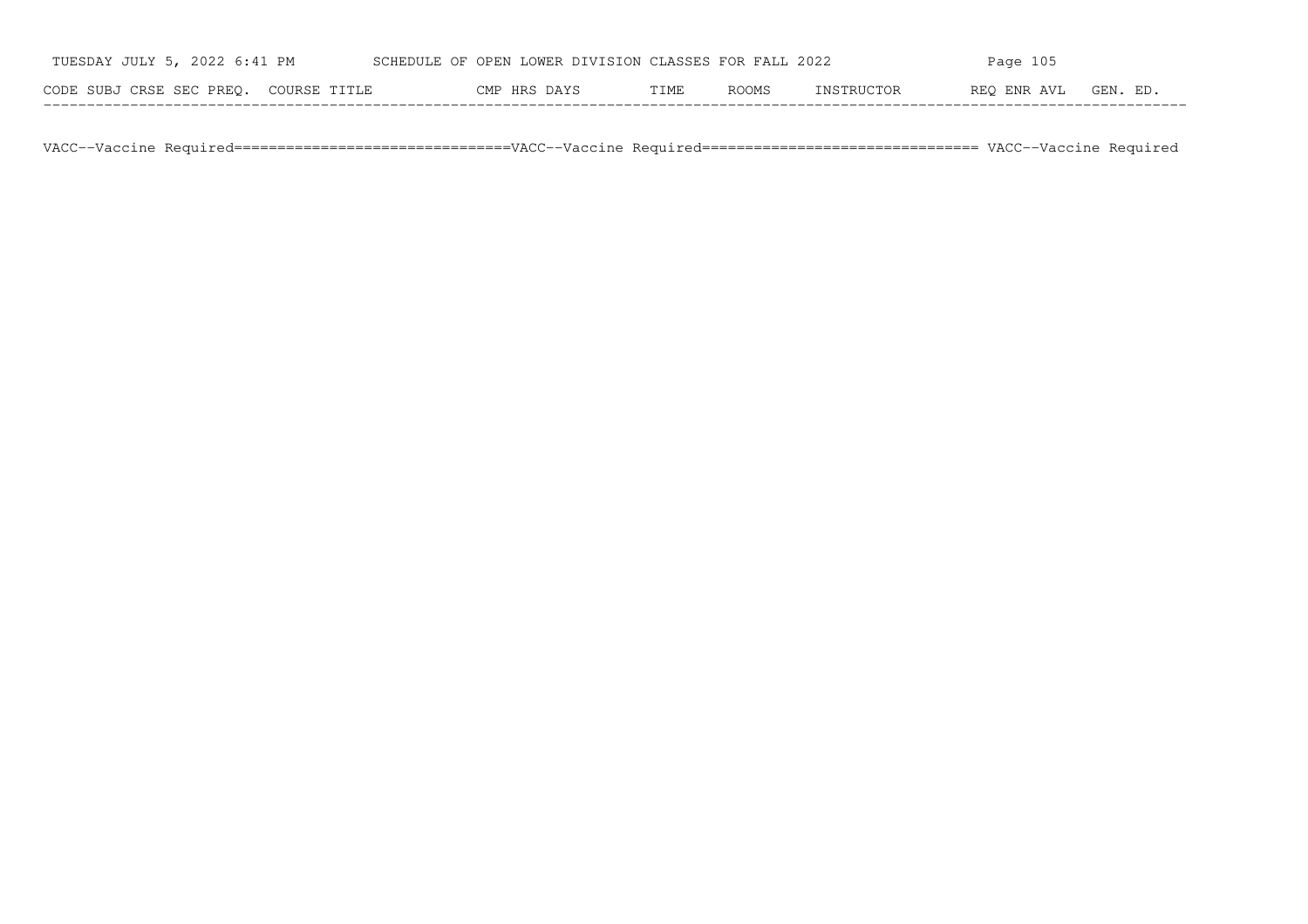| CODE | SUBJ | CRSE | SEC | PREQ. | COURSE TITLE | CMP | HRS | DAYS | TIME | ROOMS | INSTRUCTOR | REQ | ENR | AVL | GEN. ED. |
|---|---|---|---|---|---|---|---|---|---|---|---|---|---|---|---|

VACC--Vaccine Required===============================VACC--Vaccine Required=============================== VACC--Vaccine Required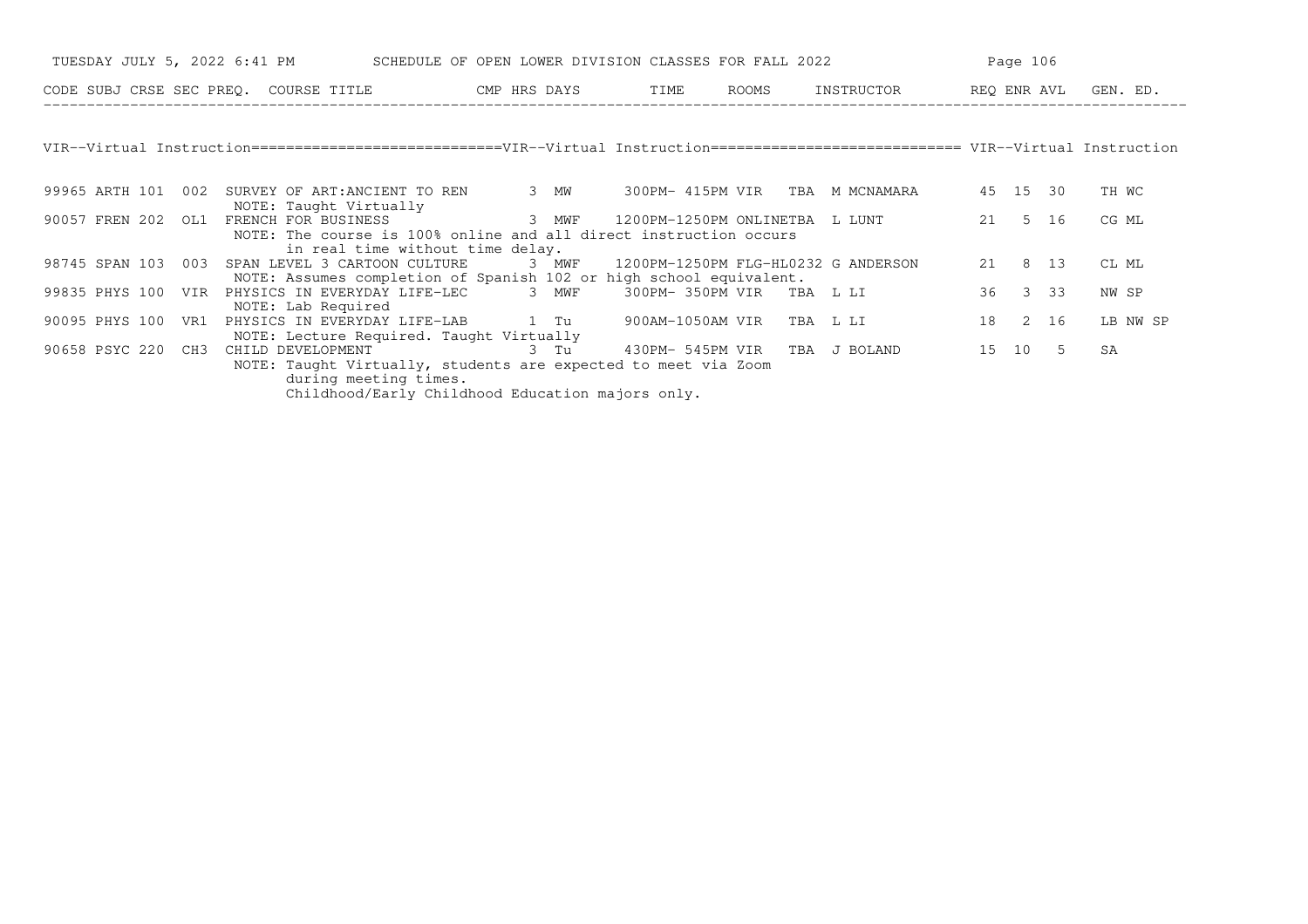VIR--Virtual Instruction============================VIR--Virtual Instruction============================ VIR--Virtual Instruction

| CODE | SUBJ | CRSE | SEC | PREQ. | COURSE TITLE | CMP | HRS | DAYS | TIME | ROOMS | INSTRUCTOR | REQ | ENR | AVL | GEN. ED. |
|---|---|---|---|---|---|---|---|---|---|---|---|---|---|---|---|
| 99965 | ARTH | 101 | 002 | | SURVEY OF ART:ANCIENT TO REN | | 3 | MW | 300PM- 415PM | VIR TBA | M MCNAMARA | 45 | 15 | 30 | TH WC |
| | | | | | NOTE: Taught Virtually | | | | | | | | | | |
| 90057 | FREN | 202 | OL1 | | FRENCH FOR BUSINESS | | 3 | MWF | 1200PM-1250PM | ONLINETBA | L LUNT | 21 | 5 | 16 | CG ML |
| | | | | | NOTE: The course is 100% online and all direct instruction occurs in real time without time delay. | | | | | | | | | | |
| 98745 | SPAN | 103 | 003 | | SPAN LEVEL 3 CARTOON CULTURE | | 3 | MWF | 1200PM-1250PM | FLG-HL0232 | G ANDERSON | 21 | 8 | 13 | CL ML |
| | | | | | NOTE: Assumes completion of Spanish 102 or high school equivalent. | | | | | | | | | | |
| 99835 | PHYS | 100 | VIR | | PHYSICS IN EVERYDAY LIFE-LEC | | 3 | MWF | 300PM- 350PM | VIR TBA | L LI | 36 | 3 | 33 | NW SP |
| | | | | | NOTE: Lab Required | | | | | | | | | | |
| 90095 | PHYS | 100 | VR1 | | PHYSICS IN EVERYDAY LIFE-LAB | | 1 | Tu | 900AM-1050AM | VIR TBA | L LI | 18 | 2 | 16 | LB NW SP |
| | | | | | NOTE: Lecture Required. Taught Virtually | | | | | | | | | | |
| 90658 | PSYC | 220 | CH3 | | CHILD DEVELOPMENT | | 3 | Tu | 430PM- 545PM | VIR TBA | J BOLAND | 15 | 10 | 5 | SA |
| | | | | | NOTE: Taught Virtually, students are expected to meet via Zoom during meeting times. Childhood/Early Childhood Education majors only. | | | | | | | | | | |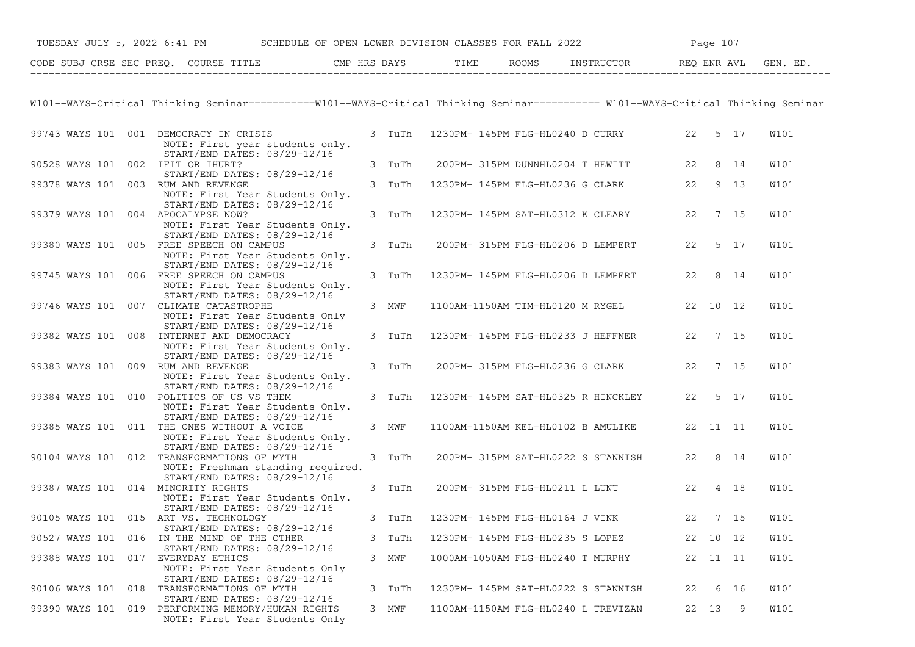| CODE | SUBJ | CRSE | SEC | PREQ. | COURSE TITLE | CMP | HRS | DAYS | TIME | ROOMS | INSTRUCTOR | REQ | ENR | AVL | GEN. ED. |
|---|---|---|---|---|---|---|---|---|---|---|---|---|---|---|---|

## W101--WAYS-Critical Thinking Seminar

| CODE | SUBJ | CRSE | SEC | COURSE TITLE | HRS | DAYS | TIME | ROOMS | INSTRUCTOR | REQ | ENR | AVL | GEN. ED. |
|---|---|---|---|---|---|---|---|---|---|---|---|---|---|
| 99743 | WAYS | 101 | 001 | DEMOCRACY IN CRISIS<br>NOTE: First year students only.<br>START/END DATES: 08/29-12/16 | 3 | TuTh | 1230PM- 145PM | FLG-HL0240 | D CURRY | 22 | 5 | 17 | W101 |
| 90528 | WAYS | 101 | 002 | IFIT OR IHURT?<br>START/END DATES: 08/29-12/16 | 3 | TuTh | 200PM- 315PM | DUNNHL0204 | T HEWITT | 22 | 8 | 14 | W101 |
| 99378 | WAYS | 101 | 003 | RUM AND REVENGE<br>NOTE: First Year Students Only.<br>START/END DATES: 08/29-12/16 | 3 | TuTh | 1230PM- 145PM | FLG-HL0236 | G CLARK | 22 | 9 | 13 | W101 |
| 99379 | WAYS | 101 | 004 | APOCALYPSE NOW?<br>NOTE: First Year Students Only.<br>START/END DATES: 08/29-12/16 | 3 | TuTh | 1230PM- 145PM | SAT-HL0312 | K CLEARY | 22 | 7 | 15 | W101 |
| 99380 | WAYS | 101 | 005 | FREE SPEECH ON CAMPUS<br>NOTE: First Year Students Only.<br>START/END DATES: 08/29-12/16 | 3 | TuTh | 200PM- 315PM | FLG-HL0206 | D LEMPERT | 22 | 5 | 17 | W101 |
| 99745 | WAYS | 101 | 006 | FREE SPEECH ON CAMPUS<br>NOTE: First Year Students Only.<br>START/END DATES: 08/29-12/16 | 3 | TuTh | 1230PM- 145PM | FLG-HL0206 | D LEMPERT | 22 | 8 | 14 | W101 |
| 99746 | WAYS | 101 | 007 | CLIMATE CATASTROPHE<br>NOTE: First Year Students Only<br>START/END DATES: 08/29-12/16 | 3 | MWF | 1100AM-1150AM | TIM-HL0120 | M RYGEL | 22 | 10 | 12 | W101 |
| 99382 | WAYS | 101 | 008 | INTERNET AND DEMOCRACY<br>NOTE: First Year Students Only.<br>START/END DATES: 08/29-12/16 | 3 | TuTh | 1230PM- 145PM | FLG-HL0233 | J HEFFNER | 22 | 7 | 15 | W101 |
| 99383 | WAYS | 101 | 009 | RUM AND REVENGE<br>NOTE: First Year Students Only.<br>START/END DATES: 08/29-12/16 | 3 | TuTh | 200PM- 315PM | FLG-HL0236 | G CLARK | 22 | 7 | 15 | W101 |
| 99384 | WAYS | 101 | 010 | POLITICS OF US VS THEM<br>NOTE: First Year Students Only.<br>START/END DATES: 08/29-12/16 | 3 | TuTh | 1230PM- 145PM | SAT-HL0325 | R HINCKLEY | 22 | 5 | 17 | W101 |
| 99385 | WAYS | 101 | 011 | THE ONES WITHOUT A VOICE<br>NOTE: First Year Students Only.<br>START/END DATES: 08/29-12/16 | 3 | MWF | 1100AM-1150AM | KEL-HL0102 | B AMULIKE | 22 | 11 | 11 | W101 |
| 90104 | WAYS | 101 | 012 | TRANSFORMATIONS OF MYTH<br>NOTE: Freshman standing required.<br>START/END DATES: 08/29-12/16 | 3 | TuTh | 200PM- 315PM | SAT-HL0222 | S STANNISH | 22 | 8 | 14 | W101 |
| 99387 | WAYS | 101 | 014 | MINORITY RIGHTS<br>NOTE: First Year Students Only.<br>START/END DATES: 08/29-12/16 | 3 | TuTh | 200PM- 315PM | FLG-HL0211 | L LUNT | 22 | 4 | 18 | W101 |
| 90105 | WAYS | 101 | 015 | ART VS. TECHNOLOGY<br>START/END DATES: 08/29-12/16 | 3 | TuTh | 1230PM- 145PM | FLG-HL0164 | J VINK | 22 | 7 | 15 | W101 |
| 90527 | WAYS | 101 | 016 | IN THE MIND OF THE OTHER<br>START/END DATES: 08/29-12/16 | 3 | TuTh | 1230PM- 145PM | FLG-HL0235 | S LOPEZ | 22 | 10 | 12 | W101 |
| 99388 | WAYS | 101 | 017 | EVERYDAY ETHICS<br>NOTE: First Year Students Only<br>START/END DATES: 08/29-12/16 | 3 | MWF | 1000AM-1050AM | FLG-HL0240 | T MURPHY | 22 | 11 | 11 | W101 |
| 90106 | WAYS | 101 | 018 | TRANSFORMATIONS OF MYTH<br>START/END DATES: 08/29-12/16 | 3 | TuTh | 1230PM- 145PM | SAT-HL0222 | S STANNISH | 22 | 6 | 16 | W101 |
| 99390 | WAYS | 101 | 019 | PERFORMING MEMORY/HUMAN RIGHTS<br>NOTE: First Year Students Only | 3 | MWF | 1100AM-1150AM | FLG-HL0240 | L TREVIZAN | 22 | 13 | 9 | W101 |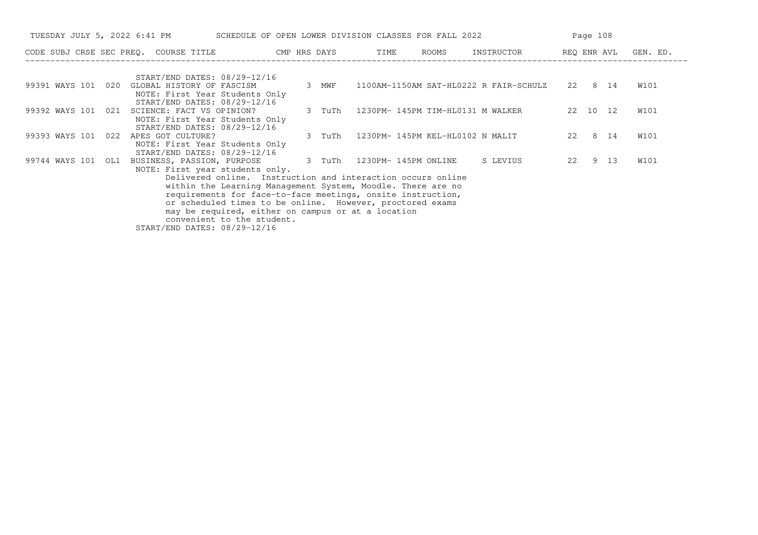| CODE | SUBJ | CRSE | SEC | PREQ. | COURSE TITLE | CMP | HRS | DAYS | TIME | ROOMS | INSTRUCTOR | REQ | ENR | AVL | GEN. ED. |
|---|---|---|---|---|---|---|---|---|---|---|---|---|---|---|---|
| | | | | | START/END DATES: 08/29-12/16 | | | | | | | | | | |
| 99391 | WAYS | 101 | 020 | | GLOBAL HISTORY OF FASCISM | | 3 | MWF | 1100AM-1150AM | SAT-HL0222 | R FAIR-SCHULZ | 22 | 8 | 14 | W101 |
| | | | | | NOTE: First Year Students Only | | | | | | | | | | |
| | | | | | START/END DATES: 08/29-12/16 | | | | | | | | | | |
| 99392 | WAYS | 101 | 021 | | SCIENCE: FACT VS OPINION? | | 3 | TuTh | 1230PM- 145PM | TIM-HL0131 | M WALKER | 22 | 10 | 12 | W101 |
| | | | | | NOTE: First Year Students Only | | | | | | | | | | |
| | | | | | START/END DATES: 08/29-12/16 | | | | | | | | | | |
| 99393 | WAYS | 101 | 022 | | APES GOT CULTURE? | | 3 | TuTh | 1230PM- 145PM | KEL-HL0102 | N MALIT | 22 | 8 | 14 | W101 |
| | | | | | NOTE: First Year Students Only | | | | | | | | | | |
| | | | | | START/END DATES: 08/29-12/16 | | | | | | | | | | |
| 99744 | WAYS | 101 | OL1 | | BUSINESS, PASSION, PURPOSE | | 3 | TuTh | 1230PM- 145PM | ONLINE | S LEVIUS | 22 | 9 | 13 | W101 |
| | | | | | NOTE: First year students only. Delivered online. Instruction and interaction occurs online within the Learning Management System, Moodle. There are no requirements for face-to-face meetings, onsite instruction, or scheduled times to be online. However, proctored exams may be required, either on campus or at a location convenient to the student. | | | | | | | | | | |
| | | | | | START/END DATES: 08/29-12/16 | | | | | | | | | | |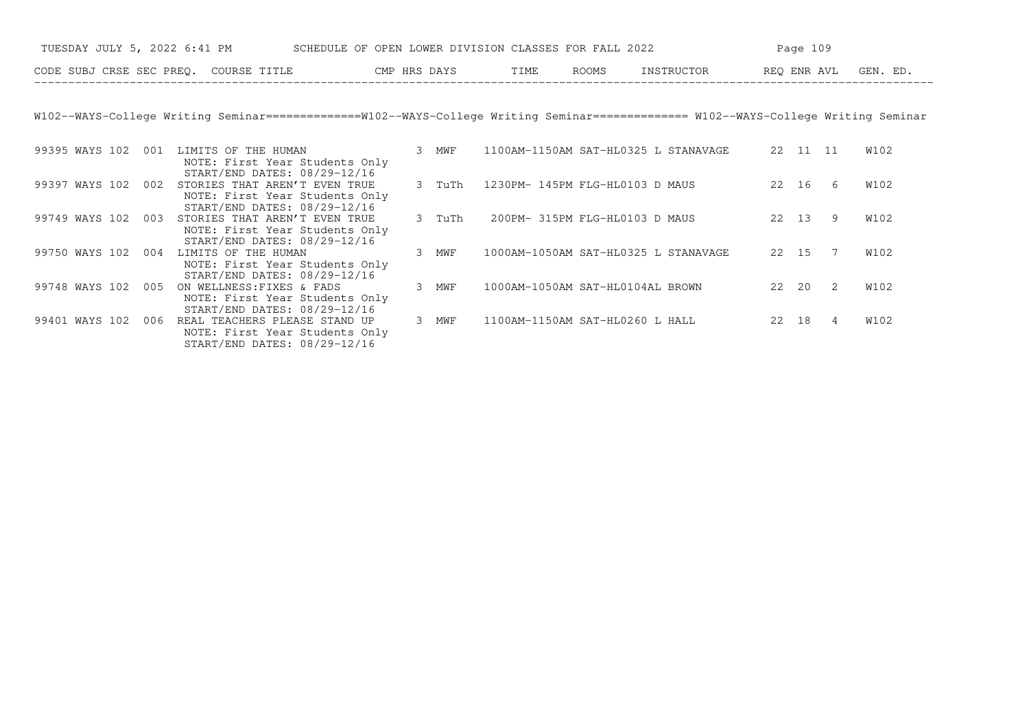## W102--WAYS-College Writing Seminar

| CODE | SUBJ | CRSE | SEC | PREQ. | COURSE TITLE | CMP | HRS | DAYS | TIME | ROOMS | INSTRUCTOR | REQ | ENR | AVL | GEN. ED. |
|---|---|---|---|---|---|---|---|---|---|---|---|---|---|---|---|
| 99395 | WAYS | 102 | 001 | | LIMITS OF THE HUMAN<br>NOTE: First Year Students Only<br>START/END DATES: 08/29-12/16 | | 3 | MWF | 1100AM-1150AM | SAT-HL0325 | L STANAVAGE | 22 | 11 | 11 | W102 |
| 99397 | WAYS | 102 | 002 | | STORIES THAT AREN'T EVEN TRUE<br>NOTE: First Year Students Only<br>START/END DATES: 08/29-12/16 | | 3 | TuTh | 1230PM- 145PM | FLG-HL0103 | D MAUS | 22 | 16 | 6 | W102 |
| 99749 | WAYS | 102 | 003 | | STORIES THAT AREN'T EVEN TRUE<br>NOTE: First Year Students Only<br>START/END DATES: 08/29-12/16 | | 3 | TuTh | 200PM- 315PM | FLG-HL0103 | D MAUS | 22 | 13 | 9 | W102 |
| 99750 | WAYS | 102 | 004 | | LIMITS OF THE HUMAN<br>NOTE: First Year Students Only<br>START/END DATES: 08/29-12/16 | | 3 | MWF | 1000AM-1050AM | SAT-HL0325 | L STANAVAGE | 22 | 15 | 7 | W102 |
| 99748 | WAYS | 102 | 005 | | ON WELLNESS:FIXES & FADS<br>NOTE: First Year Students Only<br>START/END DATES: 08/29-12/16 | | 3 | MWF | 1000AM-1050AM | SAT-HL0104 | AL BROWN | 22 | 20 | 2 | W102 |
| 99401 | WAYS | 102 | 006 | | REAL TEACHERS PLEASE STAND UP<br>NOTE: First Year Students Only<br>START/END DATES: 08/29-12/16 | | 3 | MWF | 1100AM-1150AM | SAT-HL0260 | L HALL | 22 | 18 | 4 | W102 |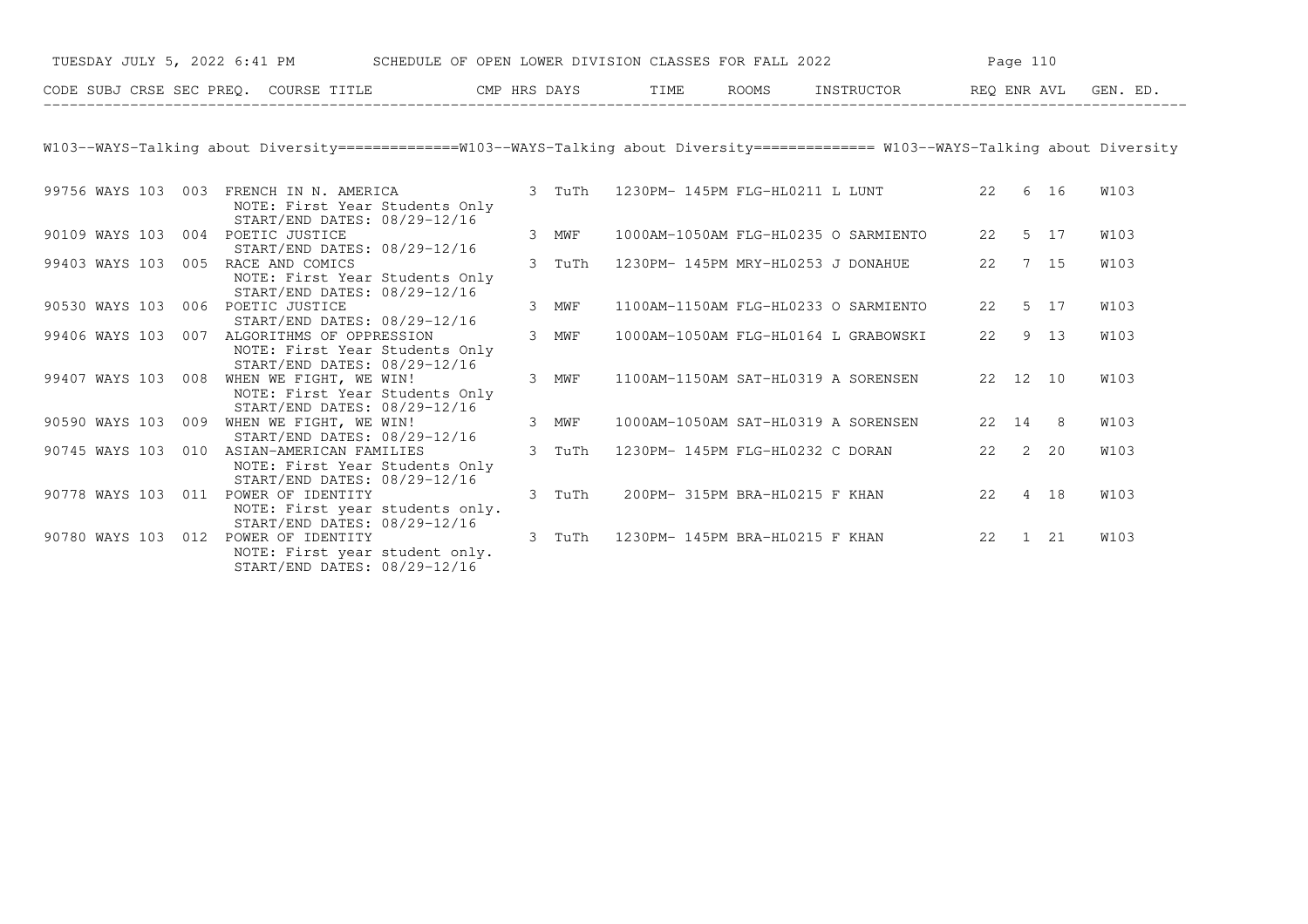W103--WAYS-Talking about Diversity=============W103--WAYS-Talking about Diversity============= W103--WAYS-Talking about Diversity

| CODE | SUBJ | CRSE | SEC | PREQ. | COURSE TITLE | CMP | HRS | DAYS | TIME | ROOMS | INSTRUCTOR | REQ | ENR | AVL | GEN. ED. |
|---|---|---|---|---|---|---|---|---|---|---|---|---|---|---|---|
| 99756 | WAYS | 103 | 003 | | FRENCH IN N. AMERICA<br>NOTE: First Year Students Only<br>START/END DATES: 08/29-12/16 | | 3 | TuTh | 1230PM- 145PM | FLG-HL0211 | L LUNT | 22 | 6 | 16 | W103 |
| 90109 | WAYS | 103 | 004 | | POETIC JUSTICE<br>START/END DATES: 08/29-12/16 | | 3 | MWF | 1000AM-1050AM | FLG-HL0235 | O SARMIENTO | 22 | 5 | 17 | W103 |
| 99403 | WAYS | 103 | 005 | | RACE AND COMICS<br>NOTE: First Year Students Only<br>START/END DATES: 08/29-12/16 | | 3 | TuTh | 1230PM- 145PM | MRY-HL0253 | J DONAHUE | 22 | 7 | 15 | W103 |
| 90530 | WAYS | 103 | 006 | | POETIC JUSTICE<br>START/END DATES: 08/29-12/16 | | 3 | MWF | 1100AM-1150AM | FLG-HL0233 | O SARMIENTO | 22 | 5 | 17 | W103 |
| 99406 | WAYS | 103 | 007 | | ALGORITHMS OF OPPRESSION<br>NOTE: First Year Students Only<br>START/END DATES: 08/29-12/16 | | 3 | MWF | 1000AM-1050AM | FLG-HL0164 | L GRABOWSKI | 22 | 9 | 13 | W103 |
| 99407 | WAYS | 103 | 008 | | WHEN WE FIGHT, WE WIN!<br>NOTE: First Year Students Only<br>START/END DATES: 08/29-12/16 | | 3 | MWF | 1100AM-1150AM | SAT-HL0319 | A SORENSEN | 22 | 12 | 10 | W103 |
| 90590 | WAYS | 103 | 009 | | WHEN WE FIGHT, WE WIN!<br>START/END DATES: 08/29-12/16 | | 3 | MWF | 1000AM-1050AM | SAT-HL0319 | A SORENSEN | 22 | 14 | 8 | W103 |
| 90745 | WAYS | 103 | 010 | | ASIAN-AMERICAN FAMILIES<br>NOTE: First Year Students Only<br>START/END DATES: 08/29-12/16 | | 3 | TuTh | 1230PM- 145PM | FLG-HL0232 | C DORAN | 22 | 2 | 20 | W103 |
| 90778 | WAYS | 103 | 011 | | POWER OF IDENTITY<br>NOTE: First year students only.<br>START/END DATES: 08/29-12/16 | | 3 | TuTh | 200PM- 315PM | BRA-HL0215 | F KHAN | 22 | 4 | 18 | W103 |
| 90780 | WAYS | 103 | 012 | | POWER OF IDENTITY<br>NOTE: First year student only.<br>START/END DATES: 08/29-12/16 | | 3 | TuTh | 1230PM- 145PM | BRA-HL0215 | F KHAN | 22 | 1 | 21 | W103 |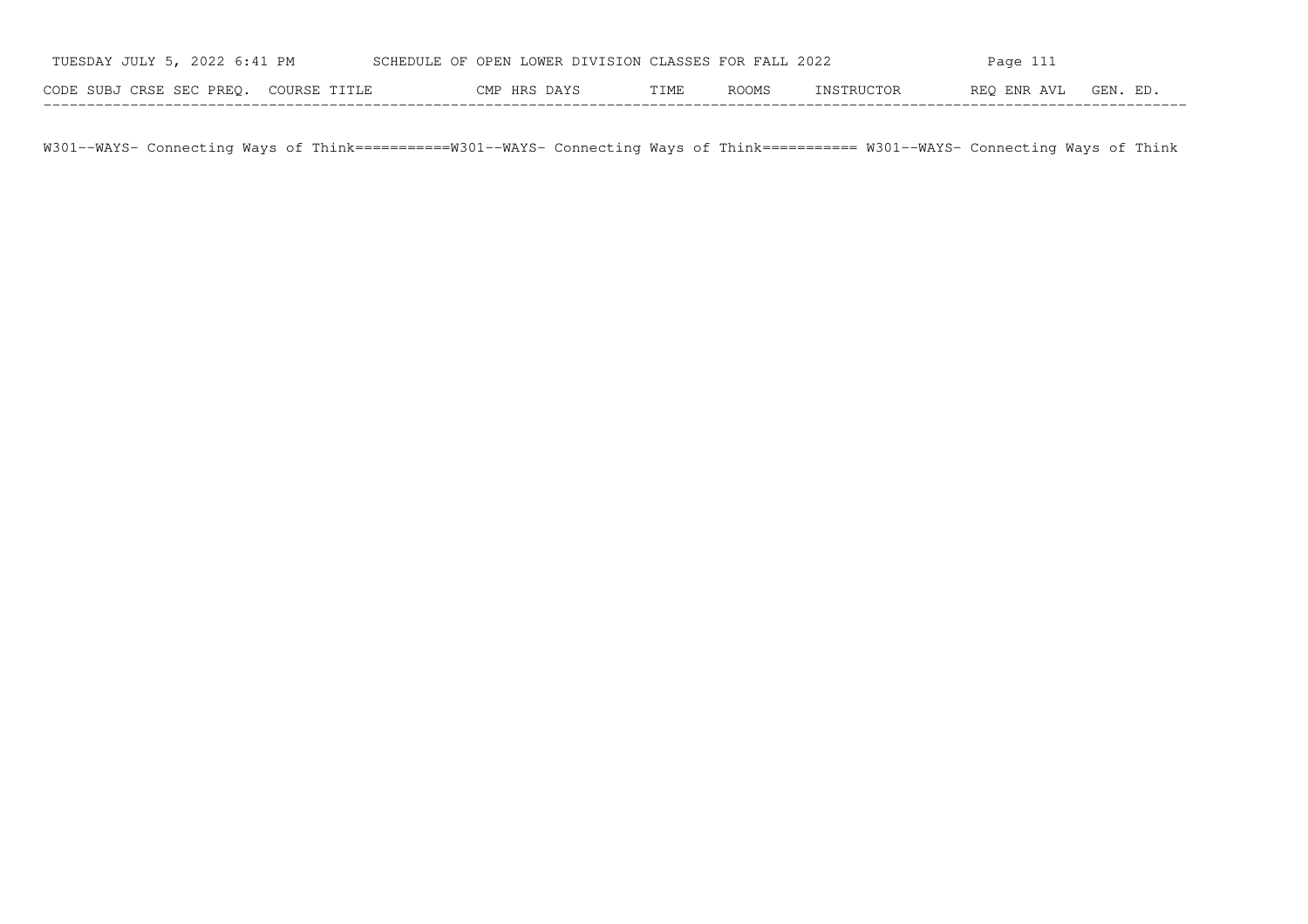| CODE | SUBJ | CRSE | SEC | PREQ. | COURSE TITLE | CMP | HRS | DAYS | TIME | ROOMS | INSTRUCTOR | REQ | ENR | AVL | GEN. ED. |
|---|---|---|---|---|---|---|---|---|---|---|---|---|---|---|---|

W301--WAYS- Connecting Ways of Think===========W301--WAYS- Connecting Ways of Think=========== W301--WAYS- Connecting Ways of Think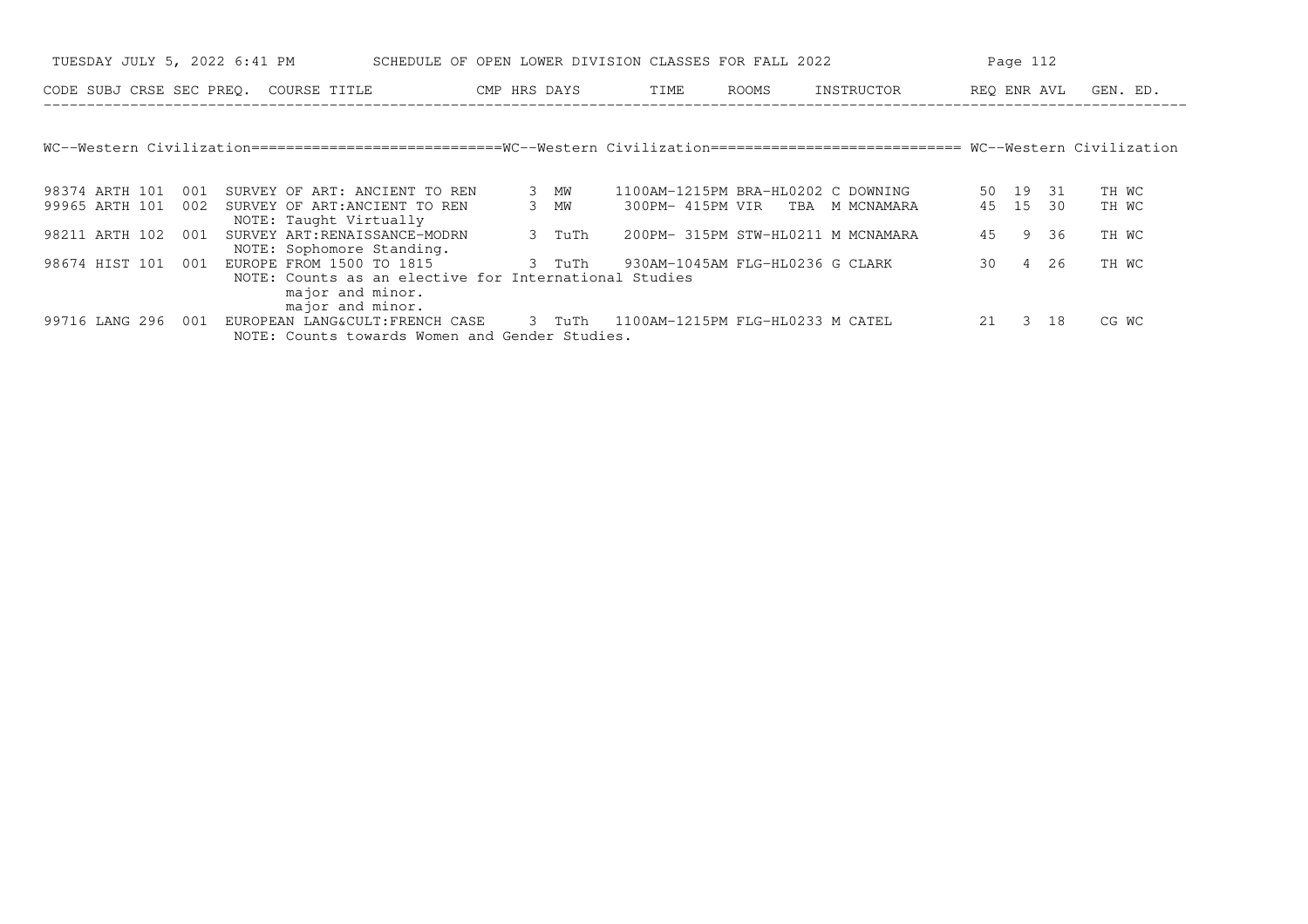SCHEDULE OF OPEN LOWER DIVISION CLASSES FOR FALL 2022

TUESDAY JULY 5, 2022 6:41 PM

## WC--Western Civilization

| CODE | SUBJ | CRSE | SEC | PREQ. | COURSE TITLE | CMP | HRS | DAYS | TIME | ROOMS | INSTRUCTOR | REQ | ENR | AVL | GEN. ED. |
|---|---|---|---|---|---|---|---|---|---|---|---|---|---|---|---|
| 98374 | ARTH | 101 | 001 | | SURVEY OF ART: ANCIENT TO REN | | 3 | MW | 1100AM-1215PM | BRA-HL0202 | C DOWNING | 50 | 19 | 31 | TH WC |
| 99965 | ARTH | 101 | 002 | | SURVEY OF ART:ANCIENT TO REN | | 3 | MW | 300PM- 415PM | VIR TBA | M MCNAMARA | 45 | 15 | 30 | TH WC |
| | | | | | NOTE: Taught Virtually | | | | | | | | | | |
| 98211 | ARTH | 102 | 001 | | SURVEY ART:RENAISSANCE-MODRN | | 3 | TuTh | 200PM- 315PM | STW-HL0211 | M MCNAMARA | 45 | 9 | 36 | TH WC |
| | | | | | NOTE: Sophomore Standing. | | | | | | | | | | |
| 98674 | HIST | 101 | 001 | | EUROPE FROM 1500 TO 1815 | | 3 | TuTh | 930AM-1045AM | FLG-HL0236 | G CLARK | 30 | 4 | 26 | TH WC |
| | | | | | NOTE: Counts as an elective for International Studies major and minor. major and minor. | | | | | | | | | | |
| 99716 | LANG | 296 | 001 | | EUROPEAN LANG&CULT:FRENCH CASE | | 3 | TuTh | 1100AM-1215PM | FLG-HL0233 | M CATEL | 21 | 3 | 18 | CG WC |
| | | | | | NOTE: Counts towards Women and Gender Studies. | | | | | | | | | | |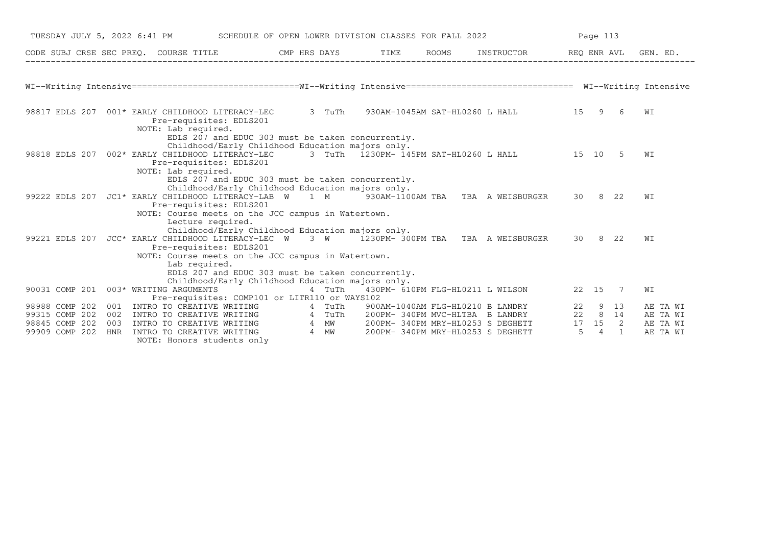| CODE | SUBJ | CRSE | SEC | PREQ. | COURSE TITLE | CMP | HRS | DAYS | TIME | ROOMS | INSTRUCTOR | REQ | ENR | AVL | GEN. ED. |
|---|---|---|---|---|---|---|---|---|---|---|---|---|---|---|---|

## WI--Writing Intensive

| CODE | SUBJ | CRSE | SEC | PREQ. | COURSE TITLE | CMP | HRS | DAYS | TIME | ROOMS | INSTRUCTOR | REQ | ENR | AVL | GEN. ED. |
|---|---|---|---|---|---|---|---|---|---|---|---|---|---|---|---|
| 98817 | EDLS | 207 | 001 | * | EARLY CHILDHOOD LITERACY-LEC | | 3 | TuTh | 930AM-1045AM | SAT-HL0260 | L HALL | 15 | 9 | 6 | WI |
| | | | | | Pre-requisites: EDLS201<br>NOTE: Lab required.<br>EDLS 207 and EDUC 303 must be taken concurrently.<br>Childhood/Early Childhood Education majors only. | | | | | | | | | | |
| 98818 | EDLS | 207 | 002 | * | EARLY CHILDHOOD LITERACY-LEC | | 3 | TuTh | 1230PM- 145PM | SAT-HL0260 | L HALL | 15 | 10 | 5 | WI |
| | | | | | Pre-requisites: EDLS201<br>NOTE: Lab required.<br>EDLS 207 and EDUC 303 must be taken concurrently.<br>Childhood/Early Childhood Education majors only. | | | | | | | | | | |
| 99222 | EDLS | 207 | JC1 | * | EARLY CHILDHOOD LITERACY-LAB | W | 1 | M | 930AM-1100AM | TBA TBA | A WEISBURGER | 30 | 8 | 22 | WI |
| | | | | | Pre-requisites: EDLS201<br>NOTE: Course meets on the JCC campus in Watertown.<br>Lecture required.<br>Childhood/Early Childhood Education majors only. | | | | | | | | | | |
| 99221 | EDLS | 207 | JCC | * | EARLY CHILDHOOD LITERACY-LEC | W | 3 | W | 1230PM- 300PM | TBA TBA | A WEISBURGER | 30 | 8 | 22 | WI |
| | | | | | Pre-requisites: EDLS201<br>NOTE: Course meets on the JCC campus in Watertown.<br>Lab required.<br>EDLS 207 and EDUC 303 must be taken concurrently.<br>Childhood/Early Childhood Education majors only. | | | | | | | | | | |
| 90031 | COMP | 201 | 003 | * | WRITING ARGUMENTS | | 4 | TuTh | 430PM- 610PM | FLG-HL0211 | L WILSON | 22 | 15 | 7 | WI |
| | | | | | Pre-requisites: COMP101 or LITR110 or WAYS102 | | | | | | | | | | |
| 98988 | COMP | 202 | 001 | | INTRO TO CREATIVE WRITING | | 4 | TuTh | 900AM-1040AM | FLG-HL0210 | B LANDRY | 22 | 9 | 13 | AE TA WI |
| 99315 | COMP | 202 | 002 | | INTRO TO CREATIVE WRITING | | 4 | TuTh | 200PM- 340PM | MVC-HLTBA | B LANDRY | 22 | 8 | 14 | AE TA WI |
| 98845 | COMP | 202 | 003 | | INTRO TO CREATIVE WRITING | | 4 | MW | 200PM- 340PM | MRY-HL0253 | S DEGHETT | 17 | 15 | 2 | AE TA WI |
| 99909 | COMP | 202 | HNR | | INTRO TO CREATIVE WRITING | | 4 | MW | 200PM- 340PM | MRY-HL0253 | S DEGHETT | 5 | 4 | 1 | AE TA WI |
| | | | | | NOTE: Honors students only | | | | | | | | | | |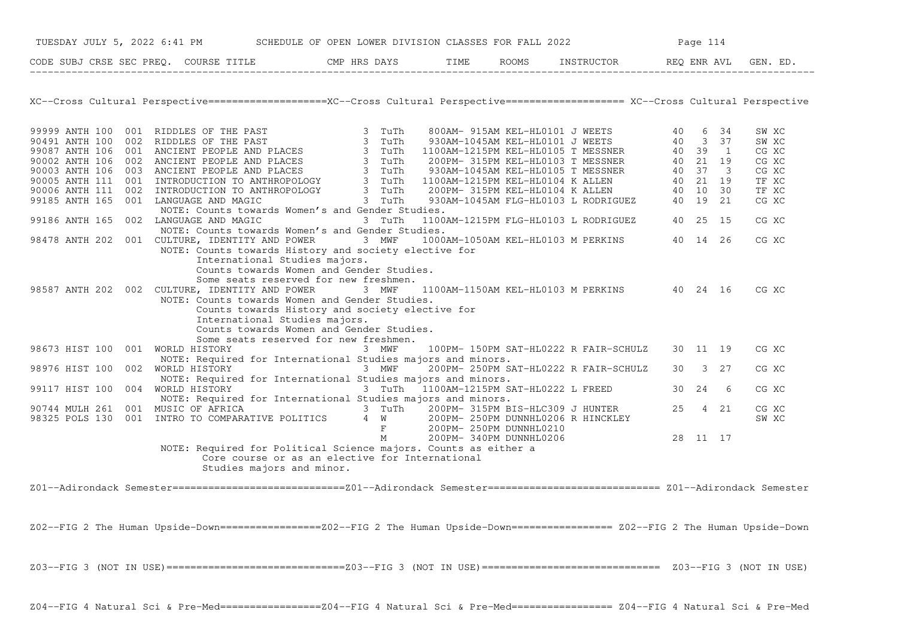TUESDAY JULY 5, 2022 6:41 PM SCHEDULE OF OPEN LOWER DIVISION CLASSES FOR FALL 2022

## XC--Cross Cultural Perspective

| CODE | SUBJ | CRSE | SEC | PREQ. | COURSE TITLE | CMP | HRS | DAYS | TIME | ROOMS | INSTRUCTOR | REQ | ENR | AVL | GEN. ED. |
|---|---|---|---|---|---|---|---|---|---|---|---|---|---|---|---|
| 99999 | ANTH | 100 | 001 | | RIDDLES OF THE PAST | | 3 | TuTh | 800AM- 915AM | KEL-HL0101 | J WEETS | 40 | 6 | 34 | SW XC |
| 90491 | ANTH | 100 | 002 | | RIDDLES OF THE PAST | | 3 | TuTh | 930AM-1045AM | KEL-HL0101 | J WEETS | 40 | 3 | 37 | SW XC |
| 99087 | ANTH | 106 | 001 | | ANCIENT PEOPLE AND PLACES | | 3 | TuTh | 1100AM-1215PM | KEL-HL0105 | T MESSNER | 40 | 39 | 1 | CG XC |
| 90002 | ANTH | 106 | 002 | | ANCIENT PEOPLE AND PLACES | | 3 | TuTh | 200PM- 315PM | KEL-HL0103 | T MESSNER | 40 | 21 | 19 | CG XC |
| 90003 | ANTH | 106 | 003 | | ANCIENT PEOPLE AND PLACES | | 3 | TuTh | 930AM-1045AM | KEL-HL0105 | T MESSNER | 40 | 37 | 3 | CG XC |
| 90005 | ANTH | 111 | 001 | | INTRODUCTION TO ANTHROPOLOGY | | 3 | TuTh | 1100AM-1215PM | KEL-HL0104 | K ALLEN | 40 | 21 | 19 | TF XC |
| 90006 | ANTH | 111 | 002 | | INTRODUCTION TO ANTHROPOLOGY | | 3 | TuTh | 200PM- 315PM | KEL-HL0104 | K ALLEN | 40 | 10 | 30 | TF XC |
| 99185 | ANTH | 165 | 001 | | LANGUAGE AND MAGIC | | 3 | TuTh | 930AM-1045AM | FLG-HL0103 | L RODRIGUEZ | 40 | 19 | 21 | CG XC |
| | | | | | NOTE: Counts towards Women's and Gender Studies. | | | | | | | | | | |
| 99186 | ANTH | 165 | 002 | | LANGUAGE AND MAGIC | | 3 | TuTh | 1100AM-1215PM | FLG-HL0103 | L RODRIGUEZ | 40 | 25 | 15 | CG XC |
| | | | | | NOTE: Counts towards Women's and Gender Studies. | | | | | | | | | | |
| 98478 | ANTH | 202 | 001 | | CULTURE, IDENTITY AND POWER | | 3 | MWF | 1000AM-1050AM | KEL-HL0103 | M PERKINS | 40 | 14 | 26 | CG XC |
| | | | | | NOTE: Counts towards History and society elective for International Studies majors. Counts towards Women and Gender Studies. Some seats reserved for new freshmen. | | | | | | | | | | |
| 98587 | ANTH | 202 | 002 | | CULTURE, IDENTITY AND POWER | | 3 | MWF | 1100AM-1150AM | KEL-HL0103 | M PERKINS | 40 | 24 | 16 | CG XC |
| | | | | | NOTE: Counts towards Women and Gender Studies. Counts towards History and society elective for International Studies majors. Counts towards Women and Gender Studies. Some seats reserved for new freshmen. | | | | | | | | | | |
| 98673 | HIST | 100 | 001 | | WORLD HISTORY | | 3 | MWF | 100PM- 150PM | SAT-HL0222 | R FAIR-SCHULZ | 30 | 11 | 19 | CG XC |
| | | | | | NOTE: Required for International Studies majors and minors. | | | | | | | | | | |
| 98976 | HIST | 100 | 002 | | WORLD HISTORY | | 3 | MWF | 200PM- 250PM | SAT-HL0222 | R FAIR-SCHULZ | 30 | 3 | 27 | CG XC |
| | | | | | NOTE: Required for International Studies majors and minors. | | | | | | | | | | |
| 99117 | HIST | 100 | 004 | | WORLD HISTORY | | 3 | TuTh | 1100AM-1215PM | SAT-HL0222 | L FREED | 30 | 24 | 6 | CG XC |
| | | | | | NOTE: Required for International Studies majors and minors. | | | | | | | | | | |
| 90744 | MULH | 261 | 001 | | MUSIC OF AFRICA | | 3 | TuTh | 200PM- 315PM | BIS-HLC309 | J HUNTER | 25 | 4 | 21 | CG XC |
| 98325 | POLS | 130 | 001 | | INTRO TO COMPARATIVE POLITICS | | 4 | W | 200PM- 250PM | DUNNHL0206 | R HINCKLEY | | | | SW XC |
| | | | | | | | | F | 200PM- 250PM | DUNNHL0210 | | | | | |
| | | | | | | | | M | 200PM- 340PM | DUNNHL0206 | | 28 | 11 | 17 | |
| | | | | | NOTE: Required for Political Science majors. Counts as either a Core course or as an elective for International Studies majors and minor. | | | | | | | | | | |

## Z01--Adirondack Semester

## Z02--FIG 2 The Human Upside-Down

## Z03--FIG 3 (NOT IN USE)

## Z04--FIG 4 Natural Sci & Pre-Med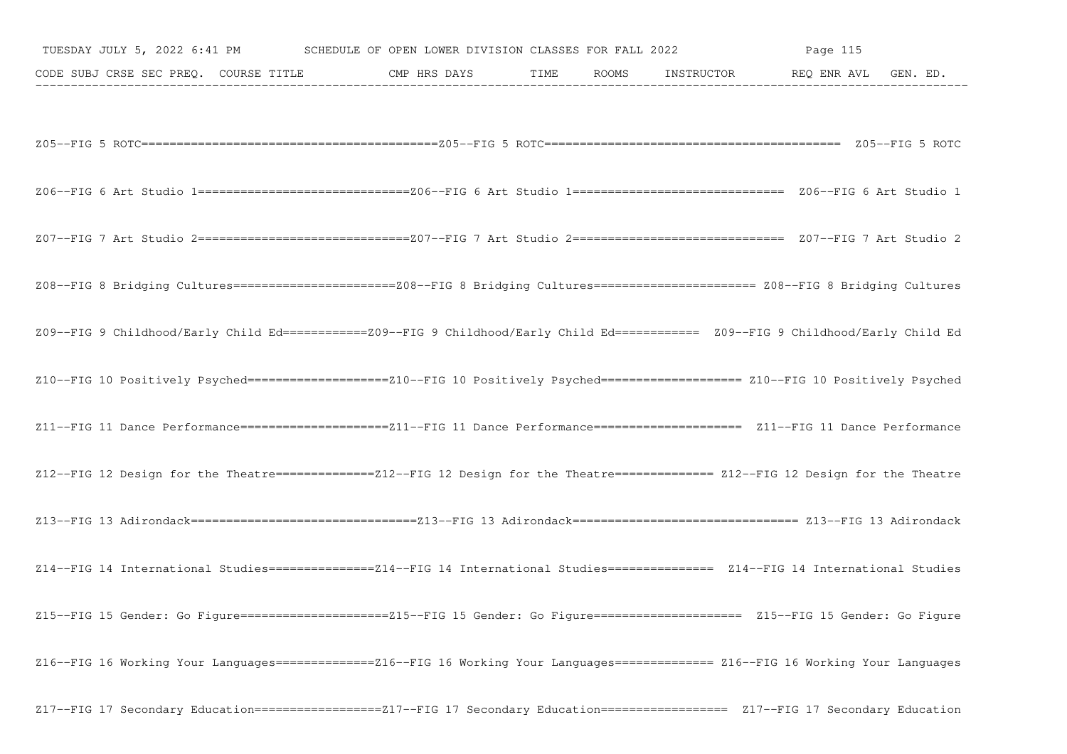Z05--FIG 5 ROTC==========================================Z05--FIG 5 ROTC==========================================  Z05--FIG 5 ROTC

Z06--FIG 6 Art Studio 1==============================Z06--FIG 6 Art Studio 1==============================  Z06--FIG 6 Art Studio 1

Z07--FIG 7 Art Studio 2==============================Z07--FIG 7 Art Studio 2==============================  Z07--FIG 7 Art Studio 2

Z08--FIG 8 Bridging Cultures=======================Z08--FIG 8 Bridging Cultures======================= Z08--FIG 8 Bridging Cultures

Z09--FIG 9 Childhood/Early Child Ed============Z09--FIG 9 Childhood/Early Child Ed============  Z09--FIG 9 Childhood/Early Child Ed

Z10--FIG 10 Positively Psyched====================Z10--FIG 10 Positively Psyched==================== Z10--FIG 10 Positively Psyched

Z11--FIG 11 Dance Performance=====================Z11--FIG 11 Dance Performance=====================  Z11--FIG 11 Dance Performance

Z12--FIG 12 Design for the Theatre==============Z12--FIG 12 Design for the Theatre============== Z12--FIG 12 Design for the Theatre

Z13--FIG 13 Adirondack================================Z13--FIG 13 Adirondack================================ Z13--FIG 13 Adirondack

Z14--FIG 14 International Studies===============Z14--FIG 14 International Studies===============  Z14--FIG 14 International Studies

Z15--FIG 15 Gender: Go Figure=====================Z15--FIG 15 Gender: Go Figure=====================  Z15--FIG 15 Gender: Go Figure

Z16--FIG 16 Working Your Languages==============Z16--FIG 16 Working Your Languages============== Z16--FIG 16 Working Your Languages

Z17--FIG 17 Secondary Education==================Z17--FIG 17 Secondary Education==================  Z17--FIG 17 Secondary Education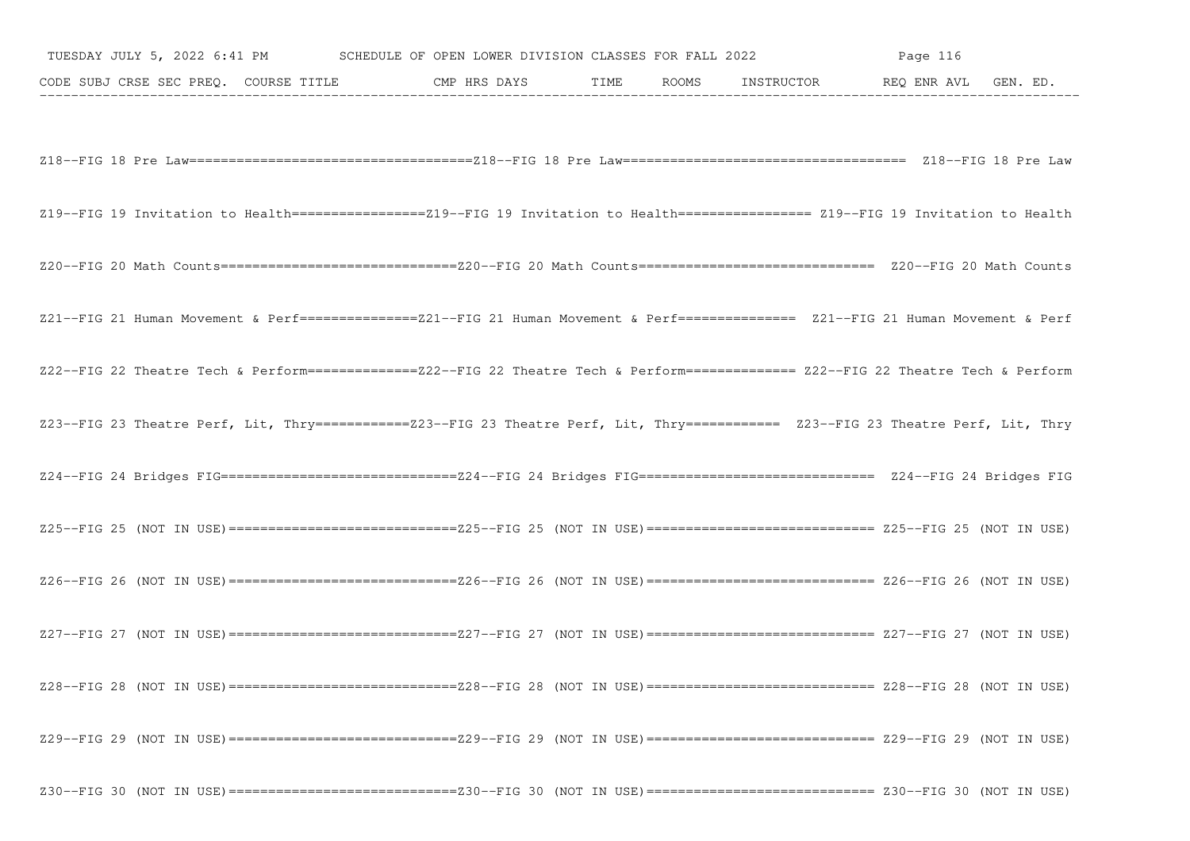```
Z18--FIG 18 Pre Law====================================Z18--FIG 18 Pre Law==================================== Z18--FIG 18 Pre Law

Z19--FIG 19 Invitation to Health=================Z19--FIG 19 Invitation to Health================= Z19--FIG 19 Invitation to Health

Z20--FIG 20 Math Counts==============================Z20--FIG 20 Math Counts============================== Z20--FIG 20 Math Counts

Z21--FIG 21 Human Movement & Perf===============Z21--FIG 21 Human Movement & Perf=============== Z21--FIG 21 Human Movement & Perf

Z22--FIG 22 Theatre Tech & Perform==============Z22--FIG 22 Theatre Tech & Perform============== Z22--FIG 22 Theatre Tech & Perform

Z23--FIG 23 Theatre Perf, Lit, Thry============Z23--FIG 23 Theatre Perf, Lit, Thry============ Z23--FIG 23 Theatre Perf, Lit, Thry

Z24--FIG 24 Bridges FIG==============================Z24--FIG 24 Bridges FIG============================== Z24--FIG 24 Bridges FIG

Z25--FIG 25 (NOT IN USE)=============================Z25--FIG 25 (NOT IN USE)============================= Z25--FIG 25 (NOT IN USE)

Z26--FIG 26 (NOT IN USE)=============================Z26--FIG 26 (NOT IN USE)============================= Z26--FIG 26 (NOT IN USE)

Z27--FIG 27 (NOT IN USE)=============================Z27--FIG 27 (NOT IN USE)============================= Z27--FIG 27 (NOT IN USE)

Z28--FIG 28 (NOT IN USE)=============================Z28--FIG 28 (NOT IN USE)============================= Z28--FIG 28 (NOT IN USE)

Z29--FIG 29 (NOT IN USE)=============================Z29--FIG 29 (NOT IN USE)============================= Z29--FIG 29 (NOT IN USE)

Z30--FIG 30 (NOT IN USE)=============================Z30--FIG 30 (NOT IN USE)============================= Z30--FIG 30 (NOT IN USE)
```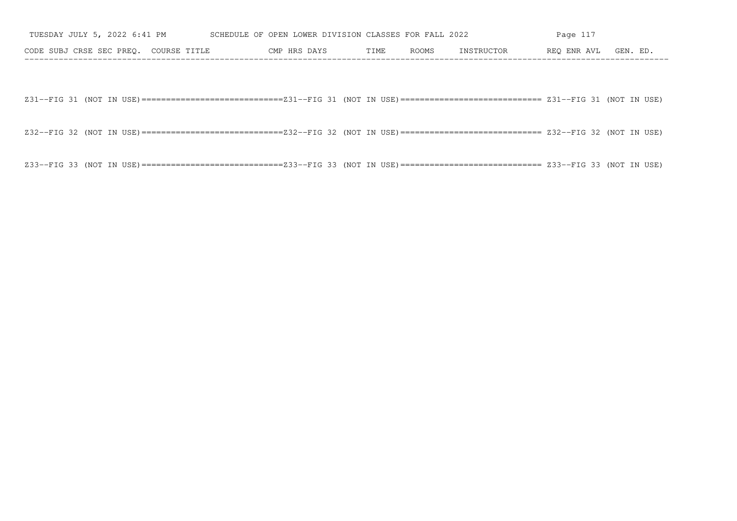| CODE | SUBJ | CRSE | SEC | PREQ. | COURSE TITLE | CMP | HRS | DAYS | TIME | ROOMS | INSTRUCTOR | REQ | ENR | AVL | GEN. ED. |
|---|---|---|---|---|---|---|---|---|---|---|---|---|---|---|---|

Z31--FIG 31 (NOT IN USE)============================Z31--FIG 31 (NOT IN USE)============================ Z31--FIG 31 (NOT IN USE)

Z32--FIG 32 (NOT IN USE)============================Z32--FIG 32 (NOT IN USE)============================ Z32--FIG 32 (NOT IN USE)

Z33--FIG 33 (NOT IN USE)============================Z33--FIG 33 (NOT IN USE)============================ Z33--FIG 33 (NOT IN USE)